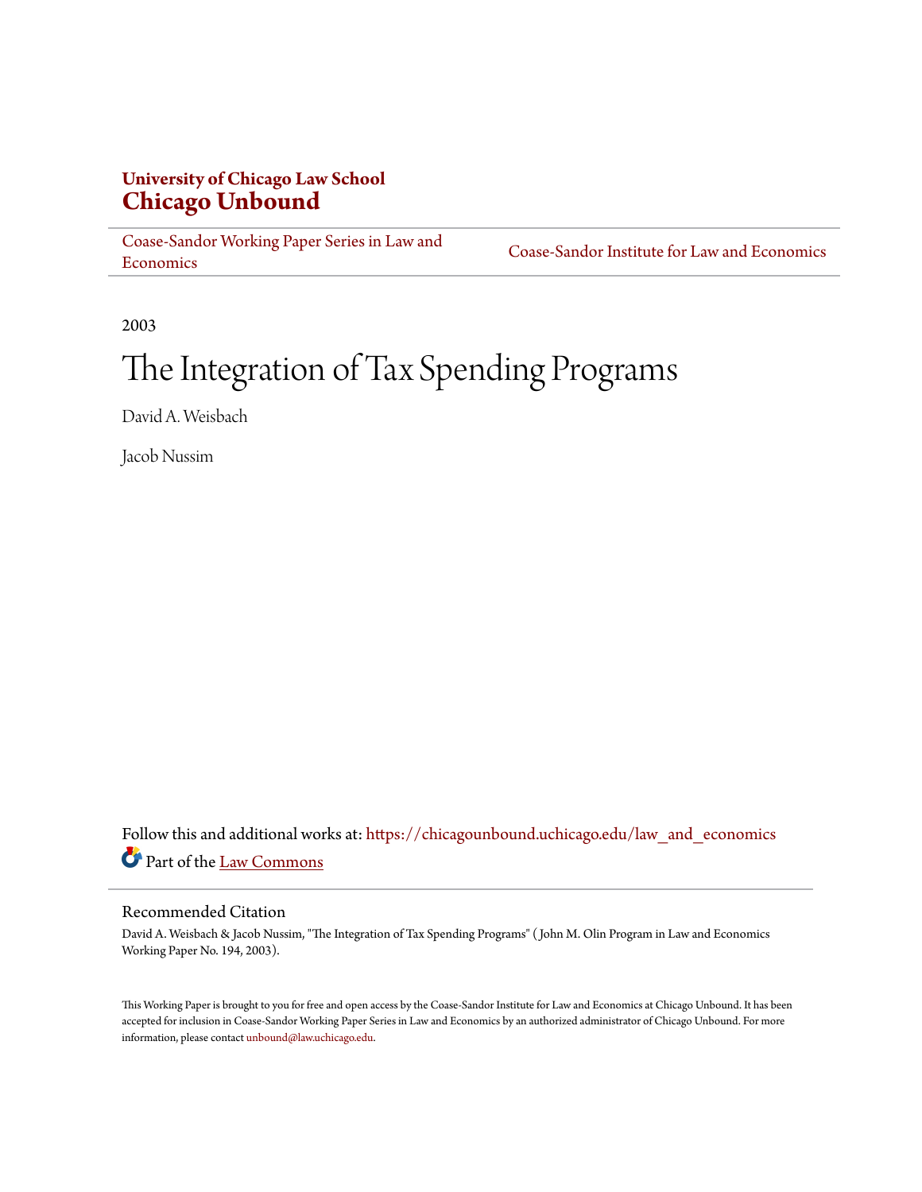**University of Chicago Law School**
**Chicago Unbound**

Coase-Sandor Working Paper Series in Law and Economics | Coase-Sandor Institute for Law and Economics

2003

# The Integration of Tax Spending Programs

David A. Weisbach

Jacob Nussim

Follow this and additional works at: https://chicagounbound.uchicago.edu/law_and_economics

Part of the Law Commons

## Recommended Citation

David A. Weisbach & Jacob Nussim, "The Integration of Tax Spending Programs" ( John M. Olin Program in Law and Economics Working Paper No. 194, 2003).

This Working Paper is brought to you for free and open access by the Coase-Sandor Institute for Law and Economics at Chicago Unbound. It has been accepted for inclusion in Coase-Sandor Working Paper Series in Law and Economics by an authorized administrator of Chicago Unbound. For more information, please contact unbound@law.uchicago.edu.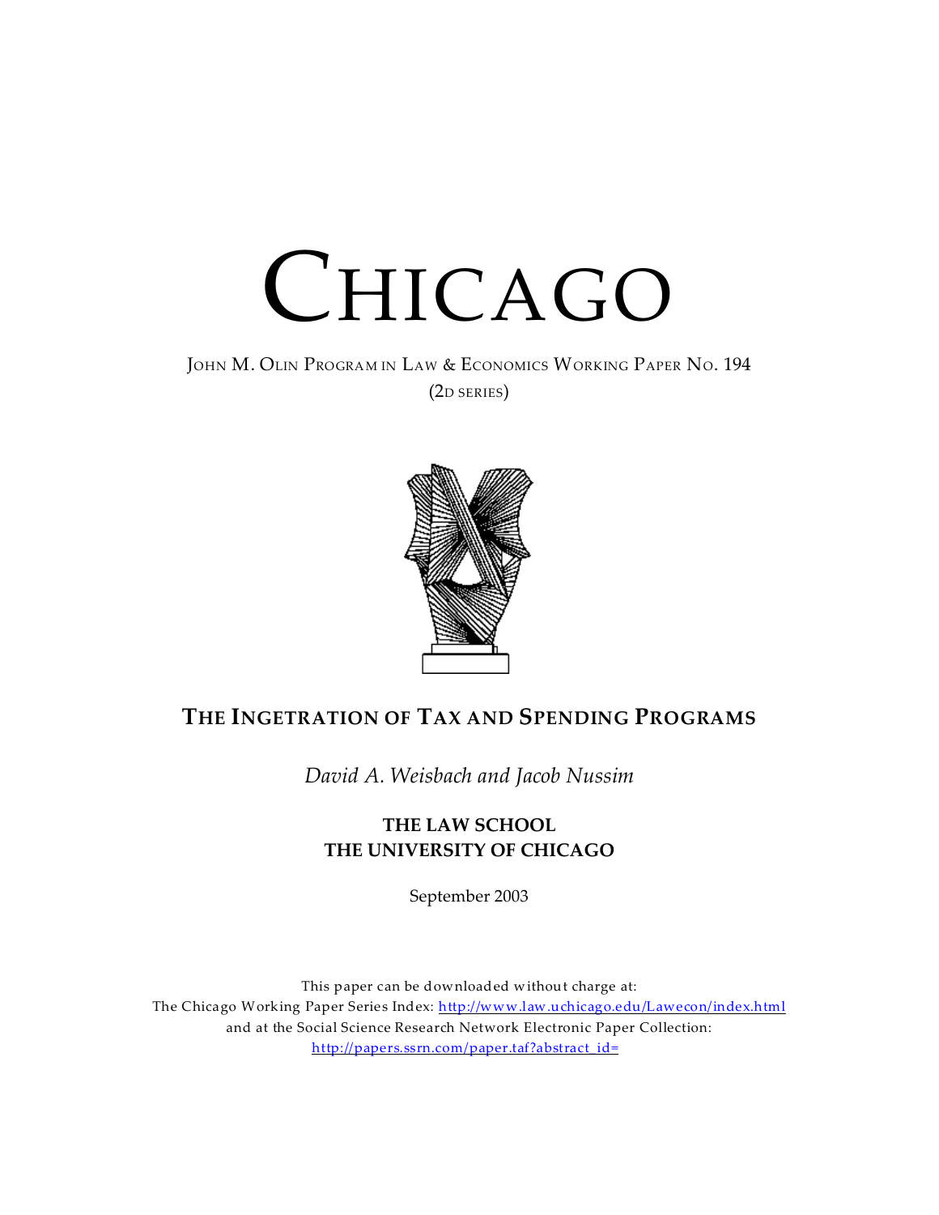# CHICAGO

JOHN M. OLIN PROGRAM IN LAW & ECONOMICS WORKING PAPER NO. 194
(2D SERIES)

## THE INGETRATION OF TAX AND SPENDING PROGRAMS

*David A. Weisbach and Jacob Nussim*

**THE LAW SCHOOL**
**THE UNIVERSITY OF CHICAGO**

September 2003

This paper can be downloaded without charge at:
The Chicago Working Paper Series Index: http://www.law.uchicago.edu/Lawecon/index.html
and at the Social Science Research Network Electronic Paper Collection:
http://papers.ssrn.com/paper.taf?abstract_id=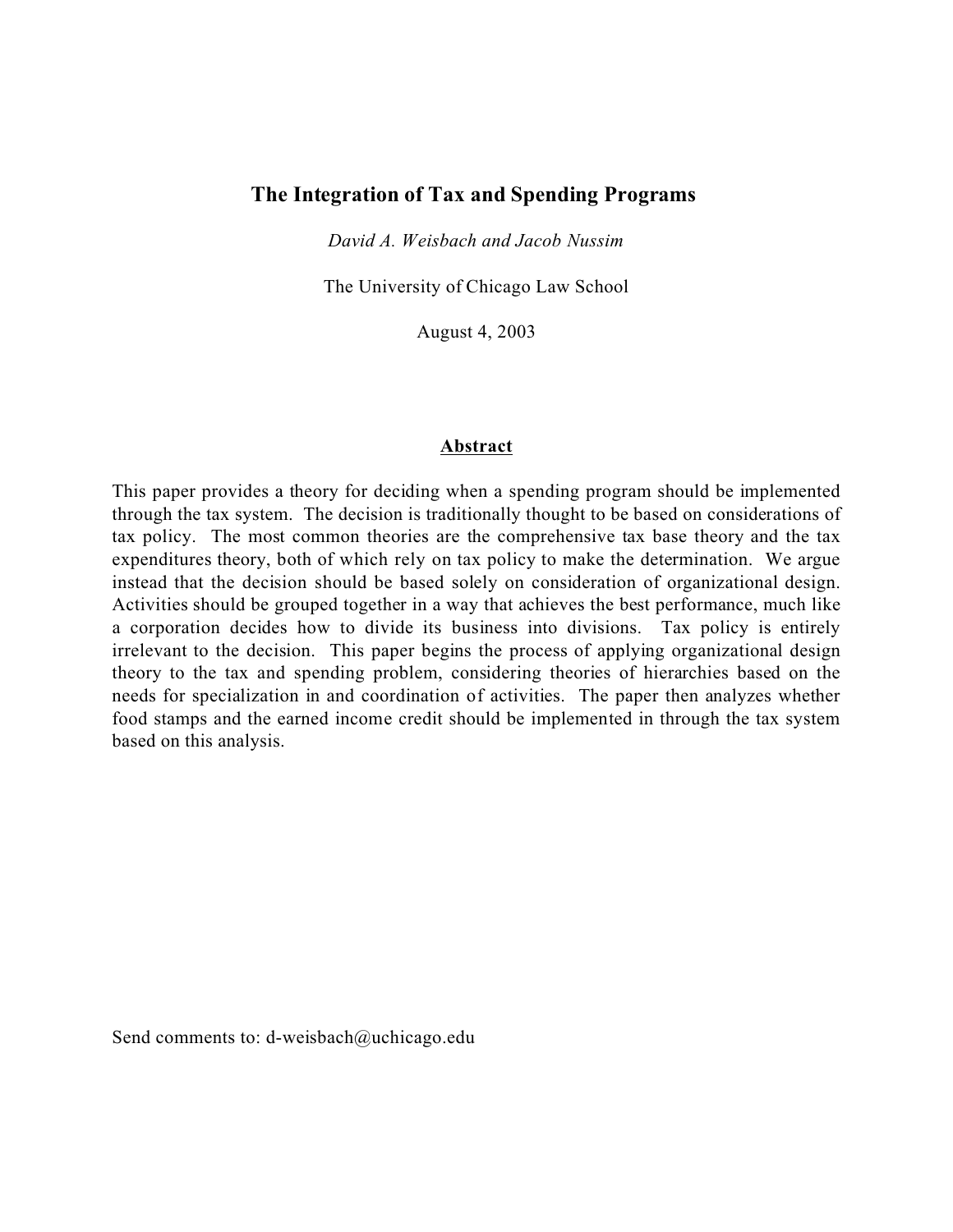# The Integration of Tax and Spending Programs

*David A. Weisbach and Jacob Nussim*

The University of Chicago Law School

August 4, 2003

## Abstract

This paper provides a theory for deciding when a spending program should be implemented through the tax system. The decision is traditionally thought to be based on considerations of tax policy. The most common theories are the comprehensive tax base theory and the tax expenditures theory, both of which rely on tax policy to make the determination. We argue instead that the decision should be based solely on consideration of organizational design. Activities should be grouped together in a way that achieves the best performance, much like a corporation decides how to divide its business into divisions. Tax policy is entirely irrelevant to the decision. This paper begins the process of applying organizational design theory to the tax and spending problem, considering theories of hierarchies based on the needs for specialization in and coordination of activities. The paper then analyzes whether food stamps and the earned income credit should be implemented in through the tax system based on this analysis.

Send comments to: d-weisbach@uchicago.edu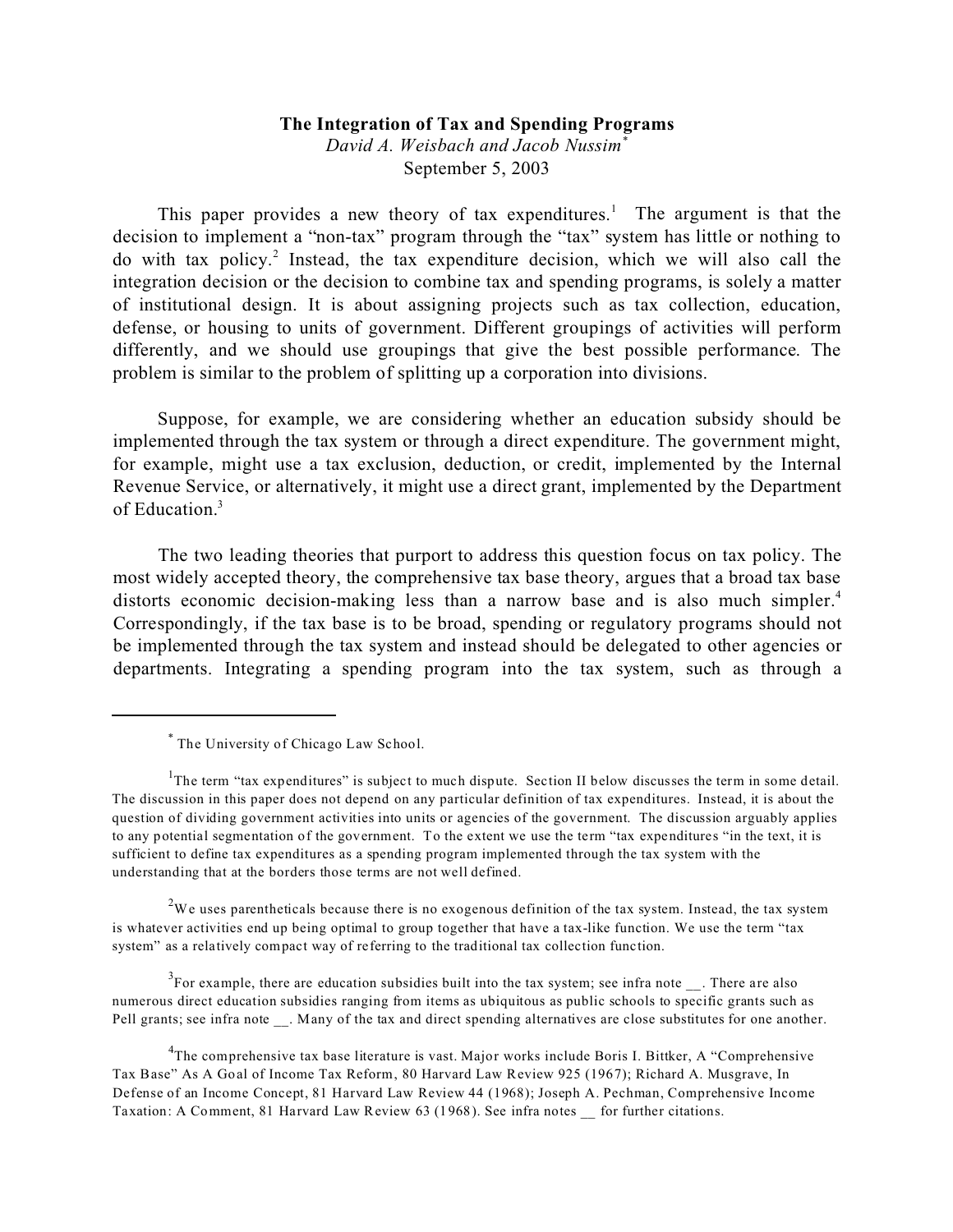**The Integration of Tax and Spending Programs**

*David A. Weisbach and Jacob Nussim*[*]

September 5, 2003

This paper provides a new theory of tax expenditures.[1] The argument is that the decision to implement a "non-tax" program through the "tax" system has little or nothing to do with tax policy.[2] Instead, the tax expenditure decision, which we will also call the integration decision or the decision to combine tax and spending programs, is solely a matter of institutional design. It is about assigning projects such as tax collection, education, defense, or housing to units of government. Different groupings of activities will perform differently, and we should use groupings that give the best possible performance. The problem is similar to the problem of splitting up a corporation into divisions.

Suppose, for example, we are considering whether an education subsidy should be implemented through the tax system or through a direct expenditure. The government might, for example, might use a tax exclusion, deduction, or credit, implemented by the Internal Revenue Service, or alternatively, it might use a direct grant, implemented by the Department of Education.[3]

The two leading theories that purport to address this question focus on tax policy. The most widely accepted theory, the comprehensive tax base theory, argues that a broad tax base distorts economic decision-making less than a narrow base and is also much simpler.[4] Correspondingly, if the tax base is to be broad, spending or regulatory programs should not be implemented through the tax system and instead should be delegated to other agencies or departments. Integrating a spending program into the tax system, such as through a

---

[*] The University of Chicago Law School.

[1] The term "tax expenditures" is subject to much dispute. Section II below discusses the term in some detail. The discussion in this paper does not depend on any particular definition of tax expenditures. Instead, it is about the question of dividing government activities into units or agencies of the government. The discussion arguably applies to any potential segmentation of the government. To the extent we use the term "tax expenditures "in the text, it is sufficient to define tax expenditures as a spending program implemented through the tax system with the understanding that at the borders those terms are not well defined.

[2] We uses parentheticals because there is no exogenous definition of the tax system. Instead, the tax system is whatever activities end up being optimal to group together that have a tax-like function. We use the term "tax system" as a relatively compact way of referring to the traditional tax collection function.

[3] For example, there are education subsidies built into the tax system; see infra note __. There are also numerous direct education subsidies ranging from items as ubiquitous as public schools to specific grants such as Pell grants; see infra note __. Many of the tax and direct spending alternatives are close substitutes for one another.

[4] The comprehensive tax base literature is vast. Major works include Boris I. Bittker, A "Comprehensive Tax Base" As A Goal of Income Tax Reform, 80 Harvard Law Review 925 (1967); Richard A. Musgrave, In Defense of an Income Concept, 81 Harvard Law Review 44 (1968); Joseph A. Pechman, Comprehensive Income Taxation: A Comment, 81 Harvard Law Review 63 (1968). See infra notes __ for further citations.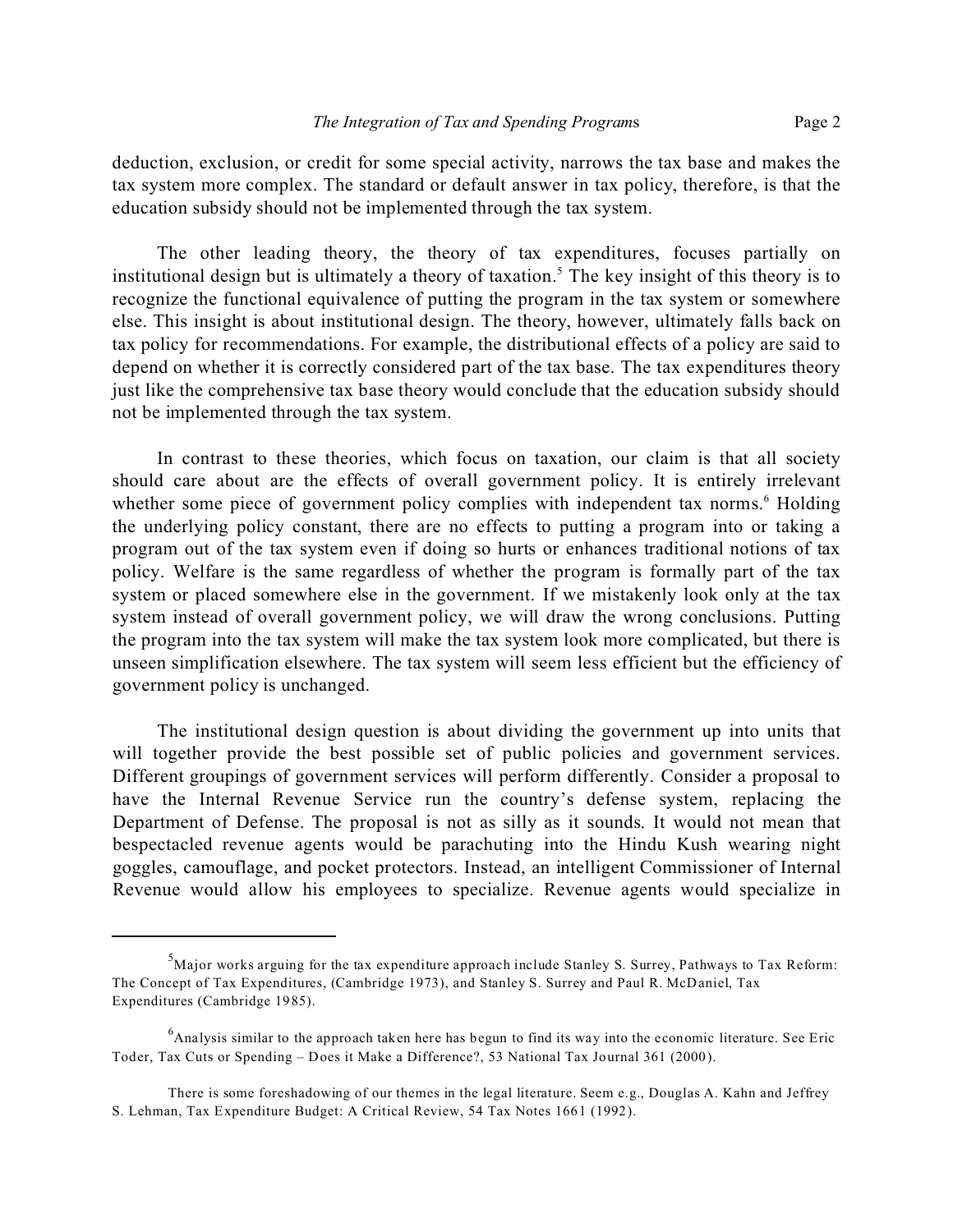deduction, exclusion, or credit for some special activity, narrows the tax base and makes the tax system more complex. The standard or default answer in tax policy, therefore, is that the education subsidy should not be implemented through the tax system.

The other leading theory, the theory of tax expenditures, focuses partially on institutional design but is ultimately a theory of taxation.[5] The key insight of this theory is to recognize the functional equivalence of putting the program in the tax system or somewhere else. This insight is about institutional design. The theory, however, ultimately falls back on tax policy for recommendations. For example, the distributional effects of a policy are said to depend on whether it is correctly considered part of the tax base. The tax expenditures theory just like the comprehensive tax base theory would conclude that the education subsidy should not be implemented through the tax system.

In contrast to these theories, which focus on taxation, our claim is that all society should care about are the effects of overall government policy. It is entirely irrelevant whether some piece of government policy complies with independent tax norms.[6] Holding the underlying policy constant, there are no effects to putting a program into or taking a program out of the tax system even if doing so hurts or enhances traditional notions of tax policy. Welfare is the same regardless of whether the program is formally part of the tax system or placed somewhere else in the government. If we mistakenly look only at the tax system instead of overall government policy, we will draw the wrong conclusions. Putting the program into the tax system will make the tax system look more complicated, but there is unseen simplification elsewhere. The tax system will seem less efficient but the efficiency of government policy is unchanged.

The institutional design question is about dividing the government up into units that will together provide the best possible set of public policies and government services. Different groupings of government services will perform differently. Consider a proposal to have the Internal Revenue Service run the country's defense system, replacing the Department of Defense. The proposal is not as silly as it sounds. It would not mean that bespectacled revenue agents would be parachuting into the Hindu Kush wearing night goggles, camouflage, and pocket protectors. Instead, an intelligent Commissioner of Internal Revenue would allow his employees to specialize. Revenue agents would specialize in

---

[5] Major works arguing for the tax expenditure approach include Stanley S. Surrey, Pathways to Tax Reform: The Concept of Tax Expenditures, (Cambridge 1973), and Stanley S. Surrey and Paul R. McDaniel, Tax Expenditures (Cambridge 1985).

[6] Analysis similar to the approach taken here has begun to find its way into the economic literature. See Eric Toder, Tax Cuts or Spending – Does it Make a Difference?, 53 National Tax Journal 361 (2000).

There is some foreshadowing of our themes in the legal literature. Seem e.g., Douglas A. Kahn and Jeffrey S. Lehman, Tax Expenditure Budget: A Critical Review, 54 Tax Notes 1661 (1992).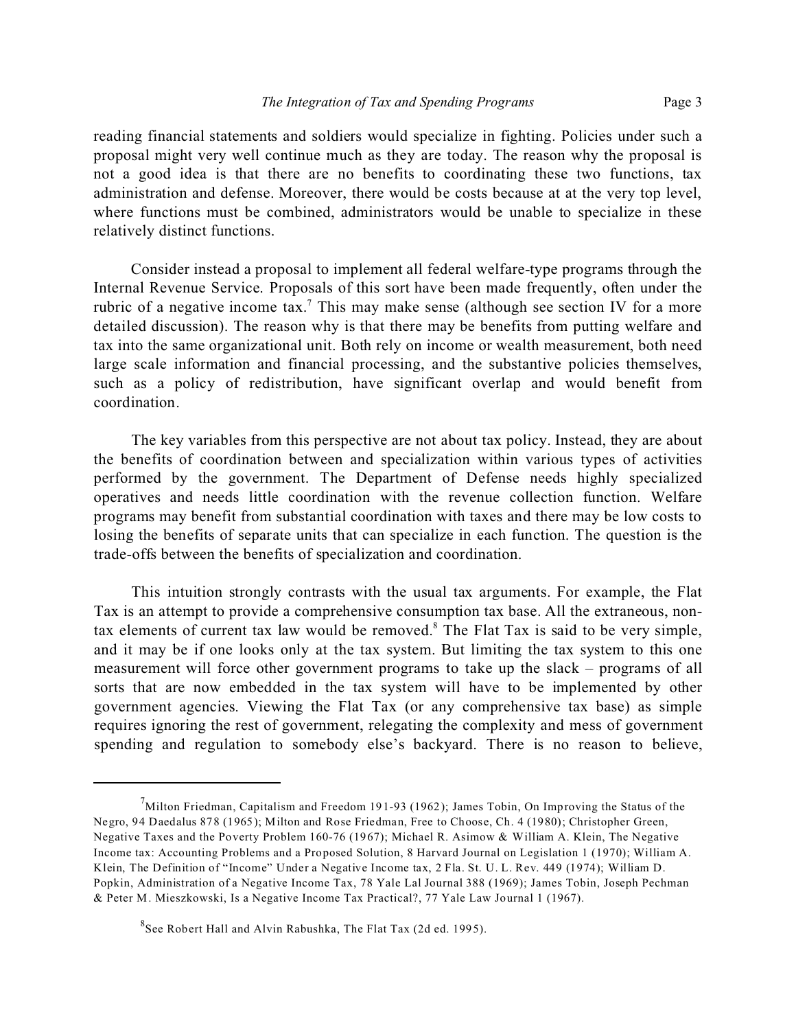reading financial statements and soldiers would specialize in fighting. Policies under such a proposal might very well continue much as they are today. The reason why the proposal is not a good idea is that there are no benefits to coordinating these two functions, tax administration and defense. Moreover, there would be costs because at at the very top level, where functions must be combined, administrators would be unable to specialize in these relatively distinct functions.

Consider instead a proposal to implement all federal welfare-type programs through the Internal Revenue Service. Proposals of this sort have been made frequently, often under the rubric of a negative income tax.[7] This may make sense (although see section IV for a more detailed discussion). The reason why is that there may be benefits from putting welfare and tax into the same organizational unit. Both rely on income or wealth measurement, both need large scale information and financial processing, and the substantive policies themselves, such as a policy of redistribution, have significant overlap and would benefit from coordination.

The key variables from this perspective are not about tax policy. Instead, they are about the benefits of coordination between and specialization within various types of activities performed by the government. The Department of Defense needs highly specialized operatives and needs little coordination with the revenue collection function. Welfare programs may benefit from substantial coordination with taxes and there may be low costs to losing the benefits of separate units that can specialize in each function. The question is the trade-offs between the benefits of specialization and coordination.

This intuition strongly contrasts with the usual tax arguments. For example, the Flat Tax is an attempt to provide a comprehensive consumption tax base. All the extraneous, non-tax elements of current tax law would be removed.[8] The Flat Tax is said to be very simple, and it may be if one looks only at the tax system. But limiting the tax system to this one measurement will force other government programs to take up the slack – programs of all sorts that are now embedded in the tax system will have to be implemented by other government agencies. Viewing the Flat Tax (or any comprehensive tax base) as simple requires ignoring the rest of government, relegating the complexity and mess of government spending and regulation to somebody else's backyard. There is no reason to believe,

---

[7] Milton Friedman, Capitalism and Freedom 191-93 (1962); James Tobin, On Improving the Status of the Negro, 94 Daedalus 878 (1965); Milton and Rose Friedman, Free to Choose, Ch. 4 (1980); Christopher Green, Negative Taxes and the Poverty Problem 160-76 (1967); Michael R. Asimow & William A. Klein, The Negative Income tax: Accounting Problems and a Proposed Solution, 8 Harvard Journal on Legislation 1 (1970); William A. Klein, The Definition of "Income" Under a Negative Income tax, 2 Fla. St. U. L. Rev. 449 (1974); William D. Popkin, Administration of a Negative Income Tax, 78 Yale Lal Journal 388 (1969); James Tobin, Joseph Pechman & Peter M. Mieszkowski, Is a Negative Income Tax Practical?, 77 Yale Law Journal 1 (1967).

[8] See Robert Hall and Alvin Rabushka, The Flat Tax (2d ed. 1995).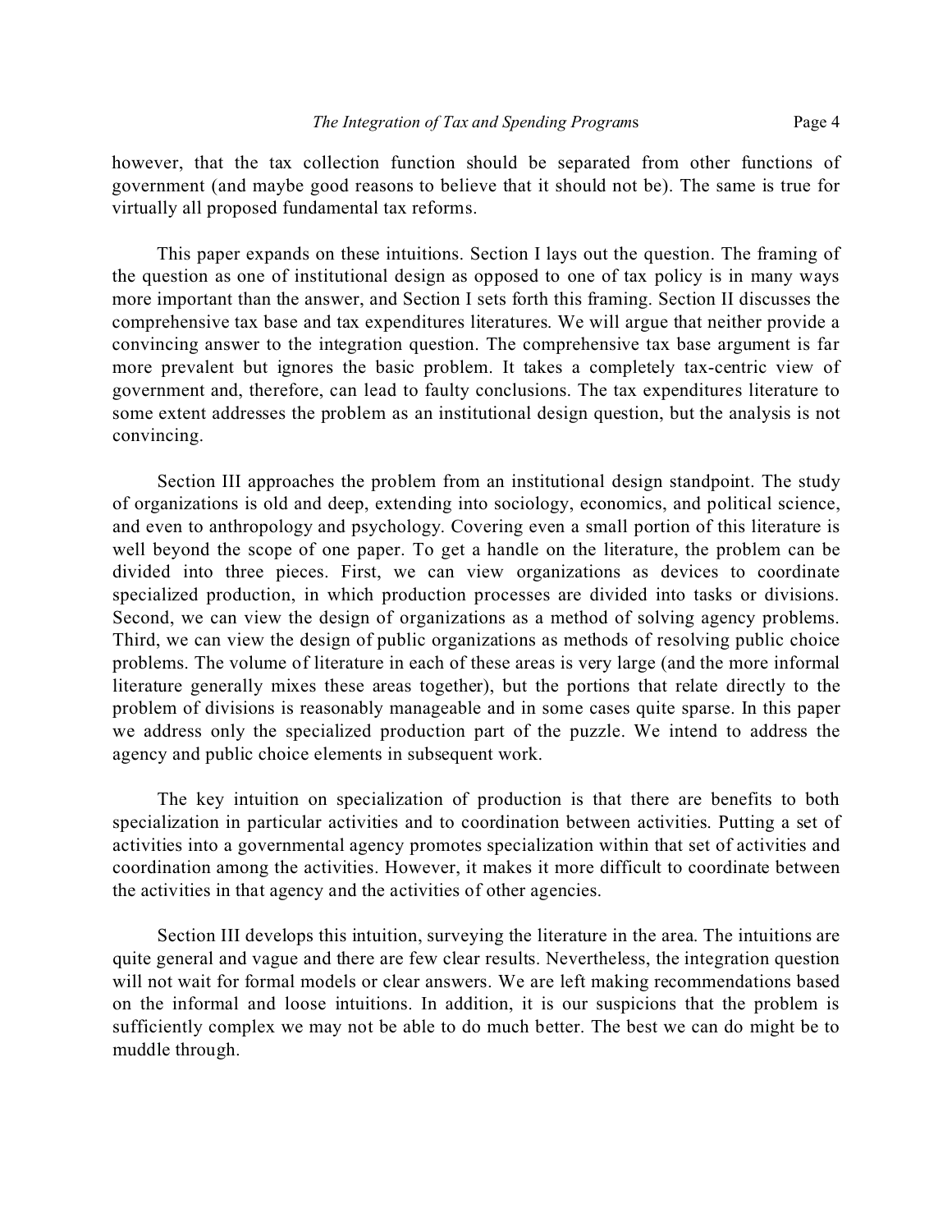however, that the tax collection function should be separated from other functions of government (and maybe good reasons to believe that it should not be). The same is true for virtually all proposed fundamental tax reforms.

This paper expands on these intuitions. Section I lays out the question. The framing of the question as one of institutional design as opposed to one of tax policy is in many ways more important than the answer, and Section I sets forth this framing. Section II discusses the comprehensive tax base and tax expenditures literatures. We will argue that neither provide a convincing answer to the integration question. The comprehensive tax base argument is far more prevalent but ignores the basic problem. It takes a completely tax-centric view of government and, therefore, can lead to faulty conclusions. The tax expenditures literature to some extent addresses the problem as an institutional design question, but the analysis is not convincing.

Section III approaches the problem from an institutional design standpoint. The study of organizations is old and deep, extending into sociology, economics, and political science, and even to anthropology and psychology. Covering even a small portion of this literature is well beyond the scope of one paper. To get a handle on the literature, the problem can be divided into three pieces. First, we can view organizations as devices to coordinate specialized production, in which production processes are divided into tasks or divisions. Second, we can view the design of organizations as a method of solving agency problems. Third, we can view the design of public organizations as methods of resolving public choice problems. The volume of literature in each of these areas is very large (and the more informal literature generally mixes these areas together), but the portions that relate directly to the problem of divisions is reasonably manageable and in some cases quite sparse. In this paper we address only the specialized production part of the puzzle. We intend to address the agency and public choice elements in subsequent work.

The key intuition on specialization of production is that there are benefits to both specialization in particular activities and to coordination between activities. Putting a set of activities into a governmental agency promotes specialization within that set of activities and coordination among the activities. However, it makes it more difficult to coordinate between the activities in that agency and the activities of other agencies.

Section III develops this intuition, surveying the literature in the area. The intuitions are quite general and vague and there are few clear results. Nevertheless, the integration question will not wait for formal models or clear answers. We are left making recommendations based on the informal and loose intuitions. In addition, it is our suspicions that the problem is sufficiently complex we may not be able to do much better. The best we can do might be to muddle through.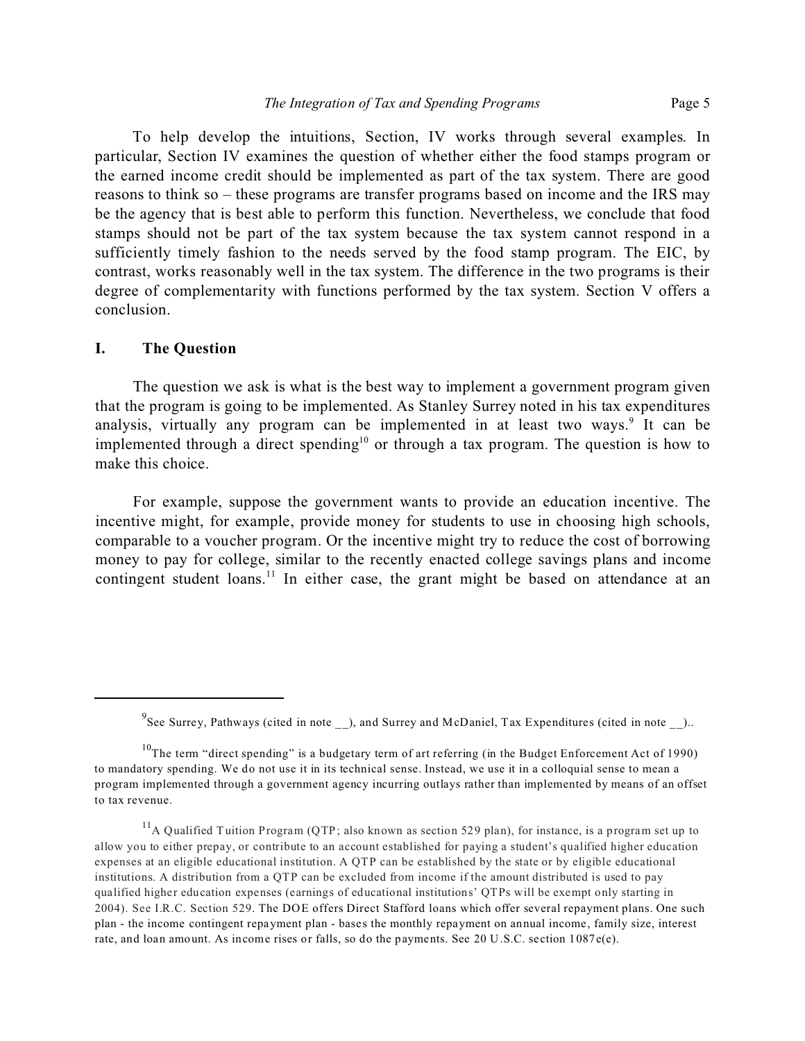To help develop the intuitions, Section, IV works through several examples. In particular, Section IV examines the question of whether either the food stamps program or the earned income credit should be implemented as part of the tax system. There are good reasons to think so – these programs are transfer programs based on income and the IRS may be the agency that is best able to perform this function. Nevertheless, we conclude that food stamps should not be part of the tax system because the tax system cannot respond in a sufficiently timely fashion to the needs served by the food stamp program. The EIC, by contrast, works reasonably well in the tax system. The difference in the two programs is their degree of complementarity with functions performed by the tax system. Section V offers a conclusion.

## I. The Question

The question we ask is what is the best way to implement a government program given that the program is going to be implemented. As Stanley Surrey noted in his tax expenditures analysis, virtually any program can be implemented in at least two ways.[9] It can be implemented through a direct spending[10] or through a tax program. The question is how to make this choice.

For example, suppose the government wants to provide an education incentive. The incentive might, for example, provide money for students to use in choosing high schools, comparable to a voucher program. Or the incentive might try to reduce the cost of borrowing money to pay for college, similar to the recently enacted college savings plans and income contingent student loans.[11] In either case, the grant might be based on attendance at an

---

[9] See Surrey, Pathways (cited in note __), and Surrey and McDaniel, Tax Expenditures (cited in note __)..

[10] The term "direct spending" is a budgetary term of art referring (in the Budget Enforcement Act of 1990) to mandatory spending. We do not use it in its technical sense. Instead, we use it in a colloquial sense to mean a program implemented through a government agency incurring outlays rather than implemented by means of an offset to tax revenue.

[11] A Qualified Tuition Program (QTP; also known as section 529 plan), for instance, is a program set up to allow you to either prepay, or contribute to an account established for paying a student's qualified higher education expenses at an eligible educational institution. A QTP can be established by the state or by eligible educational institutions. A distribution from a QTP can be excluded from income if the amount distributed is used to pay qualified higher education expenses (earnings of educational institutions' QTPs will be exempt only starting in 2004). See I.R.C. Section 529. The DOE offers Direct Stafford loans which offer several repayment plans. One such plan - the income contingent repayment plan - bases the monthly repayment on annual income, family size, interest rate, and loan amount. As income rises or falls, so do the payments. See 20 U.S.C. section 1087e(e).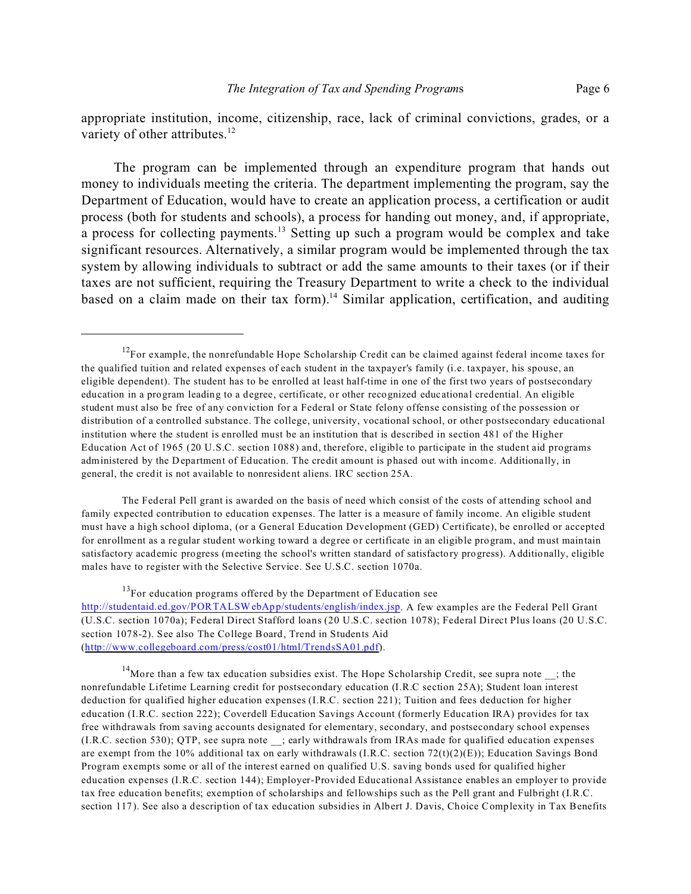appropriate institution, income, citizenship, race, lack of criminal convictions, grades, or a variety of other attributes.[12]

The program can be implemented through an expenditure program that hands out money to individuals meeting the criteria. The department implementing the program, say the Department of Education, would have to create an application process, a certification or audit process (both for students and schools), a process for handing out money, and, if appropriate, a process for collecting payments.[13] Setting up such a program would be complex and take significant resources. Alternatively, a similar program would be implemented through the tax system by allowing individuals to subtract or add the same amounts to their taxes (or if their taxes are not sufficient, requiring the Treasury Department to write a check to the individual based on a claim made on their tax form).[14] Similar application, certification, and auditing

---

[12]For example, the nonrefundable Hope Scholarship Credit can be claimed against federal income taxes for the qualified tuition and related expenses of each student in the taxpayer's family (i.e. taxpayer, his spouse, an eligible dependent). The student has to be enrolled at least half-time in one of the first two years of postsecondary education in a program leading to a degree, certificate, or other recognized educational credential. An eligible student must also be free of any conviction for a Federal or State felony offense consisting of the possession or distribution of a controlled substance. The college, university, vocational school, or other postsecondary educational institution where the student is enrolled must be an institution that is described in section 481 of the Higher Education Act of 1965 (20 U.S.C. section 1088) and, therefore, eligible to participate in the student aid programs administered by the Department of Education. The credit amount is phased out with income. Additionally, in general, the credit is not available to nonresident aliens. IRC section 25A.

The Federal Pell grant is awarded on the basis of need which consist of the costs of attending school and family expected contribution to education expenses. The latter is a measure of family income. An eligible student must have a high school diploma, (or a General Education Development (GED) Certificate), be enrolled or accepted for enrollment as a regular student working toward a degree or certificate in an eligible program, and must maintain satisfactory academic progress (meeting the school's written standard of satisfactory progress). Additionally, eligible males have to register with the Selective Service. See U.S.C. section 1070a.

[13]For education programs offered by the Department of Education see http://studentaid.ed.gov/PORTALSWebApp/students/english/index.jsp. A few examples are the Federal Pell Grant (U.S.C. section 1070a); Federal Direct Stafford loans (20 U.S.C. section 1078); Federal Direct Plus loans (20 U.S.C. section 1078-2). See also The College Board, Trend in Students Aid (http://www.collegeboard.com/press/cost01/html/TrendsSA01.pdf).

[14]More than a few tax education subsidies exist. The Hope Scholarship Credit, see supra note __; the nonrefundable Lifetime Learning credit for postsecondary education (I.R.C section 25A); Student loan interest deduction for qualified higher education expenses (I.R.C. section 221); Tuition and fees deduction for higher education (I.R.C. section 222); Coverdell Education Savings Account (formerly Education IRA) provides for tax free withdrawals from saving accounts designated for elementary, secondary, and postsecondary school expenses (I.R.C. section 530); QTP, see supra note __; early withdrawals from IRAs made for qualified education expenses are exempt from the 10% additional tax on early withdrawals (I.R.C. section 72(t)(2)(E)); Education Savings Bond Program exempts some or all of the interest earned on qualified U.S. saving bonds used for qualified higher education expenses (I.R.C. section 144); Employer-Provided Educational Assistance enables an employer to provide tax free education benefits; exemption of scholarships and fellowships such as the Pell grant and Fulbright (I.R.C. section 117). See also a description of tax education subsidies in Albert J. Davis, Choice Complexity in Tax Benefits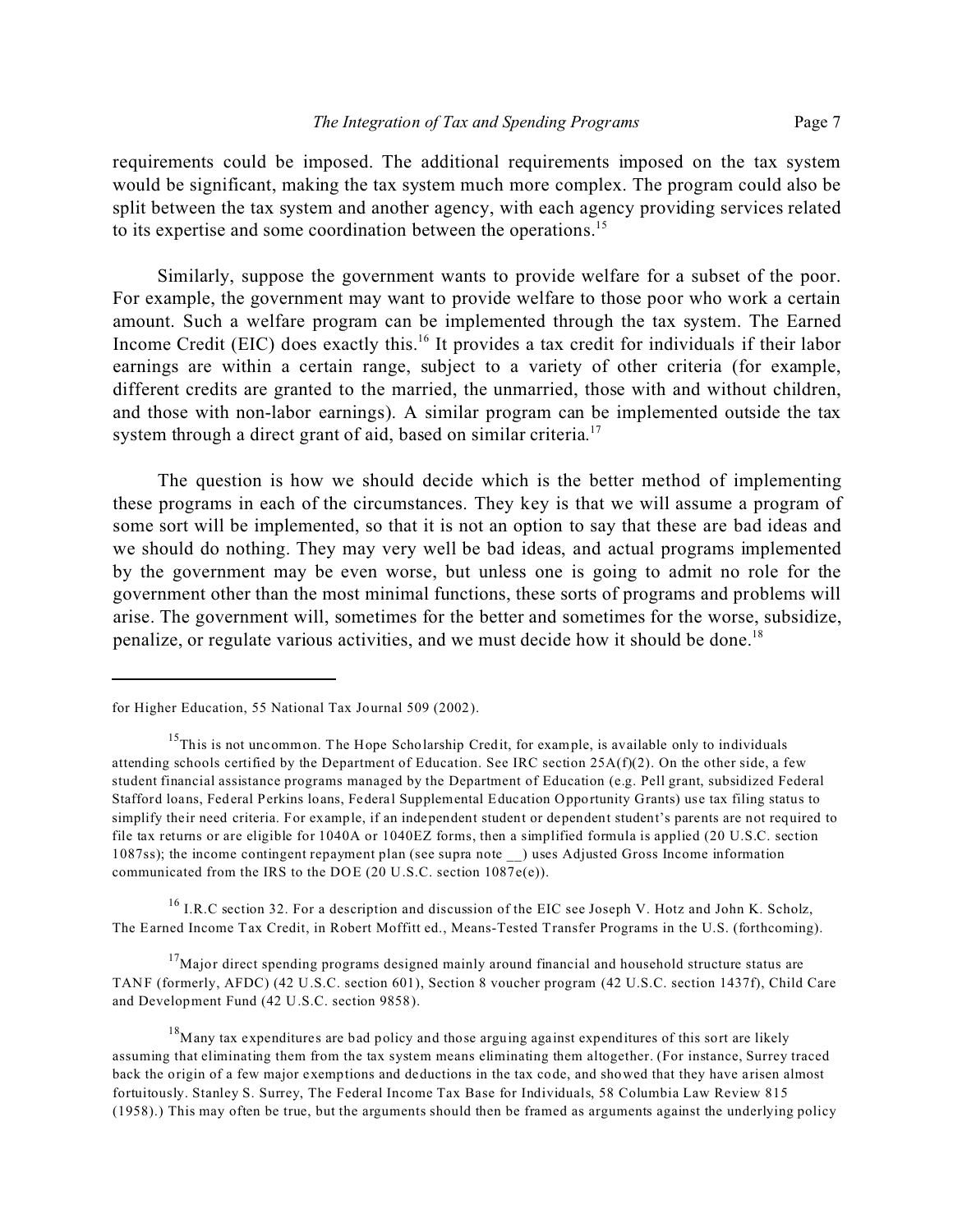requirements could be imposed. The additional requirements imposed on the tax system would be significant, making the tax system much more complex. The program could also be split between the tax system and another agency, with each agency providing services related to its expertise and some coordination between the operations.[15]

Similarly, suppose the government wants to provide welfare for a subset of the poor. For example, the government may want to provide welfare to those poor who work a certain amount. Such a welfare program can be implemented through the tax system. The Earned Income Credit (EIC) does exactly this.[16] It provides a tax credit for individuals if their labor earnings are within a certain range, subject to a variety of other criteria (for example, different credits are granted to the married, the unmarried, those with and without children, and those with non-labor earnings). A similar program can be implemented outside the tax system through a direct grant of aid, based on similar criteria.[17]

The question is how we should decide which is the better method of implementing these programs in each of the circumstances. They key is that we will assume a program of some sort will be implemented, so that it is not an option to say that these are bad ideas and we should do nothing. They may very well be bad ideas, and actual programs implemented by the government may be even worse, but unless one is going to admit no role for the government other than the most minimal functions, these sorts of programs and problems will arise. The government will, sometimes for the better and sometimes for the worse, subsidize, penalize, or regulate various activities, and we must decide how it should be done.[18]

---

for Higher Education, 55 National Tax Journal 509 (2002).

[15] This is not uncommon. The Hope Scholarship Credit, for example, is available only to individuals attending schools certified by the Department of Education. See IRC section 25A(f)(2). On the other side, a few student financial assistance programs managed by the Department of Education (e.g. Pell grant, subsidized Federal Stafford loans, Federal Perkins loans, Federal Supplemental Education Opportunity Grants) use tax filing status to simplify their need criteria. For example, if an independent student or dependent student's parents are not required to file tax returns or are eligible for 1040A or 1040EZ forms, then a simplified formula is applied (20 U.S.C. section 1087ss); the income contingent repayment plan (see supra note __) uses Adjusted Gross Income information communicated from the IRS to the DOE (20 U.S.C. section 1087e(e)).

[16] I.R.C section 32. For a description and discussion of the EIC see Joseph V. Hotz and John K. Scholz, The Earned Income Tax Credit, in Robert Moffitt ed., Means-Tested Transfer Programs in the U.S. (forthcoming).

[17] Major direct spending programs designed mainly around financial and household structure status are TANF (formerly, AFDC) (42 U.S.C. section 601), Section 8 voucher program (42 U.S.C. section 1437f), Child Care and Development Fund (42 U.S.C. section 9858).

[18] Many tax expenditures are bad policy and those arguing against expenditures of this sort are likely assuming that eliminating them from the tax system means eliminating them altogether. (For instance, Surrey traced back the origin of a few major exemptions and deductions in the tax code, and showed that they have arisen almost fortuitously. Stanley S. Surrey, The Federal Income Tax Base for Individuals, 58 Columbia Law Review 815 (1958).) This may often be true, but the arguments should then be framed as arguments against the underlying policy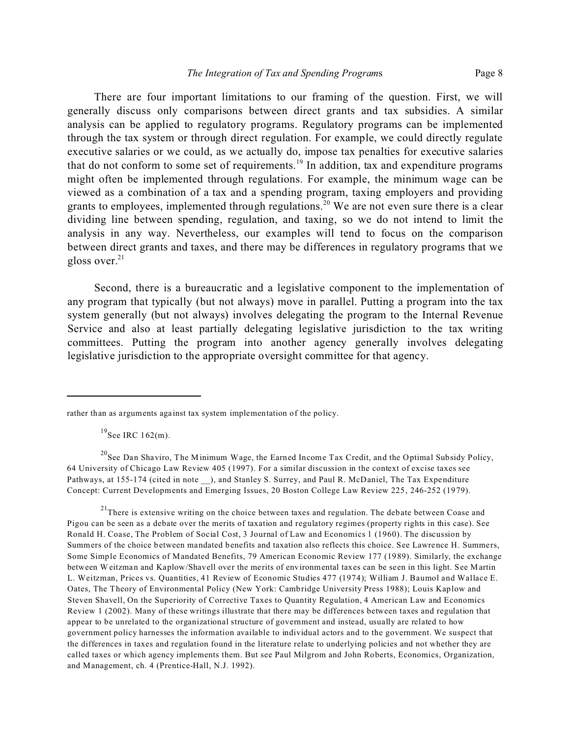There are four important limitations to our framing of the question. First, we will generally discuss only comparisons between direct grants and tax subsidies. A similar analysis can be applied to regulatory programs. Regulatory programs can be implemented through the tax system or through direct regulation. For example, we could directly regulate executive salaries or we could, as we actually do, impose tax penalties for executive salaries that do not conform to some set of requirements.[19] In addition, tax and expenditure programs might often be implemented through regulations. For example, the minimum wage can be viewed as a combination of a tax and a spending program, taxing employers and providing grants to employees, implemented through regulations.[20] We are not even sure there is a clear dividing line between spending, regulation, and taxing, so we do not intend to limit the analysis in any way. Nevertheless, our examples will tend to focus on the comparison between direct grants and taxes, and there may be differences in regulatory programs that we gloss over.[21]

Second, there is a bureaucratic and a legislative component to the implementation of any program that typically (but not always) move in parallel. Putting a program into the tax system generally (but not always) involves delegating the program to the Internal Revenue Service and also at least partially delegating legislative jurisdiction to the tax writing committees. Putting the program into another agency generally involves delegating legislative jurisdiction to the appropriate oversight committee for that agency.

---

rather than as arguments against tax system implementation of the policy.

[19] See IRC 162(m).

[20] See Dan Shaviro, The Minimum Wage, the Earned Income Tax Credit, and the Optimal Subsidy Policy, 64 University of Chicago Law Review 405 (1997). For a similar discussion in the context of excise taxes see Pathways, at 155-174 (cited in note __), and Stanley S. Surrey, and Paul R. McDaniel, The Tax Expenditure Concept: Current Developments and Emerging Issues, 20 Boston College Law Review 225, 246-252 (1979).

[21] There is extensive writing on the choice between taxes and regulation. The debate between Coase and Pigou can be seen as a debate over the merits of taxation and regulatory regimes (property rights in this case). See Ronald H. Coase, The Problem of Social Cost, 3 Journal of Law and Economics 1 (1960). The discussion by Summers of the choice between mandated benefits and taxation also reflects this choice. See Lawrence H. Summers, Some Simple Economics of Mandated Benefits, 79 American Economic Review 177 (1989). Similarly, the exchange between Weitzman and Kaplow/Shavell over the merits of environmental taxes can be seen in this light. See Martin L. Weitzman, Prices vs. Quantities, 41 Review of Economic Studies 477 (1974); William J. Baumol and Wallace E. Oates, The Theory of Environmental Policy (New York: Cambridge University Press 1988); Louis Kaplow and Steven Shavell, On the Superiority of Corrective Taxes to Quantity Regulation, 4 American Law and Economics Review 1 (2002). Many of these writings illustrate that there may be differences between taxes and regulation that appear to be unrelated to the organizational structure of government and instead, usually are related to how government policy harnesses the information available to individual actors and to the government. We suspect that the differences in taxes and regulation found in the literature relate to underlying policies and not whether they are called taxes or which agency implements them. But see Paul Milgrom and John Roberts, Economics, Organization, and Management, ch. 4 (Prentice-Hall, N.J. 1992).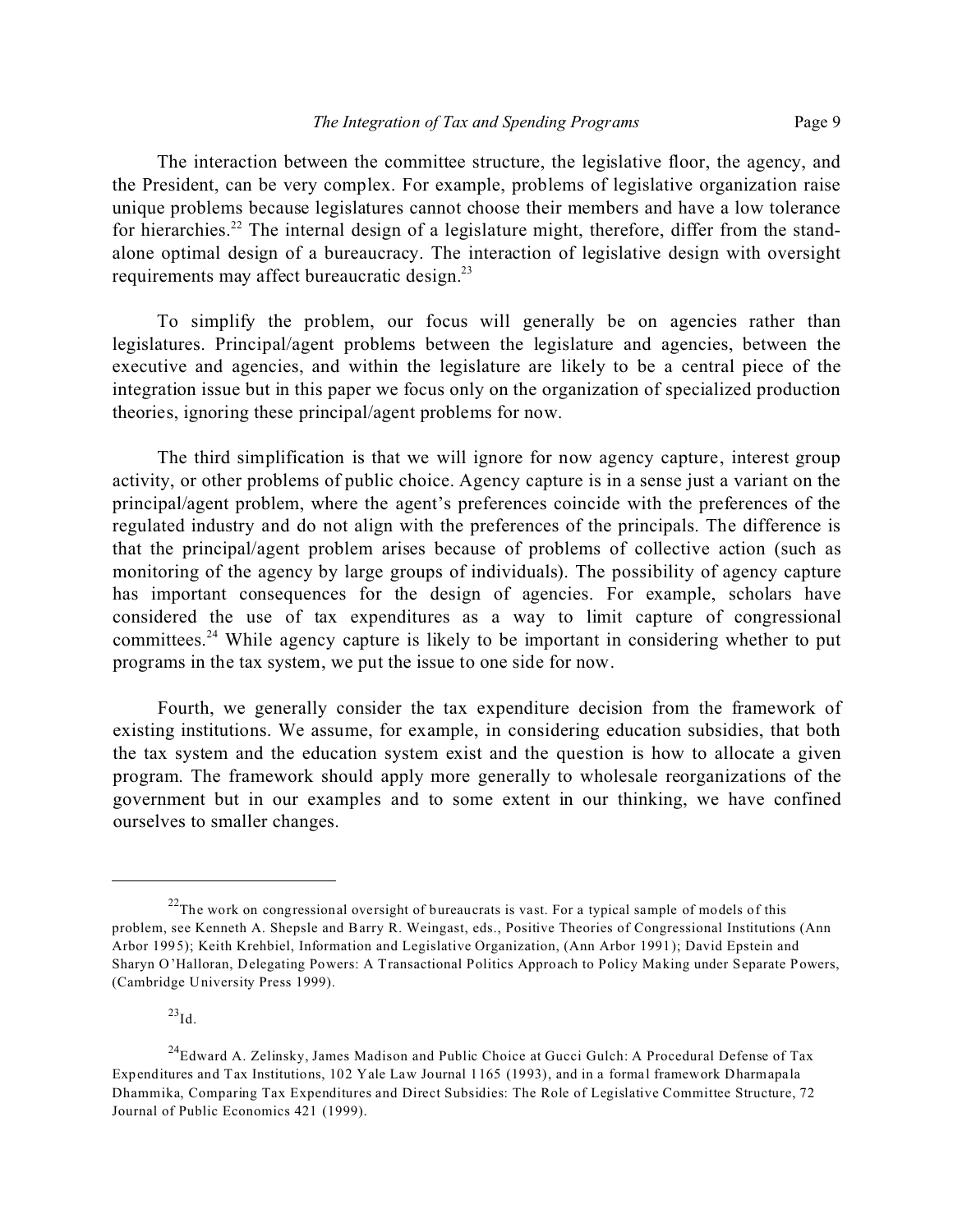The interaction between the committee structure, the legislative floor, the agency, and the President, can be very complex. For example, problems of legislative organization raise unique problems because legislatures cannot choose their members and have a low tolerance for hierarchies.[22] The internal design of a legislature might, therefore, differ from the stand-alone optimal design of a bureaucracy. The interaction of legislative design with oversight requirements may affect bureaucratic design.[23]

To simplify the problem, our focus will generally be on agencies rather than legislatures. Principal/agent problems between the legislature and agencies, between the executive and agencies, and within the legislature are likely to be a central piece of the integration issue but in this paper we focus only on the organization of specialized production theories, ignoring these principal/agent problems for now.

The third simplification is that we will ignore for now agency capture, interest group activity, or other problems of public choice. Agency capture is in a sense just a variant on the principal/agent problem, where the agent's preferences coincide with the preferences of the regulated industry and do not align with the preferences of the principals. The difference is that the principal/agent problem arises because of problems of collective action (such as monitoring of the agency by large groups of individuals). The possibility of agency capture has important consequences for the design of agencies. For example, scholars have considered the use of tax expenditures as a way to limit capture of congressional committees.[24] While agency capture is likely to be important in considering whether to put programs in the tax system, we put the issue to one side for now.

Fourth, we generally consider the tax expenditure decision from the framework of existing institutions. We assume, for example, in considering education subsidies, that both the tax system and the education system exist and the question is how to allocate a given program. The framework should apply more generally to wholesale reorganizations of the government but in our examples and to some extent in our thinking, we have confined ourselves to smaller changes.

---

[22] The work on congressional oversight of bureaucrats is vast. For a typical sample of models of this problem, see Kenneth A. Shepsle and Barry R. Weingast, eds., Positive Theories of Congressional Institutions (Ann Arbor 1995); Keith Krehbiel, Information and Legislative Organization, (Ann Arbor 1991); David Epstein and Sharyn O'Halloran, Delegating Powers: A Transactional Politics Approach to Policy Making under Separate Powers, (Cambridge University Press 1999).

[23] Id.

[24] Edward A. Zelinsky, James Madison and Public Choice at Gucci Gulch: A Procedural Defense of Tax Expenditures and Tax Institutions, 102 Yale Law Journal 1165 (1993), and in a formal framework Dharmapala Dhammika, Comparing Tax Expenditures and Direct Subsidies: The Role of Legislative Committee Structure, 72 Journal of Public Economics 421 (1999).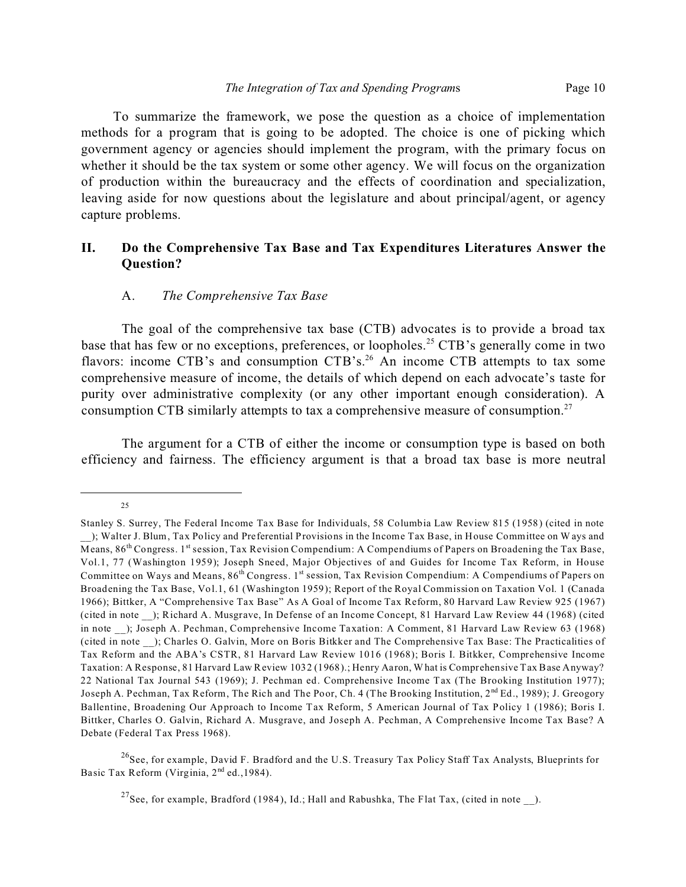To summarize the framework, we pose the question as a choice of implementation methods for a program that is going to be adopted. The choice is one of picking which government agency or agencies should implement the program, with the primary focus on whether it should be the tax system or some other agency. We will focus on the organization of production within the bureaucracy and the effects of coordination and specialization, leaving aside for now questions about the legislature and about principal/agent, or agency capture problems.

## II. Do the Comprehensive Tax Base and Tax Expenditures Literatures Answer the Question?

### A. *The Comprehensive Tax Base*

The goal of the comprehensive tax base (CTB) advocates is to provide a broad tax base that has few or no exceptions, preferences, or loopholes.[25] CTB's generally come in two flavors: income CTB's and consumption CTB's.[26] An income CTB attempts to tax some comprehensive measure of income, the details of which depend on each advocate's taste for purity over administrative complexity (or any other important enough consideration). A consumption CTB similarly attempts to tax a comprehensive measure of consumption.[27]

The argument for a CTB of either the income or consumption type is based on both efficiency and fairness. The efficiency argument is that a broad tax base is more neutral

---

[25] Stanley S. Surrey, The Federal Income Tax Base for Individuals, 58 Columbia Law Review 815 (1958) (cited in note __); Walter J. Blum, Tax Policy and Preferential Provisions in the Income Tax Base, in House Committee on Ways and Means, 86th Congress. 1st session, Tax Revision Compendium: A Compendiums of Papers on Broadening the Tax Base, Vol.1, 77 (Washington 1959); Joseph Sneed, Major Objectives of and Guides for Income Tax Reform, in House Committee on Ways and Means, 86th Congress. 1st session, Tax Revision Compendium: A Compendiums of Papers on Broadening the Tax Base, Vol.1, 61 (Washington 1959); Report of the Royal Commission on Taxation Vol. 1 (Canada 1966); Bittker, A "Comprehensive Tax Base" As A Goal of Income Tax Reform, 80 Harvard Law Review 925 (1967) (cited in note __); Richard A. Musgrave, In Defense of an Income Concept, 81 Harvard Law Review 44 (1968) (cited in note __); Joseph A. Pechman, Comprehensive Income Taxation: A Comment, 81 Harvard Law Review 63 (1968) (cited in note __); Charles O. Galvin, More on Boris Bitkker and The Comprehensive Tax Base: The Practicalities of Tax Reform and the ABA's CSTR, 81 Harvard Law Review 1016 (1968); Boris I. Bitkker, Comprehensive Income Taxation: A Response, 81 Harvard Law Review 1032 (1968).; Henry Aaron, What is Comprehensive Tax Base Anyway? 22 National Tax Journal 543 (1969); J. Pechman ed. Comprehensive Income Tax (The Brooking Institution 1977); Joseph A. Pechman, Tax Reform, The Rich and The Poor, Ch. 4 (The Brooking Institution, 2nd Ed., 1989); J. Greogory Ballentine, Broadening Our Approach to Income Tax Reform, 5 American Journal of Tax Policy 1 (1986); Boris I. Bittker, Charles O. Galvin, Richard A. Musgrave, and Joseph A. Pechman, A Comprehensive Income Tax Base? A Debate (Federal Tax Press 1968).

[26] See, for example, David F. Bradford and the U.S. Treasury Tax Policy Staff Tax Analysts, Blueprints for Basic Tax Reform (Virginia, 2nd ed.,1984).

[27] See, for example, Bradford (1984), Id.; Hall and Rabushka, The Flat Tax, (cited in note __).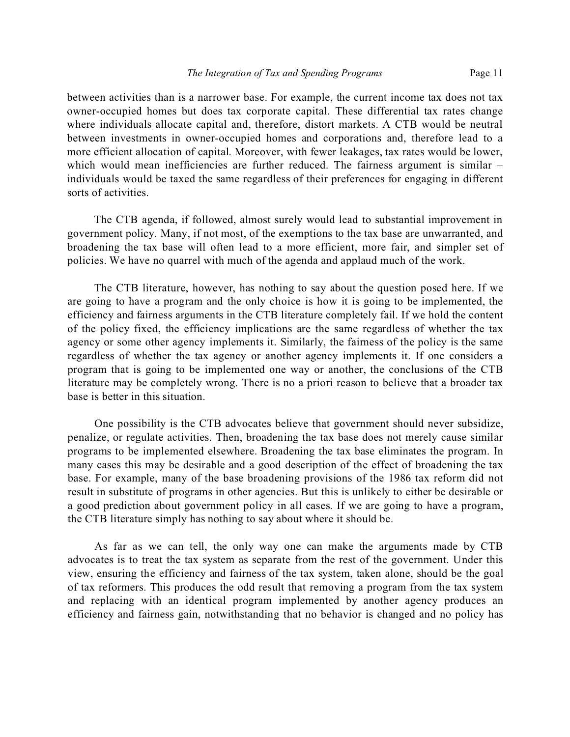between activities than is a narrower base. For example, the current income tax does not tax owner-occupied homes but does tax corporate capital. These differential tax rates change where individuals allocate capital and, therefore, distort markets. A CTB would be neutral between investments in owner-occupied homes and corporations and, therefore lead to a more efficient allocation of capital. Moreover, with fewer leakages, tax rates would be lower, which would mean inefficiencies are further reduced. The fairness argument is similar – individuals would be taxed the same regardless of their preferences for engaging in different sorts of activities.

The CTB agenda, if followed, almost surely would lead to substantial improvement in government policy. Many, if not most, of the exemptions to the tax base are unwarranted, and broadening the tax base will often lead to a more efficient, more fair, and simpler set of policies. We have no quarrel with much of the agenda and applaud much of the work.

The CTB literature, however, has nothing to say about the question posed here. If we are going to have a program and the only choice is how it is going to be implemented, the efficiency and fairness arguments in the CTB literature completely fail. If we hold the content of the policy fixed, the efficiency implications are the same regardless of whether the tax agency or some other agency implements it. Similarly, the fairness of the policy is the same regardless of whether the tax agency or another agency implements it. If one considers a program that is going to be implemented one way or another, the conclusions of the CTB literature may be completely wrong. There is no a priori reason to believe that a broader tax base is better in this situation.

One possibility is the CTB advocates believe that government should never subsidize, penalize, or regulate activities. Then, broadening the tax base does not merely cause similar programs to be implemented elsewhere. Broadening the tax base eliminates the program. In many cases this may be desirable and a good description of the effect of broadening the tax base. For example, many of the base broadening provisions of the 1986 tax reform did not result in substitute of programs in other agencies. But this is unlikely to either be desirable or a good prediction about government policy in all cases. If we are going to have a program, the CTB literature simply has nothing to say about where it should be.

As far as we can tell, the only way one can make the arguments made by CTB advocates is to treat the tax system as separate from the rest of the government. Under this view, ensuring the efficiency and fairness of the tax system, taken alone, should be the goal of tax reformers. This produces the odd result that removing a program from the tax system and replacing with an identical program implemented by another agency produces an efficiency and fairness gain, notwithstanding that no behavior is changed and no policy has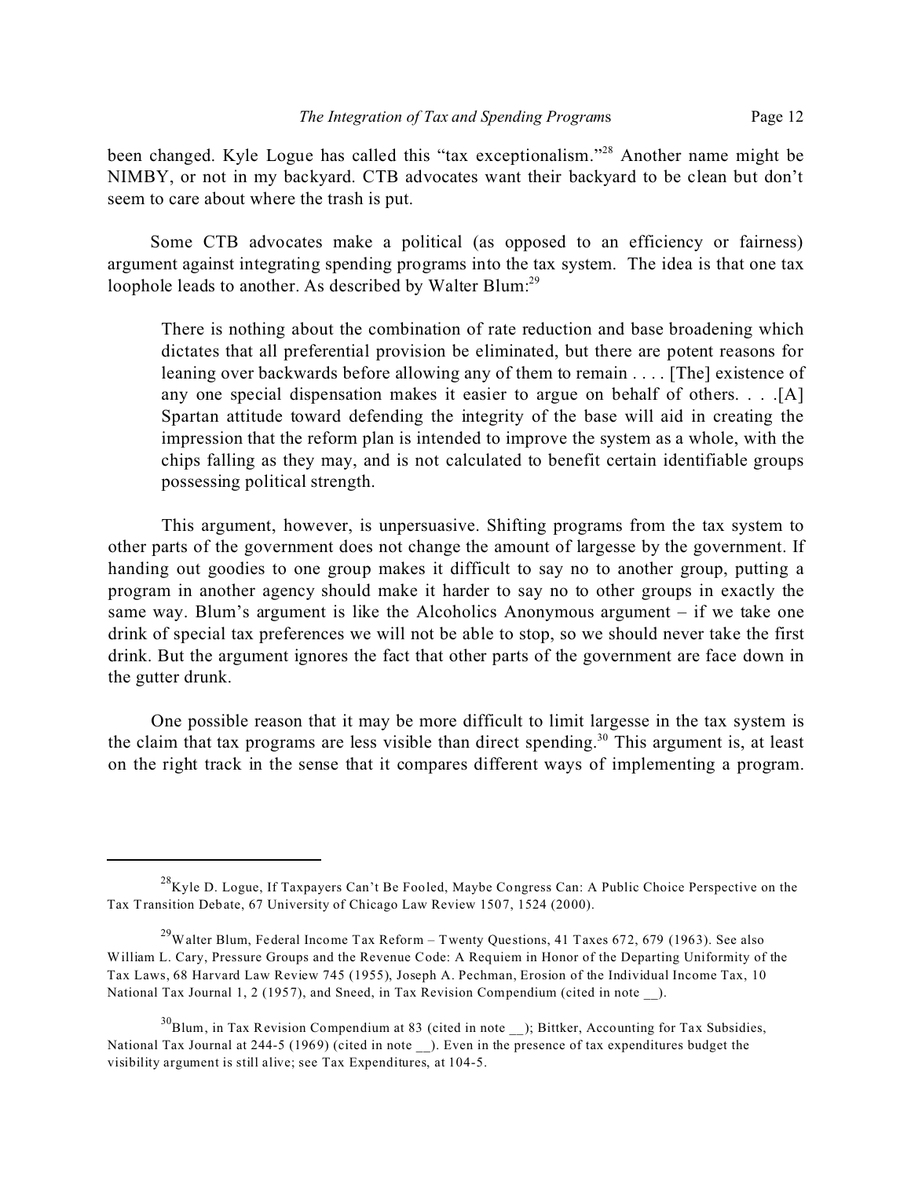been changed. Kyle Logue has called this "tax exceptionalism."[28] Another name might be NIMBY, or not in my backyard. CTB advocates want their backyard to be clean but don't seem to care about where the trash is put.

Some CTB advocates make a political (as opposed to an efficiency or fairness) argument against integrating spending programs into the tax system. The idea is that one tax loophole leads to another. As described by Walter Blum:[29]

> There is nothing about the combination of rate reduction and base broadening which dictates that all preferential provision be eliminated, but there are potent reasons for leaning over backwards before allowing any of them to remain . . . . [The] existence of any one special dispensation makes it easier to argue on behalf of others. . . .[A] Spartan attitude toward defending the integrity of the base will aid in creating the impression that the reform plan is intended to improve the system as a whole, with the chips falling as they may, and is not calculated to benefit certain identifiable groups possessing political strength.

This argument, however, is unpersuasive. Shifting programs from the tax system to other parts of the government does not change the amount of largesse by the government. If handing out goodies to one group makes it difficult to say no to another group, putting a program in another agency should make it harder to say no to other groups in exactly the same way. Blum's argument is like the Alcoholics Anonymous argument – if we take one drink of special tax preferences we will not be able to stop, so we should never take the first drink. But the argument ignores the fact that other parts of the government are face down in the gutter drunk.

One possible reason that it may be more difficult to limit largesse in the tax system is the claim that tax programs are less visible than direct spending.[30] This argument is, at least on the right track in the sense that it compares different ways of implementing a program.

---

[28] Kyle D. Logue, If Taxpayers Can't Be Fooled, Maybe Congress Can: A Public Choice Perspective on the Tax Transition Debate, 67 University of Chicago Law Review 1507, 1524 (2000).

[29] Walter Blum, Federal Income Tax Reform – Twenty Questions, 41 Taxes 672, 679 (1963). See also William L. Cary, Pressure Groups and the Revenue Code: A Requiem in Honor of the Departing Uniformity of the Tax Laws, 68 Harvard Law Review 745 (1955), Joseph A. Pechman, Erosion of the Individual Income Tax, 10 National Tax Journal 1, 2 (1957), and Sneed, in Tax Revision Compendium (cited in note __).

[30] Blum, in Tax Revision Compendium at 83 (cited in note __); Bittker, Accounting for Tax Subsidies, National Tax Journal at 244-5 (1969) (cited in note __). Even in the presence of tax expenditures budget the visibility argument is still alive; see Tax Expenditures, at 104-5.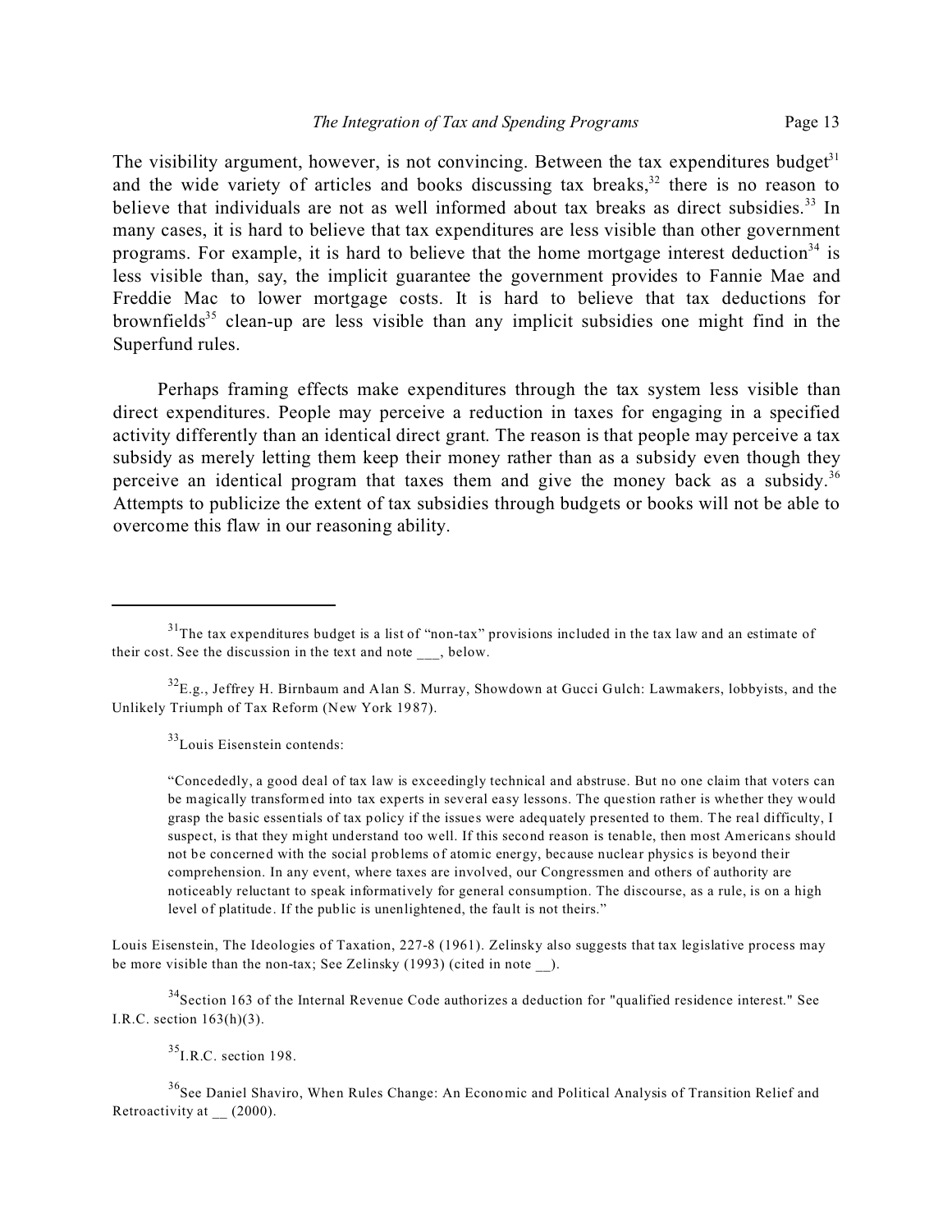The visibility argument, however, is not convincing. Between the tax expenditures budget[31] and the wide variety of articles and books discussing tax breaks,[32] there is no reason to believe that individuals are not as well informed about tax breaks as direct subsidies.[33] In many cases, it is hard to believe that tax expenditures are less visible than other government programs. For example, it is hard to believe that the home mortgage interest deduction[34] is less visible than, say, the implicit guarantee the government provides to Fannie Mae and Freddie Mac to lower mortgage costs. It is hard to believe that tax deductions for brownfields[35] clean-up are less visible than any implicit subsidies one might find in the Superfund rules.

Perhaps framing effects make expenditures through the tax system less visible than direct expenditures. People may perceive a reduction in taxes for engaging in a specified activity differently than an identical direct grant. The reason is that people may perceive a tax subsidy as merely letting them keep their money rather than as a subsidy even though they perceive an identical program that taxes them and give the money back as a subsidy.[36] Attempts to publicize the extent of tax subsidies through budgets or books will not be able to overcome this flaw in our reasoning ability.

---

[31] The tax expenditures budget is a list of "non-tax" provisions included in the tax law and an estimate of their cost. See the discussion in the text and note ___, below.

[32] E.g., Jeffrey H. Birnbaum and Alan S. Murray, Showdown at Gucci Gulch: Lawmakers, lobbyists, and the Unlikely Triumph of Tax Reform (New York 1987).

[33] Louis Eisenstein contends:

> "Concededly, a good deal of tax law is exceedingly technical and abstruse. But no one claim that voters can be magically transformed into tax experts in several easy lessons. The question rather is whether they would grasp the basic essentials of tax policy if the issues were adequately presented to them. The real difficulty, I suspect, is that they might understand too well. If this second reason is tenable, then most Americans should not be concerned with the social problems of atomic energy, because nuclear physics is beyond their comprehension. In any event, where taxes are involved, our Congressmen and others of authority are noticeably reluctant to speak informatively for general consumption. The discourse, as a rule, is on a high level of platitude. If the public is unenlightened, the fault is not theirs."

Louis Eisenstein, The Ideologies of Taxation, 227-8 (1961). Zelinsky also suggests that tax legislative process may be more visible than the non-tax; See Zelinsky (1993) (cited in note __).

[34] Section 163 of the Internal Revenue Code authorizes a deduction for "qualified residence interest." See I.R.C. section 163(h)(3).

[35] I.R.C. section 198.

[36] See Daniel Shaviro, When Rules Change: An Economic and Political Analysis of Transition Relief and Retroactivity at __ (2000).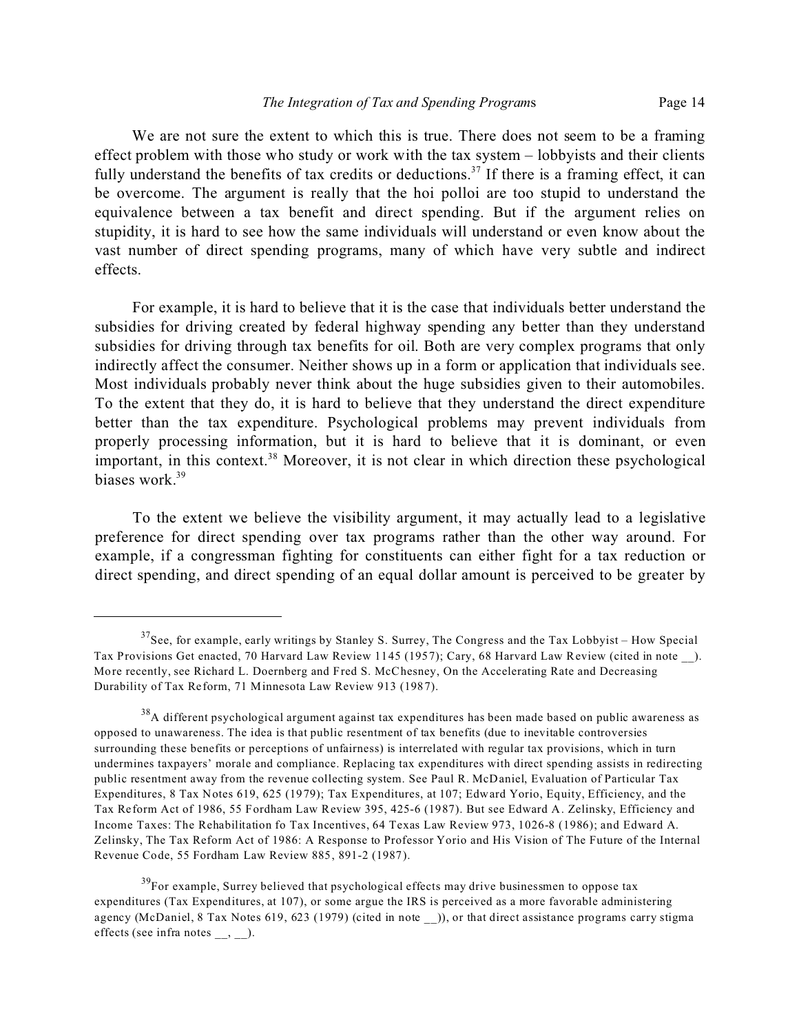We are not sure the extent to which this is true. There does not seem to be a framing effect problem with those who study or work with the tax system – lobbyists and their clients fully understand the benefits of tax credits or deductions.[37] If there is a framing effect, it can be overcome. The argument is really that the hoi polloi are too stupid to understand the equivalence between a tax benefit and direct spending. But if the argument relies on stupidity, it is hard to see how the same individuals will understand or even know about the vast number of direct spending programs, many of which have very subtle and indirect effects.

For example, it is hard to believe that it is the case that individuals better understand the subsidies for driving created by federal highway spending any better than they understand subsidies for driving through tax benefits for oil. Both are very complex programs that only indirectly affect the consumer. Neither shows up in a form or application that individuals see. Most individuals probably never think about the huge subsidies given to their automobiles. To the extent that they do, it is hard to believe that they understand the direct expenditure better than the tax expenditure. Psychological problems may prevent individuals from properly processing information, but it is hard to believe that it is dominant, or even important, in this context.[38] Moreover, it is not clear in which direction these psychological biases work.[39]

To the extent we believe the visibility argument, it may actually lead to a legislative preference for direct spending over tax programs rather than the other way around. For example, if a congressman fighting for constituents can either fight for a tax reduction or direct spending, and direct spending of an equal dollar amount is perceived to be greater by

---

[37] See, for example, early writings by Stanley S. Surrey, The Congress and the Tax Lobbyist – How Special Tax Provisions Get enacted, 70 Harvard Law Review 1145 (1957); Cary, 68 Harvard Law Review (cited in note __). More recently, see Richard L. Doernberg and Fred S. McChesney, On the Accelerating Rate and Decreasing Durability of Tax Reform, 71 Minnesota Law Review 913 (1987).

[38] A different psychological argument against tax expenditures has been made based on public awareness as opposed to unawareness. The idea is that public resentment of tax benefits (due to inevitable controversies surrounding these benefits or perceptions of unfairness) is interrelated with regular tax provisions, which in turn undermines taxpayers' morale and compliance. Replacing tax expenditures with direct spending assists in redirecting public resentment away from the revenue collecting system. See Paul R. McDaniel, Evaluation of Particular Tax Expenditures, 8 Tax Notes 619, 625 (1979); Tax Expenditures, at 107; Edward Yorio, Equity, Efficiency, and the Tax Reform Act of 1986, 55 Fordham Law Review 395, 425-6 (1987). But see Edward A. Zelinsky, Efficiency and Income Taxes: The Rehabilitation fo Tax Incentives, 64 Texas Law Review 973, 1026-8 (1986); and Edward A. Zelinsky, The Tax Reform Act of 1986: A Response to Professor Yorio and His Vision of The Future of the Internal Revenue Code, 55 Fordham Law Review 885, 891-2 (1987).

[39] For example, Surrey believed that psychological effects may drive businessmen to oppose tax expenditures (Tax Expenditures, at 107), or some argue the IRS is perceived as a more favorable administering agency (McDaniel, 8 Tax Notes 619, 623 (1979) (cited in note __)), or that direct assistance programs carry stigma effects (see infra notes __, __).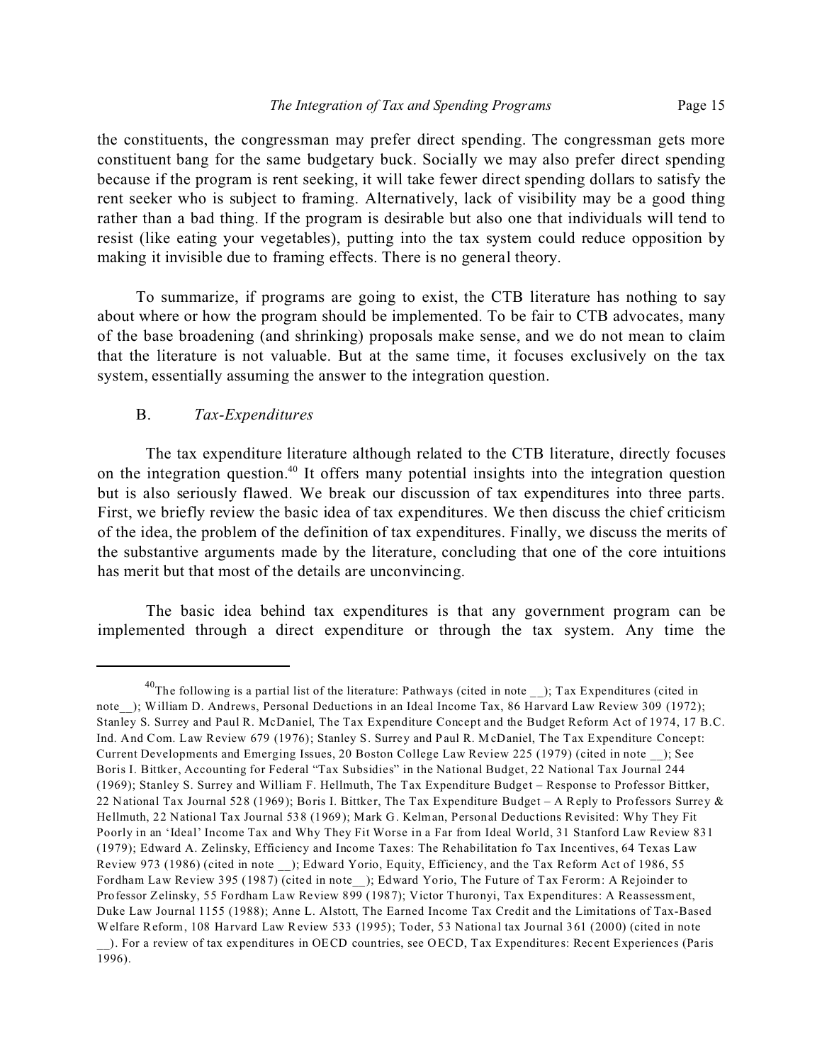the constituents, the congressman may prefer direct spending. The congressman gets more constituent bang for the same budgetary buck. Socially we may also prefer direct spending because if the program is rent seeking, it will take fewer direct spending dollars to satisfy the rent seeker who is subject to framing. Alternatively, lack of visibility may be a good thing rather than a bad thing. If the program is desirable but also one that individuals will tend to resist (like eating your vegetables), putting into the tax system could reduce opposition by making it invisible due to framing effects. There is no general theory.

To summarize, if programs are going to exist, the CTB literature has nothing to say about where or how the program should be implemented. To be fair to CTB advocates, many of the base broadening (and shrinking) proposals make sense, and we do not mean to claim that the literature is not valuable. But at the same time, it focuses exclusively on the tax system, essentially assuming the answer to the integration question.

### B. *Tax-Expenditures*

The tax expenditure literature although related to the CTB literature, directly focuses on the integration question.[40] It offers many potential insights into the integration question but is also seriously flawed. We break our discussion of tax expenditures into three parts. First, we briefly review the basic idea of tax expenditures. We then discuss the chief criticism of the idea, the problem of the definition of tax expenditures. Finally, we discuss the merits of the substantive arguments made by the literature, concluding that one of the core intuitions has merit but that most of the details are unconvincing.

The basic idea behind tax expenditures is that any government program can be implemented through a direct expenditure or through the tax system. Any time the

---

[40] The following is a partial list of the literature: Pathways (cited in note __); Tax Expenditures (cited in note__); William D. Andrews, Personal Deductions in an Ideal Income Tax, 86 Harvard Law Review 309 (1972); Stanley S. Surrey and Paul R. McDaniel, The Tax Expenditure Concept and the Budget Reform Act of 1974, 17 B.C. Ind. And Com. Law Review 679 (1976); Stanley S. Surrey and Paul R. McDaniel, The Tax Expenditure Concept: Current Developments and Emerging Issues, 20 Boston College Law Review 225 (1979) (cited in note __); See Boris I. Bittker, Accounting for Federal "Tax Subsidies" in the National Budget, 22 National Tax Journal 244 (1969); Stanley S. Surrey and William F. Hellmuth, The Tax Expenditure Budget – Response to Professor Bittker, 22 National Tax Journal 528 (1969); Boris I. Bittker, The Tax Expenditure Budget – A Reply to Professors Surrey & Hellmuth, 22 National Tax Journal 538 (1969); Mark G. Kelman, Personal Deductions Revisited: Why They Fit Poorly in an 'Ideal' Income Tax and Why They Fit Worse in a Far from Ideal World, 31 Stanford Law Review 831 (1979); Edward A. Zelinsky, Efficiency and Income Taxes: The Rehabilitation fo Tax Incentives, 64 Texas Law Review 973 (1986) (cited in note __); Edward Yorio, Equity, Efficiency, and the Tax Reform Act of 1986, 55 Fordham Law Review 395 (1987) (cited in note__); Edward Yorio, The Future of Tax Ferorm: A Rejoinder to Professor Zelinsky, 55 Fordham Law Review 899 (1987); Victor Thuronyi, Tax Expenditures: A Reassessment, Duke Law Journal 1155 (1988); Anne L. Alstott, The Earned Income Tax Credit and the Limitations of Tax-Based Welfare Reform, 108 Harvard Law Review 533 (1995); Toder, 53 National tax Journal 361 (2000) (cited in note __). For a review of tax expenditures in OECD countries, see OECD, Tax Expenditures: Recent Experiences (Paris 1996).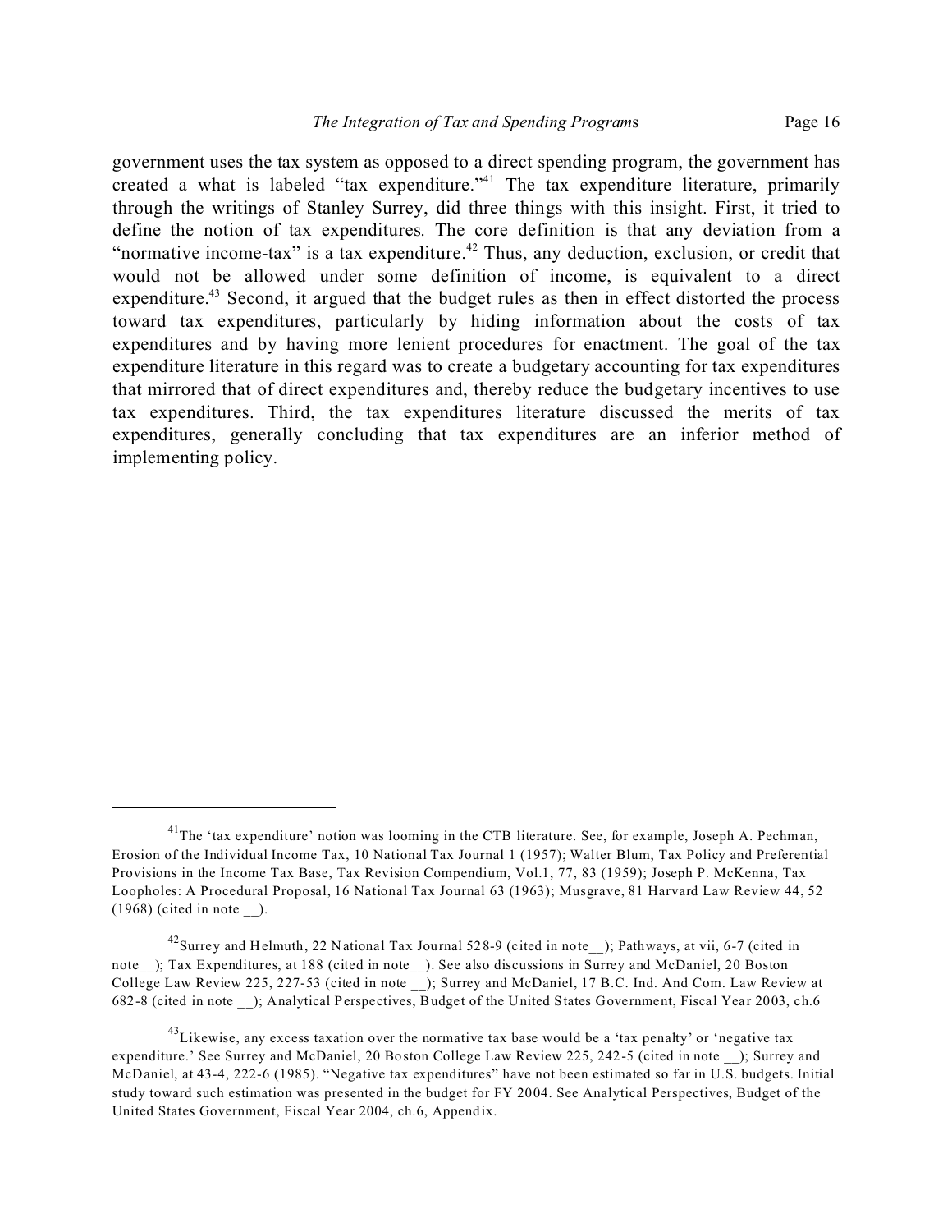government uses the tax system as opposed to a direct spending program, the government has created a what is labeled "tax expenditure."[41] The tax expenditure literature, primarily through the writings of Stanley Surrey, did three things with this insight. First, it tried to define the notion of tax expenditures. The core definition is that any deviation from a "normative income-tax" is a tax expenditure.[42] Thus, any deduction, exclusion, or credit that would not be allowed under some definition of income, is equivalent to a direct expenditure.[43] Second, it argued that the budget rules as then in effect distorted the process toward tax expenditures, particularly by hiding information about the costs of tax expenditures and by having more lenient procedures for enactment. The goal of the tax expenditure literature in this regard was to create a budgetary accounting for tax expenditures that mirrored that of direct expenditures and, thereby reduce the budgetary incentives to use tax expenditures. Third, the tax expenditures literature discussed the merits of tax expenditures, generally concluding that tax expenditures are an inferior method of implementing policy.

---

[41] The 'tax expenditure' notion was looming in the CTB literature. See, for example, Joseph A. Pechman, Erosion of the Individual Income Tax, 10 National Tax Journal 1 (1957); Walter Blum, Tax Policy and Preferential Provisions in the Income Tax Base, Tax Revision Compendium, Vol.1, 77, 83 (1959); Joseph P. McKenna, Tax Loopholes: A Procedural Proposal, 16 National Tax Journal 63 (1963); Musgrave, 81 Harvard Law Review 44, 52 (1968) (cited in note __).

[42] Surrey and Helmuth, 22 National Tax Journal 528-9 (cited in note__); Pathways, at vii, 6-7 (cited in note__); Tax Expenditures, at 188 (cited in note__). See also discussions in Surrey and McDaniel, 20 Boston College Law Review 225, 227-53 (cited in note __); Surrey and McDaniel, 17 B.C. Ind. And Com. Law Review at 682-8 (cited in note __); Analytical Perspectives, Budget of the United States Government, Fiscal Year 2003, ch.6

[43] Likewise, any excess taxation over the normative tax base would be a 'tax penalty' or 'negative tax expenditure.' See Surrey and McDaniel, 20 Boston College Law Review 225, 242-5 (cited in note __); Surrey and McDaniel, at 43-4, 222-6 (1985). "Negative tax expenditures" have not been estimated so far in U.S. budgets. Initial study toward such estimation was presented in the budget for FY 2004. See Analytical Perspectives, Budget of the United States Government, Fiscal Year 2004, ch.6, Appendix.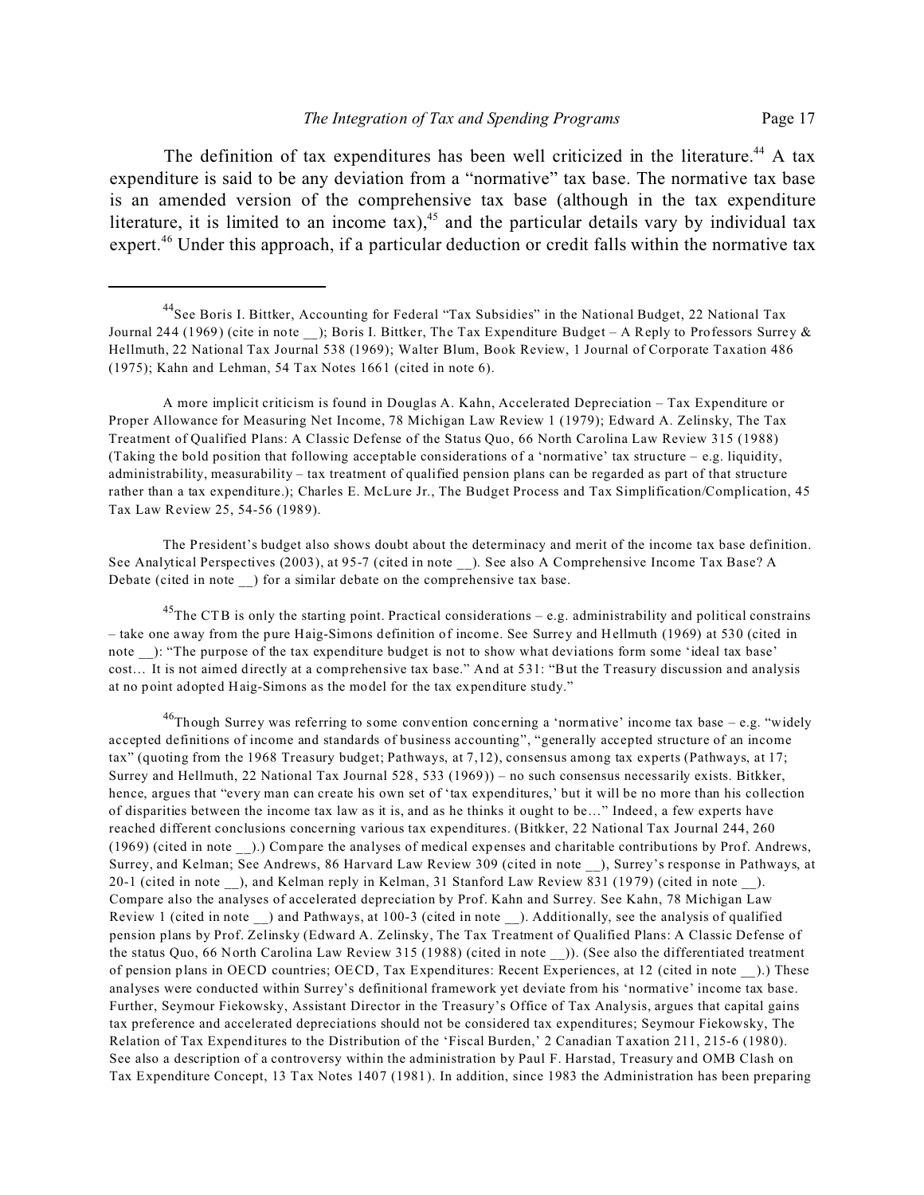The definition of tax expenditures has been well criticized in the literature.[44] A tax expenditure is said to be any deviation from a "normative" tax base. The normative tax base is an amended version of the comprehensive tax base (although in the tax expenditure literature, it is limited to an income tax),[45] and the particular details vary by individual tax expert.[46] Under this approach, if a particular deduction or credit falls within the normative tax

---

[44]See Boris I. Bittker, Accounting for Federal "Tax Subsidies" in the National Budget, 22 National Tax Journal 244 (1969) (cite in note __); Boris I. Bittker, The Tax Expenditure Budget – A Reply to Professors Surrey & Hellmuth, 22 National Tax Journal 538 (1969); Walter Blum, Book Review, 1 Journal of Corporate Taxation 486 (1975); Kahn and Lehman, 54 Tax Notes 1661 (cited in note 6).

A more implicit criticism is found in Douglas A. Kahn, Accelerated Depreciation – Tax Expenditure or Proper Allowance for Measuring Net Income, 78 Michigan Law Review 1 (1979); Edward A. Zelinsky, The Tax Treatment of Qualified Plans: A Classic Defense of the Status Quo, 66 North Carolina Law Review 315 (1988) (Taking the bold position that following acceptable considerations of a 'normative' tax structure – e.g. liquidity, administrability, measurability – tax treatment of qualified pension plans can be regarded as part of that structure rather than a tax expenditure.); Charles E. McLure Jr., The Budget Process and Tax Simplification/Complication, 45 Tax Law Review 25, 54-56 (1989).

The President's budget also shows doubt about the determinacy and merit of the income tax base definition. See Analytical Perspectives (2003), at 95-7 (cited in note __). See also A Comprehensive Income Tax Base? A Debate (cited in note __) for a similar debate on the comprehensive tax base.

[45]The CTB is only the starting point. Practical considerations – e.g. administrability and political constrains – take one away from the pure Haig-Simons definition of income. See Surrey and Hellmuth (1969) at 530 (cited in note __): "The purpose of the tax expenditure budget is not to show what deviations form some 'ideal tax base' cost… It is not aimed directly at a comprehensive tax base." And at 531: "But the Treasury discussion and analysis at no point adopted Haig-Simons as the model for the tax expenditure study."

[46]Though Surrey was referring to some convention concerning a 'normative' income tax base – e.g. "widely accepted definitions of income and standards of business accounting", "generally accepted structure of an income tax" (quoting from the 1968 Treasury budget; Pathways, at 7,12), consensus among tax experts (Pathways, at 17; Surrey and Hellmuth, 22 National Tax Journal 528, 533 (1969)) – no such consensus necessarily exists. Bitkker, hence, argues that "every man can create his own set of 'tax expenditures,' but it will be no more than his collection of disparities between the income tax law as it is, and as he thinks it ought to be…" Indeed, a few experts have reached different conclusions concerning various tax expenditures. (Bitkker, 22 National Tax Journal 244, 260 (1969) (cited in note __).) Compare the analyses of medical expenses and charitable contributions by Prof. Andrews, Surrey, and Kelman; See Andrews, 86 Harvard Law Review 309 (cited in note __), Surrey's response in Pathways, at 20-1 (cited in note __), and Kelman reply in Kelman, 31 Stanford Law Review 831 (1979) (cited in note __). Compare also the analyses of accelerated depreciation by Prof. Kahn and Surrey. See Kahn, 78 Michigan Law Review 1 (cited in note __) and Pathways, at 100-3 (cited in note __). Additionally, see the analysis of qualified pension plans by Prof. Zelinsky (Edward A. Zelinsky, The Tax Treatment of Qualified Plans: A Classic Defense of the status Quo, 66 North Carolina Law Review 315 (1988) (cited in note __)). (See also the differentiated treatment of pension plans in OECD countries; OECD, Tax Expenditures: Recent Experiences, at 12 (cited in note __).) These analyses were conducted within Surrey's definitional framework yet deviate from his 'normative' income tax base. Further, Seymour Fiekowsky, Assistant Director in the Treasury's Office of Tax Analysis, argues that capital gains tax preference and accelerated depreciations should not be considered tax expenditures; Seymour Fiekowsky, The Relation of Tax Expenditures to the Distribution of the 'Fiscal Burden,' 2 Canadian Taxation 211, 215-6 (1980). See also a description of a controversy within the administration by Paul F. Harstad, Treasury and OMB Clash on Tax Expenditure Concept, 13 Tax Notes 1407 (1981). In addition, since 1983 the Administration has been preparing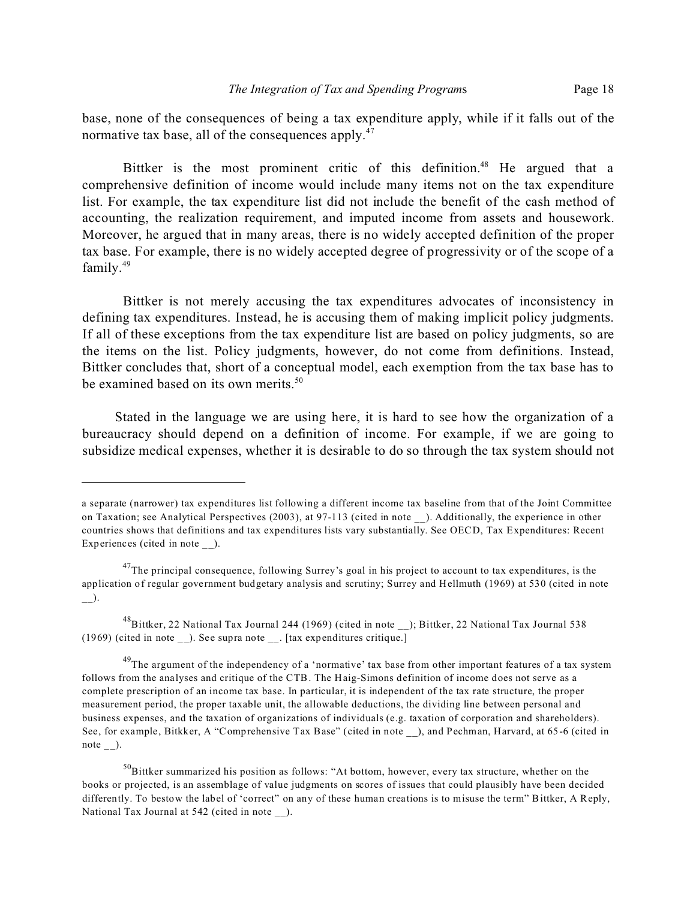base, none of the consequences of being a tax expenditure apply, while if it falls out of the normative tax base, all of the consequences apply.[47]

Bittker is the most prominent critic of this definition.[48] He argued that a comprehensive definition of income would include many items not on the tax expenditure list. For example, the tax expenditure list did not include the benefit of the cash method of accounting, the realization requirement, and imputed income from assets and housework. Moreover, he argued that in many areas, there is no widely accepted definition of the proper tax base. For example, there is no widely accepted degree of progressivity or of the scope of a family.[49]

Bittker is not merely accusing the tax expenditures advocates of inconsistency in defining tax expenditures. Instead, he is accusing them of making implicit policy judgments. If all of these exceptions from the tax expenditure list are based on policy judgments, so are the items on the list. Policy judgments, however, do not come from definitions. Instead, Bittker concludes that, short of a conceptual model, each exemption from the tax base has to be examined based on its own merits.[50]

Stated in the language we are using here, it is hard to see how the organization of a bureaucracy should depend on a definition of income. For example, if we are going to subsidize medical expenses, whether it is desirable to do so through the tax system should not

---

a separate (narrower) tax expenditures list following a different income tax baseline from that of the Joint Committee on Taxation; see Analytical Perspectives (2003), at 97-113 (cited in note __). Additionally, the experience in other countries shows that definitions and tax expenditures lists vary substantially. See OECD, Tax Expenditures: Recent Experiences (cited in note __).

[47] The principal consequence, following Surrey's goal in his project to account to tax expenditures, is the application of regular government budgetary analysis and scrutiny; Surrey and Hellmuth (1969) at 530 (cited in note __).

[48] Bittker, 22 National Tax Journal 244 (1969) (cited in note __); Bittker, 22 National Tax Journal 538 (1969) (cited in note __). See supra note __. [tax expenditures critique.]

[49] The argument of the independency of a 'normative' tax base from other important features of a tax system follows from the analyses and critique of the CTB. The Haig-Simons definition of income does not serve as a complete prescription of an income tax base. In particular, it is independent of the tax rate structure, the proper measurement period, the proper taxable unit, the allowable deductions, the dividing line between personal and business expenses, and the taxation of organizations of individuals (e.g. taxation of corporation and shareholders). See, for example, Bitkker, A "Comprehensive Tax Base" (cited in note __), and Pechman, Harvard, at 65-6 (cited in note __).

[50] Bittker summarized his position as follows: "At bottom, however, every tax structure, whether on the books or projected, is an assemblage of value judgments on scores of issues that could plausibly have been decided differently. To bestow the label of 'correct" on any of these human creations is to misuse the term" Bittker, A Reply, National Tax Journal at 542 (cited in note __).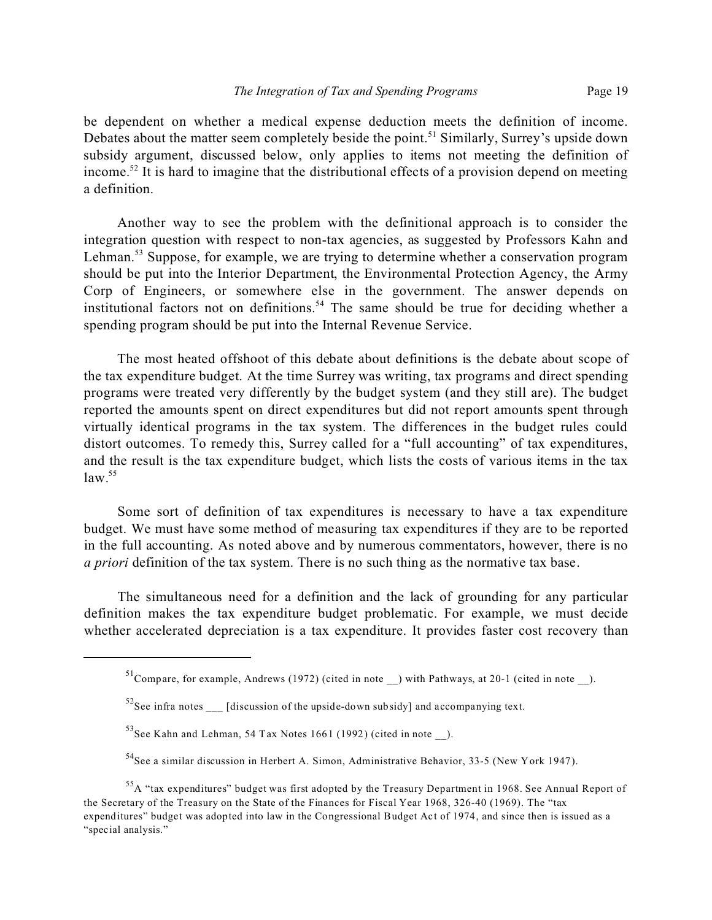be dependent on whether a medical expense deduction meets the definition of income. Debates about the matter seem completely beside the point.[51] Similarly, Surrey's upside down subsidy argument, discussed below, only applies to items not meeting the definition of income.[52] It is hard to imagine that the distributional effects of a provision depend on meeting a definition.

Another way to see the problem with the definitional approach is to consider the integration question with respect to non-tax agencies, as suggested by Professors Kahn and Lehman.[53] Suppose, for example, we are trying to determine whether a conservation program should be put into the Interior Department, the Environmental Protection Agency, the Army Corp of Engineers, or somewhere else in the government. The answer depends on institutional factors not on definitions.[54] The same should be true for deciding whether a spending program should be put into the Internal Revenue Service.

The most heated offshoot of this debate about definitions is the debate about scope of the tax expenditure budget. At the time Surrey was writing, tax programs and direct spending programs were treated very differently by the budget system (and they still are). The budget reported the amounts spent on direct expenditures but did not report amounts spent through virtually identical programs in the tax system. The differences in the budget rules could distort outcomes. To remedy this, Surrey called for a "full accounting" of tax expenditures, and the result is the tax expenditure budget, which lists the costs of various items in the tax law.[55]

Some sort of definition of tax expenditures is necessary to have a tax expenditure budget. We must have some method of measuring tax expenditures if they are to be reported in the full accounting. As noted above and by numerous commentators, however, there is no *a priori* definition of the tax system. There is no such thing as the normative tax base.

The simultaneous need for a definition and the lack of grounding for any particular definition makes the tax expenditure budget problematic. For example, we must decide whether accelerated depreciation is a tax expenditure. It provides faster cost recovery than

---

[51] Compare, for example, Andrews (1972) (cited in note __) with Pathways, at 20-1 (cited in note __).

[52] See infra notes ___ [discussion of the upside-down subsidy] and accompanying text.

[53] See Kahn and Lehman, 54 Tax Notes 1661 (1992) (cited in note __).

[54] See a similar discussion in Herbert A. Simon, Administrative Behavior, 33-5 (New York 1947).

[55] A "tax expenditures" budget was first adopted by the Treasury Department in 1968. See Annual Report of the Secretary of the Treasury on the State of the Finances for Fiscal Year 1968, 326-40 (1969). The "tax expenditures" budget was adopted into law in the Congressional Budget Act of 1974, and since then is issued as a "special analysis."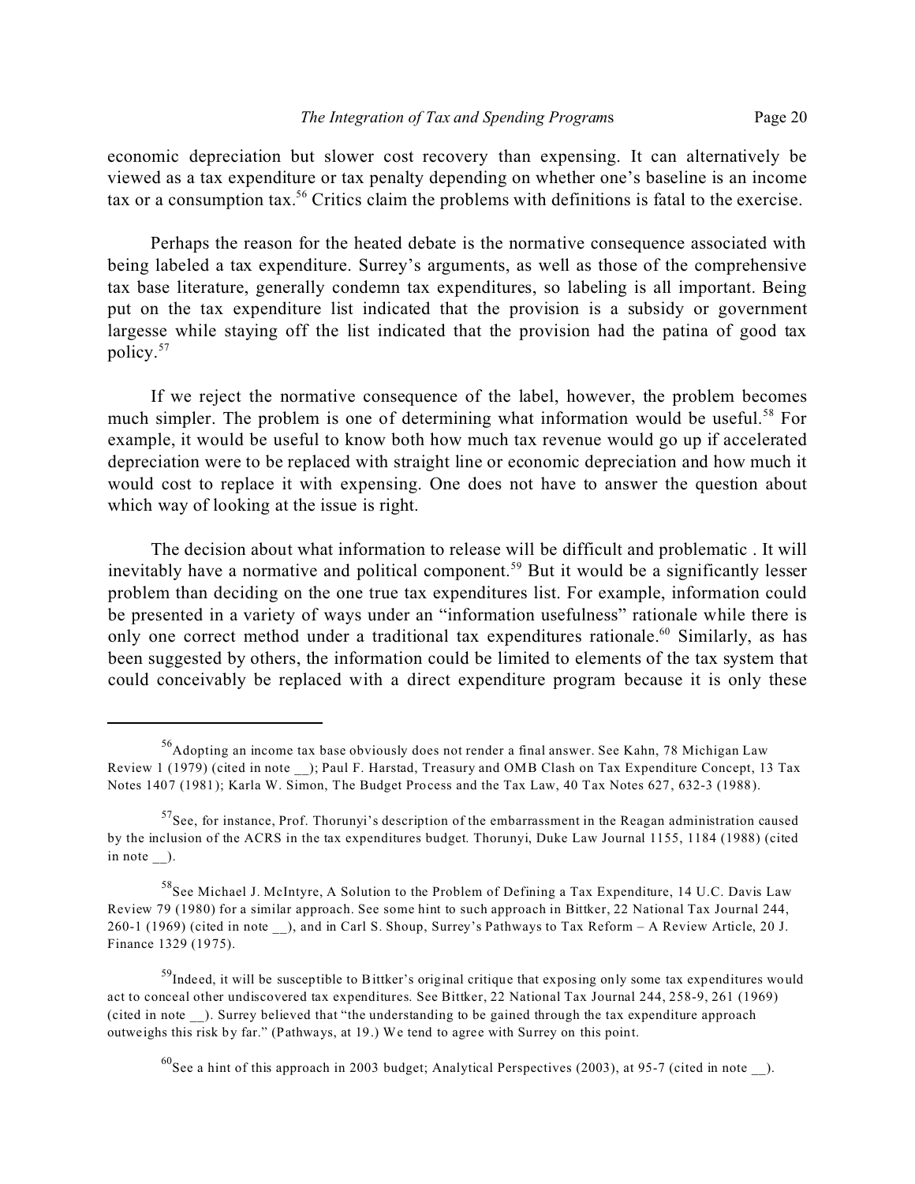economic depreciation but slower cost recovery than expensing. It can alternatively be viewed as a tax expenditure or tax penalty depending on whether one's baseline is an income tax or a consumption tax.[56] Critics claim the problems with definitions is fatal to the exercise.

Perhaps the reason for the heated debate is the normative consequence associated with being labeled a tax expenditure. Surrey's arguments, as well as those of the comprehensive tax base literature, generally condemn tax expenditures, so labeling is all important. Being put on the tax expenditure list indicated that the provision is a subsidy or government largesse while staying off the list indicated that the provision had the patina of good tax policy.[57]

If we reject the normative consequence of the label, however, the problem becomes much simpler. The problem is one of determining what information would be useful.[58] For example, it would be useful to know both how much tax revenue would go up if accelerated depreciation were to be replaced with straight line or economic depreciation and how much it would cost to replace it with expensing. One does not have to answer the question about which way of looking at the issue is right.

The decision about what information to release will be difficult and problematic . It will inevitably have a normative and political component.[59] But it would be a significantly lesser problem than deciding on the one true tax expenditures list. For example, information could be presented in a variety of ways under an "information usefulness" rationale while there is only one correct method under a traditional tax expenditures rationale.[60] Similarly, as has been suggested by others, the information could be limited to elements of the tax system that could conceivably be replaced with a direct expenditure program because it is only these

---

[56] Adopting an income tax base obviously does not render a final answer. See Kahn, 78 Michigan Law Review 1 (1979) (cited in note __); Paul F. Harstad, Treasury and OMB Clash on Tax Expenditure Concept, 13 Tax Notes 1407 (1981); Karla W. Simon, The Budget Process and the Tax Law, 40 Tax Notes 627, 632-3 (1988).

[57] See, for instance, Prof. Thorunyi's description of the embarrassment in the Reagan administration caused by the inclusion of the ACRS in the tax expenditures budget. Thorunyi, Duke Law Journal 1155, 1184 (1988) (cited in note __).

[58] See Michael J. McIntyre, A Solution to the Problem of Defining a Tax Expenditure, 14 U.C. Davis Law Review 79 (1980) for a similar approach. See some hint to such approach in Bittker, 22 National Tax Journal 244, 260-1 (1969) (cited in note __), and in Carl S. Shoup, Surrey's Pathways to Tax Reform – A Review Article, 20 J. Finance 1329 (1975).

[59] Indeed, it will be susceptible to Bittker's original critique that exposing only some tax expenditures would act to conceal other undiscovered tax expenditures. See Bittker, 22 National Tax Journal 244, 258-9, 261 (1969) (cited in note __). Surrey believed that "the understanding to be gained through the tax expenditure approach outweighs this risk by far." (Pathways, at 19.) We tend to agree with Surrey on this point.

[60] See a hint of this approach in 2003 budget; Analytical Perspectives (2003), at 95-7 (cited in note __).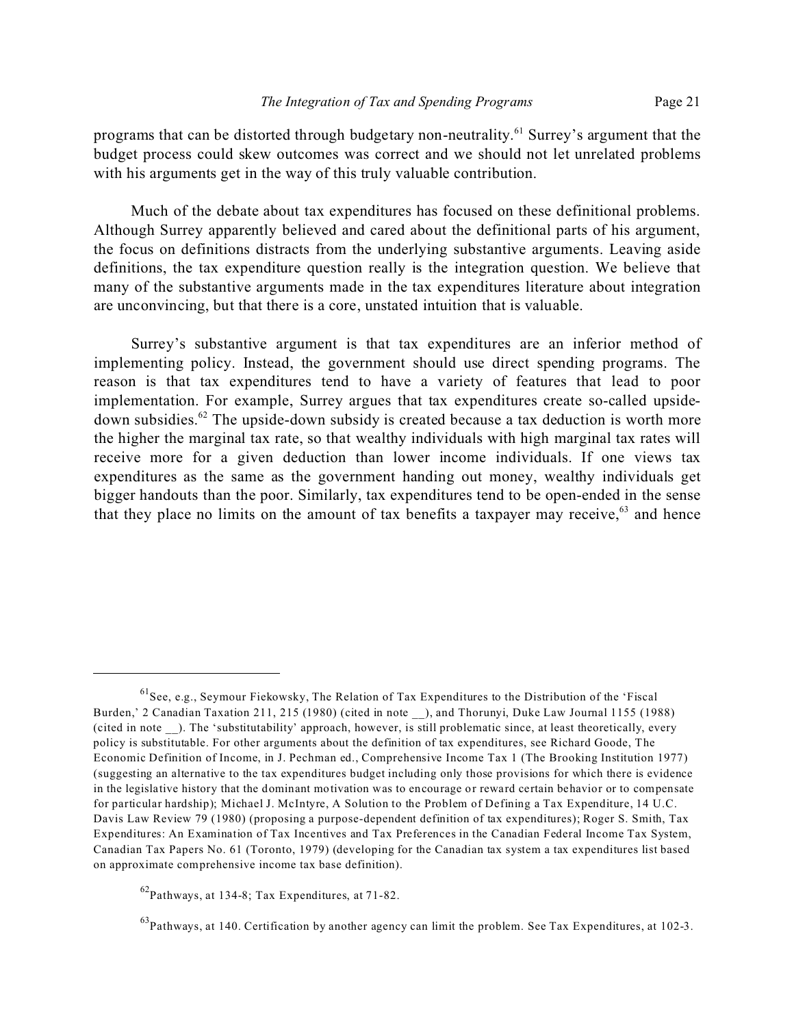programs that can be distorted through budgetary non-neutrality.[61] Surrey's argument that the budget process could skew outcomes was correct and we should not let unrelated problems with his arguments get in the way of this truly valuable contribution.

Much of the debate about tax expenditures has focused on these definitional problems. Although Surrey apparently believed and cared about the definitional parts of his argument, the focus on definitions distracts from the underlying substantive arguments. Leaving aside definitions, the tax expenditure question really is the integration question. We believe that many of the substantive arguments made in the tax expenditures literature about integration are unconvincing, but that there is a core, unstated intuition that is valuable.

Surrey's substantive argument is that tax expenditures are an inferior method of implementing policy. Instead, the government should use direct spending programs. The reason is that tax expenditures tend to have a variety of features that lead to poor implementation. For example, Surrey argues that tax expenditures create so-called upside-down subsidies.[62] The upside-down subsidy is created because a tax deduction is worth more the higher the marginal tax rate, so that wealthy individuals with high marginal tax rates will receive more for a given deduction than lower income individuals. If one views tax expenditures as the same as the government handing out money, wealthy individuals get bigger handouts than the poor. Similarly, tax expenditures tend to be open-ended in the sense that they place no limits on the amount of tax benefits a taxpayer may receive,[63] and hence

---

[61] See, e.g., Seymour Fiekowsky, The Relation of Tax Expenditures to the Distribution of the 'Fiscal Burden,' 2 Canadian Taxation 211, 215 (1980) (cited in note __), and Thorunyi, Duke Law Journal 1155 (1988) (cited in note __). The 'substitutability' approach, however, is still problematic since, at least theoretically, every policy is substitutable. For other arguments about the definition of tax expenditures, see Richard Goode, The Economic Definition of Income, in J. Pechman ed., Comprehensive Income Tax 1 (The Brooking Institution 1977) (suggesting an alternative to the tax expenditures budget including only those provisions for which there is evidence in the legislative history that the dominant motivation was to encourage or reward certain behavior or to compensate for particular hardship); Michael J. McIntyre, A Solution to the Problem of Defining a Tax Expenditure, 14 U.C. Davis Law Review 79 (1980) (proposing a purpose-dependent definition of tax expenditures); Roger S. Smith, Tax Expenditures: An Examination of Tax Incentives and Tax Preferences in the Canadian Federal Income Tax System, Canadian Tax Papers No. 61 (Toronto, 1979) (developing for the Canadian tax system a tax expenditures list based on approximate comprehensive income tax base definition).

[62] Pathways, at 134-8; Tax Expenditures, at 71-82.

[63] Pathways, at 140. Certification by another agency can limit the problem. See Tax Expenditures, at 102-3.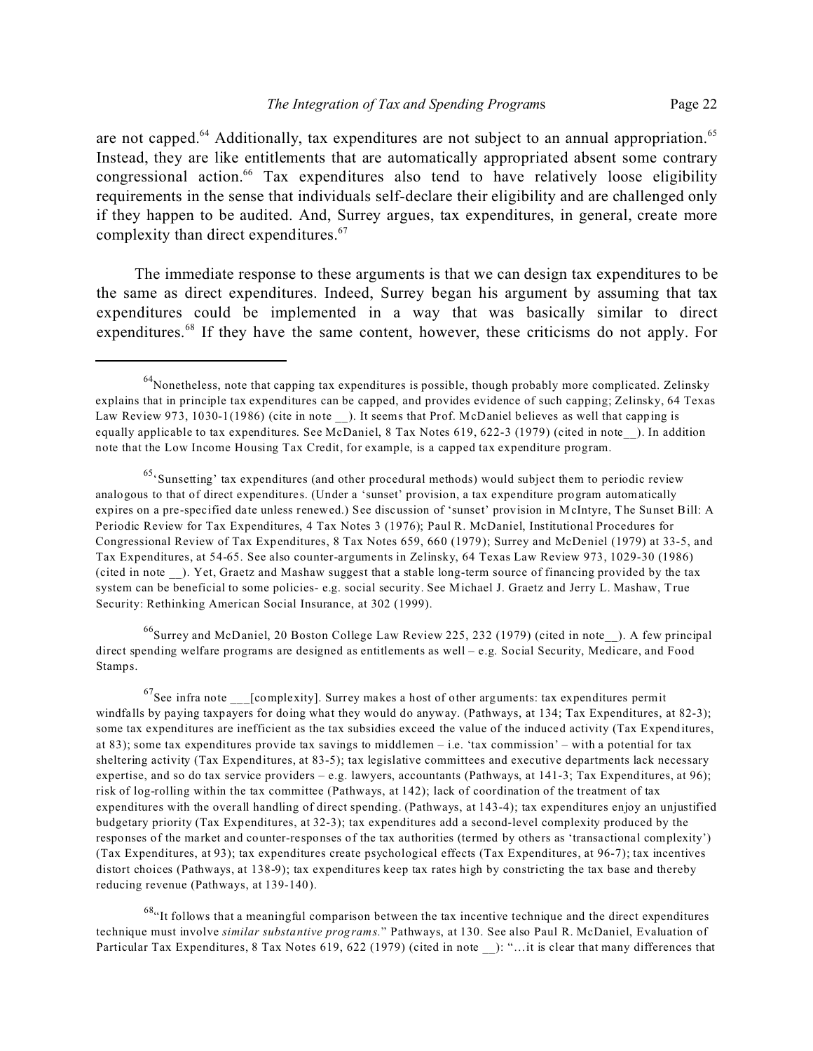are not capped.[64] Additionally, tax expenditures are not subject to an annual appropriation.[65] Instead, they are like entitlements that are automatically appropriated absent some contrary congressional action.[66] Tax expenditures also tend to have relatively loose eligibility requirements in the sense that individuals self-declare their eligibility and are challenged only if they happen to be audited. And, Surrey argues, tax expenditures, in general, create more complexity than direct expenditures.[67]

The immediate response to these arguments is that we can design tax expenditures to be the same as direct expenditures. Indeed, Surrey began his argument by assuming that tax expenditures could be implemented in a way that was basically similar to direct expenditures.[68] If they have the same content, however, these criticisms do not apply. For

---

[64] Nonetheless, note that capping tax expenditures is possible, though probably more complicated. Zelinsky explains that in principle tax expenditures can be capped, and provides evidence of such capping; Zelinsky, 64 Texas Law Review 973, 1030-1(1986) (cite in note __). It seems that Prof. McDaniel believes as well that capping is equally applicable to tax expenditures. See McDaniel, 8 Tax Notes 619, 622-3 (1979) (cited in note__). In addition note that the Low Income Housing Tax Credit, for example, is a capped tax expenditure program.

[65] 'Sunsetting' tax expenditures (and other procedural methods) would subject them to periodic review analogous to that of direct expenditures. (Under a 'sunset' provision, a tax expenditure program automatically expires on a pre-specified date unless renewed.) See discussion of 'sunset' provision in McIntyre, The Sunset Bill: A Periodic Review for Tax Expenditures, 4 Tax Notes 3 (1976); Paul R. McDaniel, Institutional Procedures for Congressional Review of Tax Expenditures, 8 Tax Notes 659, 660 (1979); Surrey and McDeniel (1979) at 33-5, and Tax Expenditures, at 54-65. See also counter-arguments in Zelinsky, 64 Texas Law Review 973, 1029-30 (1986) (cited in note __). Yet, Graetz and Mashaw suggest that a stable long-term source of financing provided by the tax system can be beneficial to some policies- e.g. social security. See Michael J. Graetz and Jerry L. Mashaw, True Security: Rethinking American Social Insurance, at 302 (1999).

[66] Surrey and McDaniel, 20 Boston College Law Review 225, 232 (1979) (cited in note__). A few principal direct spending welfare programs are designed as entitlements as well – e.g. Social Security, Medicare, and Food Stamps.

[67] See infra note ___[complexity]. Surrey makes a host of other arguments: tax expenditures permit windfalls by paying taxpayers for doing what they would do anyway. (Pathways, at 134; Tax Expenditures, at 82-3); some tax expenditures are inefficient as the tax subsidies exceed the value of the induced activity (Tax Expenditures, at 83); some tax expenditures provide tax savings to middlemen – i.e. 'tax commission' – with a potential for tax sheltering activity (Tax Expenditures, at 83-5); tax legislative committees and executive departments lack necessary expertise, and so do tax service providers – e.g. lawyers, accountants (Pathways, at 141-3; Tax Expenditures, at 96); risk of log-rolling within the tax committee (Pathways, at 142); lack of coordination of the treatment of tax expenditures with the overall handling of direct spending. (Pathways, at 143-4); tax expenditures enjoy an unjustified budgetary priority (Tax Expenditures, at 32-3); tax expenditures add a second-level complexity produced by the responses of the market and counter-responses of the tax authorities (termed by others as 'transactional complexity') (Tax Expenditures, at 93); tax expenditures create psychological effects (Tax Expenditures, at 96-7); tax incentives distort choices (Pathways, at 138-9); tax expenditures keep tax rates high by constricting the tax base and thereby reducing revenue (Pathways, at 139-140).

[68] "It follows that a meaningful comparison between the tax incentive technique and the direct expenditures technique must involve *similar substantive programs.*" Pathways, at 130. See also Paul R. McDaniel, Evaluation of Particular Tax Expenditures, 8 Tax Notes 619, 622 (1979) (cited in note __): "…it is clear that many differences that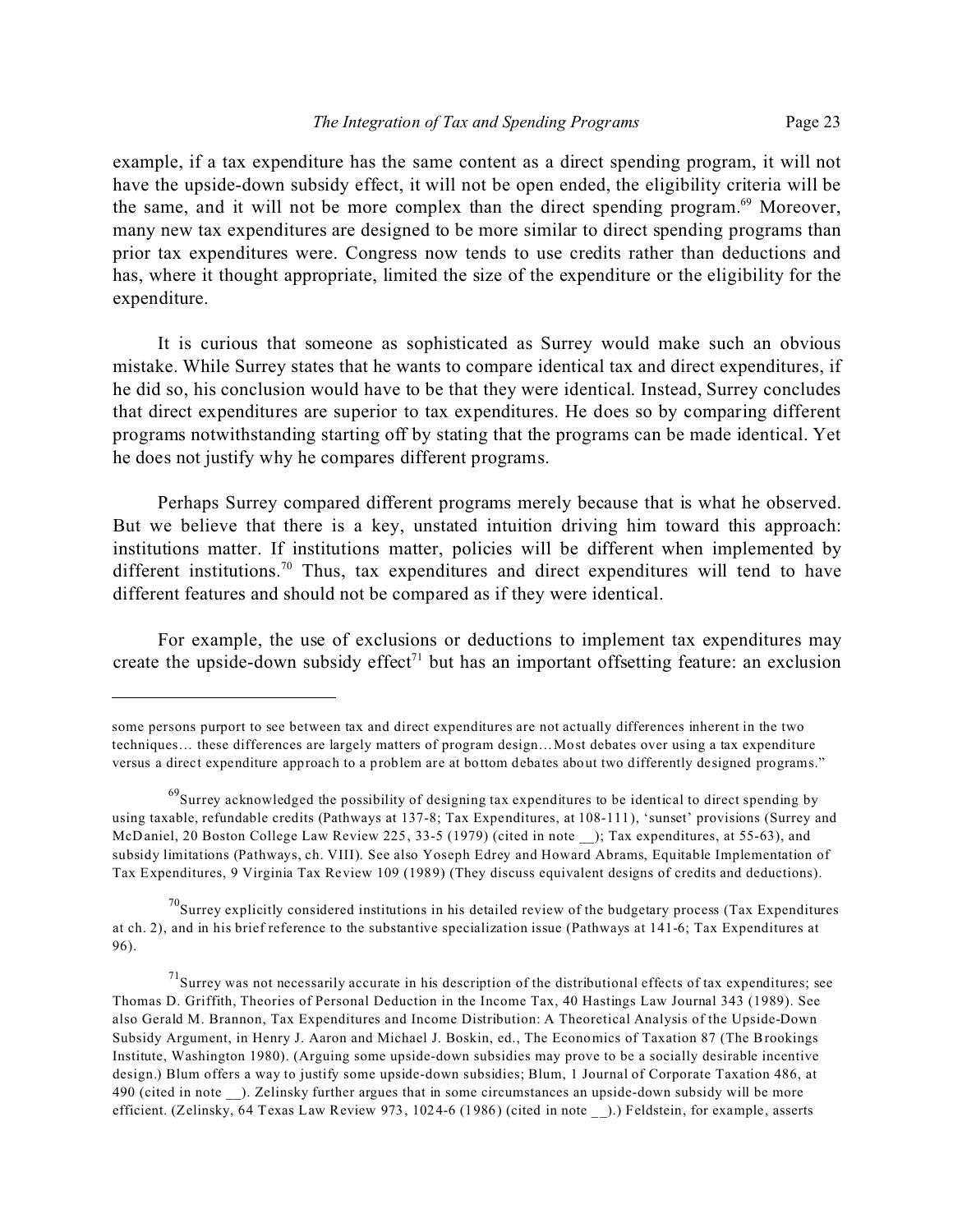example, if a tax expenditure has the same content as a direct spending program, it will not have the upside-down subsidy effect, it will not be open ended, the eligibility criteria will be the same, and it will not be more complex than the direct spending program.[69] Moreover, many new tax expenditures are designed to be more similar to direct spending programs than prior tax expenditures were. Congress now tends to use credits rather than deductions and has, where it thought appropriate, limited the size of the expenditure or the eligibility for the expenditure.

It is curious that someone as sophisticated as Surrey would make such an obvious mistake. While Surrey states that he wants to compare identical tax and direct expenditures, if he did so, his conclusion would have to be that they were identical. Instead, Surrey concludes that direct expenditures are superior to tax expenditures. He does so by comparing different programs notwithstanding starting off by stating that the programs can be made identical. Yet he does not justify why he compares different programs.

Perhaps Surrey compared different programs merely because that is what he observed. But we believe that there is a key, unstated intuition driving him toward this approach: institutions matter. If institutions matter, policies will be different when implemented by different institutions.[70] Thus, tax expenditures and direct expenditures will tend to have different features and should not be compared as if they were identical.

For example, the use of exclusions or deductions to implement tax expenditures may create the upside-down subsidy effect[71] but has an important offsetting feature: an exclusion

---

some persons purport to see between tax and direct expenditures are not actually differences inherent in the two techniques… these differences are largely matters of program design…Most debates over using a tax expenditure versus a direct expenditure approach to a problem are at bottom debates about two differently designed programs."

[69] Surrey acknowledged the possibility of designing tax expenditures to be identical to direct spending by using taxable, refundable credits (Pathways at 137-8; Tax Expenditures, at 108-111), 'sunset' provisions (Surrey and McDaniel, 20 Boston College Law Review 225, 33-5 (1979) (cited in note __); Tax expenditures, at 55-63), and subsidy limitations (Pathways, ch. VIII). See also Yoseph Edrey and Howard Abrams, Equitable Implementation of Tax Expenditures, 9 Virginia Tax Review 109 (1989) (They discuss equivalent designs of credits and deductions).

[70] Surrey explicitly considered institutions in his detailed review of the budgetary process (Tax Expenditures at ch. 2), and in his brief reference to the substantive specialization issue (Pathways at 141-6; Tax Expenditures at 96).

[71] Surrey was not necessarily accurate in his description of the distributional effects of tax expenditures; see Thomas D. Griffith, Theories of Personal Deduction in the Income Tax, 40 Hastings Law Journal 343 (1989). See also Gerald M. Brannon, Tax Expenditures and Income Distribution: A Theoretical Analysis of the Upside-Down Subsidy Argument, in Henry J. Aaron and Michael J. Boskin, ed., The Economics of Taxation 87 (The Brookings Institute, Washington 1980). (Arguing some upside-down subsidies may prove to be a socially desirable incentive design.) Blum offers a way to justify some upside-down subsidies; Blum, 1 Journal of Corporate Taxation 486, at 490 (cited in note __). Zelinsky further argues that in some circumstances an upside-down subsidy will be more efficient. (Zelinsky, 64 Texas Law Review 973, 1024-6 (1986) (cited in note __).) Feldstein, for example, asserts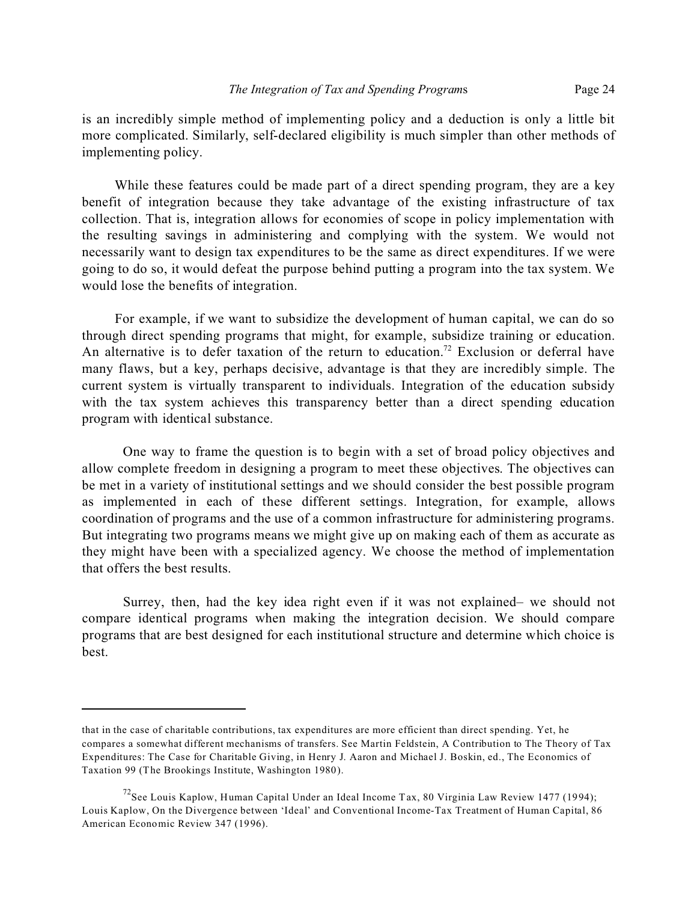is an incredibly simple method of implementing policy and a deduction is only a little bit more complicated. Similarly, self-declared eligibility is much simpler than other methods of implementing policy.

While these features could be made part of a direct spending program, they are a key benefit of integration because they take advantage of the existing infrastructure of tax collection. That is, integration allows for economies of scope in policy implementation with the resulting savings in administering and complying with the system. We would not necessarily want to design tax expenditures to be the same as direct expenditures. If we were going to do so, it would defeat the purpose behind putting a program into the tax system. We would lose the benefits of integration.

For example, if we want to subsidize the development of human capital, we can do so through direct spending programs that might, for example, subsidize training or education. An alternative is to defer taxation of the return to education.[72] Exclusion or deferral have many flaws, but a key, perhaps decisive, advantage is that they are incredibly simple. The current system is virtually transparent to individuals. Integration of the education subsidy with the tax system achieves this transparency better than a direct spending education program with identical substance.

One way to frame the question is to begin with a set of broad policy objectives and allow complete freedom in designing a program to meet these objectives. The objectives can be met in a variety of institutional settings and we should consider the best possible program as implemented in each of these different settings. Integration, for example, allows coordination of programs and the use of a common infrastructure for administering programs. But integrating two programs means we might give up on making each of them as accurate as they might have been with a specialized agency. We choose the method of implementation that offers the best results.

Surrey, then, had the key idea right even if it was not explained– we should not compare identical programs when making the integration decision. We should compare programs that are best designed for each institutional structure and determine which choice is best.

---

that in the case of charitable contributions, tax expenditures are more efficient than direct spending. Yet, he compares a somewhat different mechanisms of transfers. See Martin Feldstein, A Contribution to The Theory of Tax Expenditures: The Case for Charitable Giving, in Henry J. Aaron and Michael J. Boskin, ed., The Economics of Taxation 99 (The Brookings Institute, Washington 1980).

[72] See Louis Kaplow, Human Capital Under an Ideal Income Tax, 80 Virginia Law Review 1477 (1994); Louis Kaplow, On the Divergence between 'Ideal' and Conventional Income-Tax Treatment of Human Capital, 86 American Economic Review 347 (1996).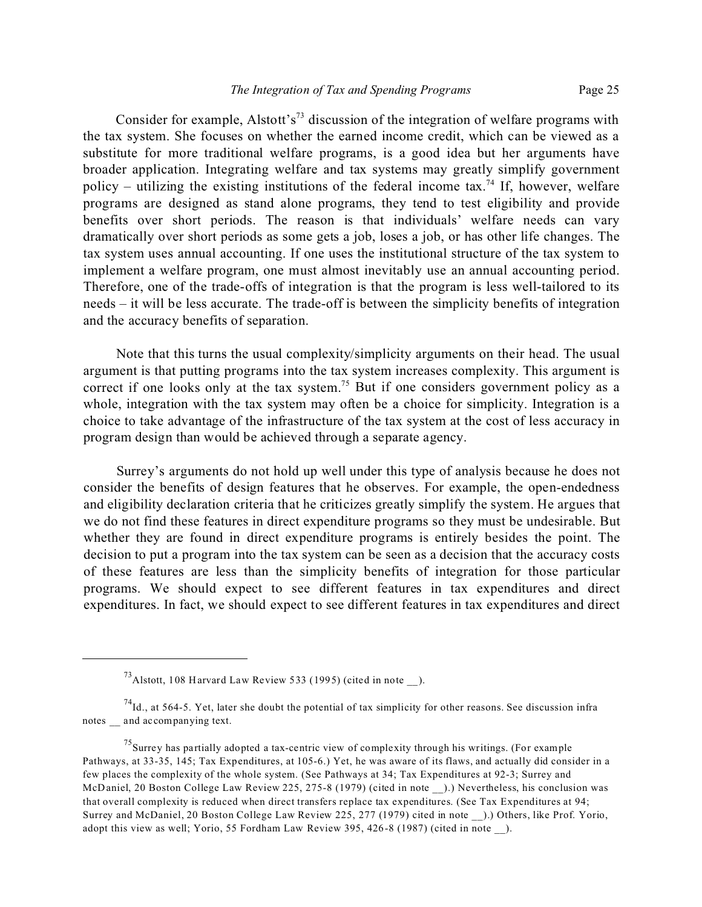Consider for example, Alstott's[73] discussion of the integration of welfare programs with the tax system. She focuses on whether the earned income credit, which can be viewed as a substitute for more traditional welfare programs, is a good idea but her arguments have broader application. Integrating welfare and tax systems may greatly simplify government policy – utilizing the existing institutions of the federal income tax.[74] If, however, welfare programs are designed as stand alone programs, they tend to test eligibility and provide benefits over short periods. The reason is that individuals' welfare needs can vary dramatically over short periods as some gets a job, loses a job, or has other life changes. The tax system uses annual accounting. If one uses the institutional structure of the tax system to implement a welfare program, one must almost inevitably use an annual accounting period. Therefore, one of the trade-offs of integration is that the program is less well-tailored to its needs – it will be less accurate. The trade-off is between the simplicity benefits of integration and the accuracy benefits of separation.

Note that this turns the usual complexity/simplicity arguments on their head. The usual argument is that putting programs into the tax system increases complexity. This argument is correct if one looks only at the tax system.[75] But if one considers government policy as a whole, integration with the tax system may often be a choice for simplicity. Integration is a choice to take advantage of the infrastructure of the tax system at the cost of less accuracy in program design than would be achieved through a separate agency.

Surrey's arguments do not hold up well under this type of analysis because he does not consider the benefits of design features that he observes. For example, the open-endedness and eligibility declaration criteria that he criticizes greatly simplify the system. He argues that we do not find these features in direct expenditure programs so they must be undesirable. But whether they are found in direct expenditure programs is entirely besides the point. The decision to put a program into the tax system can be seen as a decision that the accuracy costs of these features are less than the simplicity benefits of integration for those particular programs. We should expect to see different features in tax expenditures and direct expenditures. In fact, we should expect to see different features in tax expenditures and direct

---

[73] Alstott, 108 Harvard Law Review 533 (1995) (cited in note __).

[74] Id., at 564-5. Yet, later she doubt the potential of tax simplicity for other reasons. See discussion infra notes __ and accompanying text.

[75] Surrey has partially adopted a tax-centric view of complexity through his writings. (For example Pathways, at 33-35, 145; Tax Expenditures, at 105-6.) Yet, he was aware of its flaws, and actually did consider in a few places the complexity of the whole system. (See Pathways at 34; Tax Expenditures at 92-3; Surrey and McDaniel, 20 Boston College Law Review 225, 275-8 (1979) (cited in note __).) Nevertheless, his conclusion was that overall complexity is reduced when direct transfers replace tax expenditures. (See Tax Expenditures at 94; Surrey and McDaniel, 20 Boston College Law Review 225, 277 (1979) cited in note __).) Others, like Prof. Yorio, adopt this view as well; Yorio, 55 Fordham Law Review 395, 426-8 (1987) (cited in note __).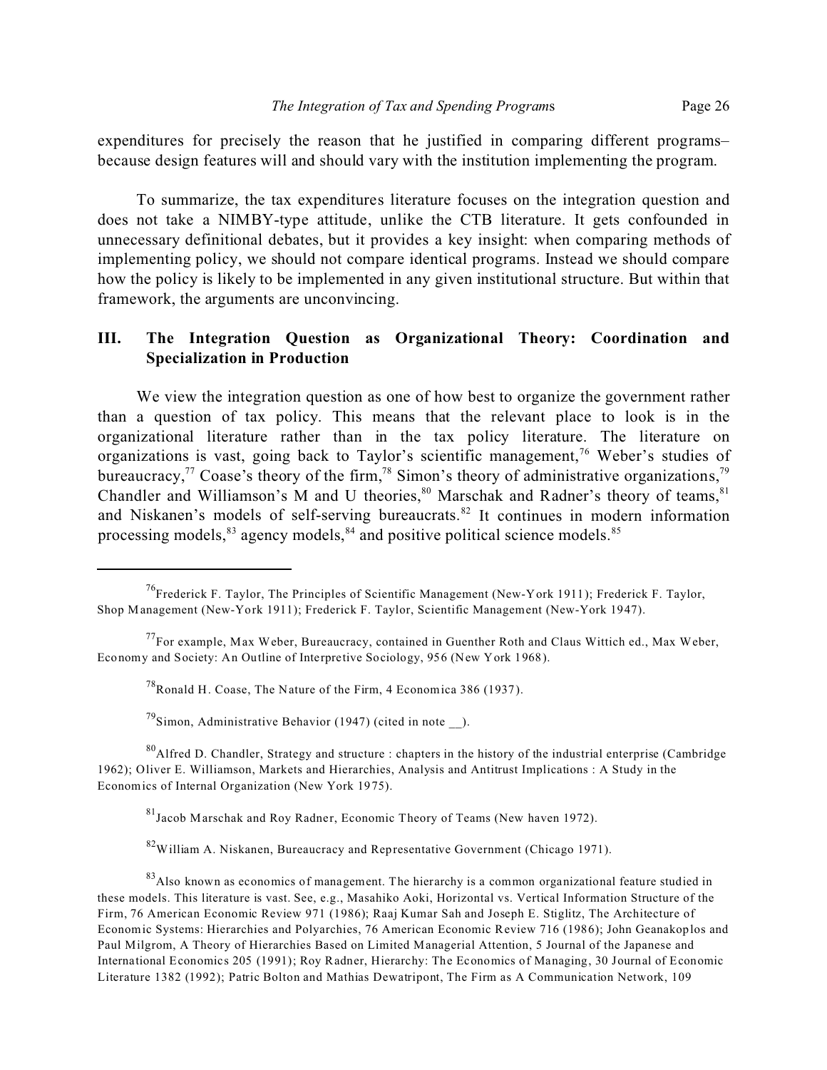expenditures for precisely the reason that he justified in comparing different programs– because design features will and should vary with the institution implementing the program.

To summarize, the tax expenditures literature focuses on the integration question and does not take a NIMBY-type attitude, unlike the CTB literature. It gets confounded in unnecessary definitional debates, but it provides a key insight: when comparing methods of implementing policy, we should not compare identical programs. Instead we should compare how the policy is likely to be implemented in any given institutional structure. But within that framework, the arguments are unconvincing.

## III. The Integration Question as Organizational Theory: Coordination and Specialization in Production

We view the integration question as one of how best to organize the government rather than a question of tax policy. This means that the relevant place to look is in the organizational literature rather than in the tax policy literature. The literature on organizations is vast, going back to Taylor's scientific management,[76] Weber's studies of bureaucracy,[77] Coase's theory of the firm,[78] Simon's theory of administrative organizations,[79] Chandler and Williamson's M and U theories,[80] Marschak and Radner's theory of teams,[81] and Niskanen's models of self-serving bureaucrats.[82] It continues in modern information processing models,[83] agency models,[84] and positive political science models.[85]

---

[76] Frederick F. Taylor, The Principles of Scientific Management (New-York 1911); Frederick F. Taylor, Shop Management (New-York 1911); Frederick F. Taylor, Scientific Management (New-York 1947).

[77] For example, Max Weber, Bureaucracy, contained in Guenther Roth and Claus Wittich ed., Max Weber, Economy and Society: An Outline of Interpretive Sociology, 956 (New York 1968).

[78] Ronald H. Coase, The Nature of the Firm, 4 Economica 386 (1937).

[79] Simon, Administrative Behavior (1947) (cited in note __).

[80] Alfred D. Chandler, Strategy and structure : chapters in the history of the industrial enterprise (Cambridge 1962); Oliver E. Williamson, Markets and Hierarchies, Analysis and Antitrust Implications : A Study in the Economics of Internal Organization (New York 1975).

[81] Jacob Marschak and Roy Radner, Economic Theory of Teams (New haven 1972).

[82] William A. Niskanen, Bureaucracy and Representative Government (Chicago 1971).

[83] Also known as economics of management. The hierarchy is a common organizational feature studied in these models. This literature is vast. See, e.g., Masahiko Aoki, Horizontal vs. Vertical Information Structure of the Firm, 76 American Economic Review 971 (1986); Raaj Kumar Sah and Joseph E. Stiglitz, The Architecture of Economic Systems: Hierarchies and Polyarchies, 76 American Economic Review 716 (1986); John Geanakoplos and Paul Milgrom, A Theory of Hierarchies Based on Limited Managerial Attention, 5 Journal of the Japanese and International Economics 205 (1991); Roy Radner, Hierarchy: The Economics of Managing, 30 Journal of Economic Literature 1382 (1992); Patric Bolton and Mathias Dewatripont, The Firm as A Communication Network, 109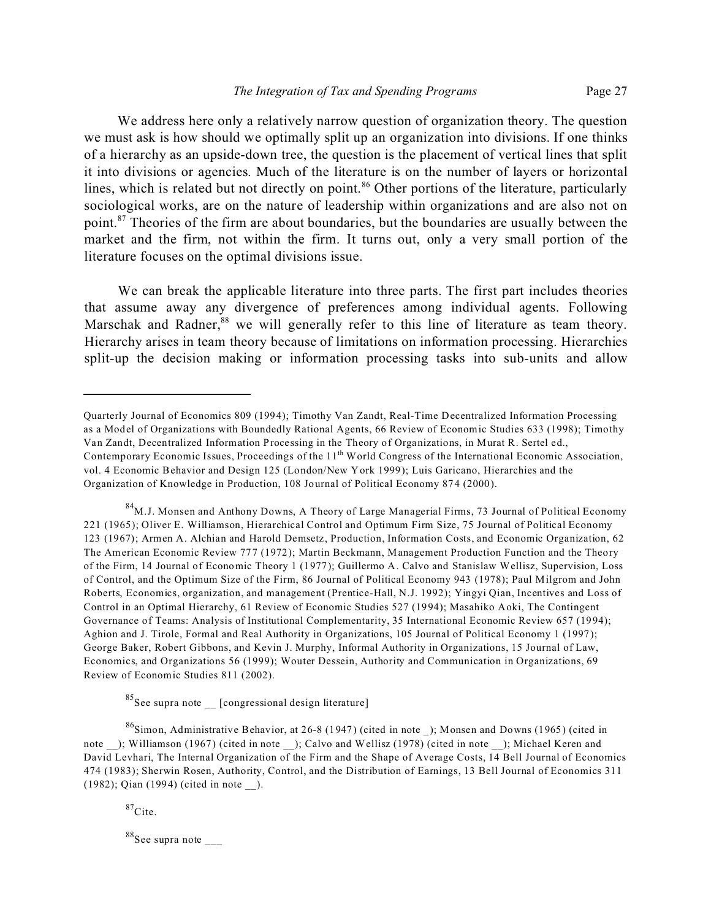We address here only a relatively narrow question of organization theory. The question we must ask is how should we optimally split up an organization into divisions. If one thinks of a hierarchy as an upside-down tree, the question is the placement of vertical lines that split it into divisions or agencies. Much of the literature is on the number of layers or horizontal lines, which is related but not directly on point.[86] Other portions of the literature, particularly sociological works, are on the nature of leadership within organizations and are also not on point.[87] Theories of the firm are about boundaries, but the boundaries are usually between the market and the firm, not within the firm. It turns out, only a very small portion of the literature focuses on the optimal divisions issue.

We can break the applicable literature into three parts. The first part includes theories that assume away any divergence of preferences among individual agents. Following Marschak and Radner,[88] we will generally refer to this line of literature as team theory. Hierarchy arises in team theory because of limitations on information processing. Hierarchies split-up the decision making or information processing tasks into sub-units and allow

---

Quarterly Journal of Economics 809 (1994); Timothy Van Zandt, Real-Time Decentralized Information Processing as a Model of Organizations with Boundedly Rational Agents, 66 Review of Economic Studies 633 (1998); Timothy Van Zandt, Decentralized Information Processing in the Theory of Organizations, in Murat R. Sertel ed., Contemporary Economic Issues, Proceedings of the 11th World Congress of the International Economic Association, vol. 4 Economic Behavior and Design 125 (London/New York 1999); Luis Garicano, Hierarchies and the Organization of Knowledge in Production, 108 Journal of Political Economy 874 (2000).

[84] M.J. Monsen and Anthony Downs, A Theory of Large Managerial Firms, 73 Journal of Political Economy 221 (1965); Oliver E. Williamson, Hierarchical Control and Optimum Firm Size, 75 Journal of Political Economy 123 (1967); Armen A. Alchian and Harold Demsetz, Production, Information Costs, and Economic Organization, 62 The American Economic Review 777 (1972); Martin Beckmann, Management Production Function and the Theory of the Firm, 14 Journal of Economic Theory 1 (1977); Guillermo A. Calvo and Stanislaw Wellisz, Supervision, Loss of Control, and the Optimum Size of the Firm, 86 Journal of Political Economy 943 (1978); Paul Milgrom and John Roberts, Economics, organization, and management (Prentice-Hall, N.J. 1992); Yingyi Qian, Incentives and Loss of Control in an Optimal Hierarchy, 61 Review of Economic Studies 527 (1994); Masahiko Aoki, The Contingent Governance of Teams: Analysis of Institutional Complementarity, 35 International Economic Review 657 (1994); Aghion and J. Tirole, Formal and Real Authority in Organizations, 105 Journal of Political Economy 1 (1997); George Baker, Robert Gibbons, and Kevin J. Murphy, Informal Authority in Organizations, 15 Journal of Law, Economics, and Organizations 56 (1999); Wouter Dessein, Authority and Communication in Organizations, 69 Review of Economic Studies 811 (2002).

[85] See supra note __ [congressional design literature]

[86] Simon, Administrative Behavior, at 26-8 (1947) (cited in note _); Monsen and Downs (1965) (cited in note __); Williamson (1967) (cited in note __); Calvo and Wellisz (1978) (cited in note __); Michael Keren and David Levhari, The Internal Organization of the Firm and the Shape of Average Costs, 14 Bell Journal of Economics 474 (1983); Sherwin Rosen, Authority, Control, and the Distribution of Earnings, 13 Bell Journal of Economics 311 (1982); Qian (1994) (cited in note __).

[87] Cite.

[88] See supra note ___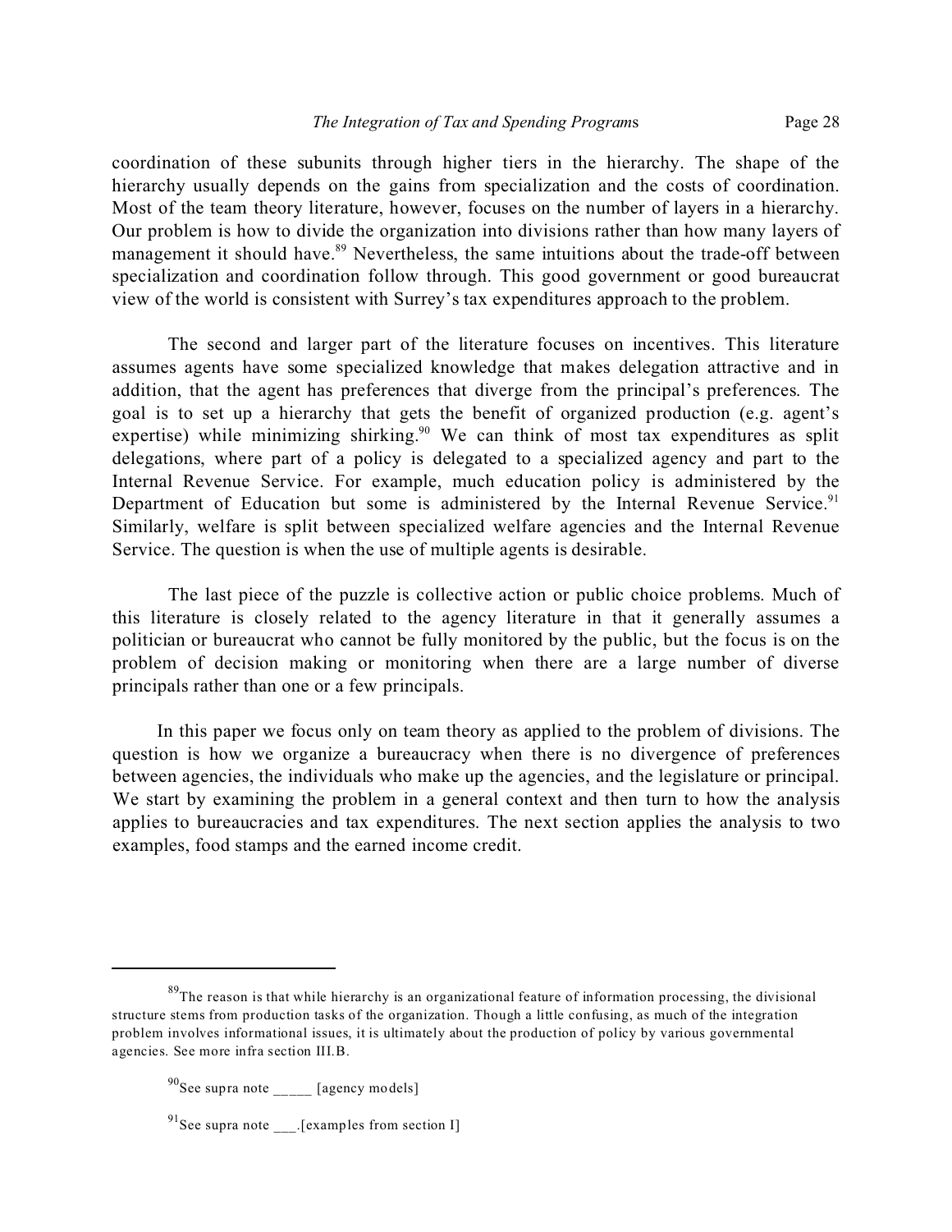coordination of these subunits through higher tiers in the hierarchy. The shape of the hierarchy usually depends on the gains from specialization and the costs of coordination. Most of the team theory literature, however, focuses on the number of layers in a hierarchy. Our problem is how to divide the organization into divisions rather than how many layers of management it should have.[89] Nevertheless, the same intuitions about the trade-off between specialization and coordination follow through. This good government or good bureaucrat view of the world is consistent with Surrey's tax expenditures approach to the problem.

The second and larger part of the literature focuses on incentives. This literature assumes agents have some specialized knowledge that makes delegation attractive and in addition, that the agent has preferences that diverge from the principal's preferences. The goal is to set up a hierarchy that gets the benefit of organized production (e.g. agent's expertise) while minimizing shirking.[90] We can think of most tax expenditures as split delegations, where part of a policy is delegated to a specialized agency and part to the Internal Revenue Service. For example, much education policy is administered by the Department of Education but some is administered by the Internal Revenue Service.[91] Similarly, welfare is split between specialized welfare agencies and the Internal Revenue Service. The question is when the use of multiple agents is desirable.

The last piece of the puzzle is collective action or public choice problems. Much of this literature is closely related to the agency literature in that it generally assumes a politician or bureaucrat who cannot be fully monitored by the public, but the focus is on the problem of decision making or monitoring when there are a large number of diverse principals rather than one or a few principals.

In this paper we focus only on team theory as applied to the problem of divisions. The question is how we organize a bureaucracy when there is no divergence of preferences between agencies, the individuals who make up the agencies, and the legislature or principal. We start by examining the problem in a general context and then turn to how the analysis applies to bureaucracies and tax expenditures. The next section applies the analysis to two examples, food stamps and the earned income credit.

---

[89] The reason is that while hierarchy is an organizational feature of information processing, the divisional structure stems from production tasks of the organization. Though a little confusing, as much of the integration problem involves informational issues, it is ultimately about the production of policy by various governmental agencies. See more infra section III.B.

[90] See supra note _____ [agency models]

[91] See supra note ___.[examples from section I]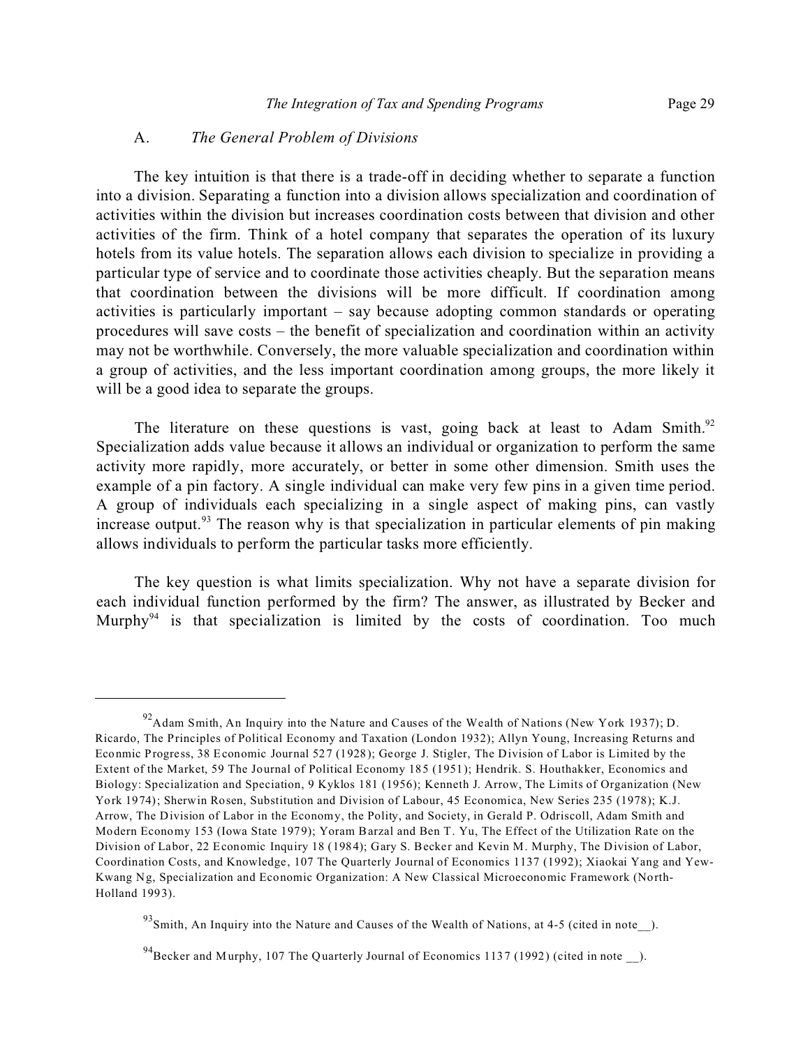### A. *The General Problem of Divisions*

The key intuition is that there is a trade-off in deciding whether to separate a function into a division. Separating a function into a division allows specialization and coordination of activities within the division but increases coordination costs between that division and other activities of the firm. Think of a hotel company that separates the operation of its luxury hotels from its value hotels. The separation allows each division to specialize in providing a particular type of service and to coordinate those activities cheaply. But the separation means that coordination between the divisions will be more difficult. If coordination among activities is particularly important – say because adopting common standards or operating procedures will save costs – the benefit of specialization and coordination within an activity may not be worthwhile. Conversely, the more valuable specialization and coordination within a group of activities, and the less important coordination among groups, the more likely it will be a good idea to separate the groups.

The literature on these questions is vast, going back at least to Adam Smith.[92] Specialization adds value because it allows an individual or organization to perform the same activity more rapidly, more accurately, or better in some other dimension. Smith uses the example of a pin factory. A single individual can make very few pins in a given time period. A group of individuals each specializing in a single aspect of making pins, can vastly increase output.[93] The reason why is that specialization in particular elements of pin making allows individuals to perform the particular tasks more efficiently.

The key question is what limits specialization. Why not have a separate division for each individual function performed by the firm? The answer, as illustrated by Becker and Murphy[94] is that specialization is limited by the costs of coordination. Too much

---

[92] Adam Smith, An Inquiry into the Nature and Causes of the Wealth of Nations (New York 1937); D. Ricardo, The Principles of Political Economy and Taxation (London 1932); Allyn Young, Increasing Returns and Econmic Progress, 38 Economic Journal 527 (1928); George J. Stigler, The Division of Labor is Limited by the Extent of the Market, 59 The Journal of Political Economy 185 (1951); Hendrik. S. Houthakker, Economics and Biology: Specialization and Speciation, 9 Kyklos 181 (1956); Kenneth J. Arrow, The Limits of Organization (New York 1974); Sherwin Rosen, Substitution and Division of Labour, 45 Economica, New Series 235 (1978); K.J. Arrow, The Division of Labor in the Economy, the Polity, and Society, in Gerald P. Odriscoll, Adam Smith and Modern Economy 153 (Iowa State 1979); Yoram Barzal and Ben T. Yu, The Effect of the Utilization Rate on the Division of Labor, 22 Economic Inquiry 18 (1984); Gary S. Becker and Kevin M. Murphy, The Division of Labor, Coordination Costs, and Knowledge, 107 The Quarterly Journal of Economics 1137 (1992); Xiaokai Yang and Yew-Kwang Ng, Specialization and Economic Organization: A New Classical Microeconomic Framework (North-Holland 1993).

[93] Smith, An Inquiry into the Nature and Causes of the Wealth of Nations, at 4-5 (cited in note__).

[94] Becker and Murphy, 107 The Quarterly Journal of Economics 1137 (1992) (cited in note __).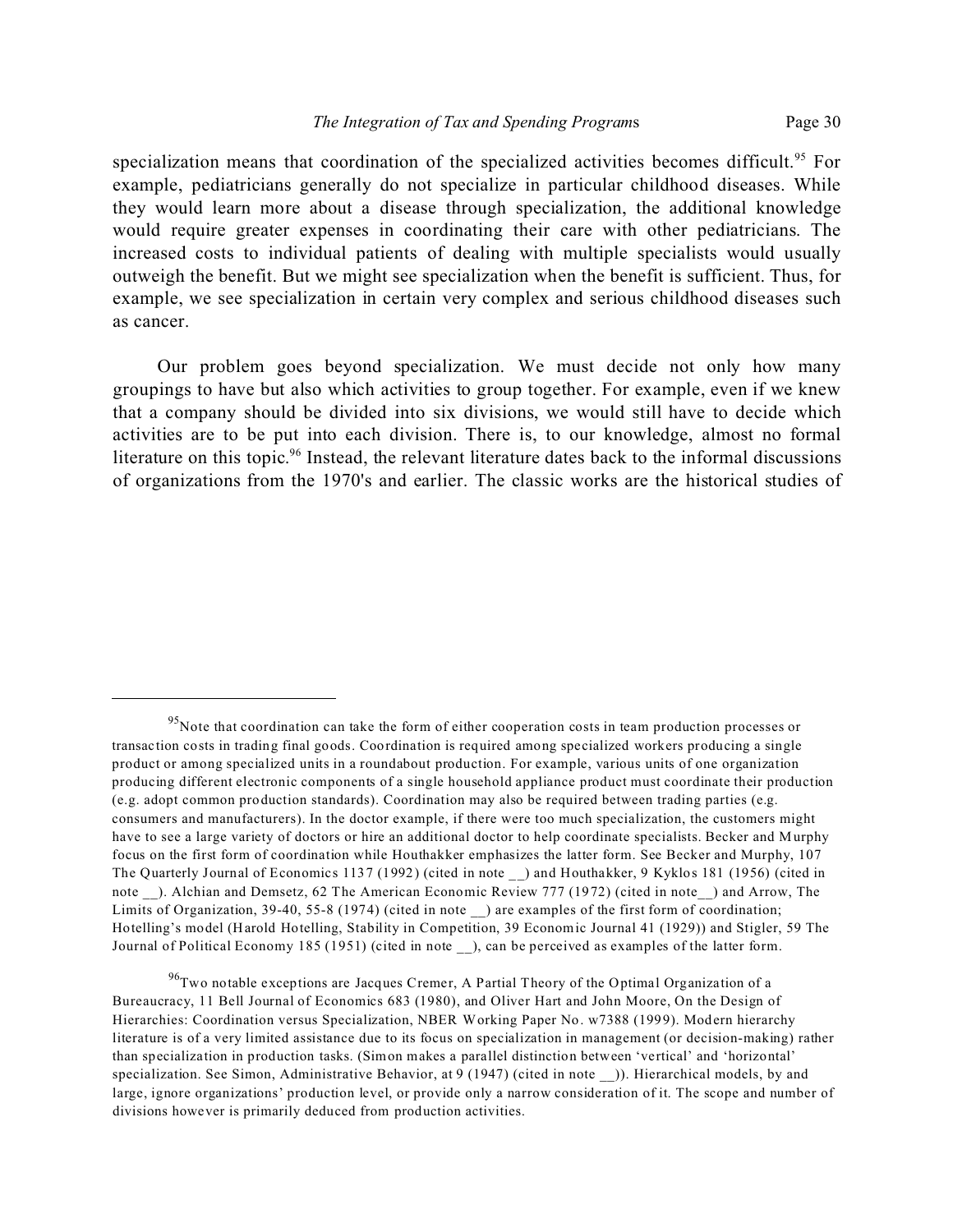specialization means that coordination of the specialized activities becomes difficult.[95] For example, pediatricians generally do not specialize in particular childhood diseases. While they would learn more about a disease through specialization, the additional knowledge would require greater expenses in coordinating their care with other pediatricians. The increased costs to individual patients of dealing with multiple specialists would usually outweigh the benefit. But we might see specialization when the benefit is sufficient. Thus, for example, we see specialization in certain very complex and serious childhood diseases such as cancer.

Our problem goes beyond specialization. We must decide not only how many groupings to have but also which activities to group together. For example, even if we knew that a company should be divided into six divisions, we would still have to decide which activities are to be put into each division. There is, to our knowledge, almost no formal literature on this topic.[96] Instead, the relevant literature dates back to the informal discussions of organizations from the 1970's and earlier. The classic works are the historical studies of

---

[95] Note that coordination can take the form of either cooperation costs in team production processes or transaction costs in trading final goods. Coordination is required among specialized workers producing a single product or among specialized units in a roundabout production. For example, various units of one organization producing different electronic components of a single household appliance product must coordinate their production (e.g. adopt common production standards). Coordination may also be required between trading parties (e.g. consumers and manufacturers). In the doctor example, if there were too much specialization, the customers might have to see a large variety of doctors or hire an additional doctor to help coordinate specialists. Becker and Murphy focus on the first form of coordination while Houthakker emphasizes the latter form. See Becker and Murphy, 107 The Quarterly Journal of Economics 1137 (1992) (cited in note __) and Houthakker, 9 Kyklos 181 (1956) (cited in note __). Alchian and Demsetz, 62 The American Economic Review 777 (1972) (cited in note__) and Arrow, The Limits of Organization, 39-40, 55-8 (1974) (cited in note __) are examples of the first form of coordination; Hotelling's model (Harold Hotelling, Stability in Competition, 39 Economic Journal 41 (1929)) and Stigler, 59 The Journal of Political Economy 185 (1951) (cited in note __), can be perceived as examples of the latter form.

[96] Two notable exceptions are Jacques Cremer, A Partial Theory of the Optimal Organization of a Bureaucracy, 11 Bell Journal of Economics 683 (1980), and Oliver Hart and John Moore, On the Design of Hierarchies: Coordination versus Specialization, NBER Working Paper No. w7388 (1999). Modern hierarchy literature is of a very limited assistance due to its focus on specialization in management (or decision-making) rather than specialization in production tasks. (Simon makes a parallel distinction between 'vertical' and 'horizontal' specialization. See Simon, Administrative Behavior, at 9 (1947) (cited in note __)). Hierarchical models, by and large, ignore organizations' production level, or provide only a narrow consideration of it. The scope and number of divisions however is primarily deduced from production activities.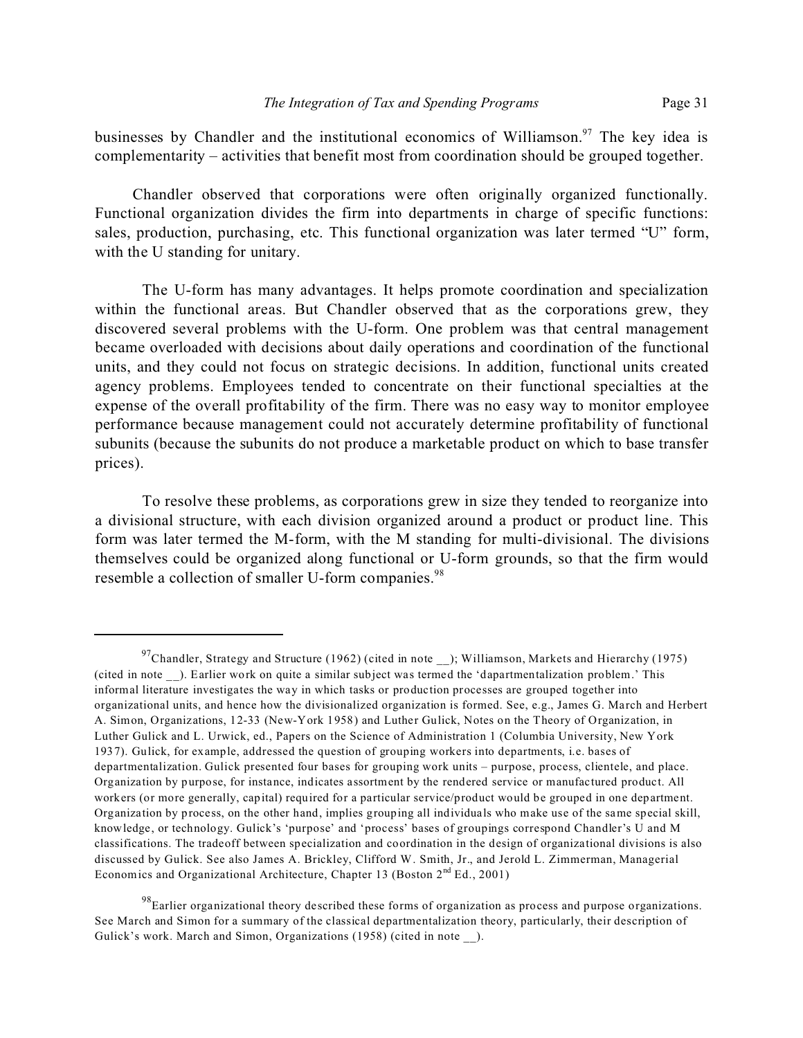businesses by Chandler and the institutional economics of Williamson.[97] The key idea is complementarity – activities that benefit most from coordination should be grouped together.

Chandler observed that corporations were often originally organized functionally. Functional organization divides the firm into departments in charge of specific functions: sales, production, purchasing, etc. This functional organization was later termed "U" form, with the U standing for unitary.

The U-form has many advantages. It helps promote coordination and specialization within the functional areas. But Chandler observed that as the corporations grew, they discovered several problems with the U-form. One problem was that central management became overloaded with decisions about daily operations and coordination of the functional units, and they could not focus on strategic decisions. In addition, functional units created agency problems. Employees tended to concentrate on their functional specialties at the expense of the overall profitability of the firm. There was no easy way to monitor employee performance because management could not accurately determine profitability of functional subunits (because the subunits do not produce a marketable product on which to base transfer prices).

To resolve these problems, as corporations grew in size they tended to reorganize into a divisional structure, with each division organized around a product or product line. This form was later termed the M-form, with the M standing for multi-divisional. The divisions themselves could be organized along functional or U-form grounds, so that the firm would resemble a collection of smaller U-form companies.[98]

---

[97] Chandler, Strategy and Structure (1962) (cited in note __); Williamson, Markets and Hierarchy (1975) (cited in note __). Earlier work on quite a similar subject was termed the 'dapartmentalization problem.' This informal literature investigates the way in which tasks or production processes are grouped together into organizational units, and hence how the divisionalized organization is formed. See, e.g., James G. March and Herbert A. Simon, Organizations, 12-33 (New-York 1958) and Luther Gulick, Notes on the Theory of Organization, in Luther Gulick and L. Urwick, ed., Papers on the Science of Administration 1 (Columbia University, New York 1937). Gulick, for example, addressed the question of grouping workers into departments, i.e. bases of departmentalization. Gulick presented four bases for grouping work units – purpose, process, clientele, and place. Organization by purpose, for instance, indicates assortment by the rendered service or manufactured product. All workers (or more generally, capital) required for a particular service/product would be grouped in one department. Organization by process, on the other hand, implies grouping all individuals who make use of the same special skill, knowledge, or technology. Gulick's 'purpose' and 'process' bases of groupings correspond Chandler's U and M classifications. The tradeoff between specialization and coordination in the design of organizational divisions is also discussed by Gulick. See also James A. Brickley, Clifford W. Smith, Jr., and Jerold L. Zimmerman, Managerial Economics and Organizational Architecture, Chapter 13 (Boston 2nd Ed., 2001)

[98] Earlier organizational theory described these forms of organization as process and purpose organizations. See March and Simon for a summary of the classical departmentalization theory, particularly, their description of Gulick's work. March and Simon, Organizations (1958) (cited in note __).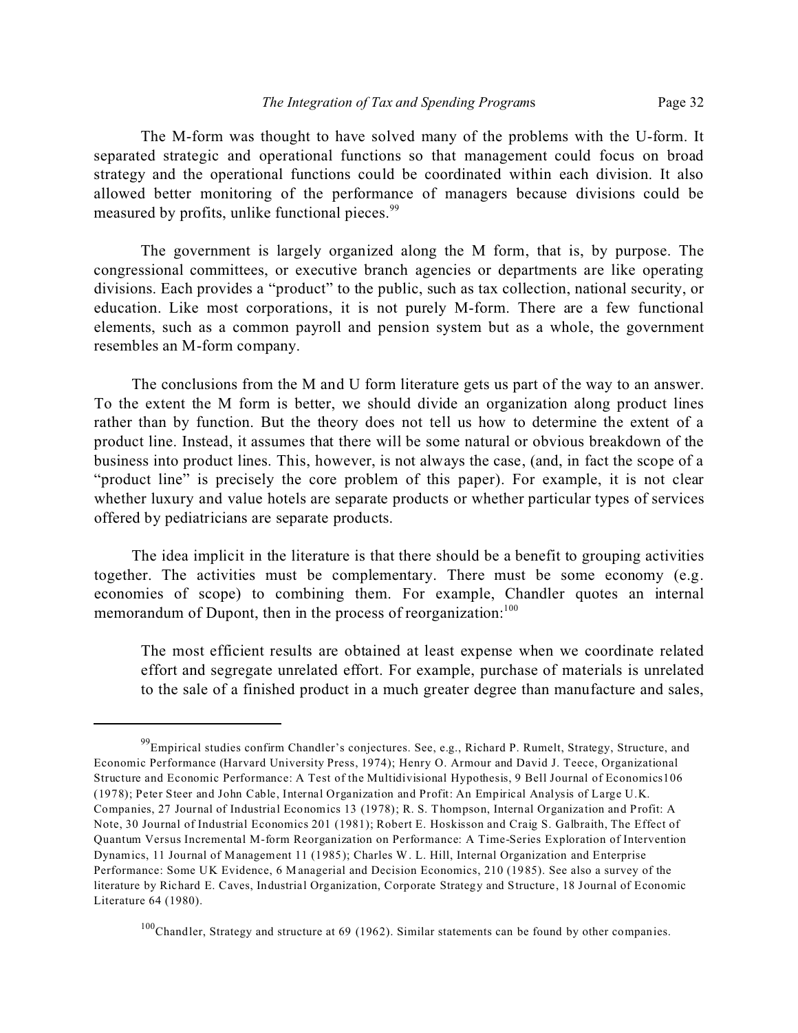The M-form was thought to have solved many of the problems with the U-form. It separated strategic and operational functions so that management could focus on broad strategy and the operational functions could be coordinated within each division. It also allowed better monitoring of the performance of managers because divisions could be measured by profits, unlike functional pieces.[99]

The government is largely organized along the M form, that is, by purpose. The congressional committees, or executive branch agencies or departments are like operating divisions. Each provides a "product" to the public, such as tax collection, national security, or education. Like most corporations, it is not purely M-form. There are a few functional elements, such as a common payroll and pension system but as a whole, the government resembles an M-form company.

The conclusions from the M and U form literature gets us part of the way to an answer. To the extent the M form is better, we should divide an organization along product lines rather than by function. But the theory does not tell us how to determine the extent of a product line. Instead, it assumes that there will be some natural or obvious breakdown of the business into product lines. This, however, is not always the case, (and, in fact the scope of a "product line" is precisely the core problem of this paper). For example, it is not clear whether luxury and value hotels are separate products or whether particular types of services offered by pediatricians are separate products.

The idea implicit in the literature is that there should be a benefit to grouping activities together. The activities must be complementary. There must be some economy (e.g. economies of scope) to combining them. For example, Chandler quotes an internal memorandum of Dupont, then in the process of reorganization:[100]

> The most efficient results are obtained at least expense when we coordinate related effort and segregate unrelated effort. For example, purchase of materials is unrelated to the sale of a finished product in a much greater degree than manufacture and sales,

---

[99] Empirical studies confirm Chandler's conjectures. See, e.g., Richard P. Rumelt, Strategy, Structure, and Economic Performance (Harvard University Press, 1974); Henry O. Armour and David J. Teece, Organizational Structure and Economic Performance: A Test of the Multidivisional Hypothesis, 9 Bell Journal of Economics106 (1978); Peter Steer and John Cable, Internal Organization and Profit: An Empirical Analysis of Large U.K. Companies, 27 Journal of Industrial Economics 13 (1978); R. S. Thompson, Internal Organization and Profit: A Note, 30 Journal of Industrial Economics 201 (1981); Robert E. Hoskisson and Craig S. Galbraith, The Effect of Quantum Versus Incremental M-form Reorganization on Performance: A Time-Series Exploration of Intervention Dynamics, 11 Journal of Management 11 (1985); Charles W. L. Hill, Internal Organization and Enterprise Performance: Some UK Evidence, 6 Managerial and Decision Economics, 210 (1985). See also a survey of the literature by Richard E. Caves, Industrial Organization, Corporate Strategy and Structure, 18 Journal of Economic Literature 64 (1980).

[100] Chandler, Strategy and structure at 69 (1962). Similar statements can be found by other companies.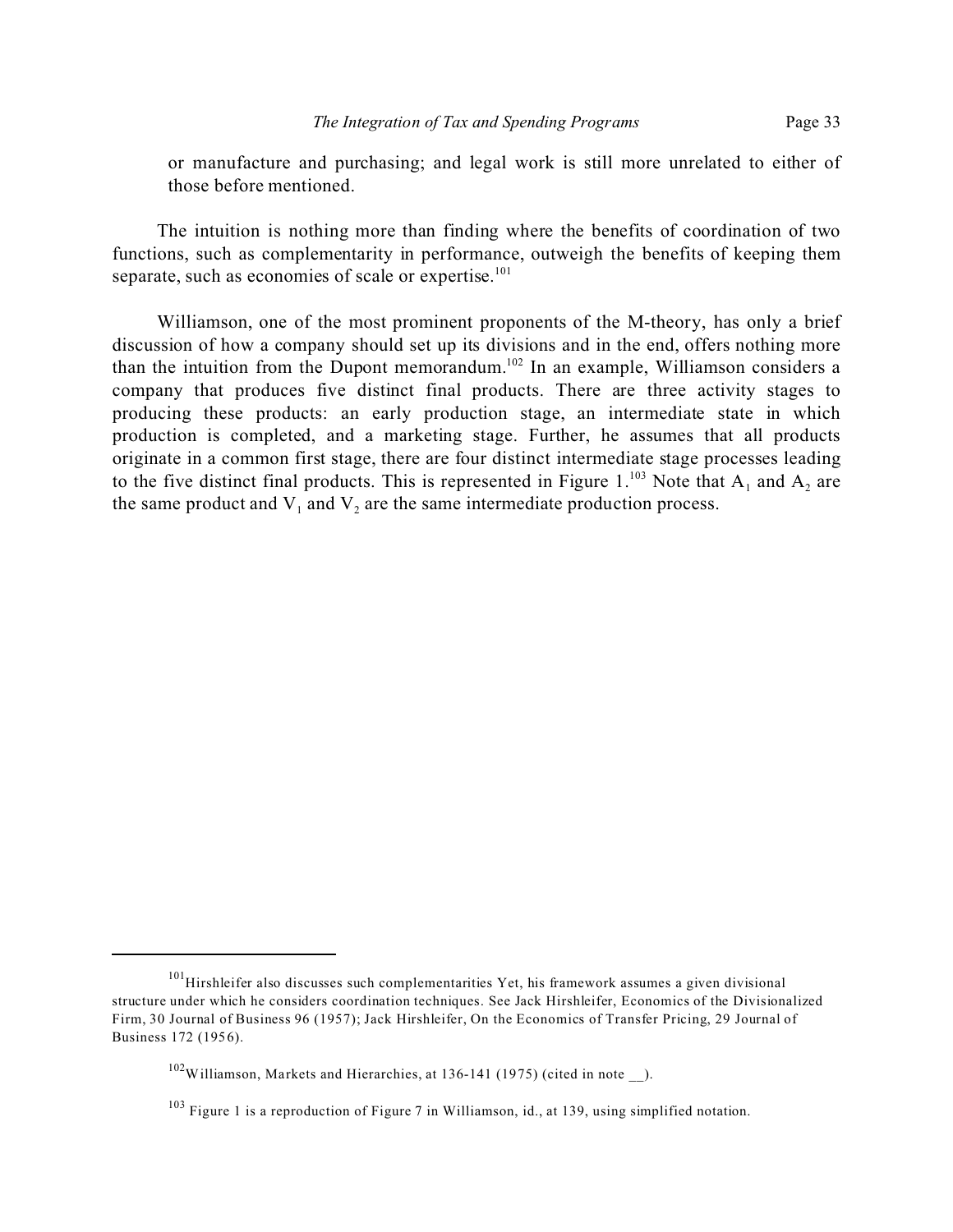or manufacture and purchasing; and legal work is still more unrelated to either of those before mentioned.

The intuition is nothing more than finding where the benefits of coordination of two functions, such as complementarity in performance, outweigh the benefits of keeping them separate, such as economies of scale or expertise.[101]

Williamson, one of the most prominent proponents of the M-theory, has only a brief discussion of how a company should set up its divisions and in the end, offers nothing more than the intuition from the Dupont memorandum.[102] In an example, Williamson considers a company that produces five distinct final products. There are three activity stages to producing these products: an early production stage, an intermediate state in which production is completed, and a marketing stage. Further, he assumes that all products originate in a common first stage, there are four distinct intermediate stage processes leading to the five distinct final products. This is represented in Figure 1.[103] Note that $A_1$ and $A_2$ are the same product and $V_1$ and $V_2$ are the same intermediate production process.

---

[101] Hirshleifer also discusses such complementarities Yet, his framework assumes a given divisional structure under which he considers coordination techniques. See Jack Hirshleifer, Economics of the Divisionalized Firm, 30 Journal of Business 96 (1957); Jack Hirshleifer, On the Economics of Transfer Pricing, 29 Journal of Business 172 (1956).

[102] Williamson, Markets and Hierarchies, at 136-141 (1975) (cited in note __).

[103] Figure 1 is a reproduction of Figure 7 in Williamson, id., at 139, using simplified notation.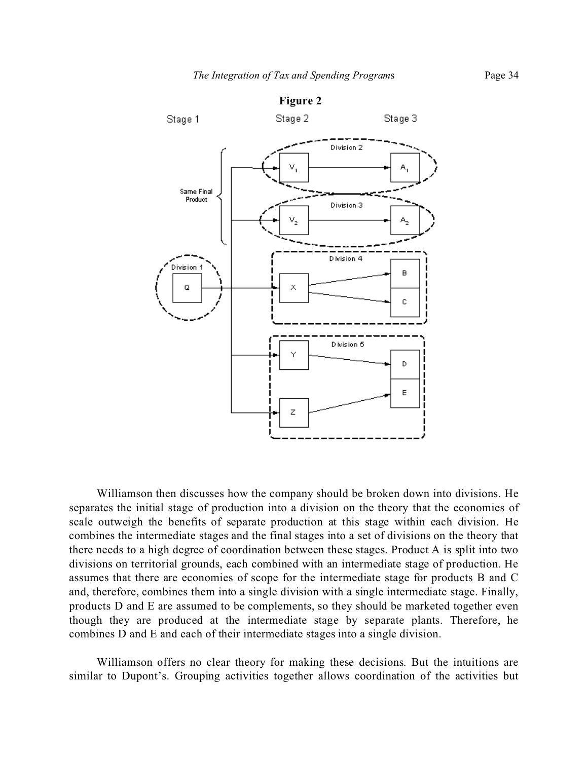**Figure 2**

Williamson then discusses how the company should be broken down into divisions. He separates the initial stage of production into a division on the theory that the economies of scale outweigh the benefits of separate production at this stage within each division. He combines the intermediate stages and the final stages into a set of divisions on the theory that there needs to a high degree of coordination between these stages. Product A is split into two divisions on territorial grounds, each combined with an intermediate stage of production. He assumes that there are economies of scope for the intermediate stage for products B and C and, therefore, combines them into a single division with a single intermediate stage. Finally, products D and E are assumed to be complements, so they should be marketed together even though they are produced at the intermediate stage by separate plants. Therefore, he combines D and E and each of their intermediate stages into a single division.

Williamson offers no clear theory for making these decisions. But the intuitions are similar to Dupont's. Grouping activities together allows coordination of the activities but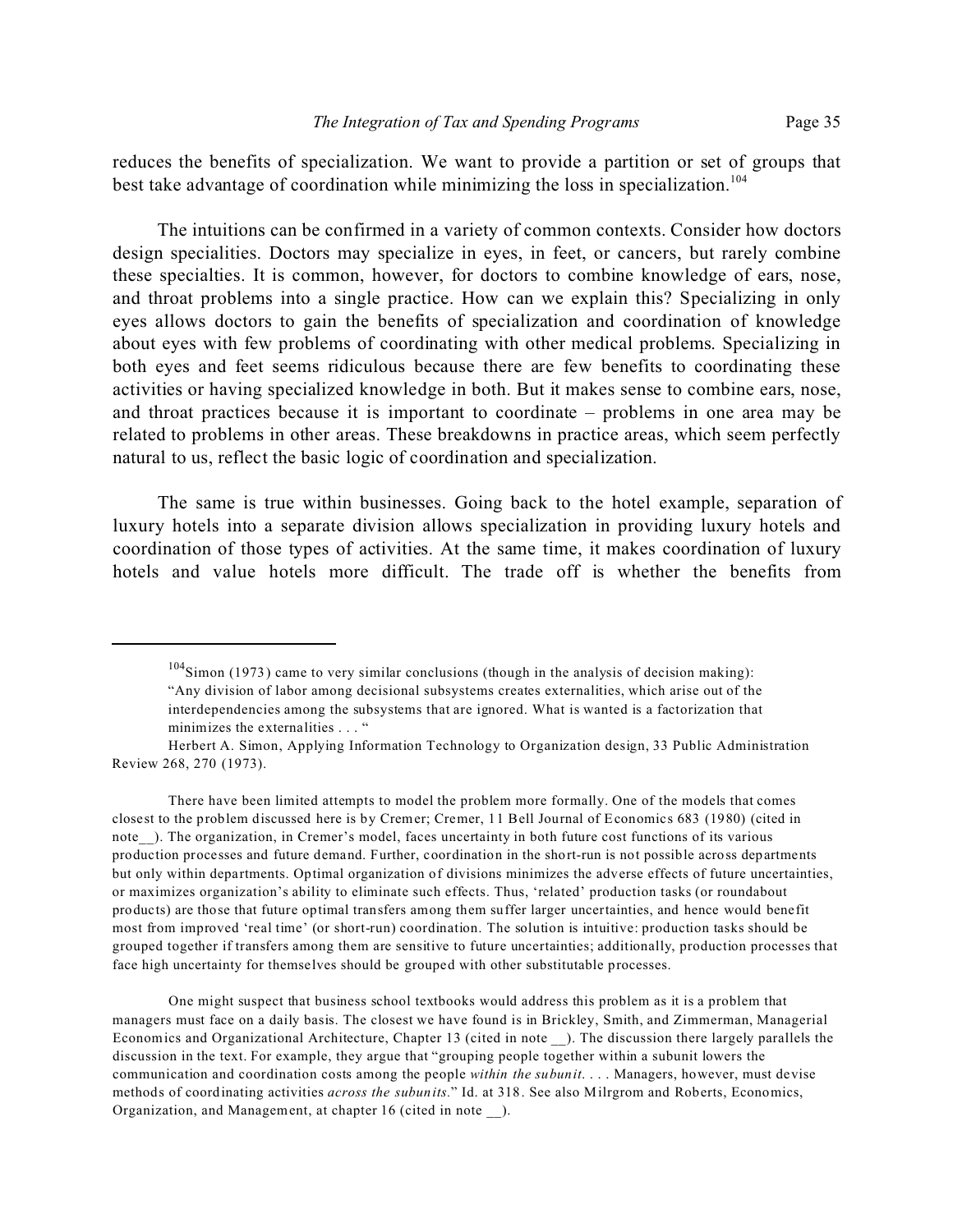reduces the benefits of specialization. We want to provide a partition or set of groups that best take advantage of coordination while minimizing the loss in specialization.[104]

The intuitions can be confirmed in a variety of common contexts. Consider how doctors design specialities. Doctors may specialize in eyes, in feet, or cancers, but rarely combine these specialties. It is common, however, for doctors to combine knowledge of ears, nose, and throat problems into a single practice. How can we explain this? Specializing in only eyes allows doctors to gain the benefits of specialization and coordination of knowledge about eyes with few problems of coordinating with other medical problems. Specializing in both eyes and feet seems ridiculous because there are few benefits to coordinating these activities or having specialized knowledge in both. But it makes sense to combine ears, nose, and throat practices because it is important to coordinate – problems in one area may be related to problems in other areas. These breakdowns in practice areas, which seem perfectly natural to us, reflect the basic logic of coordination and specialization.

The same is true within businesses. Going back to the hotel example, separation of luxury hotels into a separate division allows specialization in providing luxury hotels and coordination of those types of activities. At the same time, it makes coordination of luxury hotels and value hotels more difficult. The trade off is whether the benefits from

---

[104] Simon (1973) came to very similar conclusions (though in the analysis of decision making):

> "Any division of labor among decisional subsystems creates externalities, which arise out of the interdependencies among the subsystems that are ignored. What is wanted is a factorization that minimizes the externalities . . . "

Herbert A. Simon, Applying Information Technology to Organization design, 33 Public Administration Review 268, 270 (1973).

There have been limited attempts to model the problem more formally. One of the models that comes closest to the problem discussed here is by Cremer; Cremer, 11 Bell Journal of Economics 683 (1980) (cited in note__). The organization, in Cremer's model, faces uncertainty in both future cost functions of its various production processes and future demand. Further, coordination in the short-run is not possible across departments but only within departments. Optimal organization of divisions minimizes the adverse effects of future uncertainties, or maximizes organization's ability to eliminate such effects. Thus, 'related' production tasks (or roundabout products) are those that future optimal transfers among them suffer larger uncertainties, and hence would benefit most from improved 'real time' (or short-run) coordination. The solution is intuitive: production tasks should be grouped together if transfers among them are sensitive to future uncertainties; additionally, production processes that face high uncertainty for themselves should be grouped with other substitutable processes.

One might suspect that business school textbooks would address this problem as it is a problem that managers must face on a daily basis. The closest we have found is in Brickley, Smith, and Zimmerman, Managerial Economics and Organizational Architecture, Chapter 13 (cited in note __). The discussion there largely parallels the discussion in the text. For example, they argue that "grouping people together within a subunit lowers the communication and coordination costs among the people *within the subunit*. . . . Managers, however, must devise methods of coordinating activities *across the subunits*." Id. at 318. See also Milrgrom and Roberts, Economics, Organization, and Management, at chapter 16 (cited in note __).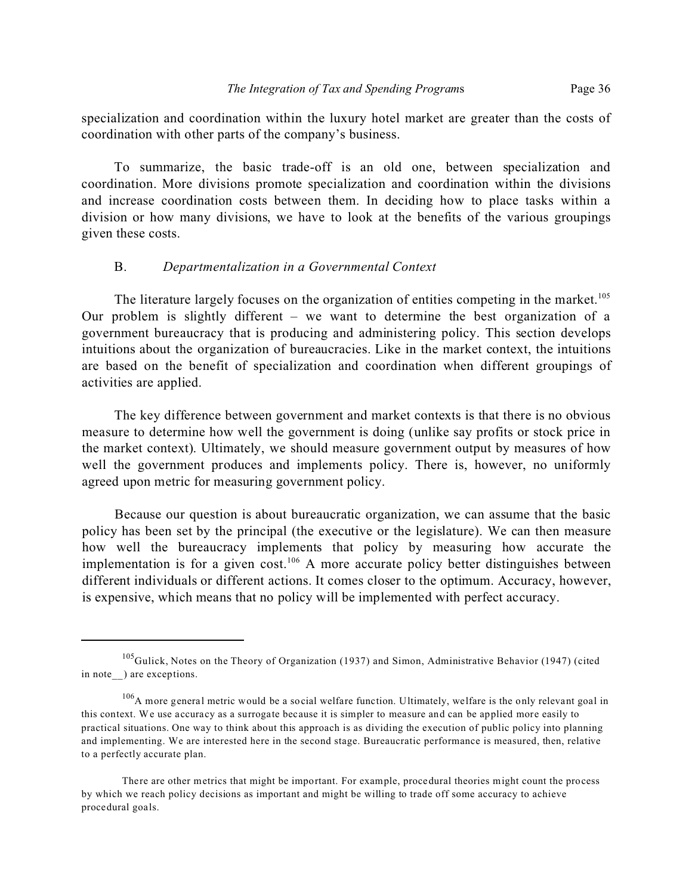specialization and coordination within the luxury hotel market are greater than the costs of coordination with other parts of the company's business.

To summarize, the basic trade-off is an old one, between specialization and coordination. More divisions promote specialization and coordination within the divisions and increase coordination costs between them. In deciding how to place tasks within a division or how many divisions, we have to look at the benefits of the various groupings given these costs.

### B. *Departmentalization in a Governmental Context*

The literature largely focuses on the organization of entities competing in the market.[105] Our problem is slightly different – we want to determine the best organization of a government bureaucracy that is producing and administering policy. This section develops intuitions about the organization of bureaucracies. Like in the market context, the intuitions are based on the benefit of specialization and coordination when different groupings of activities are applied.

The key difference between government and market contexts is that there is no obvious measure to determine how well the government is doing (unlike say profits or stock price in the market context). Ultimately, we should measure government output by measures of how well the government produces and implements policy. There is, however, no uniformly agreed upon metric for measuring government policy.

Because our question is about bureaucratic organization, we can assume that the basic policy has been set by the principal (the executive or the legislature). We can then measure how well the bureaucracy implements that policy by measuring how accurate the implementation is for a given cost.[106] A more accurate policy better distinguishes between different individuals or different actions. It comes closer to the optimum. Accuracy, however, is expensive, which means that no policy will be implemented with perfect accuracy.

---

[105] Gulick, Notes on the Theory of Organization (1937) and Simon, Administrative Behavior (1947) (cited in note__) are exceptions.

[106] A more general metric would be a social welfare function. Ultimately, welfare is the only relevant goal in this context. We use accuracy as a surrogate because it is simpler to measure and can be applied more easily to practical situations. One way to think about this approach is as dividing the execution of public policy into planning and implementing. We are interested here in the second stage. Bureaucratic performance is measured, then, relative to a perfectly accurate plan.

There are other metrics that might be important. For example, procedural theories might count the process by which we reach policy decisions as important and might be willing to trade off some accuracy to achieve procedural goals.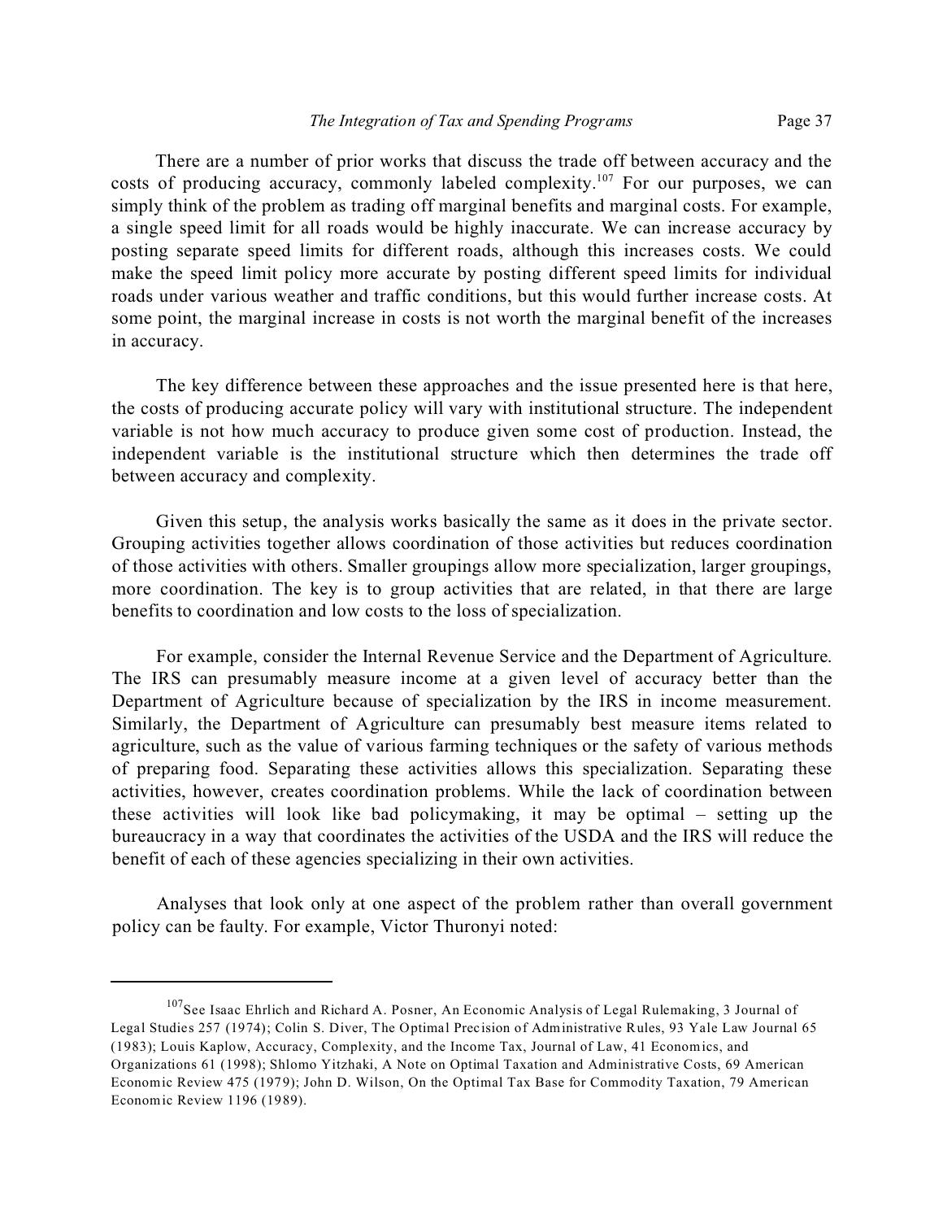There are a number of prior works that discuss the trade off between accuracy and the costs of producing accuracy, commonly labeled complexity.[107] For our purposes, we can simply think of the problem as trading off marginal benefits and marginal costs. For example, a single speed limit for all roads would be highly inaccurate. We can increase accuracy by posting separate speed limits for different roads, although this increases costs. We could make the speed limit policy more accurate by posting different speed limits for individual roads under various weather and traffic conditions, but this would further increase costs. At some point, the marginal increase in costs is not worth the marginal benefit of the increases in accuracy.

The key difference between these approaches and the issue presented here is that here, the costs of producing accurate policy will vary with institutional structure. The independent variable is not how much accuracy to produce given some cost of production. Instead, the independent variable is the institutional structure which then determines the trade off between accuracy and complexity.

Given this setup, the analysis works basically the same as it does in the private sector. Grouping activities together allows coordination of those activities but reduces coordination of those activities with others. Smaller groupings allow more specialization, larger groupings, more coordination. The key is to group activities that are related, in that there are large benefits to coordination and low costs to the loss of specialization.

For example, consider the Internal Revenue Service and the Department of Agriculture. The IRS can presumably measure income at a given level of accuracy better than the Department of Agriculture because of specialization by the IRS in income measurement. Similarly, the Department of Agriculture can presumably best measure items related to agriculture, such as the value of various farming techniques or the safety of various methods of preparing food. Separating these activities allows this specialization. Separating these activities, however, creates coordination problems. While the lack of coordination between these activities will look like bad policymaking, it may be optimal – setting up the bureaucracy in a way that coordinates the activities of the USDA and the IRS will reduce the benefit of each of these agencies specializing in their own activities.

Analyses that look only at one aspect of the problem rather than overall government policy can be faulty. For example, Victor Thuronyi noted:

---

[107] See Isaac Ehrlich and Richard A. Posner, An Economic Analysis of Legal Rulemaking, 3 Journal of Legal Studies 257 (1974); Colin S. Diver, The Optimal Precision of Administrative Rules, 93 Yale Law Journal 65 (1983); Louis Kaplow, Accuracy, Complexity, and the Income Tax, Journal of Law, 41 Economics, and Organizations 61 (1998); Shlomo Yitzhaki, A Note on Optimal Taxation and Administrative Costs, 69 American Economic Review 475 (1979); John D. Wilson, On the Optimal Tax Base for Commodity Taxation, 79 American Economic Review 1196 (1989).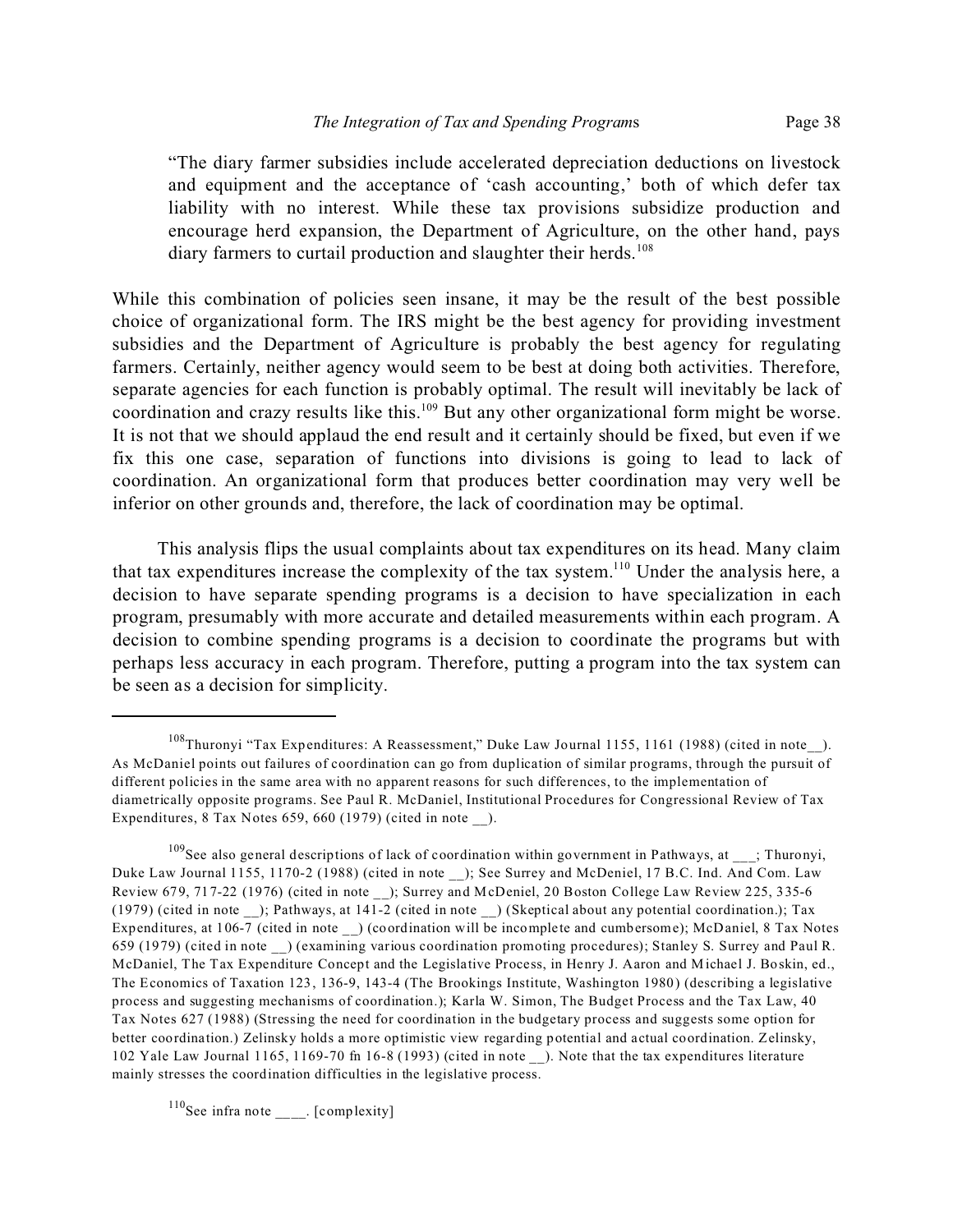> "The diary farmer subsidies include accelerated depreciation deductions on livestock and equipment and the acceptance of 'cash accounting,' both of which defer tax liability with no interest. While these tax provisions subsidize production and encourage herd expansion, the Department of Agriculture, on the other hand, pays diary farmers to curtail production and slaughter their herds.[108]

While this combination of policies seen insane, it may be the result of the best possible choice of organizational form. The IRS might be the best agency for providing investment subsidies and the Department of Agriculture is probably the best agency for regulating farmers. Certainly, neither agency would seem to be best at doing both activities. Therefore, separate agencies for each function is probably optimal. The result will inevitably be lack of coordination and crazy results like this.[109] But any other organizational form might be worse. It is not that we should applaud the end result and it certainly should be fixed, but even if we fix this one case, separation of functions into divisions is going to lead to lack of coordination. An organizational form that produces better coordination may very well be inferior on other grounds and, therefore, the lack of coordination may be optimal.

This analysis flips the usual complaints about tax expenditures on its head. Many claim that tax expenditures increase the complexity of the tax system.[110] Under the analysis here, a decision to have separate spending programs is a decision to have specialization in each program, presumably with more accurate and detailed measurements within each program. A decision to combine spending programs is a decision to coordinate the programs but with perhaps less accuracy in each program. Therefore, putting a program into the tax system can be seen as a decision for simplicity.

---

[108] Thuronyi "Tax Expenditures: A Reassessment," Duke Law Journal 1155, 1161 (1988) (cited in note__). As McDaniel points out failures of coordination can go from duplication of similar programs, through the pursuit of different policies in the same area with no apparent reasons for such differences, to the implementation of diametrically opposite programs. See Paul R. McDaniel, Institutional Procedures for Congressional Review of Tax Expenditures, 8 Tax Notes 659, 660 (1979) (cited in note __).

[109] See also general descriptions of lack of coordination within government in Pathways, at ___; Thuronyi, Duke Law Journal 1155, 1170-2 (1988) (cited in note __); See Surrey and McDeniel, 17 B.C. Ind. And Com. Law Review 679, 717-22 (1976) (cited in note __); Surrey and McDeniel, 20 Boston College Law Review 225, 335-6 (1979) (cited in note __); Pathways, at 141-2 (cited in note __) (Skeptical about any potential coordination.); Tax Expenditures, at 106-7 (cited in note __) (coordination will be incomplete and cumbersome); McDaniel, 8 Tax Notes 659 (1979) (cited in note __) (examining various coordination promoting procedures); Stanley S. Surrey and Paul R. McDaniel, The Tax Expenditure Concept and the Legislative Process, in Henry J. Aaron and Michael J. Boskin, ed., The Economics of Taxation 123, 136-9, 143-4 (The Brookings Institute, Washington 1980) (describing a legislative process and suggesting mechanisms of coordination.); Karla W. Simon, The Budget Process and the Tax Law, 40 Tax Notes 627 (1988) (Stressing the need for coordination in the budgetary process and suggests some option for better coordination.) Zelinsky holds a more optimistic view regarding potential and actual coordination. Zelinsky, 102 Yale Law Journal 1165, 1169-70 fn 16-8 (1993) (cited in note __). Note that the tax expenditures literature mainly stresses the coordination difficulties in the legislative process.

[110] See infra note ____. [complexity]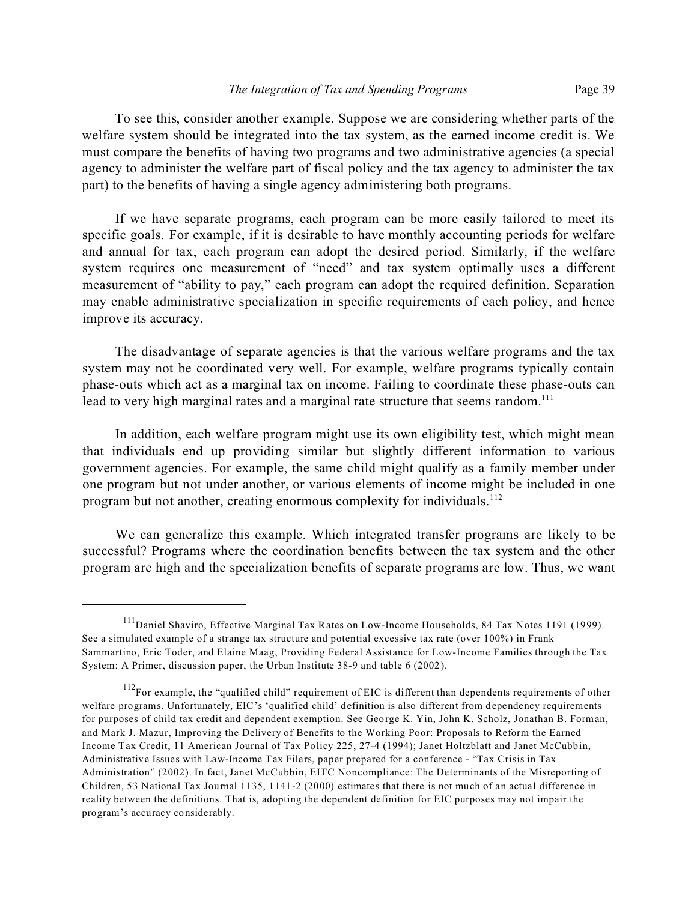To see this, consider another example. Suppose we are considering whether parts of the welfare system should be integrated into the tax system, as the earned income credit is. We must compare the benefits of having two programs and two administrative agencies (a special agency to administer the welfare part of fiscal policy and the tax agency to administer the tax part) to the benefits of having a single agency administering both programs.

If we have separate programs, each program can be more easily tailored to meet its specific goals. For example, if it is desirable to have monthly accounting periods for welfare and annual for tax, each program can adopt the desired period. Similarly, if the welfare system requires one measurement of "need" and tax system optimally uses a different measurement of "ability to pay," each program can adopt the required definition. Separation may enable administrative specialization in specific requirements of each policy, and hence improve its accuracy.

The disadvantage of separate agencies is that the various welfare programs and the tax system may not be coordinated very well. For example, welfare programs typically contain phase-outs which act as a marginal tax on income. Failing to coordinate these phase-outs can lead to very high marginal rates and a marginal rate structure that seems random.[111]

In addition, each welfare program might use its own eligibility test, which might mean that individuals end up providing similar but slightly different information to various government agencies. For example, the same child might qualify as a family member under one program but not under another, or various elements of income might be included in one program but not another, creating enormous complexity for individuals.[112]

We can generalize this example. Which integrated transfer programs are likely to be successful? Programs where the coordination benefits between the tax system and the other program are high and the specialization benefits of separate programs are low. Thus, we want

---

[111] Daniel Shaviro, Effective Marginal Tax Rates on Low-Income Households, 84 Tax Notes 1191 (1999). See a simulated example of a strange tax structure and potential excessive tax rate (over 100%) in Frank Sammartino, Eric Toder, and Elaine Maag, Providing Federal Assistance for Low-Income Families through the Tax System: A Primer, discussion paper, the Urban Institute 38-9 and table 6 (2002).

[112] For example, the "qualified child" requirement of EIC is different than dependents requirements of other welfare programs. Unfortunately, EIC's 'qualified child' definition is also different from dependency requirements for purposes of child tax credit and dependent exemption. See George K. Yin, John K. Scholz, Jonathan B. Forman, and Mark J. Mazur, Improving the Delivery of Benefits to the Working Poor: Proposals to Reform the Earned Income Tax Credit, 11 American Journal of Tax Policy 225, 27-4 (1994); Janet Holtzblatt and Janet McCubbin, Administrative Issues with Law-Income Tax Filers, paper prepared for a conference - "Tax Crisis in Tax Administration" (2002). In fact, Janet McCubbin, EITC Noncompliance: The Determinants of the Misreporting of Children, 53 National Tax Journal 1135, 1141-2 (2000) estimates that there is not much of an actual difference in reality between the definitions. That is, adopting the dependent definition for EIC purposes may not impair the program's accuracy considerably.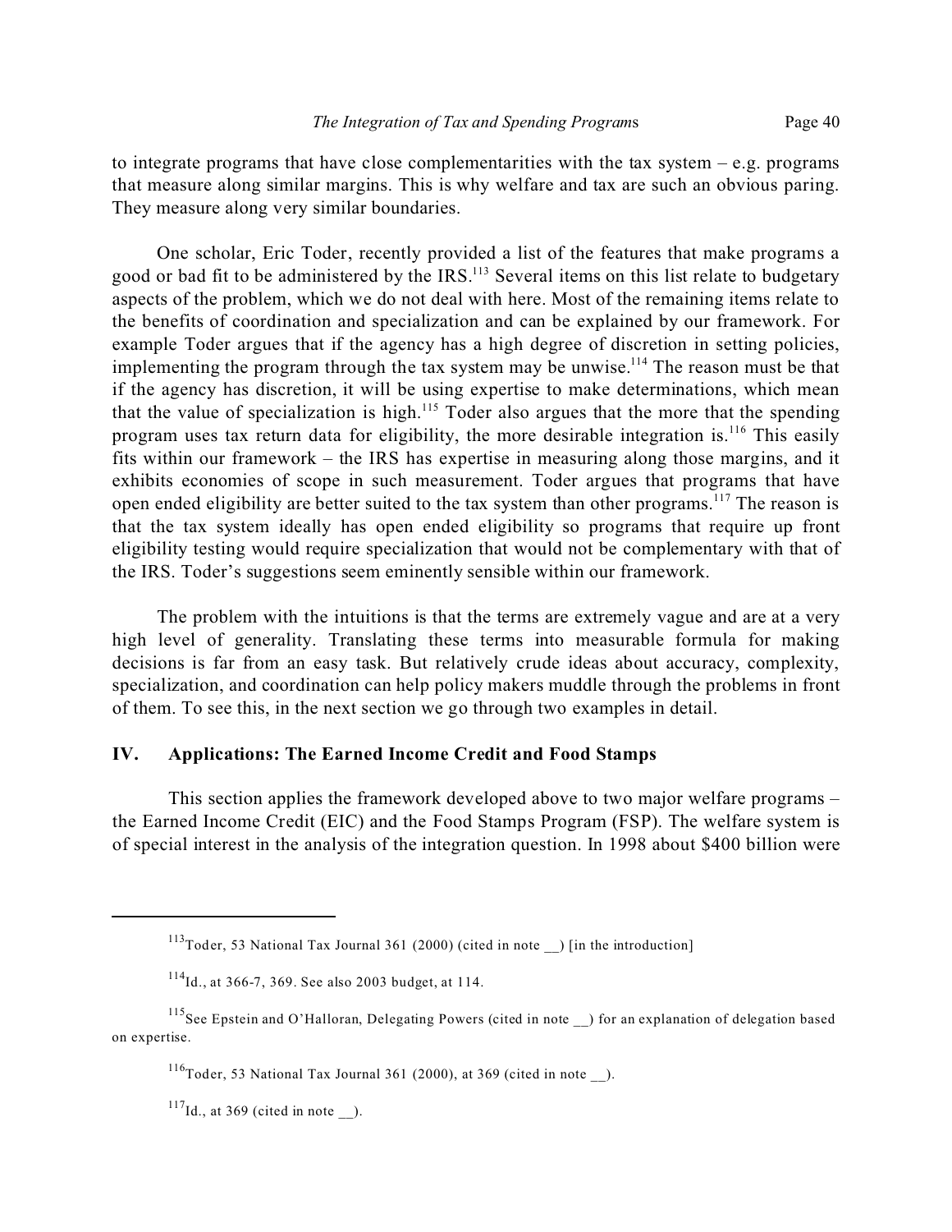to integrate programs that have close complementarities with the tax system – e.g. programs that measure along similar margins. This is why welfare and tax are such an obvious paring. They measure along very similar boundaries.

One scholar, Eric Toder, recently provided a list of the features that make programs a good or bad fit to be administered by the IRS.[113] Several items on this list relate to budgetary aspects of the problem, which we do not deal with here. Most of the remaining items relate to the benefits of coordination and specialization and can be explained by our framework. For example Toder argues that if the agency has a high degree of discretion in setting policies, implementing the program through the tax system may be unwise.[114] The reason must be that if the agency has discretion, it will be using expertise to make determinations, which mean that the value of specialization is high.[115] Toder also argues that the more that the spending program uses tax return data for eligibility, the more desirable integration is.[116] This easily fits within our framework – the IRS has expertise in measuring along those margins, and it exhibits economies of scope in such measurement. Toder argues that programs that have open ended eligibility are better suited to the tax system than other programs.[117] The reason is that the tax system ideally has open ended eligibility so programs that require up front eligibility testing would require specialization that would not be complementary with that of the IRS. Toder's suggestions seem eminently sensible within our framework.

The problem with the intuitions is that the terms are extremely vague and are at a very high level of generality. Translating these terms into measurable formula for making decisions is far from an easy task. But relatively crude ideas about accuracy, complexity, specialization, and coordination can help policy makers muddle through the problems in front of them. To see this, in the next section we go through two examples in detail.

## IV. Applications: The Earned Income Credit and Food Stamps

This section applies the framework developed above to two major welfare programs – the Earned Income Credit (EIC) and the Food Stamps Program (FSP). The welfare system is of special interest in the analysis of the integration question. In 1998 about $400 billion were

---

[113] Toder, 53 National Tax Journal 361 (2000) (cited in note __) [in the introduction]

[114] Id., at 366-7, 369. See also 2003 budget, at 114.

[115] See Epstein and O'Halloran, Delegating Powers (cited in note __) for an explanation of delegation based on expertise.

[116] Toder, 53 National Tax Journal 361 (2000), at 369 (cited in note __).

[117] Id., at 369 (cited in note __).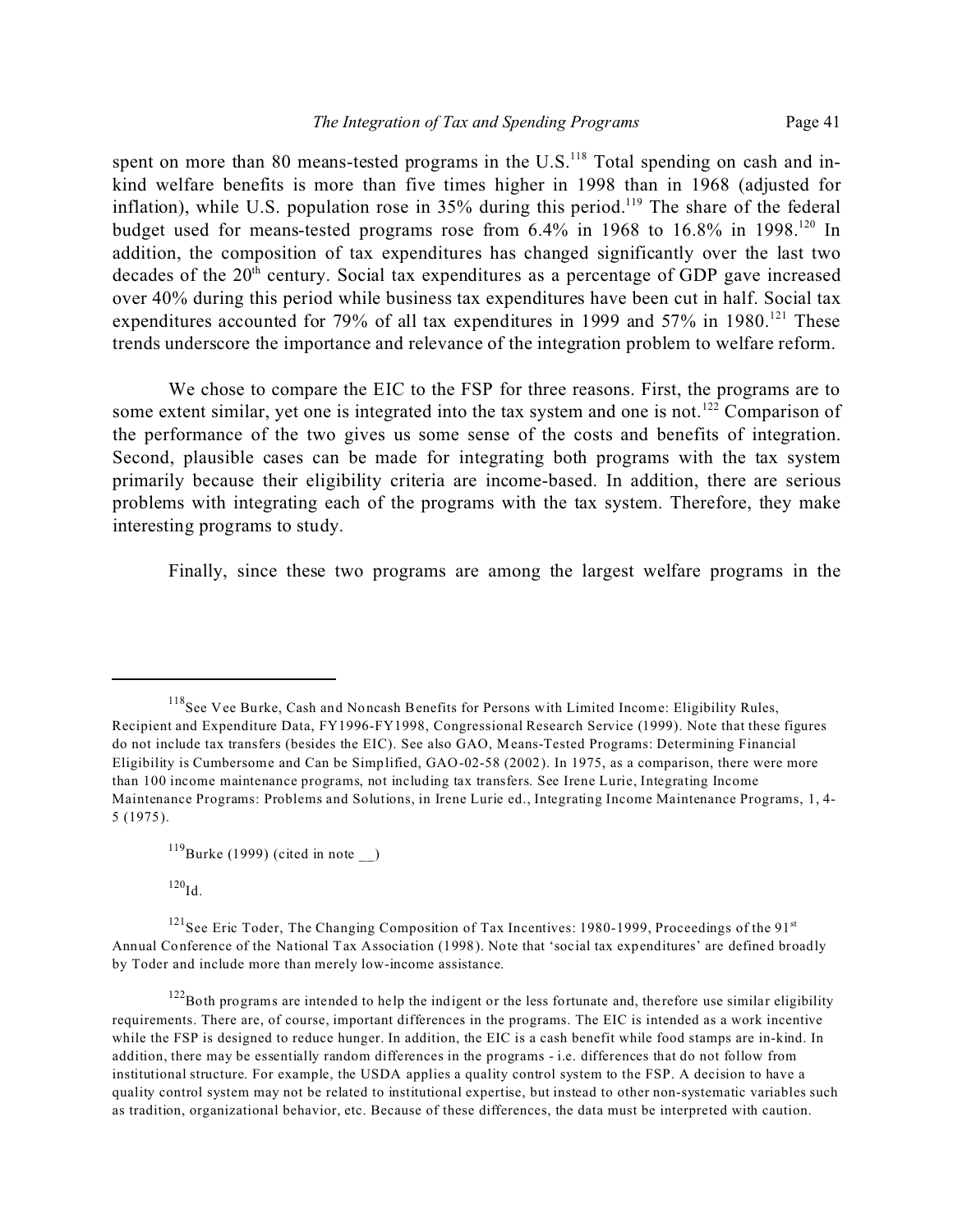spent on more than 80 means-tested programs in the U.S.[118] Total spending on cash and in-kind welfare benefits is more than five times higher in 1998 than in 1968 (adjusted for inflation), while U.S. population rose in 35% during this period.[119] The share of the federal budget used for means-tested programs rose from 6.4% in 1968 to 16.8% in 1998.[120] In addition, the composition of tax expenditures has changed significantly over the last two decades of the 20th century. Social tax expenditures as a percentage of GDP gave increased over 40% during this period while business tax expenditures have been cut in half. Social tax expenditures accounted for 79% of all tax expenditures in 1999 and 57% in 1980.[121] These trends underscore the importance and relevance of the integration problem to welfare reform.

We chose to compare the EIC to the FSP for three reasons. First, the programs are to some extent similar, yet one is integrated into the tax system and one is not.[122] Comparison of the performance of the two gives us some sense of the costs and benefits of integration. Second, plausible cases can be made for integrating both programs with the tax system primarily because their eligibility criteria are income-based. In addition, there are serious problems with integrating each of the programs with the tax system. Therefore, they make interesting programs to study.

Finally, since these two programs are among the largest welfare programs in the

---

[118] See Vee Burke, Cash and Noncash Benefits for Persons with Limited Income: Eligibility Rules, Recipient and Expenditure Data, FY1996-FY1998, Congressional Research Service (1999). Note that these figures do not include tax transfers (besides the EIC). See also GAO, Means-Tested Programs: Determining Financial Eligibility is Cumbersome and Can be Simplified, GAO-02-58 (2002). In 1975, as a comparison, there were more than 100 income maintenance programs, not including tax transfers. See Irene Lurie, Integrating Income Maintenance Programs: Problems and Solutions, in Irene Lurie ed., Integrating Income Maintenance Programs, 1, 4-5 (1975).

[119] Burke (1999) (cited in note __)

[120] Id.

[121] See Eric Toder, The Changing Composition of Tax Incentives: 1980-1999, Proceedings of the 91st Annual Conference of the National Tax Association (1998). Note that 'social tax expenditures' are defined broadly by Toder and include more than merely low-income assistance.

[122] Both programs are intended to help the indigent or the less fortunate and, therefore use similar eligibility requirements. There are, of course, important differences in the programs. The EIC is intended as a work incentive while the FSP is designed to reduce hunger. In addition, the EIC is a cash benefit while food stamps are in-kind. In addition, there may be essentially random differences in the programs - i.e. differences that do not follow from institutional structure. For example, the USDA applies a quality control system to the FSP. A decision to have a quality control system may not be related to institutional expertise, but instead to other non-systematic variables such as tradition, organizational behavior, etc. Because of these differences, the data must be interpreted with caution.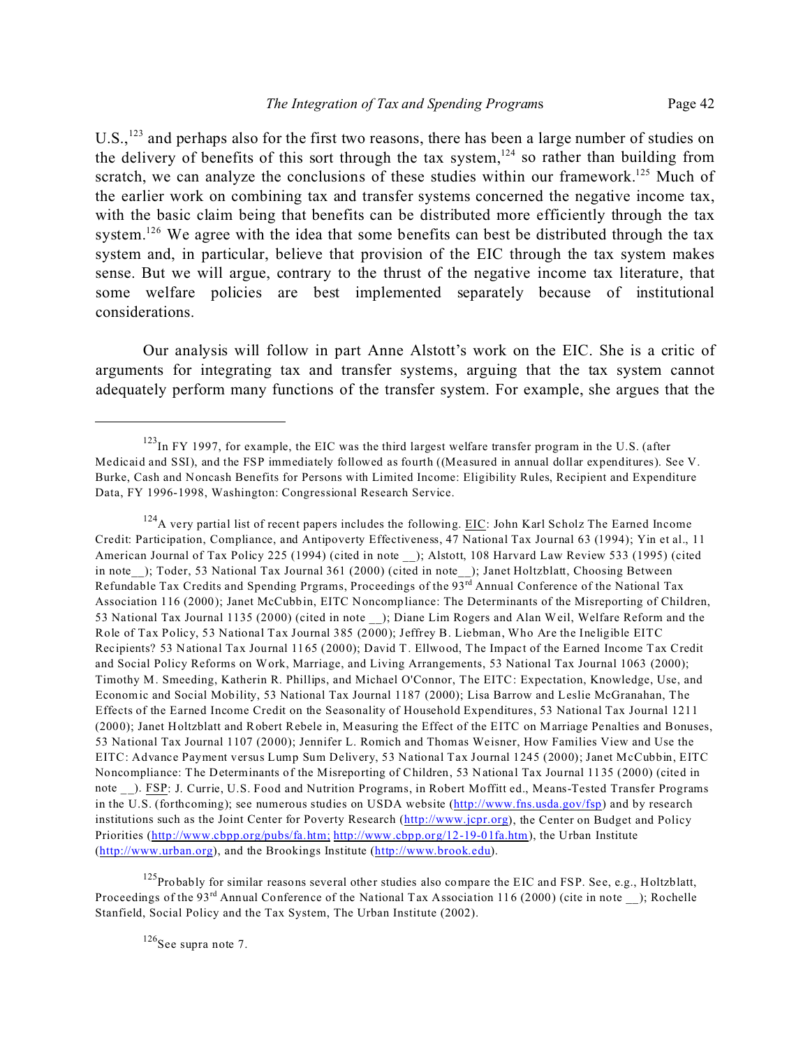U.S.,[123] and perhaps also for the first two reasons, there has been a large number of studies on the delivery of benefits of this sort through the tax system,[124] so rather than building from scratch, we can analyze the conclusions of these studies within our framework.[125] Much of the earlier work on combining tax and transfer systems concerned the negative income tax, with the basic claim being that benefits can be distributed more efficiently through the tax system.[126] We agree with the idea that some benefits can best be distributed through the tax system and, in particular, believe that provision of the EIC through the tax system makes sense. But we will argue, contrary to the thrust of the negative income tax literature, that some welfare policies are best implemented separately because of institutional considerations.

Our analysis will follow in part Anne Alstott's work on the EIC. She is a critic of arguments for integrating tax and transfer systems, arguing that the tax system cannot adequately perform many functions of the transfer system. For example, she argues that the

---

[123] In FY 1997, for example, the EIC was the third largest welfare transfer program in the U.S. (after Medicaid and SSI), and the FSP immediately followed as fourth ((Measured in annual dollar expenditures). See V. Burke, Cash and Noncash Benefits for Persons with Limited Income: Eligibility Rules, Recipient and Expenditure Data, FY 1996-1998, Washington: Congressional Research Service.

[124] A very partial list of recent papers includes the following. EIC: John Karl Scholz The Earned Income Credit: Participation, Compliance, and Antipoverty Effectiveness, 47 National Tax Journal 63 (1994); Yin et al., 11 American Journal of Tax Policy 225 (1994) (cited in note __); Alstott, 108 Harvard Law Review 533 (1995) (cited in note__); Toder, 53 National Tax Journal 361 (2000) (cited in note__); Janet Holtzblatt, Choosing Between Refundable Tax Credits and Spending Prgrams, Proceedings of the 93rd Annual Conference of the National Tax Association 116 (2000); Janet McCubbin, EITC Noncompliance: The Determinants of the Misreporting of Children, 53 National Tax Journal 1135 (2000) (cited in note __); Diane Lim Rogers and Alan Weil, Welfare Reform and the Role of Tax Policy, 53 National Tax Journal 385 (2000); Jeffrey B. Liebman, Who Are the Ineligible EITC Recipients? 53 National Tax Journal 1165 (2000); David T. Ellwood, The Impact of the Earned Income Tax Credit and Social Policy Reforms on Work, Marriage, and Living Arrangements, 53 National Tax Journal 1063 (2000); Timothy M. Smeeding, Katherin R. Phillips, and Michael O'Connor, The EITC: Expectation, Knowledge, Use, and Economic and Social Mobility, 53 National Tax Journal 1187 (2000); Lisa Barrow and Leslie McGranahan, The Effects of the Earned Income Credit on the Seasonality of Household Expenditures, 53 National Tax Journal 1211 (2000); Janet Holtzblatt and Robert Rebele in, Measuring the Effect of the EITC on Marriage Penalties and Bonuses, 53 National Tax Journal 1107 (2000); Jennifer L. Romich and Thomas Weisner, How Families View and Use the EITC: Advance Payment versus Lump Sum Delivery, 53 National Tax Journal 1245 (2000); Janet McCubbin, EITC Noncompliance: The Determinants of the Misreporting of Children, 53 National Tax Journal 1135 (2000) (cited in note __). FSP: J. Currie, U.S. Food and Nutrition Programs, in Robert Moffitt ed., Means-Tested Transfer Programs in the U.S. (forthcoming); see numerous studies on USDA website (http://www.fns.usda.gov/fsp) and by research institutions such as the Joint Center for Poverty Research (http://www.jcpr.org), the Center on Budget and Policy Priorities (http://www.cbpp.org/pubs/fa.htm; http://www.cbpp.org/12-19-01fa.htm), the Urban Institute (http://www.urban.org), and the Brookings Institute (http://www.brook.edu).

[125] Probably for similar reasons several other studies also compare the EIC and FSP. See, e.g., Holtzblatt, Proceedings of the 93rd Annual Conference of the National Tax Association 116 (2000) (cite in note __); Rochelle Stanfield, Social Policy and the Tax System, The Urban Institute (2002).

[126] See supra note 7.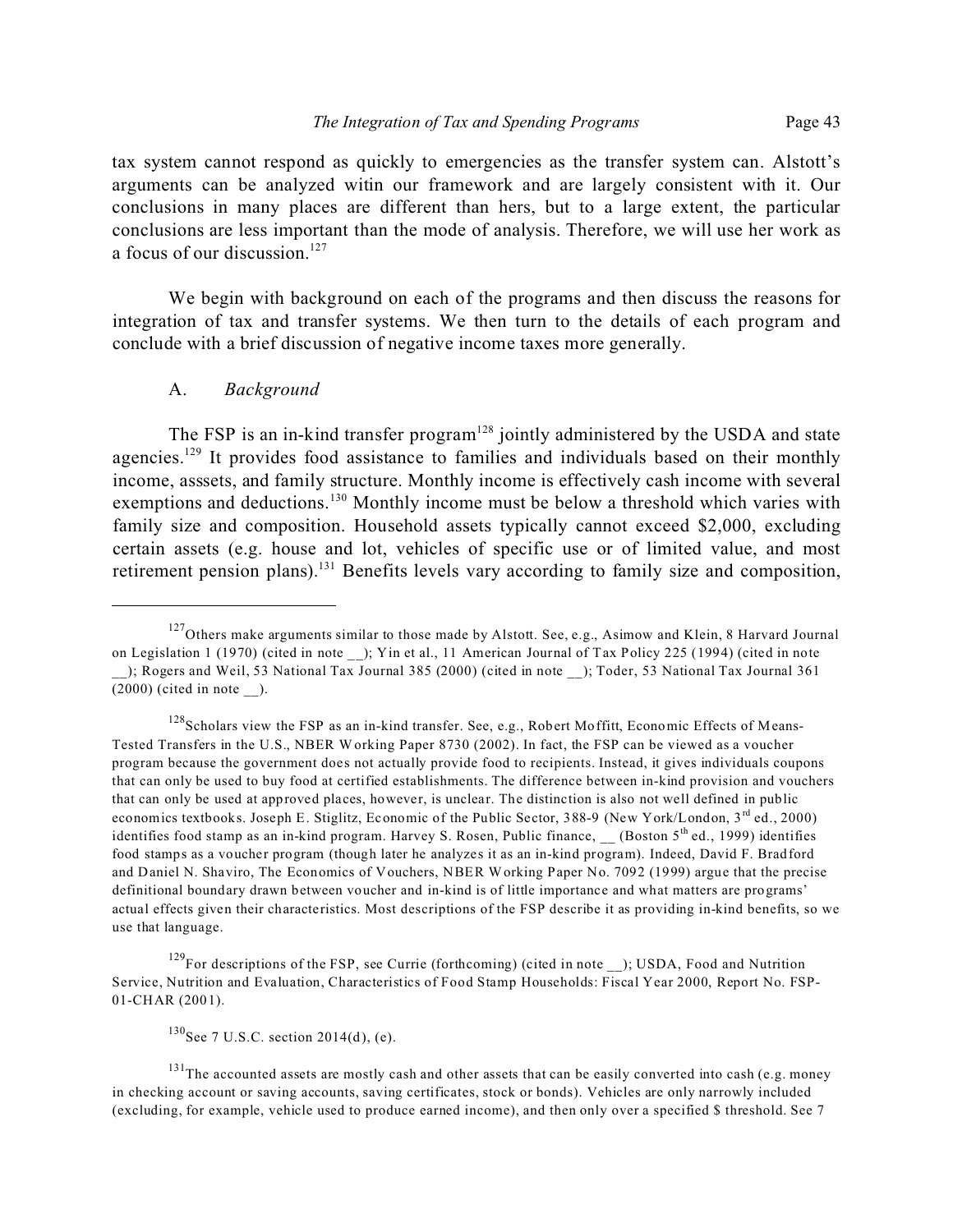tax system cannot respond as quickly to emergencies as the transfer system can. Alstott's arguments can be analyzed witin our framework and are largely consistent with it. Our conclusions in many places are different than hers, but to a large extent, the particular conclusions are less important than the mode of analysis. Therefore, we will use her work as a focus of our discussion.[127]

We begin with background on each of the programs and then discuss the reasons for integration of tax and transfer systems. We then turn to the details of each program and conclude with a brief discussion of negative income taxes more generally.

## A. *Background*

The FSP is an in-kind transfer program[128] jointly administered by the USDA and state agencies.[129] It provides food assistance to families and individuals based on their monthly income, asssets, and family structure. Monthly income is effectively cash income with several exemptions and deductions.[130] Monthly income must be below a threshold which varies with family size and composition. Household assets typically cannot exceed $2,000, excluding certain assets (e.g. house and lot, vehicles of specific use or of limited value, and most retirement pension plans).[131] Benefits levels vary according to family size and composition,

---

[127] Others make arguments similar to those made by Alstott. See, e.g., Asimow and Klein, 8 Harvard Journal on Legislation 1 (1970) (cited in note __); Yin et al., 11 American Journal of Tax Policy 225 (1994) (cited in note __); Rogers and Weil, 53 National Tax Journal 385 (2000) (cited in note __); Toder, 53 National Tax Journal 361 (2000) (cited in note __).

[128] Scholars view the FSP as an in-kind transfer. See, e.g., Robert Moffitt, Economic Effects of Means-Tested Transfers in the U.S., NBER Working Paper 8730 (2002). In fact, the FSP can be viewed as a voucher program because the government does not actually provide food to recipients. Instead, it gives individuals coupons that can only be used to buy food at certified establishments. The difference between in-kind provision and vouchers that can only be used at approved places, however, is unclear. The distinction is also not well defined in public economics textbooks. Joseph E. Stiglitz, Economic of the Public Sector, 388-9 (New York/London, 3rd ed., 2000) identifies food stamp as an in-kind program. Harvey S. Rosen, Public finance, __ (Boston 5th ed., 1999) identifies food stamps as a voucher program (though later he analyzes it as an in-kind program). Indeed, David F. Bradford and Daniel N. Shaviro, The Economics of Vouchers, NBER Working Paper No. 7092 (1999) argue that the precise definitional boundary drawn between voucher and in-kind is of little importance and what matters are programs' actual effects given their characteristics. Most descriptions of the FSP describe it as providing in-kind benefits, so we use that language.

[129] For descriptions of the FSP, see Currie (forthcoming) (cited in note __); USDA, Food and Nutrition Service, Nutrition and Evaluation, Characteristics of Food Stamp Households: Fiscal Year 2000, Report No. FSP-01-CHAR (2001).

[130] See 7 U.S.C. section 2014(d), (e).

[131] The accounted assets are mostly cash and other assets that can be easily converted into cash (e.g. money in checking account or saving accounts, saving certificates, stock or bonds). Vehicles are only narrowly included (excluding, for example, vehicle used to produce earned income), and then only over a specified $ threshold. See 7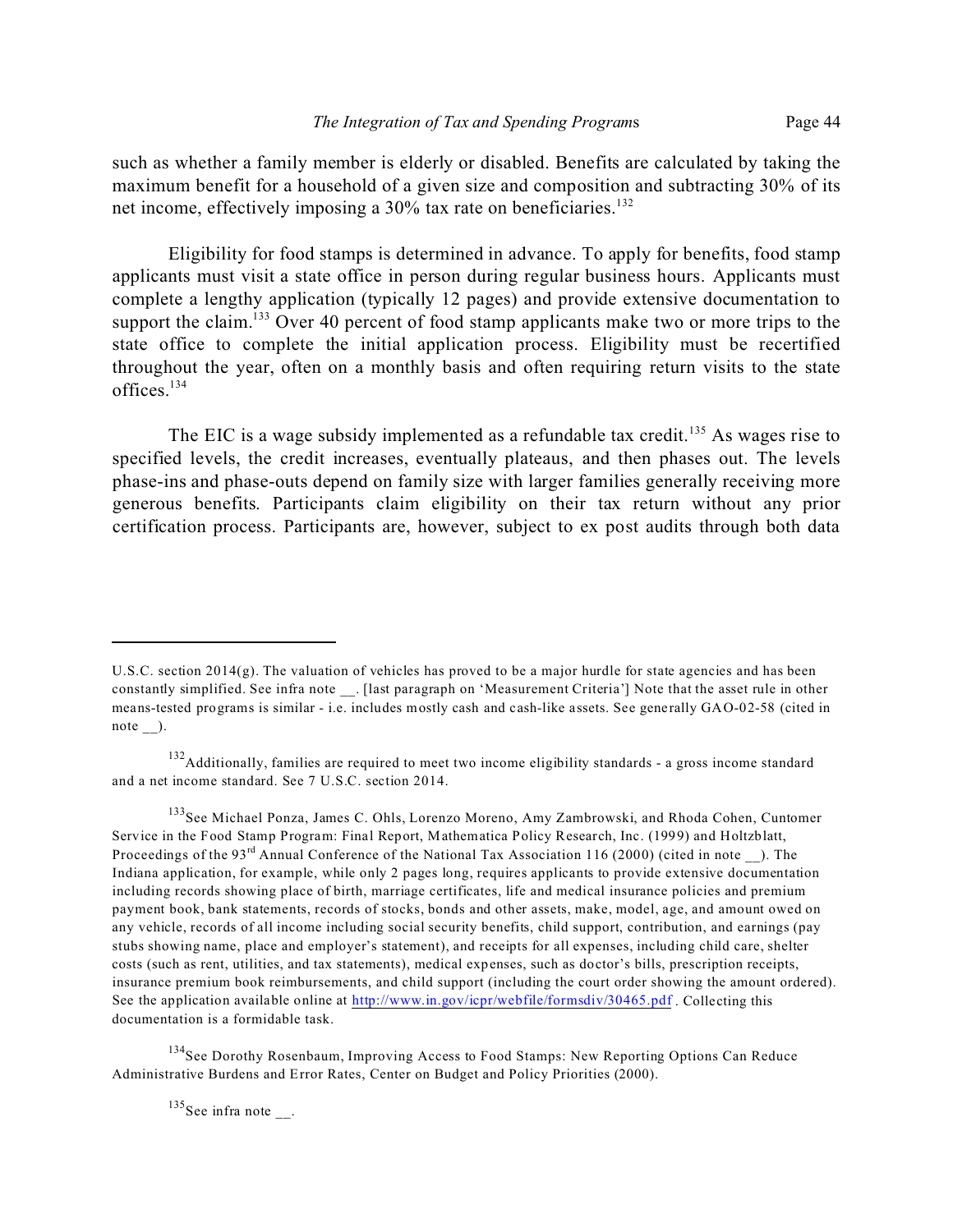such as whether a family member is elderly or disabled. Benefits are calculated by taking the maximum benefit for a household of a given size and composition and subtracting 30% of its net income, effectively imposing a 30% tax rate on beneficiaries.[132]

Eligibility for food stamps is determined in advance. To apply for benefits, food stamp applicants must visit a state office in person during regular business hours. Applicants must complete a lengthy application (typically 12 pages) and provide extensive documentation to support the claim.[133] Over 40 percent of food stamp applicants make two or more trips to the state office to complete the initial application process. Eligibility must be recertified throughout the year, often on a monthly basis and often requiring return visits to the state offices.[134]

The EIC is a wage subsidy implemented as a refundable tax credit.[135] As wages rise to specified levels, the credit increases, eventually plateaus, and then phases out. The levels phase-ins and phase-outs depend on family size with larger families generally receiving more generous benefits. Participants claim eligibility on their tax return without any prior certification process. Participants are, however, subject to ex post audits through both data

---

U.S.C. section 2014(g). The valuation of vehicles has proved to be a major hurdle for state agencies and has been constantly simplified. See infra note __. [last paragraph on 'Measurement Criteria'] Note that the asset rule in other means-tested programs is similar - i.e. includes mostly cash and cash-like assets. See generally GAO-02-58 (cited in note __).

[132] Additionally, families are required to meet two income eligibility standards - a gross income standard and a net income standard. See 7 U.S.C. section 2014.

[133] See Michael Ponza, James C. Ohls, Lorenzo Moreno, Amy Zambrowski, and Rhoda Cohen, Cuntomer Service in the Food Stamp Program: Final Report, Mathematica Policy Research, Inc. (1999) and Holtzblatt, Proceedings of the 93rd Annual Conference of the National Tax Association 116 (2000) (cited in note __). The Indiana application, for example, while only 2 pages long, requires applicants to provide extensive documentation including records showing place of birth, marriage certificates, life and medical insurance policies and premium payment book, bank statements, records of stocks, bonds and other assets, make, model, age, and amount owed on any vehicle, records of all income including social security benefits, child support, contribution, and earnings (pay stubs showing name, place and employer's statement), and receipts for all expenses, including child care, shelter costs (such as rent, utilities, and tax statements), medical expenses, such as doctor's bills, prescription receipts, insurance premium book reimbursements, and child support (including the court order showing the amount ordered). See the application available online at http://www.in.gov/icpr/webfile/formsdiv/30465.pdf . Collecting this documentation is a formidable task.

[134] See Dorothy Rosenbaum, Improving Access to Food Stamps: New Reporting Options Can Reduce Administrative Burdens and Error Rates, Center on Budget and Policy Priorities (2000).

[135] See infra note __.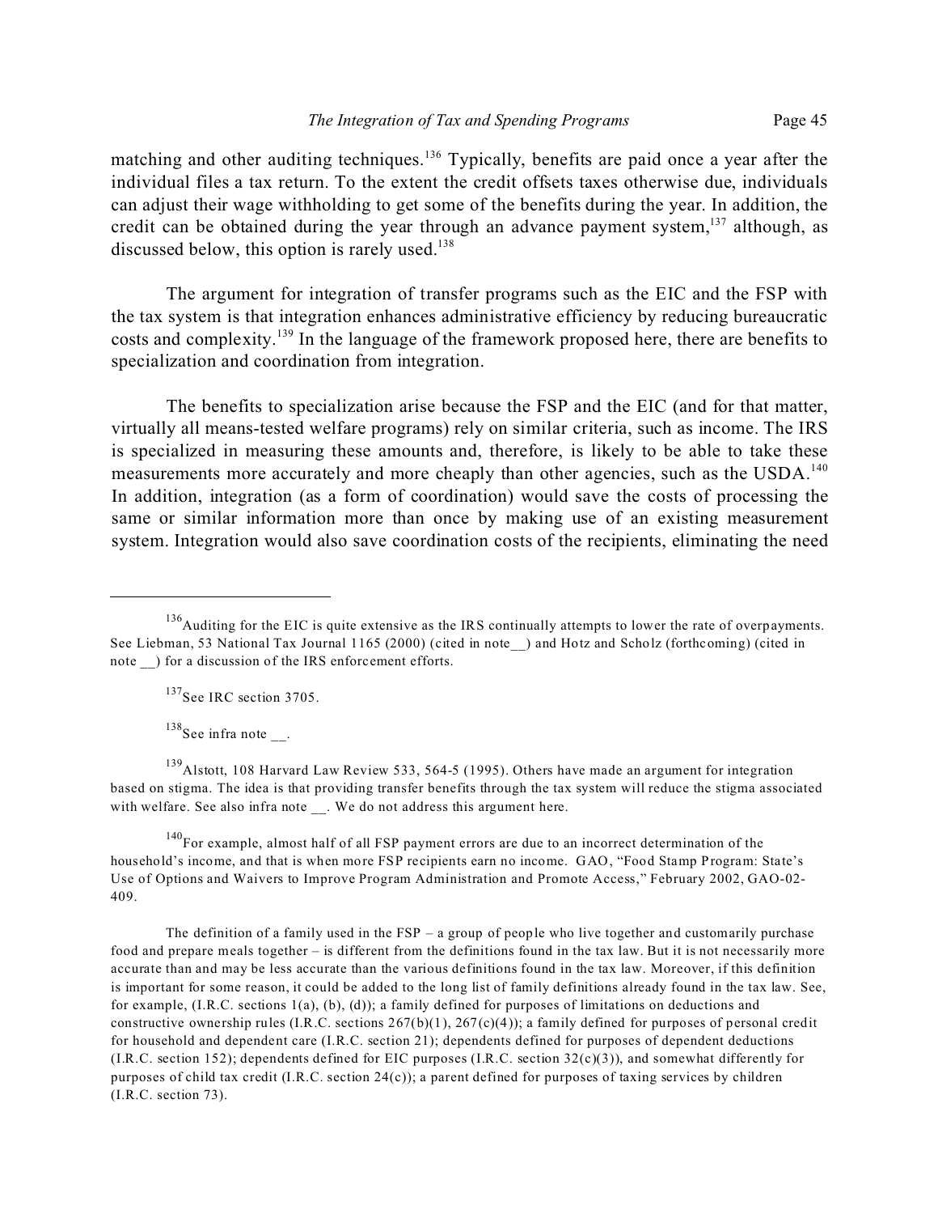matching and other auditing techniques.[136] Typically, benefits are paid once a year after the individual files a tax return. To the extent the credit offsets taxes otherwise due, individuals can adjust their wage withholding to get some of the benefits during the year. In addition, the credit can be obtained during the year through an advance payment system,[137] although, as discussed below, this option is rarely used.[138]

The argument for integration of transfer programs such as the EIC and the FSP with the tax system is that integration enhances administrative efficiency by reducing bureaucratic costs and complexity.[139] In the language of the framework proposed here, there are benefits to specialization and coordination from integration.

The benefits to specialization arise because the FSP and the EIC (and for that matter, virtually all means-tested welfare programs) rely on similar criteria, such as income. The IRS is specialized in measuring these amounts and, therefore, is likely to be able to take these measurements more accurately and more cheaply than other agencies, such as the USDA.[140] In addition, integration (as a form of coordination) would save the costs of processing the same or similar information more than once by making use of an existing measurement system. Integration would also save coordination costs of the recipients, eliminating the need

---

[136] Auditing for the EIC is quite extensive as the IRS continually attempts to lower the rate of overpayments. See Liebman, 53 National Tax Journal 1165 (2000) (cited in note__) and Hotz and Scholz (forthcoming) (cited in note __) for a discussion of the IRS enforcement efforts.

[137] See IRC section 3705.

[138] See infra note __.

[139] Alstott, 108 Harvard Law Review 533, 564-5 (1995). Others have made an argument for integration based on stigma. The idea is that providing transfer benefits through the tax system will reduce the stigma associated with welfare. See also infra note __. We do not address this argument here.

[140] For example, almost half of all FSP payment errors are due to an incorrect determination of the household's income, and that is when more FSP recipients earn no income. GAO, "Food Stamp Program: State's Use of Options and Waivers to Improve Program Administration and Promote Access," February 2002, GAO-02-409.

The definition of a family used in the FSP – a group of people who live together and customarily purchase food and prepare meals together – is different from the definitions found in the tax law. But it is not necessarily more accurate than and may be less accurate than the various definitions found in the tax law. Moreover, if this definition is important for some reason, it could be added to the long list of family definitions already found in the tax law. See, for example, (I.R.C. sections 1(a), (b), (d)); a family defined for purposes of limitations on deductions and constructive ownership rules (I.R.C. sections 267(b)(1), 267(c)(4)); a family defined for purposes of personal credit for household and dependent care (I.R.C. section 21); dependents defined for purposes of dependent deductions (I.R.C. section 152); dependents defined for EIC purposes (I.R.C. section 32(c)(3)), and somewhat differently for purposes of child tax credit (I.R.C. section 24(c)); a parent defined for purposes of taxing services by children (I.R.C. section 73).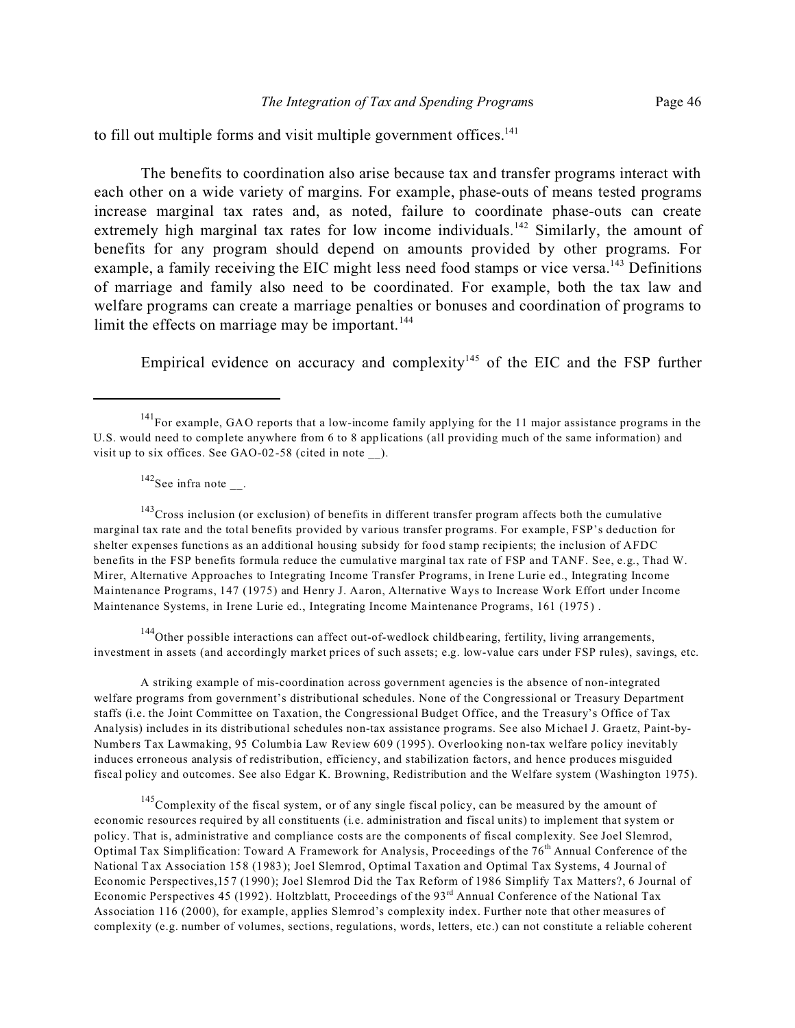to fill out multiple forms and visit multiple government offices.[141]

The benefits to coordination also arise because tax and transfer programs interact with each other on a wide variety of margins. For example, phase-outs of means tested programs increase marginal tax rates and, as noted, failure to coordinate phase-outs can create extremely high marginal tax rates for low income individuals.[142] Similarly, the amount of benefits for any program should depend on amounts provided by other programs. For example, a family receiving the EIC might less need food stamps or vice versa.[143] Definitions of marriage and family also need to be coordinated. For example, both the tax law and welfare programs can create a marriage penalties or bonuses and coordination of programs to limit the effects on marriage may be important.[144]

Empirical evidence on accuracy and complexity[145] of the EIC and the FSP further

---

[141] For example, GAO reports that a low-income family applying for the 11 major assistance programs in the U.S. would need to complete anywhere from 6 to 8 applications (all providing much of the same information) and visit up to six offices. See GAO-02-58 (cited in note __).

[142] See infra note __.

[143] Cross inclusion (or exclusion) of benefits in different transfer program affects both the cumulative marginal tax rate and the total benefits provided by various transfer programs. For example, FSP's deduction for shelter expenses functions as an additional housing subsidy for food stamp recipients; the inclusion of AFDC benefits in the FSP benefits formula reduce the cumulative marginal tax rate of FSP and TANF. See, e.g., Thad W. Mirer, Alternative Approaches to Integrating Income Transfer Programs, in Irene Lurie ed., Integrating Income Maintenance Programs, 147 (1975) and Henry J. Aaron, Alternative Ways to Increase Work Effort under Income Maintenance Systems, in Irene Lurie ed., Integrating Income Maintenance Programs, 161 (1975) .

[144] Other possible interactions can affect out-of-wedlock childbearing, fertility, living arrangements, investment in assets (and accordingly market prices of such assets; e.g. low-value cars under FSP rules), savings, etc.

A striking example of mis-coordination across government agencies is the absence of non-integrated welfare programs from government's distributional schedules. None of the Congressional or Treasury Department staffs (i.e. the Joint Committee on Taxation, the Congressional Budget Office, and the Treasury's Office of Tax Analysis) includes in its distributional schedules non-tax assistance programs. See also Michael J. Graetz, Paint-by-Numbers Tax Lawmaking, 95 Columbia Law Review 609 (1995). Overlooking non-tax welfare policy inevitably induces erroneous analysis of redistribution, efficiency, and stabilization factors, and hence produces misguided fiscal policy and outcomes. See also Edgar K. Browning, Redistribution and the Welfare system (Washington 1975).

[145] Complexity of the fiscal system, or of any single fiscal policy, can be measured by the amount of economic resources required by all constituents (i.e. administration and fiscal units) to implement that system or policy. That is, administrative and compliance costs are the components of fiscal complexity. See Joel Slemrod, Optimal Tax Simplification: Toward A Framework for Analysis, Proceedings of the 76th Annual Conference of the National Tax Association 158 (1983); Joel Slemrod, Optimal Taxation and Optimal Tax Systems, 4 Journal of Economic Perspectives,157 (1990); Joel Slemrod Did the Tax Reform of 1986 Simplify Tax Matters?, 6 Journal of Economic Perspectives 45 (1992). Holtzblatt, Proceedings of the 93rd Annual Conference of the National Tax Association 116 (2000), for example, applies Slemrod's complexity index. Further note that other measures of complexity (e.g. number of volumes, sections, regulations, words, letters, etc.) can not constitute a reliable coherent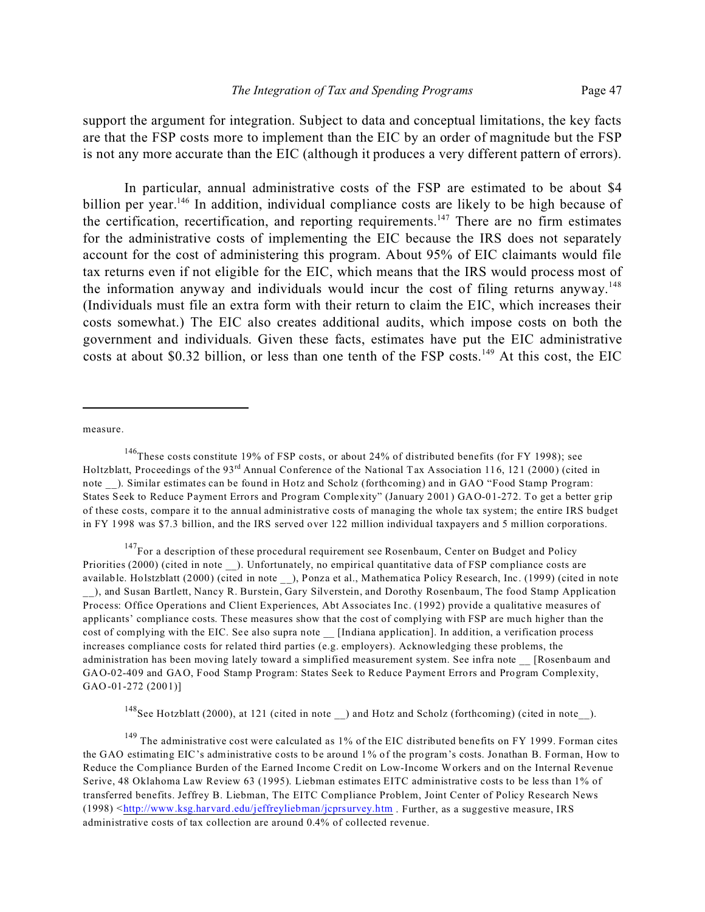support the argument for integration. Subject to data and conceptual limitations, the key facts are that the FSP costs more to implement than the EIC by an order of magnitude but the FSP is not any more accurate than the EIC (although it produces a very different pattern of errors).

In particular, annual administrative costs of the FSP are estimated to be about $4 billion per year.[146] In addition, individual compliance costs are likely to be high because of the certification, recertification, and reporting requirements.[147] There are no firm estimates for the administrative costs of implementing the EIC because the IRS does not separately account for the cost of administering this program. About 95% of EIC claimants would file tax returns even if not eligible for the EIC, which means that the IRS would process most of the information anyway and individuals would incur the cost of filing returns anyway.[148] (Individuals must file an extra form with their return to claim the EIC, which increases their costs somewhat.) The EIC also creates additional audits, which impose costs on both the government and individuals. Given these facts, estimates have put the EIC administrative costs at about $0.32 billion, or less than one tenth of the FSP costs.[149] At this cost, the EIC

---

measure.

[146] These costs constitute 19% of FSP costs, or about 24% of distributed benefits (for FY 1998); see Holtzblatt, Proceedings of the 93rd Annual Conference of the National Tax Association 116, 121 (2000) (cited in note __). Similar estimates can be found in Hotz and Scholz (forthcoming) and in GAO "Food Stamp Program: States Seek to Reduce Payment Errors and Program Complexity" (January 2001) GAO-01-272. To get a better grip of these costs, compare it to the annual administrative costs of managing the whole tax system; the entire IRS budget in FY 1998 was $7.3 billion, and the IRS served over 122 million individual taxpayers and 5 million corporations.

[147] For a description of these procedural requirement see Rosenbaum, Center on Budget and Policy Priorities (2000) (cited in note __). Unfortunately, no empirical quantitative data of FSP compliance costs are available. Holstzblatt (2000) (cited in note __), Ponza et al., Mathematica Policy Research, Inc. (1999) (cited in note __), and Susan Bartlett, Nancy R. Burstein, Gary Silverstein, and Dorothy Rosenbaum, The food Stamp Application Process: Office Operations and Client Experiences, Abt Associates Inc. (1992) provide a qualitative measures of applicants' compliance costs. These measures show that the cost of complying with FSP are much higher than the cost of complying with the EIC. See also supra note __ [Indiana application]. In addition, a verification process increases compliance costs for related third parties (e.g. employers). Acknowledging these problems, the administration has been moving lately toward a simplified measurement system. See infra note __ [Rosenbaum and GAO-02-409 and GAO, Food Stamp Program: States Seek to Reduce Payment Errors and Program Complexity, GAO-01-272 (2001)]

[148] See Hotzblatt (2000), at 121 (cited in note __) and Hotz and Scholz (forthcoming) (cited in note__).

[149] The administrative cost were calculated as 1% of the EIC distributed benefits on FY 1999. Forman cites the GAO estimating EIC's administrative costs to be around 1% of the program's costs. Jonathan B. Forman, How to Reduce the Compliance Burden of the Earned Income Credit on Low-Income Workers and on the Internal Revenue Serive, 48 Oklahoma Law Review 63 (1995). Liebman estimates EITC administrative costs to be less than 1% of transferred benefits. Jeffrey B. Liebman, The EITC Compliance Problem, Joint Center of Policy Research News (1998) <http://www.ksg.harvard.edu/jeffreyliebman/jcprsurvey.htm . Further, as a suggestive measure, IRS administrative costs of tax collection are around 0.4% of collected revenue.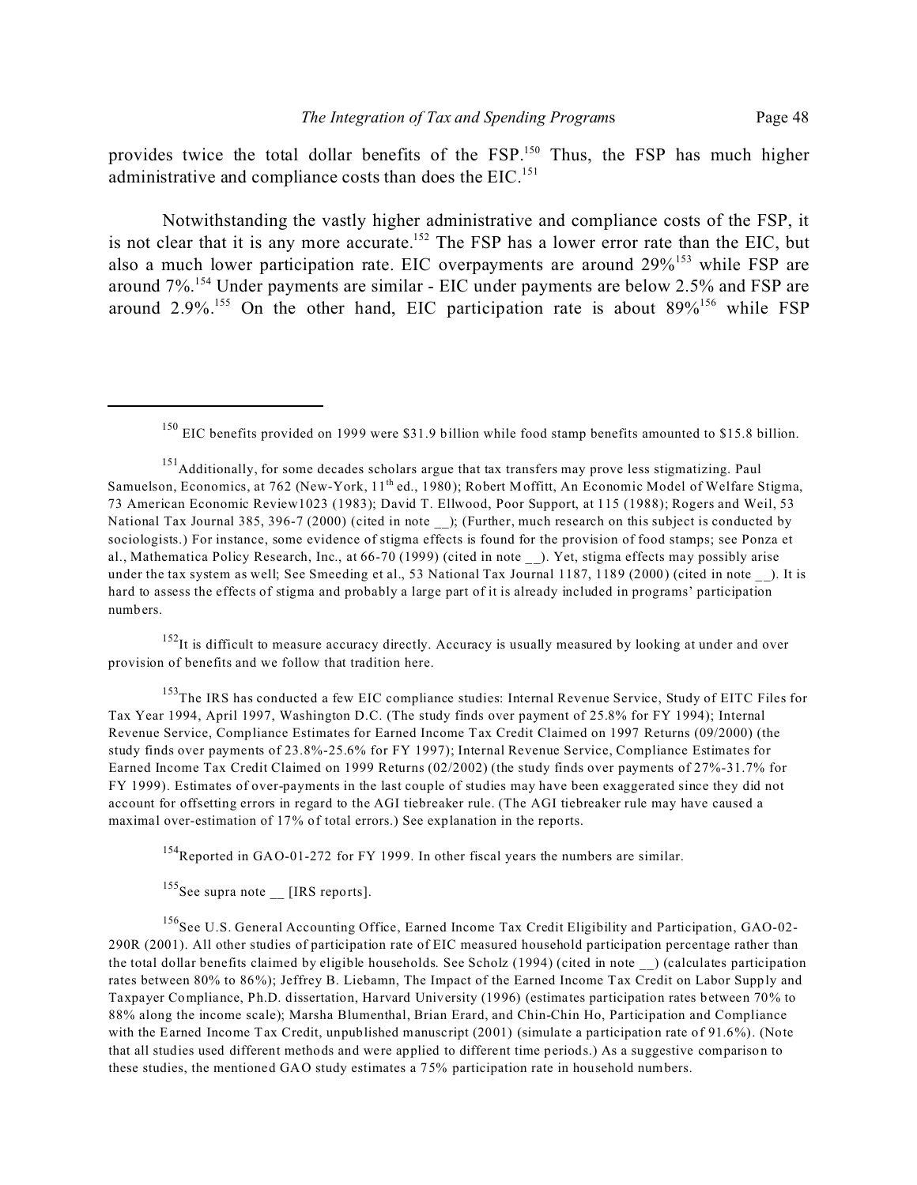provides twice the total dollar benefits of the FSP.[150] Thus, the FSP has much higher administrative and compliance costs than does the EIC.[151]

Notwithstanding the vastly higher administrative and compliance costs of the FSP, it is not clear that it is any more accurate.[152] The FSP has a lower error rate than the EIC, but also a much lower participation rate. EIC overpayments are around 29%[153] while FSP are around 7%.[154] Under payments are similar - EIC under payments are below 2.5% and FSP are around 2.9%.[155] On the other hand, EIC participation rate is about 89%[156] while FSP

---

[150] EIC benefits provided on 1999 were $31.9 billion while food stamp benefits amounted to $15.8 billion.

[151] Additionally, for some decades scholars argue that tax transfers may prove less stigmatizing. Paul Samuelson, Economics, at 762 (New-York, 11th ed., 1980); Robert Moffitt, An Economic Model of Welfare Stigma, 73 American Economic Review1023 (1983); David T. Ellwood, Poor Support, at 115 (1988); Rogers and Weil, 53 National Tax Journal 385, 396-7 (2000) (cited in note __); (Further, much research on this subject is conducted by sociologists.) For instance, some evidence of stigma effects is found for the provision of food stamps; see Ponza et al., Mathematica Policy Research, Inc., at 66-70 (1999) (cited in note __). Yet, stigma effects may possibly arise under the tax system as well; See Smeeding et al., 53 National Tax Journal 1187, 1189 (2000) (cited in note __). It is hard to assess the effects of stigma and probably a large part of it is already included in programs' participation numbers.

[152] It is difficult to measure accuracy directly. Accuracy is usually measured by looking at under and over provision of benefits and we follow that tradition here.

[153] The IRS has conducted a few EIC compliance studies: Internal Revenue Service, Study of EITC Files for Tax Year 1994, April 1997, Washington D.C. (The study finds over payment of 25.8% for FY 1994); Internal Revenue Service, Compliance Estimates for Earned Income Tax Credit Claimed on 1997 Returns (09/2000) (the study finds over payments of 23.8%-25.6% for FY 1997); Internal Revenue Service, Compliance Estimates for Earned Income Tax Credit Claimed on 1999 Returns (02/2002) (the study finds over payments of 27%-31.7% for FY 1999). Estimates of over-payments in the last couple of studies may have been exaggerated since they did not account for offsetting errors in regard to the AGI tiebreaker rule. (The AGI tiebreaker rule may have caused a maximal over-estimation of 17% of total errors.) See explanation in the reports.

[154] Reported in GAO-01-272 for FY 1999. In other fiscal years the numbers are similar.

[155] See supra note __ [IRS reports].

[156] See U.S. General Accounting Office, Earned Income Tax Credit Eligibility and Participation, GAO-02-290R (2001). All other studies of participation rate of EIC measured household participation percentage rather than the total dollar benefits claimed by eligible households. See Scholz (1994) (cited in note __) (calculates participation rates between 80% to 86%); Jeffrey B. Liebamn, The Impact of the Earned Income Tax Credit on Labor Supply and Taxpayer Compliance, Ph.D. dissertation, Harvard University (1996) (estimates participation rates between 70% to 88% along the income scale); Marsha Blumenthal, Brian Erard, and Chin-Chin Ho, Participation and Compliance with the Earned Income Tax Credit, unpublished manuscript (2001) (simulate a participation rate of 91.6%). (Note that all studies used different methods and were applied to different time periods.) As a suggestive comparison to these studies, the mentioned GAO study estimates a 75% participation rate in household numbers.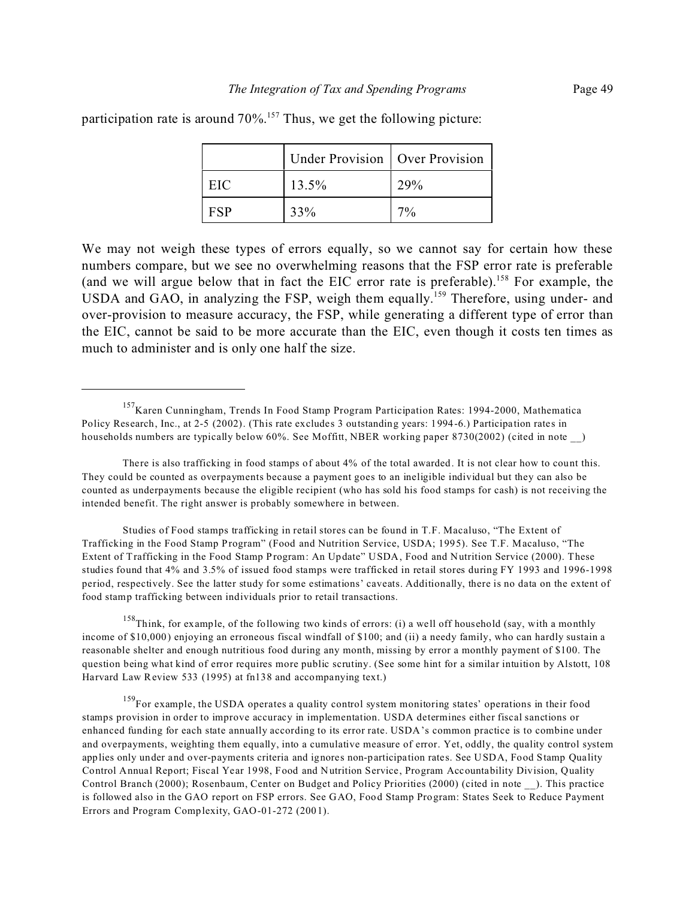participation rate is around 70%.[157] Thus, we get the following picture:

| | Under Provision | Over Provision |
|---|---|---|
| EIC | 13.5% | 29% |
| FSP | 33% | 7% |

We may not weigh these types of errors equally, so we cannot say for certain how these numbers compare, but we see no overwhelming reasons that the FSP error rate is preferable (and we will argue below that in fact the EIC error rate is preferable).[158] For example, the USDA and GAO, in analyzing the FSP, weigh them equally.[159] Therefore, using under- and over-provision to measure accuracy, the FSP, while generating a different type of error than the EIC, cannot be said to be more accurate than the EIC, even though it costs ten times as much to administer and is only one half the size.

---

[157] Karen Cunningham, Trends In Food Stamp Program Participation Rates: 1994-2000, Mathematica Policy Research, Inc., at 2-5 (2002). (This rate excludes 3 outstanding years: 1994-6.) Participation rates in households numbers are typically below 60%. See Moffitt, NBER working paper 8730(2002) (cited in note __)

There is also trafficking in food stamps of about 4% of the total awarded. It is not clear how to count this. They could be counted as overpayments because a payment goes to an ineligible individual but they can also be counted as underpayments because the eligible recipient (who has sold his food stamps for cash) is not receiving the intended benefit. The right answer is probably somewhere in between.

Studies of Food stamps trafficking in retail stores can be found in T.F. Macaluso, "The Extent of Trafficking in the Food Stamp Program" (Food and Nutrition Service, USDA; 1995). See T.F. Macaluso, "The Extent of Trafficking in the Food Stamp Program: An Update" USDA, Food and Nutrition Service (2000). These studies found that 4% and 3.5% of issued food stamps were trafficked in retail stores during FY 1993 and 1996-1998 period, respectively. See the latter study for some estimations' caveats. Additionally, there is no data on the extent of food stamp trafficking between individuals prior to retail transactions.

[158] Think, for example, of the following two kinds of errors: (i) a well off household (say, with a monthly income of $10,000) enjoying an erroneous fiscal windfall of $100; and (ii) a needy family, who can hardly sustain a reasonable shelter and enough nutritious food during any month, missing by error a monthly payment of $100. The question being what kind of error requires more public scrutiny. (See some hint for a similar intuition by Alstott, 108 Harvard Law Review 533 (1995) at fn138 and accompanying text.)

[159] For example, the USDA operates a quality control system monitoring states' operations in their food stamps provision in order to improve accuracy in implementation. USDA determines either fiscal sanctions or enhanced funding for each state annually according to its error rate. USDA's common practice is to combine under and overpayments, weighting them equally, into a cumulative measure of error. Yet, oddly, the quality control system applies only under and over-payments criteria and ignores non-participation rates. See USDA, Food Stamp Quality Control Annual Report; Fiscal Year 1998, Food and Nutrition Service, Program Accountability Division, Quality Control Branch (2000); Rosenbaum, Center on Budget and Policy Priorities (2000) (cited in note __). This practice is followed also in the GAO report on FSP errors. See GAO, Food Stamp Program: States Seek to Reduce Payment Errors and Program Complexity, GAO-01-272 (2001).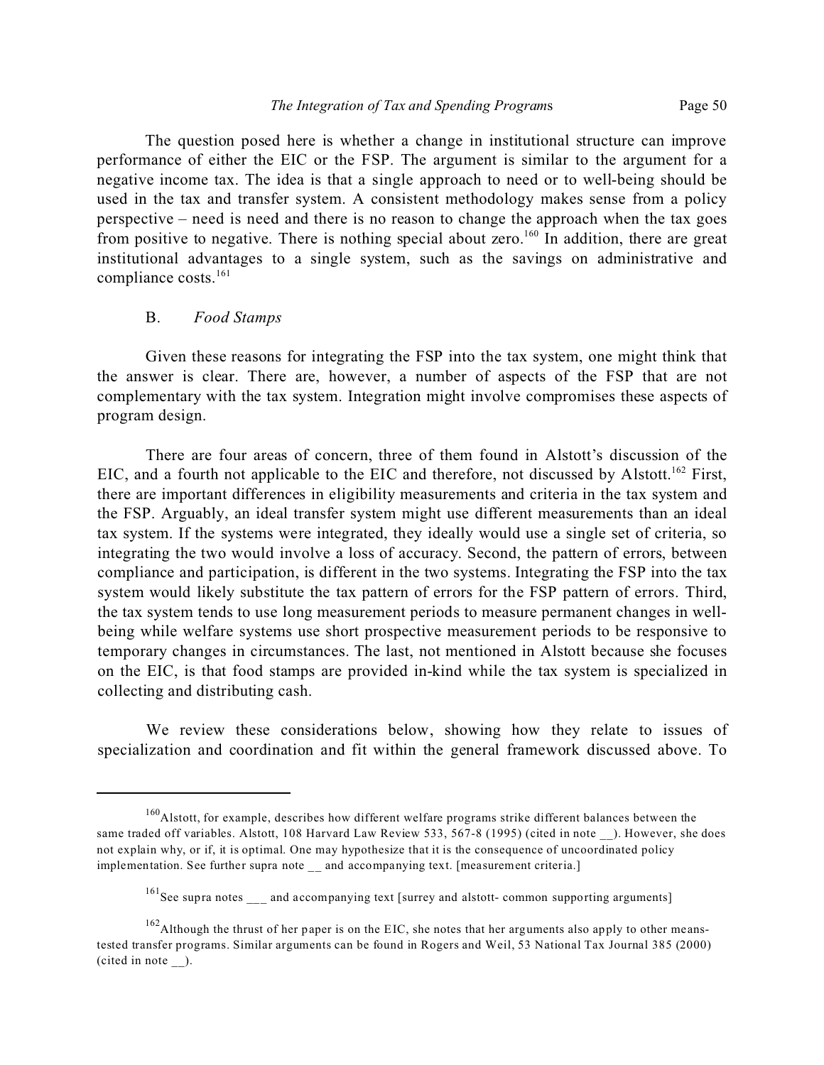The question posed here is whether a change in institutional structure can improve performance of either the EIC or the FSP. The argument is similar to the argument for a negative income tax. The idea is that a single approach to need or to well-being should be used in the tax and transfer system. A consistent methodology makes sense from a policy perspective – need is need and there is no reason to change the approach when the tax goes from positive to negative. There is nothing special about zero.[160] In addition, there are great institutional advantages to a single system, such as the savings on administrative and compliance costs.[161]

## B. *Food Stamps*

Given these reasons for integrating the FSP into the tax system, one might think that the answer is clear. There are, however, a number of aspects of the FSP that are not complementary with the tax system. Integration might involve compromises these aspects of program design.

There are four areas of concern, three of them found in Alstott's discussion of the EIC, and a fourth not applicable to the EIC and therefore, not discussed by Alstott.[162] First, there are important differences in eligibility measurements and criteria in the tax system and the FSP. Arguably, an ideal transfer system might use different measurements than an ideal tax system. If the systems were integrated, they ideally would use a single set of criteria, so integrating the two would involve a loss of accuracy. Second, the pattern of errors, between compliance and participation, is different in the two systems. Integrating the FSP into the tax system would likely substitute the tax pattern of errors for the FSP pattern of errors. Third, the tax system tends to use long measurement periods to measure permanent changes in well-being while welfare systems use short prospective measurement periods to be responsive to temporary changes in circumstances. The last, not mentioned in Alstott because she focuses on the EIC, is that food stamps are provided in-kind while the tax system is specialized in collecting and distributing cash.

We review these considerations below, showing how they relate to issues of specialization and coordination and fit within the general framework discussed above. To

---

[160] Alstott, for example, describes how different welfare programs strike different balances between the same traded off variables. Alstott, 108 Harvard Law Review 533, 567-8 (1995) (cited in note __). However, she does not explain why, or if, it is optimal. One may hypothesize that it is the consequence of uncoordinated policy implementation. See further supra note __ and accompanying text. [measurement criteria.]

[161] See supra notes ___ and accompanying text [surrey and alstott- common supporting arguments]

[162] Although the thrust of her paper is on the EIC, she notes that her arguments also apply to other means-tested transfer programs. Similar arguments can be found in Rogers and Weil, 53 National Tax Journal 385 (2000) (cited in note __).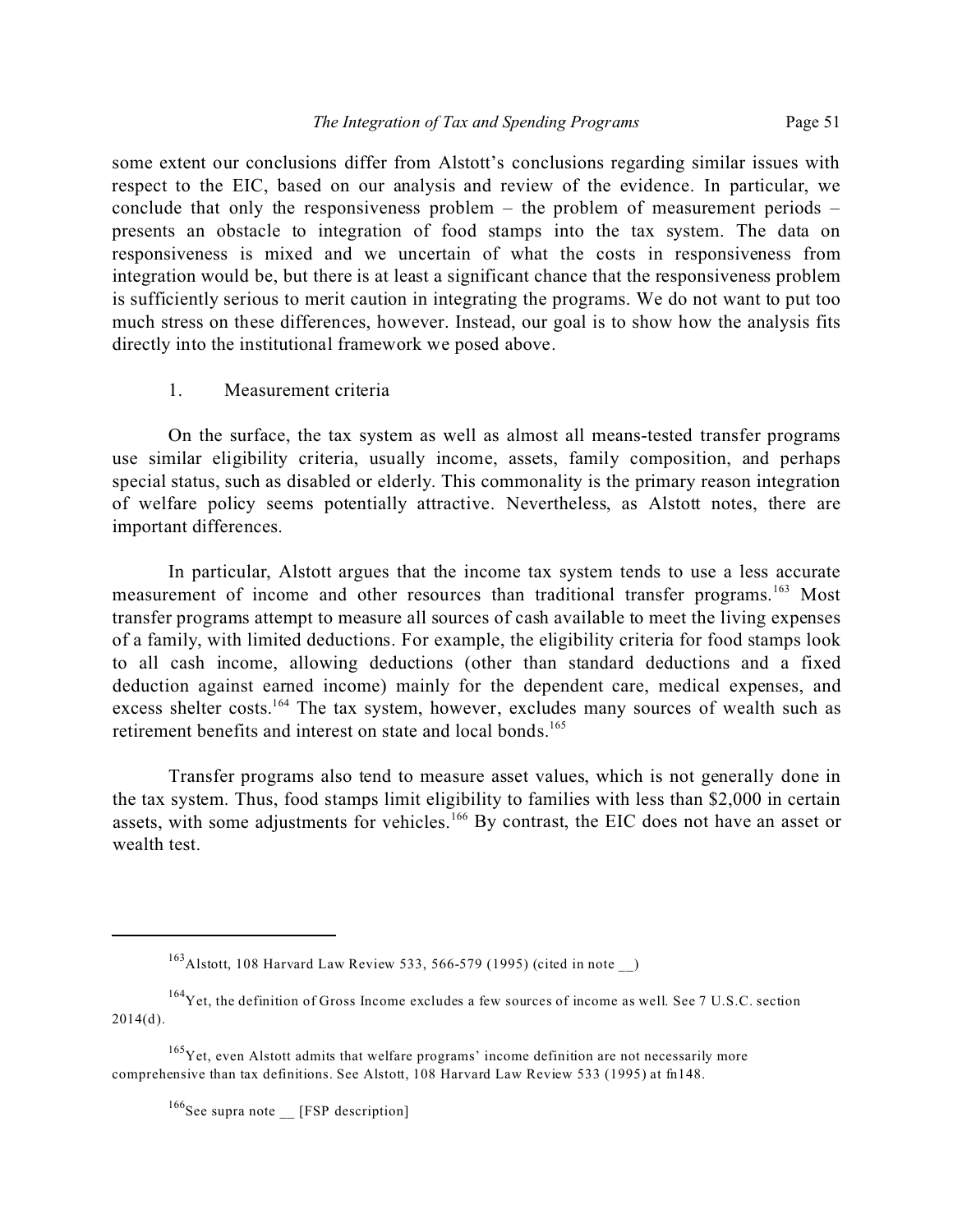some extent our conclusions differ from Alstott's conclusions regarding similar issues with respect to the EIC, based on our analysis and review of the evidence. In particular, we conclude that only the responsiveness problem – the problem of measurement periods – presents an obstacle to integration of food stamps into the tax system. The data on responsiveness is mixed and we uncertain of what the costs in responsiveness from integration would be, but there is at least a significant chance that the responsiveness problem is sufficiently serious to merit caution in integrating the programs. We do not want to put too much stress on these differences, however. Instead, our goal is to show how the analysis fits directly into the institutional framework we posed above.

1. Measurement criteria

On the surface, the tax system as well as almost all means-tested transfer programs use similar eligibility criteria, usually income, assets, family composition, and perhaps special status, such as disabled or elderly. This commonality is the primary reason integration of welfare policy seems potentially attractive. Nevertheless, as Alstott notes, there are important differences.

In particular, Alstott argues that the income tax system tends to use a less accurate measurement of income and other resources than traditional transfer programs.[163] Most transfer programs attempt to measure all sources of cash available to meet the living expenses of a family, with limited deductions. For example, the eligibility criteria for food stamps look to all cash income, allowing deductions (other than standard deductions and a fixed deduction against earned income) mainly for the dependent care, medical expenses, and excess shelter costs.[164] The tax system, however, excludes many sources of wealth such as retirement benefits and interest on state and local bonds.[165]

Transfer programs also tend to measure asset values, which is not generally done in the tax system. Thus, food stamps limit eligibility to families with less than $2,000 in certain assets, with some adjustments for vehicles.[166] By contrast, the EIC does not have an asset or wealth test.

---

[163] Alstott, 108 Harvard Law Review 533, 566-579 (1995) (cited in note __)

[164] Yet, the definition of Gross Income excludes a few sources of income as well. See 7 U.S.C. section 2014(d).

[165] Yet, even Alstott admits that welfare programs' income definition are not necessarily more comprehensive than tax definitions. See Alstott, 108 Harvard Law Review 533 (1995) at fn148.

[166] See supra note __ [FSP description]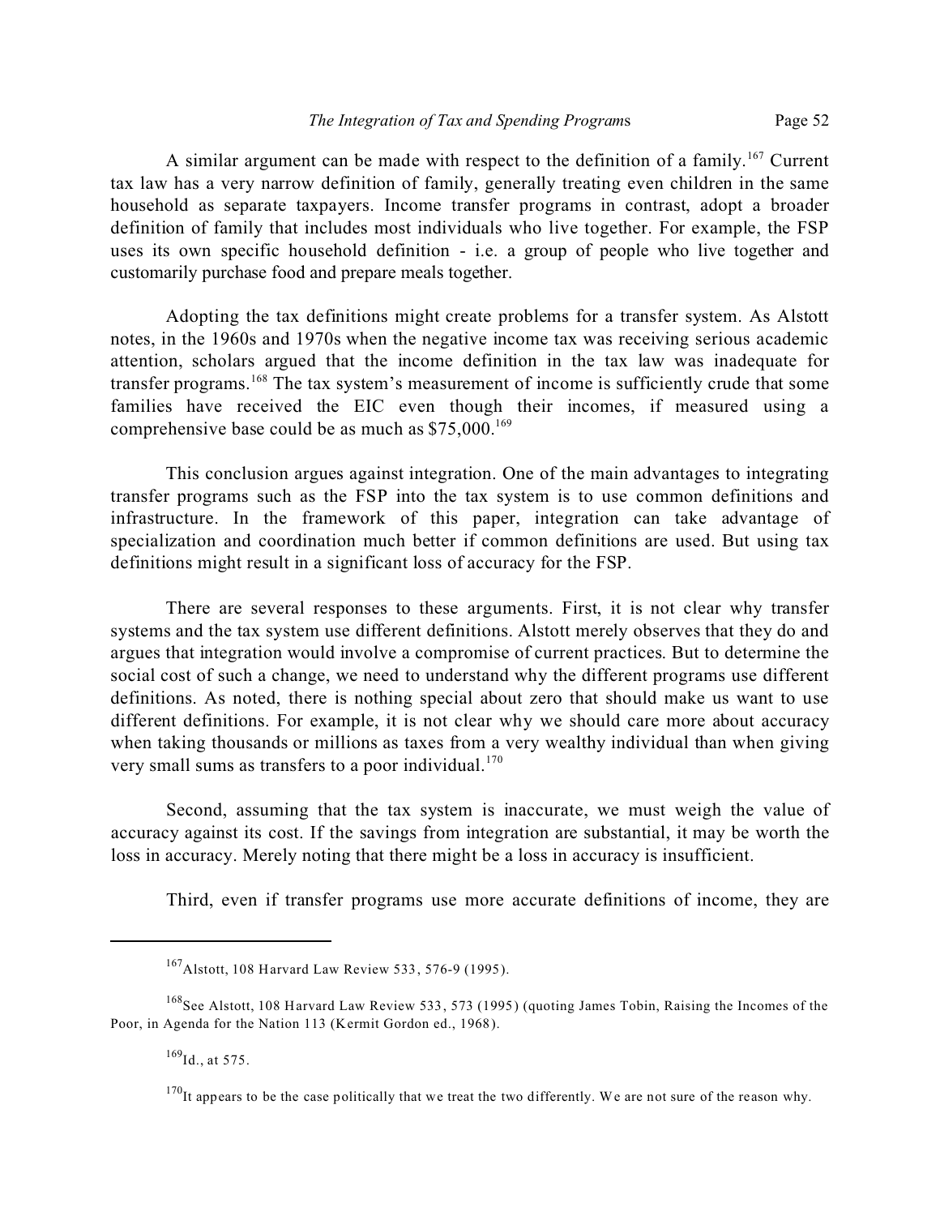A similar argument can be made with respect to the definition of a family.[167] Current tax law has a very narrow definition of family, generally treating even children in the same household as separate taxpayers. Income transfer programs in contrast, adopt a broader definition of family that includes most individuals who live together. For example, the FSP uses its own specific household definition - i.e. a group of people who live together and customarily purchase food and prepare meals together.

Adopting the tax definitions might create problems for a transfer system. As Alstott notes, in the 1960s and 1970s when the negative income tax was receiving serious academic attention, scholars argued that the income definition in the tax law was inadequate for transfer programs.[168] The tax system's measurement of income is sufficiently crude that some families have received the EIC even though their incomes, if measured using a comprehensive base could be as much as $75,000.[169]

This conclusion argues against integration. One of the main advantages to integrating transfer programs such as the FSP into the tax system is to use common definitions and infrastructure. In the framework of this paper, integration can take advantage of specialization and coordination much better if common definitions are used. But using tax definitions might result in a significant loss of accuracy for the FSP.

There are several responses to these arguments. First, it is not clear why transfer systems and the tax system use different definitions. Alstott merely observes that they do and argues that integration would involve a compromise of current practices. But to determine the social cost of such a change, we need to understand why the different programs use different definitions. As noted, there is nothing special about zero that should make us want to use different definitions. For example, it is not clear why we should care more about accuracy when taking thousands or millions as taxes from a very wealthy individual than when giving very small sums as transfers to a poor individual.[170]

Second, assuming that the tax system is inaccurate, we must weigh the value of accuracy against its cost. If the savings from integration are substantial, it may be worth the loss in accuracy. Merely noting that there might be a loss in accuracy is insufficient.

Third, even if transfer programs use more accurate definitions of income, they are

---

[167] Alstott, 108 Harvard Law Review 533, 576-9 (1995).

[168] See Alstott, 108 Harvard Law Review 533, 573 (1995) (quoting James Tobin, Raising the Incomes of the Poor, in Agenda for the Nation 113 (Kermit Gordon ed., 1968).

[169] Id., at 575.

[170] It appears to be the case politically that we treat the two differently. We are not sure of the reason why.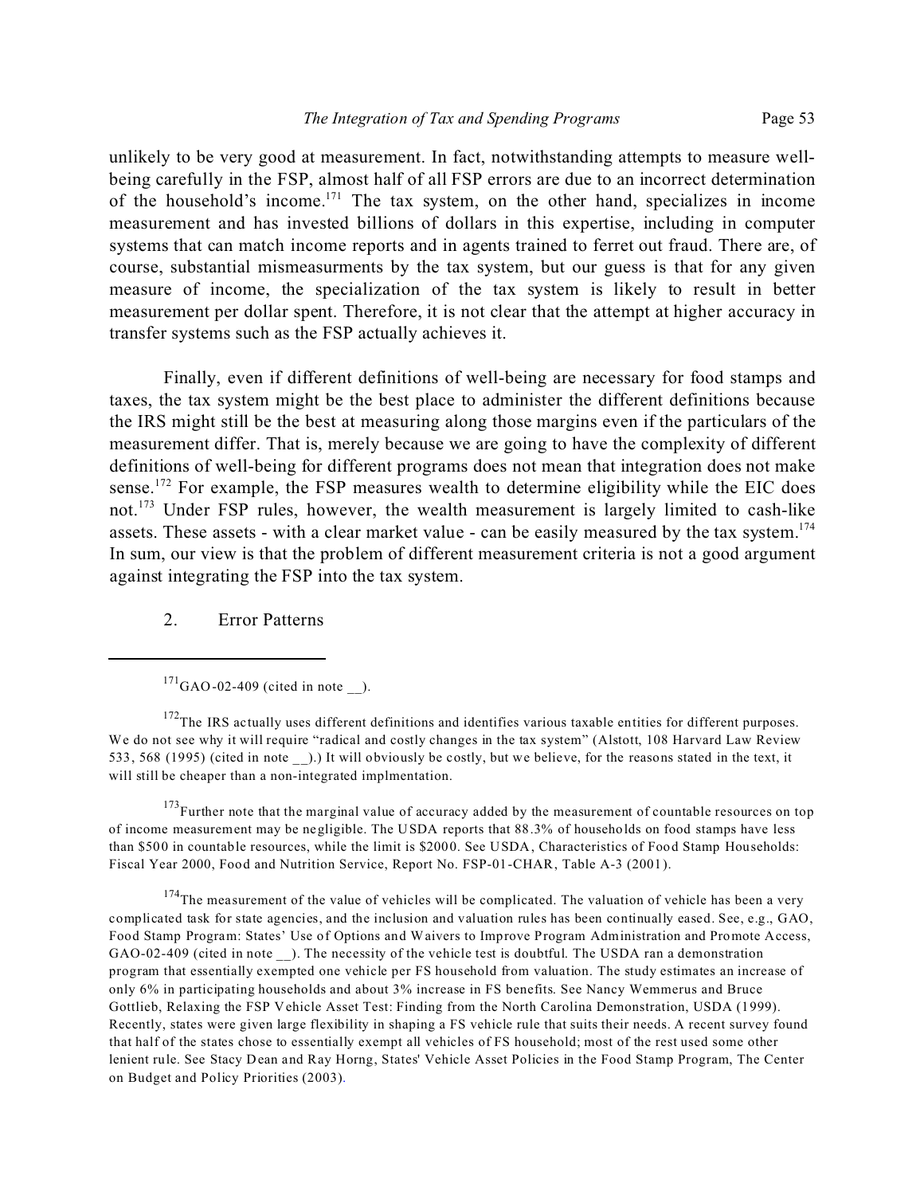unlikely to be very good at measurement. In fact, notwithstanding attempts to measure well-being carefully in the FSP, almost half of all FSP errors are due to an incorrect determination of the household's income.[171] The tax system, on the other hand, specializes in income measurement and has invested billions of dollars in this expertise, including in computer systems that can match income reports and in agents trained to ferret out fraud. There are, of course, substantial mismeasurments by the tax system, but our guess is that for any given measure of income, the specialization of the tax system is likely to result in better measurement per dollar spent. Therefore, it is not clear that the attempt at higher accuracy in transfer systems such as the FSP actually achieves it.

Finally, even if different definitions of well-being are necessary for food stamps and taxes, the tax system might be the best place to administer the different definitions because the IRS might still be the best at measuring along those margins even if the particulars of the measurement differ. That is, merely because we are going to have the complexity of different definitions of well-being for different programs does not mean that integration does not make sense.[172] For example, the FSP measures wealth to determine eligibility while the EIC does not.[173] Under FSP rules, however, the wealth measurement is largely limited to cash-like assets. These assets - with a clear market value - can be easily measured by the tax system.[174] In sum, our view is that the problem of different measurement criteria is not a good argument against integrating the FSP into the tax system.

### 2. Error Patterns

---

[171] GAO-02-409 (cited in note __).

[172] The IRS actually uses different definitions and identifies various taxable entities for different purposes. We do not see why it will require "radical and costly changes in the tax system" (Alstott, 108 Harvard Law Review 533, 568 (1995) (cited in note __).) It will obviously be costly, but we believe, for the reasons stated in the text, it will still be cheaper than a non-integrated implmentation.

[173] Further note that the marginal value of accuracy added by the measurement of countable resources on top of income measurement may be negligible. The USDA reports that 88.3% of households on food stamps have less than $500 in countable resources, while the limit is $2000. See USDA, Characteristics of Food Stamp Households: Fiscal Year 2000, Food and Nutrition Service, Report No. FSP-01-CHAR, Table A-3 (2001).

[174] The measurement of the value of vehicles will be complicated. The valuation of vehicle has been a very complicated task for state agencies, and the inclusion and valuation rules has been continually eased. See, e.g., GAO, Food Stamp Program: States' Use of Options and Waivers to Improve Program Administration and Promote Access, GAO-02-409 (cited in note __). The necessity of the vehicle test is doubtful. The USDA ran a demonstration program that essentially exempted one vehicle per FS household from valuation. The study estimates an increase of only 6% in participating households and about 3% increase in FS benefits. See Nancy Wemmerus and Bruce Gottlieb, Relaxing the FSP Vehicle Asset Test: Finding from the North Carolina Demonstration, USDA (1999). Recently, states were given large flexibility in shaping a FS vehicle rule that suits their needs. A recent survey found that half of the states chose to essentially exempt all vehicles of FS household; most of the rest used some other lenient rule. See Stacy Dean and Ray Horng, States' Vehicle Asset Policies in the Food Stamp Program, The Center on Budget and Policy Priorities (2003).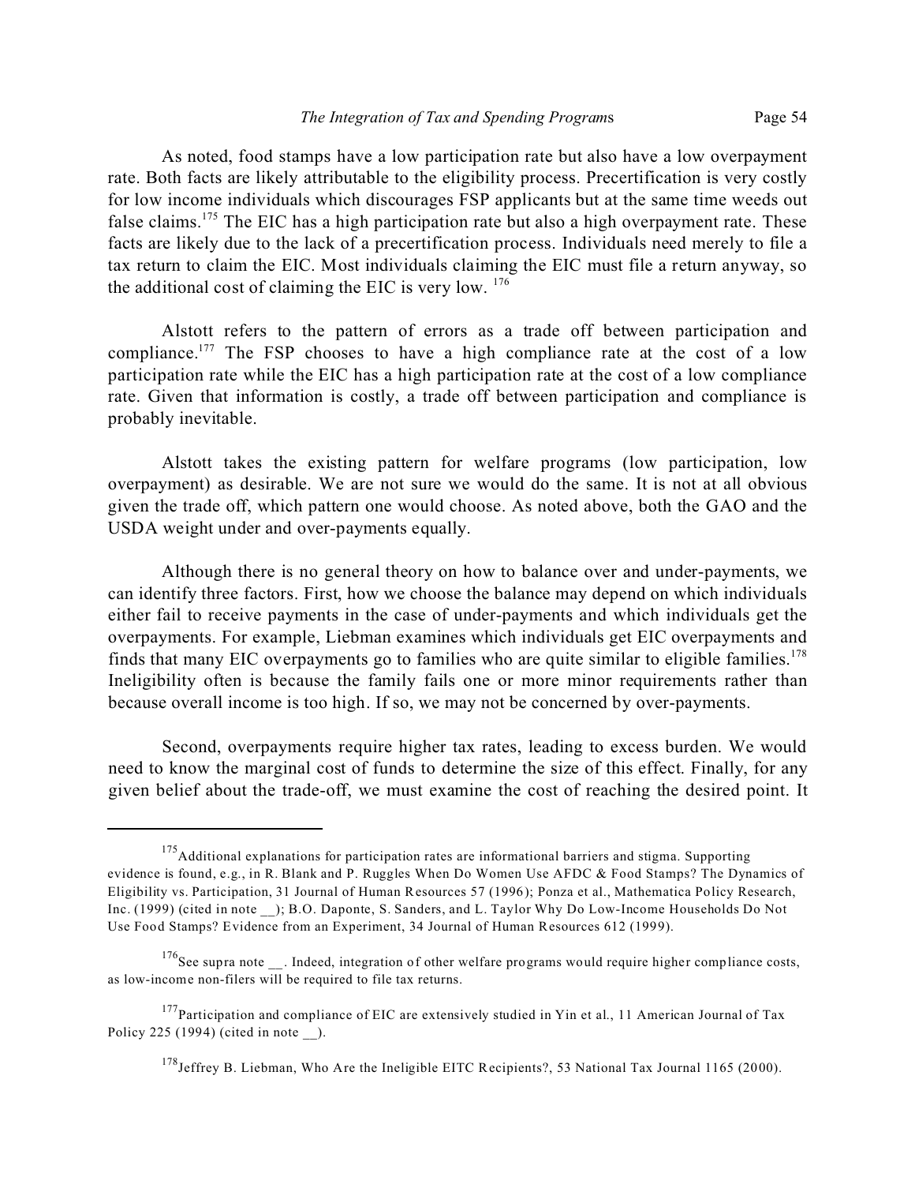As noted, food stamps have a low participation rate but also have a low overpayment rate. Both facts are likely attributable to the eligibility process. Precertification is very costly for low income individuals which discourages FSP applicants but at the same time weeds out false claims.[175] The EIC has a high participation rate but also a high overpayment rate. These facts are likely due to the lack of a precertification process. Individuals need merely to file a tax return to claim the EIC. Most individuals claiming the EIC must file a return anyway, so the additional cost of claiming the EIC is very low. [176]

Alstott refers to the pattern of errors as a trade off between participation and compliance.[177] The FSP chooses to have a high compliance rate at the cost of a low participation rate while the EIC has a high participation rate at the cost of a low compliance rate. Given that information is costly, a trade off between participation and compliance is probably inevitable.

Alstott takes the existing pattern for welfare programs (low participation, low overpayment) as desirable. We are not sure we would do the same. It is not at all obvious given the trade off, which pattern one would choose. As noted above, both the GAO and the USDA weight under and over-payments equally.

Although there is no general theory on how to balance over and under-payments, we can identify three factors. First, how we choose the balance may depend on which individuals either fail to receive payments in the case of under-payments and which individuals get the overpayments. For example, Liebman examines which individuals get EIC overpayments and finds that many EIC overpayments go to families who are quite similar to eligible families.[178] Ineligibility often is because the family fails one or more minor requirements rather than because overall income is too high. If so, we may not be concerned by over-payments.

Second, overpayments require higher tax rates, leading to excess burden. We would need to know the marginal cost of funds to determine the size of this effect. Finally, for any given belief about the trade-off, we must examine the cost of reaching the desired point. It

---

[175] Additional explanations for participation rates are informational barriers and stigma. Supporting evidence is found, e.g., in R. Blank and P. Ruggles When Do Women Use AFDC & Food Stamps? The Dynamics of Eligibility vs. Participation, 31 Journal of Human Resources 57 (1996); Ponza et al., Mathematica Policy Research, Inc. (1999) (cited in note __); B.O. Daponte, S. Sanders, and L. Taylor Why Do Low-Income Households Do Not Use Food Stamps? Evidence from an Experiment, 34 Journal of Human Resources 612 (1999).

[176] See supra note __. Indeed, integration of other welfare programs would require higher compliance costs, as low-income non-filers will be required to file tax returns.

[177] Participation and compliance of EIC are extensively studied in Yin et al., 11 American Journal of Tax Policy 225 (1994) (cited in note __).

[178] Jeffrey B. Liebman, Who Are the Ineligible EITC Recipients?, 53 National Tax Journal 1165 (2000).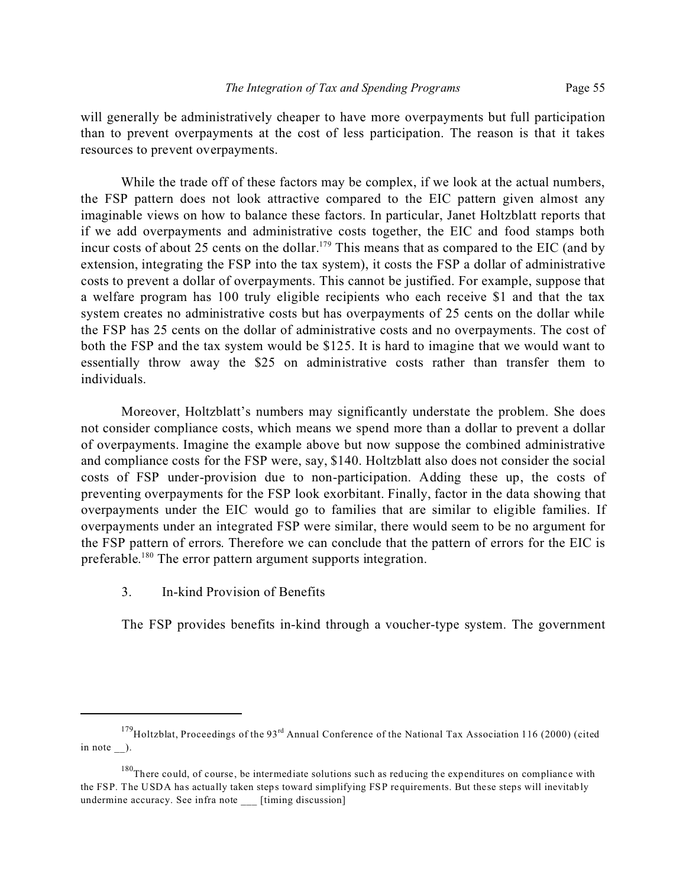will generally be administratively cheaper to have more overpayments but full participation than to prevent overpayments at the cost of less participation. The reason is that it takes resources to prevent overpayments.

While the trade off of these factors may be complex, if we look at the actual numbers, the FSP pattern does not look attractive compared to the EIC pattern given almost any imaginable views on how to balance these factors. In particular, Janet Holtzblatt reports that if we add overpayments and administrative costs together, the EIC and food stamps both incur costs of about 25 cents on the dollar.[179] This means that as compared to the EIC (and by extension, integrating the FSP into the tax system), it costs the FSP a dollar of administrative costs to prevent a dollar of overpayments. This cannot be justified. For example, suppose that a welfare program has 100 truly eligible recipients who each receive $1 and that the tax system creates no administrative costs but has overpayments of 25 cents on the dollar while the FSP has 25 cents on the dollar of administrative costs and no overpayments. The cost of both the FSP and the tax system would be $125. It is hard to imagine that we would want to essentially throw away the $25 on administrative costs rather than transfer them to individuals.

Moreover, Holtzblatt's numbers may significantly understate the problem. She does not consider compliance costs, which means we spend more than a dollar to prevent a dollar of overpayments. Imagine the example above but now suppose the combined administrative and compliance costs for the FSP were, say, $140. Holtzblatt also does not consider the social costs of FSP under-provision due to non-participation. Adding these up, the costs of preventing overpayments for the FSP look exorbitant. Finally, factor in the data showing that overpayments under the EIC would go to families that are similar to eligible families. If overpayments under an integrated FSP were similar, there would seem to be no argument for the FSP pattern of errors. Therefore we can conclude that the pattern of errors for the EIC is preferable.[180] The error pattern argument supports integration.

3. In-kind Provision of Benefits

The FSP provides benefits in-kind through a voucher-type system. The government

---

[179] Holtzblat, Proceedings of the 93rd Annual Conference of the National Tax Association 116 (2000) (cited in note __).

[180] There could, of course, be intermediate solutions such as reducing the expenditures on compliance with the FSP. The USDA has actually taken steps toward simplifying FSP requirements. But these steps will inevitably undermine accuracy. See infra note ___ [timing discussion]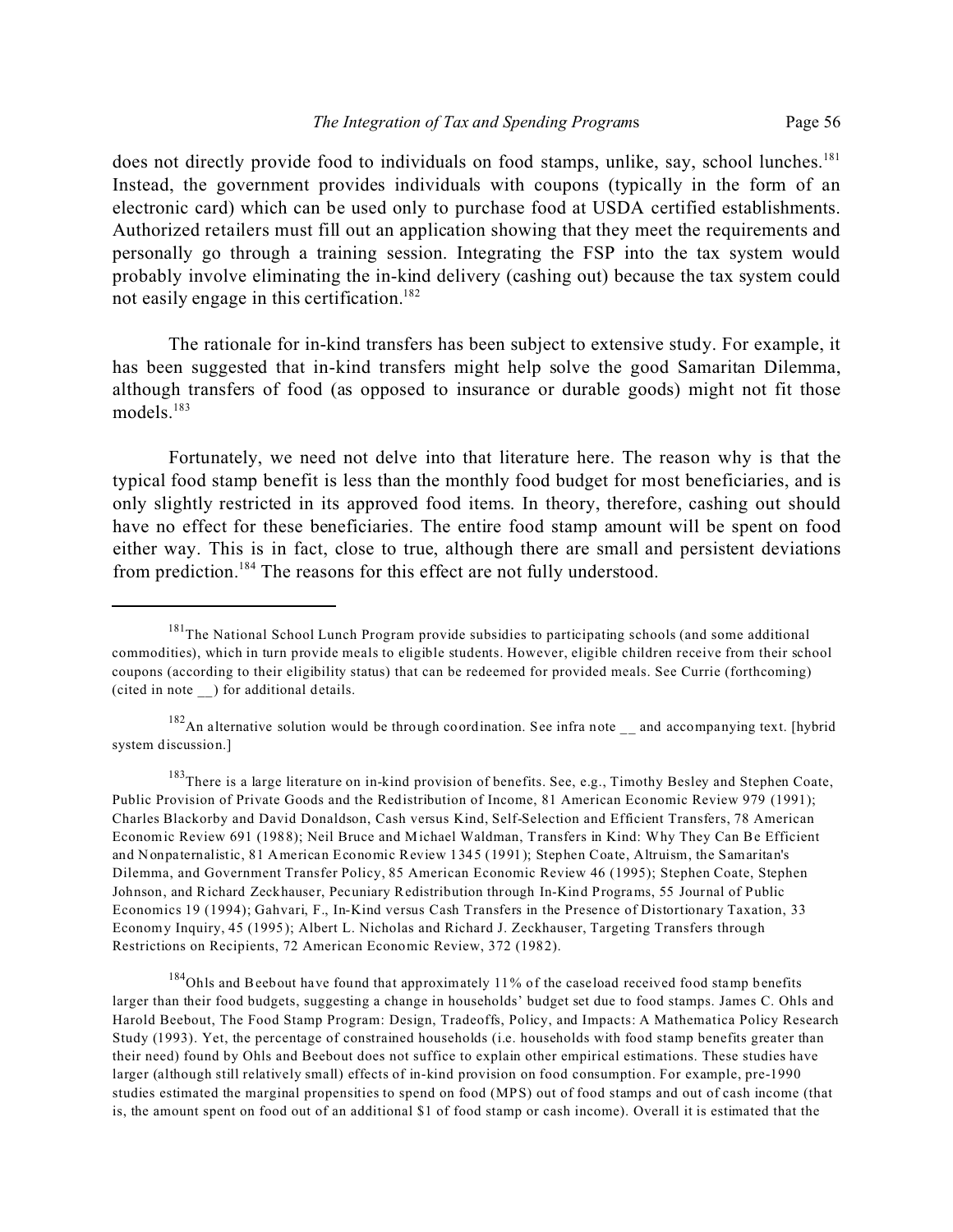does not directly provide food to individuals on food stamps, unlike, say, school lunches.[181] Instead, the government provides individuals with coupons (typically in the form of an electronic card) which can be used only to purchase food at USDA certified establishments. Authorized retailers must fill out an application showing that they meet the requirements and personally go through a training session. Integrating the FSP into the tax system would probably involve eliminating the in-kind delivery (cashing out) because the tax system could not easily engage in this certification.[182]

The rationale for in-kind transfers has been subject to extensive study. For example, it has been suggested that in-kind transfers might help solve the good Samaritan Dilemma, although transfers of food (as opposed to insurance or durable goods) might not fit those models.[183]

Fortunately, we need not delve into that literature here. The reason why is that the typical food stamp benefit is less than the monthly food budget for most beneficiaries, and is only slightly restricted in its approved food items. In theory, therefore, cashing out should have no effect for these beneficiaries. The entire food stamp amount will be spent on food either way. This is in fact, close to true, although there are small and persistent deviations from prediction.[184] The reasons for this effect are not fully understood.

---

[181] The National School Lunch Program provide subsidies to participating schools (and some additional commodities), which in turn provide meals to eligible students. However, eligible children receive from their school coupons (according to their eligibility status) that can be redeemed for provided meals. See Currie (forthcoming) (cited in note __) for additional details.

[182] An alternative solution would be through coordination. See infra note __ and accompanying text. [hybrid system discussion.]

[183] There is a large literature on in-kind provision of benefits. See, e.g., Timothy Besley and Stephen Coate, Public Provision of Private Goods and the Redistribution of Income, 81 American Economic Review 979 (1991); Charles Blackorby and David Donaldson, Cash versus Kind, Self-Selection and Efficient Transfers, 78 American Economic Review 691 (1988); Neil Bruce and Michael Waldman, Transfers in Kind: Why They Can Be Efficient and Nonpaternalistic, 81 American Economic Review 1345 (1991); Stephen Coate, Altruism, the Samaritan's Dilemma, and Government Transfer Policy, 85 American Economic Review 46 (1995); Stephen Coate, Stephen Johnson, and Richard Zeckhauser, Pecuniary Redistribution through In-Kind Programs, 55 Journal of Public Economics 19 (1994); Gahvari, F., In-Kind versus Cash Transfers in the Presence of Distortionary Taxation, 33 Economy Inquiry, 45 (1995); Albert L. Nicholas and Richard J. Zeckhauser, Targeting Transfers through Restrictions on Recipients, 72 American Economic Review, 372 (1982).

[184] Ohls and Beebout have found that approximately 11% of the caseload received food stamp benefits larger than their food budgets, suggesting a change in households' budget set due to food stamps. James C. Ohls and Harold Beebout, The Food Stamp Program: Design, Tradeoffs, Policy, and Impacts: A Mathematica Policy Research Study (1993). Yet, the percentage of constrained households (i.e. households with food stamp benefits greater than their need) found by Ohls and Beebout does not suffice to explain other empirical estimations. These studies have larger (although still relatively small) effects of in-kind provision on food consumption. For example, pre-1990 studies estimated the marginal propensities to spend on food (MPS) out of food stamps and out of cash income (that is, the amount spent on food out of an additional $1 of food stamp or cash income). Overall it is estimated that the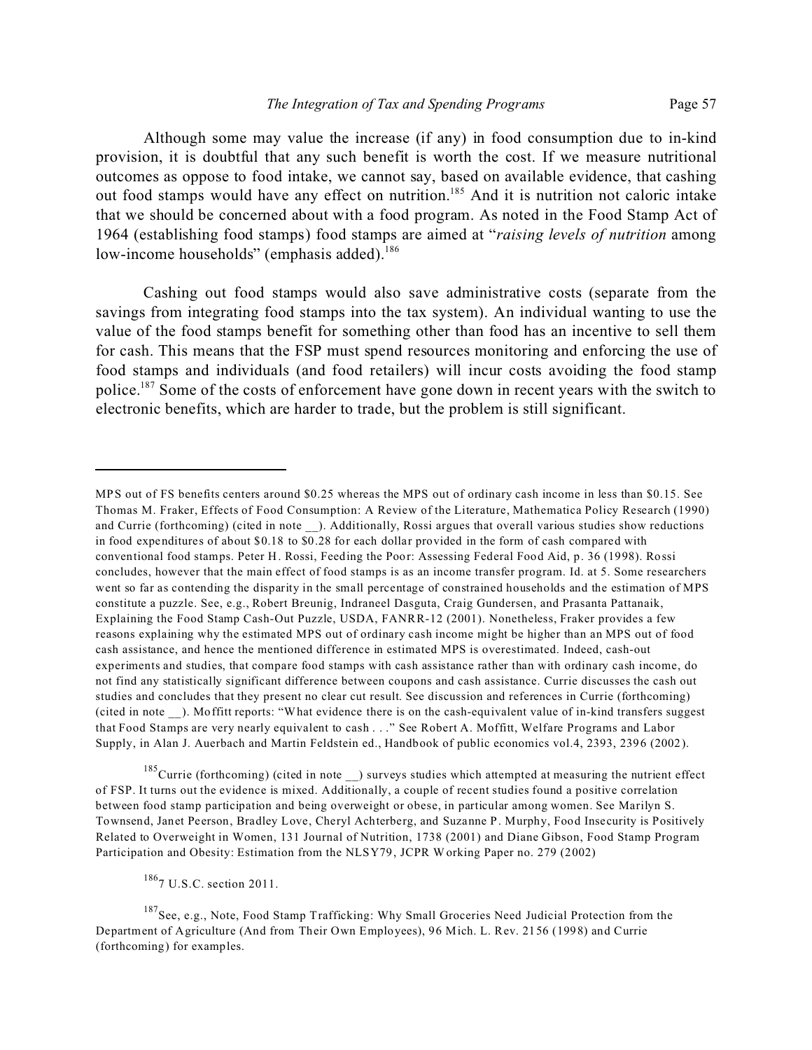Although some may value the increase (if any) in food consumption due to in-kind provision, it is doubtful that any such benefit is worth the cost. If we measure nutritional outcomes as oppose to food intake, we cannot say, based on available evidence, that cashing out food stamps would have any effect on nutrition.[185] And it is nutrition not caloric intake that we should be concerned about with a food program. As noted in the Food Stamp Act of 1964 (establishing food stamps) food stamps are aimed at "*raising levels of nutrition* among low-income households" (emphasis added).[186]

Cashing out food stamps would also save administrative costs (separate from the savings from integrating food stamps into the tax system). An individual wanting to use the value of the food stamps benefit for something other than food has an incentive to sell them for cash. This means that the FSP must spend resources monitoring and enforcing the use of food stamps and individuals (and food retailers) will incur costs avoiding the food stamp police.[187] Some of the costs of enforcement have gone down in recent years with the switch to electronic benefits, which are harder to trade, but the problem is still significant.

---

MPS out of FS benefits centers around $0.25 whereas the MPS out of ordinary cash income in less than $0.15. See Thomas M. Fraker, Effects of Food Consumption: A Review of the Literature, Mathematica Policy Research (1990) and Currie (forthcoming) (cited in note __). Additionally, Rossi argues that overall various studies show reductions in food expenditures of about $0.18 to $0.28 for each dollar provided in the form of cash compared with conventional food stamps. Peter H. Rossi, Feeding the Poor: Assessing Federal Food Aid, p. 36 (1998). Rossi concludes, however that the main effect of food stamps is as an income transfer program. Id. at 5. Some researchers went so far as contending the disparity in the small percentage of constrained households and the estimation of MPS constitute a puzzle. See, e.g., Robert Breunig, Indraneel Dasguta, Craig Gundersen, and Prasanta Pattanaik, Explaining the Food Stamp Cash-Out Puzzle, USDA, FANRR-12 (2001). Nonetheless, Fraker provides a few reasons explaining why the estimated MPS out of ordinary cash income might be higher than an MPS out of food cash assistance, and hence the mentioned difference in estimated MPS is overestimated. Indeed, cash-out experiments and studies, that compare food stamps with cash assistance rather than with ordinary cash income, do not find any statistically significant difference between coupons and cash assistance. Currie discusses the cash out studies and concludes that they present no clear cut result. See discussion and references in Currie (forthcoming) (cited in note __). Moffitt reports: "What evidence there is on the cash-equivalent value of in-kind transfers suggest that Food Stamps are very nearly equivalent to cash . . ." See Robert A. Moffitt, Welfare Programs and Labor Supply, in Alan J. Auerbach and Martin Feldstein ed., Handbook of public economics vol.4, 2393, 2396 (2002).

[185] Currie (forthcoming) (cited in note __) surveys studies which attempted at measuring the nutrient effect of FSP. It turns out the evidence is mixed. Additionally, a couple of recent studies found a positive correlation between food stamp participation and being overweight or obese, in particular among women. See Marilyn S. Townsend, Janet Peerson, Bradley Love, Cheryl Achterberg, and Suzanne P. Murphy, Food Insecurity is Positively Related to Overweight in Women, 131 Journal of Nutrition, 1738 (2001) and Diane Gibson, Food Stamp Program Participation and Obesity: Estimation from the NLSY79, JCPR Working Paper no. 279 (2002)

[186] 7 U.S.C. section 2011.

[187] See, e.g., Note, Food Stamp Trafficking: Why Small Groceries Need Judicial Protection from the Department of Agriculture (And from Their Own Employees), 96 Mich. L. Rev. 2156 (1998) and Currie (forthcoming) for examples.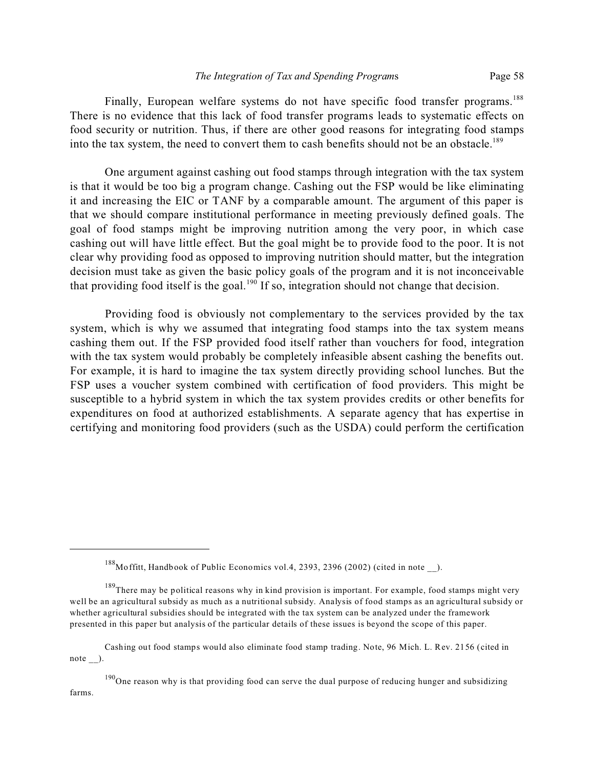Finally, European welfare systems do not have specific food transfer programs.[188] There is no evidence that this lack of food transfer programs leads to systematic effects on food security or nutrition. Thus, if there are other good reasons for integrating food stamps into the tax system, the need to convert them to cash benefits should not be an obstacle.[189]

One argument against cashing out food stamps through integration with the tax system is that it would be too big a program change. Cashing out the FSP would be like eliminating it and increasing the EIC or TANF by a comparable amount. The argument of this paper is that we should compare institutional performance in meeting previously defined goals. The goal of food stamps might be improving nutrition among the very poor, in which case cashing out will have little effect. But the goal might be to provide food to the poor. It is not clear why providing food as opposed to improving nutrition should matter, but the integration decision must take as given the basic policy goals of the program and it is not inconceivable that providing food itself is the goal.[190] If so, integration should not change that decision.

Providing food is obviously not complementary to the services provided by the tax system, which is why we assumed that integrating food stamps into the tax system means cashing them out. If the FSP provided food itself rather than vouchers for food, integration with the tax system would probably be completely infeasible absent cashing the benefits out. For example, it is hard to imagine the tax system directly providing school lunches. But the FSP uses a voucher system combined with certification of food providers. This might be susceptible to a hybrid system in which the tax system provides credits or other benefits for expenditures on food at authorized establishments. A separate agency that has expertise in certifying and monitoring food providers (such as the USDA) could perform the certification

---

[188] Moffitt, Handbook of Public Economics vol.4, 2393, 2396 (2002) (cited in note __).

[189] There may be political reasons why in kind provision is important. For example, food stamps might very well be an agricultural subsidy as much as a nutritional subsidy. Analysis of food stamps as an agricultural subsidy or whether agricultural subsidies should be integrated with the tax system can be analyzed under the framework presented in this paper but analysis of the particular details of these issues is beyond the scope of this paper.

Cashing out food stamps would also eliminate food stamp trading. Note, 96 Mich. L. Rev. 2156 (cited in note __).

[190] One reason why is that providing food can serve the dual purpose of reducing hunger and subsidizing farms.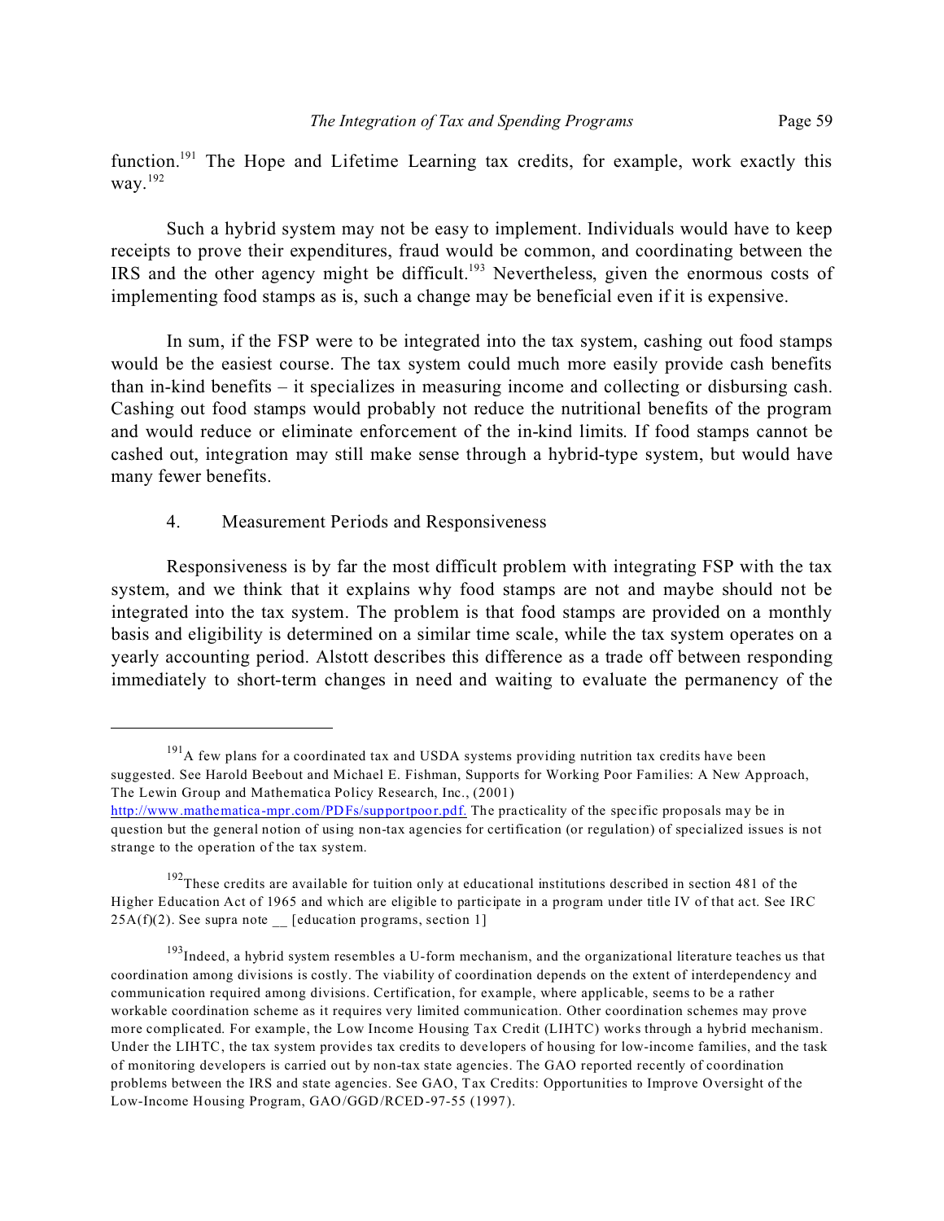function.[191] The Hope and Lifetime Learning tax credits, for example, work exactly this way.[192]

Such a hybrid system may not be easy to implement. Individuals would have to keep receipts to prove their expenditures, fraud would be common, and coordinating between the IRS and the other agency might be difficult.[193] Nevertheless, given the enormous costs of implementing food stamps as is, such a change may be beneficial even if it is expensive.

In sum, if the FSP were to be integrated into the tax system, cashing out food stamps would be the easiest course. The tax system could much more easily provide cash benefits than in-kind benefits – it specializes in measuring income and collecting or disbursing cash. Cashing out food stamps would probably not reduce the nutritional benefits of the program and would reduce or eliminate enforcement of the in-kind limits. If food stamps cannot be cashed out, integration may still make sense through a hybrid-type system, but would have many fewer benefits.

### 4. Measurement Periods and Responsiveness

Responsiveness is by far the most difficult problem with integrating FSP with the tax system, and we think that it explains why food stamps are not and maybe should not be integrated into the tax system. The problem is that food stamps are provided on a monthly basis and eligibility is determined on a similar time scale, while the tax system operates on a yearly accounting period. Alstott describes this difference as a trade off between responding immediately to short-term changes in need and waiting to evaluate the permanency of the

---

[191] A few plans for a coordinated tax and USDA systems providing nutrition tax credits have been suggested. See Harold Beebout and Michael E. Fishman, Supports for Working Poor Families: A New Approach, The Lewin Group and Mathematica Policy Research, Inc., (2001) http://www.mathematica-mpr.com/PDFs/supportpoor.pdf. The practicality of the specific proposals may be in question but the general notion of using non-tax agencies for certification (or regulation) of specialized issues is not strange to the operation of the tax system.

[192] These credits are available for tuition only at educational institutions described in section 481 of the Higher Education Act of 1965 and which are eligible to participate in a program under title IV of that act. See IRC 25A(f)(2). See supra note __ [education programs, section 1]

[193] Indeed, a hybrid system resembles a U-form mechanism, and the organizational literature teaches us that coordination among divisions is costly. The viability of coordination depends on the extent of interdependency and communication required among divisions. Certification, for example, where applicable, seems to be a rather workable coordination scheme as it requires very limited communication. Other coordination schemes may prove more complicated. For example, the Low Income Housing Tax Credit (LIHTC) works through a hybrid mechanism. Under the LIHTC, the tax system provides tax credits to developers of housing for low-income families, and the task of monitoring developers is carried out by non-tax state agencies. The GAO reported recently of coordination problems between the IRS and state agencies. See GAO, Tax Credits: Opportunities to Improve Oversight of the Low-Income Housing Program, GAO/GGD/RCED-97-55 (1997).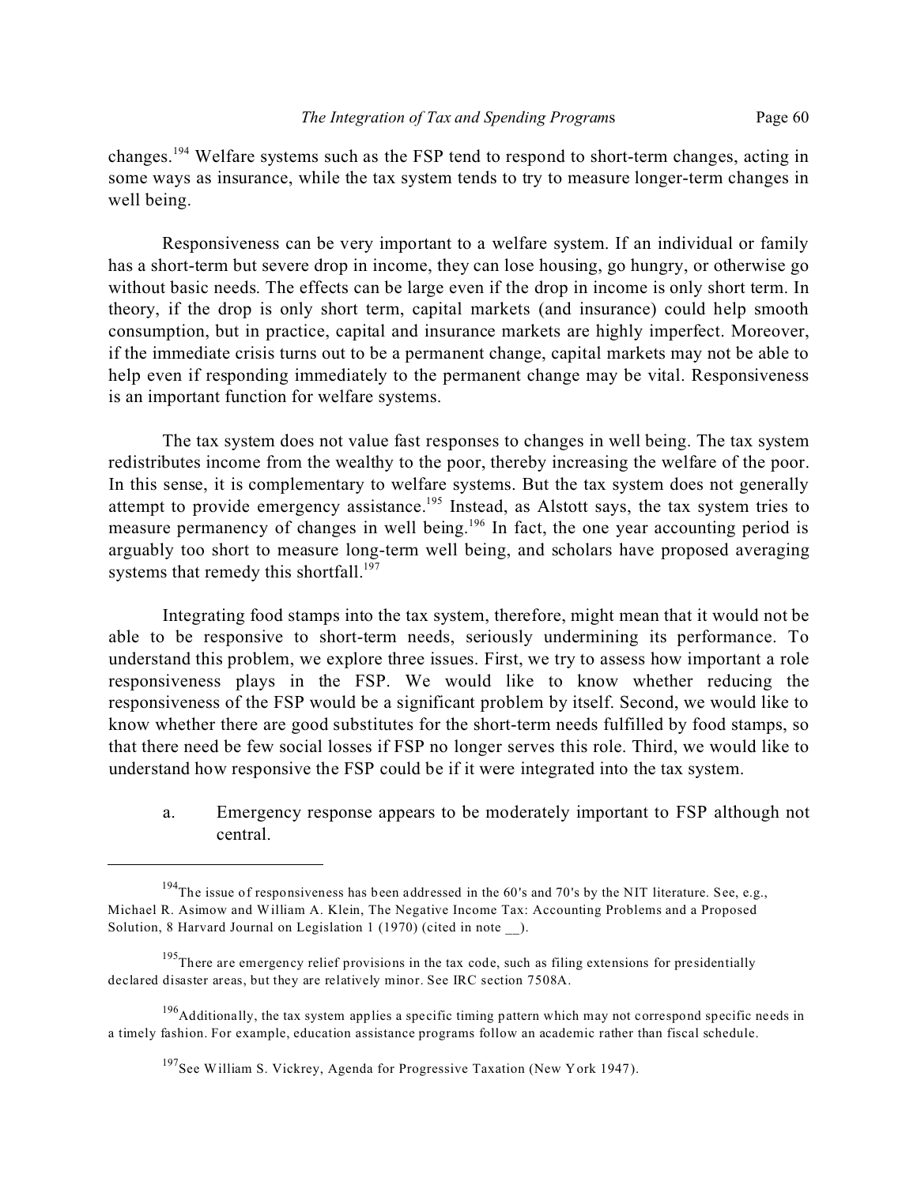changes.[194] Welfare systems such as the FSP tend to respond to short-term changes, acting in some ways as insurance, while the tax system tends to try to measure longer-term changes in well being.

Responsiveness can be very important to a welfare system. If an individual or family has a short-term but severe drop in income, they can lose housing, go hungry, or otherwise go without basic needs. The effects can be large even if the drop in income is only short term. In theory, if the drop is only short term, capital markets (and insurance) could help smooth consumption, but in practice, capital and insurance markets are highly imperfect. Moreover, if the immediate crisis turns out to be a permanent change, capital markets may not be able to help even if responding immediately to the permanent change may be vital. Responsiveness is an important function for welfare systems.

The tax system does not value fast responses to changes in well being. The tax system redistributes income from the wealthy to the poor, thereby increasing the welfare of the poor. In this sense, it is complementary to welfare systems. But the tax system does not generally attempt to provide emergency assistance.[195] Instead, as Alstott says, the tax system tries to measure permanency of changes in well being.[196] In fact, the one year accounting period is arguably too short to measure long-term well being, and scholars have proposed averaging systems that remedy this shortfall.[197]

Integrating food stamps into the tax system, therefore, might mean that it would not be able to be responsive to short-term needs, seriously undermining its performance. To understand this problem, we explore three issues. First, we try to assess how important a role responsiveness plays in the FSP. We would like to know whether reducing the responsiveness of the FSP would be a significant problem by itself. Second, we would like to know whether there are good substitutes for the short-term needs fulfilled by food stamps, so that there need be few social losses if FSP no longer serves this role. Third, we would like to understand how responsive the FSP could be if it were integrated into the tax system.

a. Emergency response appears to be moderately important to FSP although not central.

---

[194] The issue of responsiveness has been addressed in the 60's and 70's by the NIT literature. See, e.g., Michael R. Asimow and William A. Klein, The Negative Income Tax: Accounting Problems and a Proposed Solution, 8 Harvard Journal on Legislation 1 (1970) (cited in note __).

[195] There are emergency relief provisions in the tax code, such as filing extensions for presidentially declared disaster areas, but they are relatively minor. See IRC section 7508A.

[196] Additionally, the tax system applies a specific timing pattern which may not correspond specific needs in a timely fashion. For example, education assistance programs follow an academic rather than fiscal schedule.

[197] See William S. Vickrey, Agenda for Progressive Taxation (New York 1947).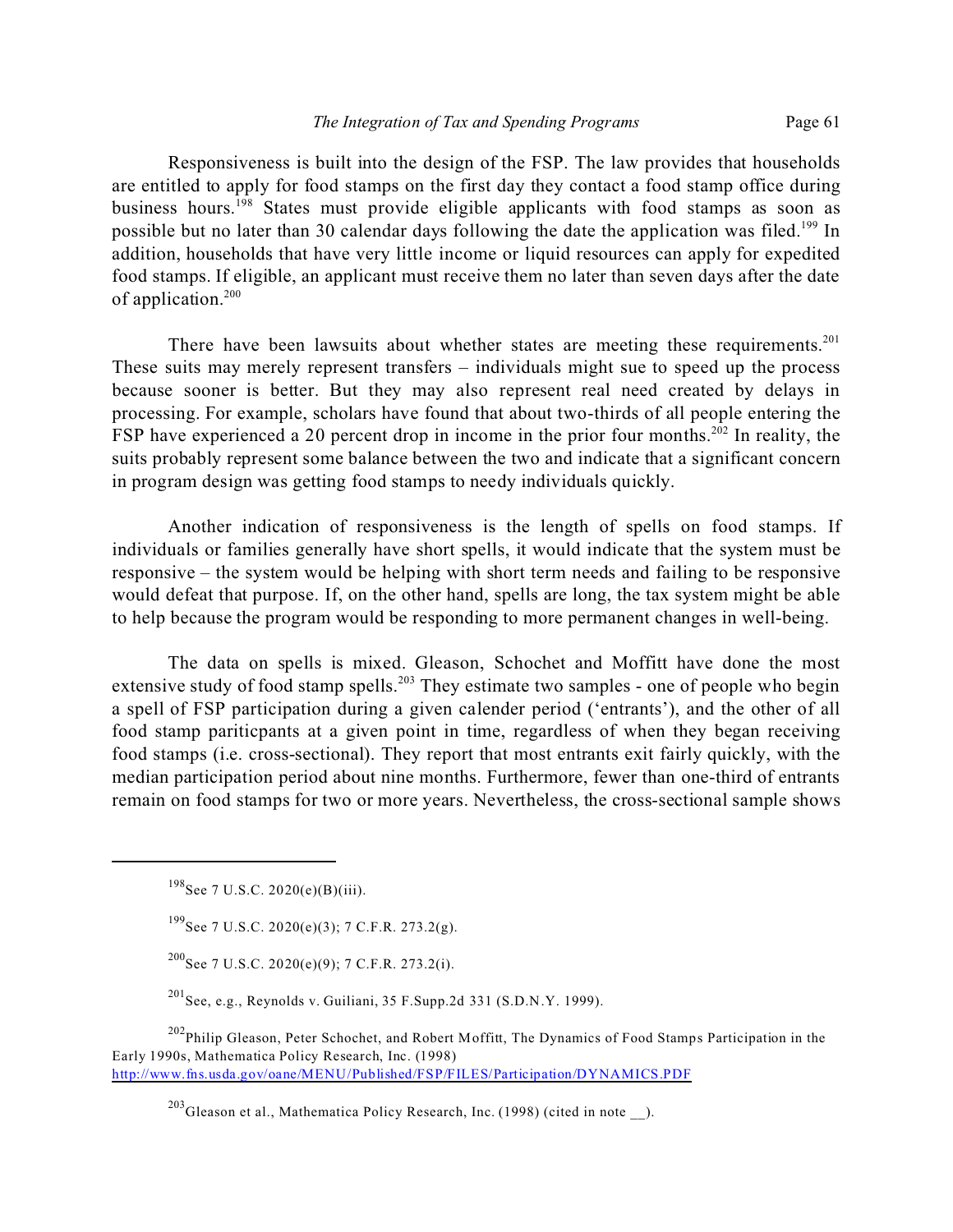Responsiveness is built into the design of the FSP. The law provides that households are entitled to apply for food stamps on the first day they contact a food stamp office during business hours.[198] States must provide eligible applicants with food stamps as soon as possible but no later than 30 calendar days following the date the application was filed.[199] In addition, households that have very little income or liquid resources can apply for expedited food stamps. If eligible, an applicant must receive them no later than seven days after the date of application.[200]

There have been lawsuits about whether states are meeting these requirements.[201] These suits may merely represent transfers – individuals might sue to speed up the process because sooner is better. But they may also represent real need created by delays in processing. For example, scholars have found that about two-thirds of all people entering the FSP have experienced a 20 percent drop in income in the prior four months.[202] In reality, the suits probably represent some balance between the two and indicate that a significant concern in program design was getting food stamps to needy individuals quickly.

Another indication of responsiveness is the length of spells on food stamps. If individuals or families generally have short spells, it would indicate that the system must be responsive – the system would be helping with short term needs and failing to be responsive would defeat that purpose. If, on the other hand, spells are long, the tax system might be able to help because the program would be responding to more permanent changes in well-being.

The data on spells is mixed. Gleason, Schochet and Moffitt have done the most extensive study of food stamp spells.[203] They estimate two samples - one of people who begin a spell of FSP participation during a given calender period ('entrants'), and the other of all food stamp paritícpants at a given point in time, regardless of when they began receiving food stamps (i.e. cross-sectional). They report that most entrants exit fairly quickly, with the median participation period about nine months. Furthermore, fewer than one-third of entrants remain on food stamps for two or more years. Nevertheless, the cross-sectional sample shows

---

[198] See 7 U.S.C. 2020(e)(B)(iii).

[199] See 7 U.S.C. 2020(e)(3); 7 C.F.R. 273.2(g).

[200] See 7 U.S.C. 2020(e)(9); 7 C.F.R. 273.2(i).

[201] See, e.g., Reynolds v. Guiliani, 35 F.Supp.2d 331 (S.D.N.Y. 1999).

[202] Philip Gleason, Peter Schochet, and Robert Moffitt, The Dynamics of Food Stamps Participation in the Early 1990s, Mathematica Policy Research, Inc. (1998) http://www.fns.usda.gov/oane/MENU/Published/FSP/FILES/Participation/DYNAMICS.PDF

[203] Gleason et al., Mathematica Policy Research, Inc. (1998) (cited in note __).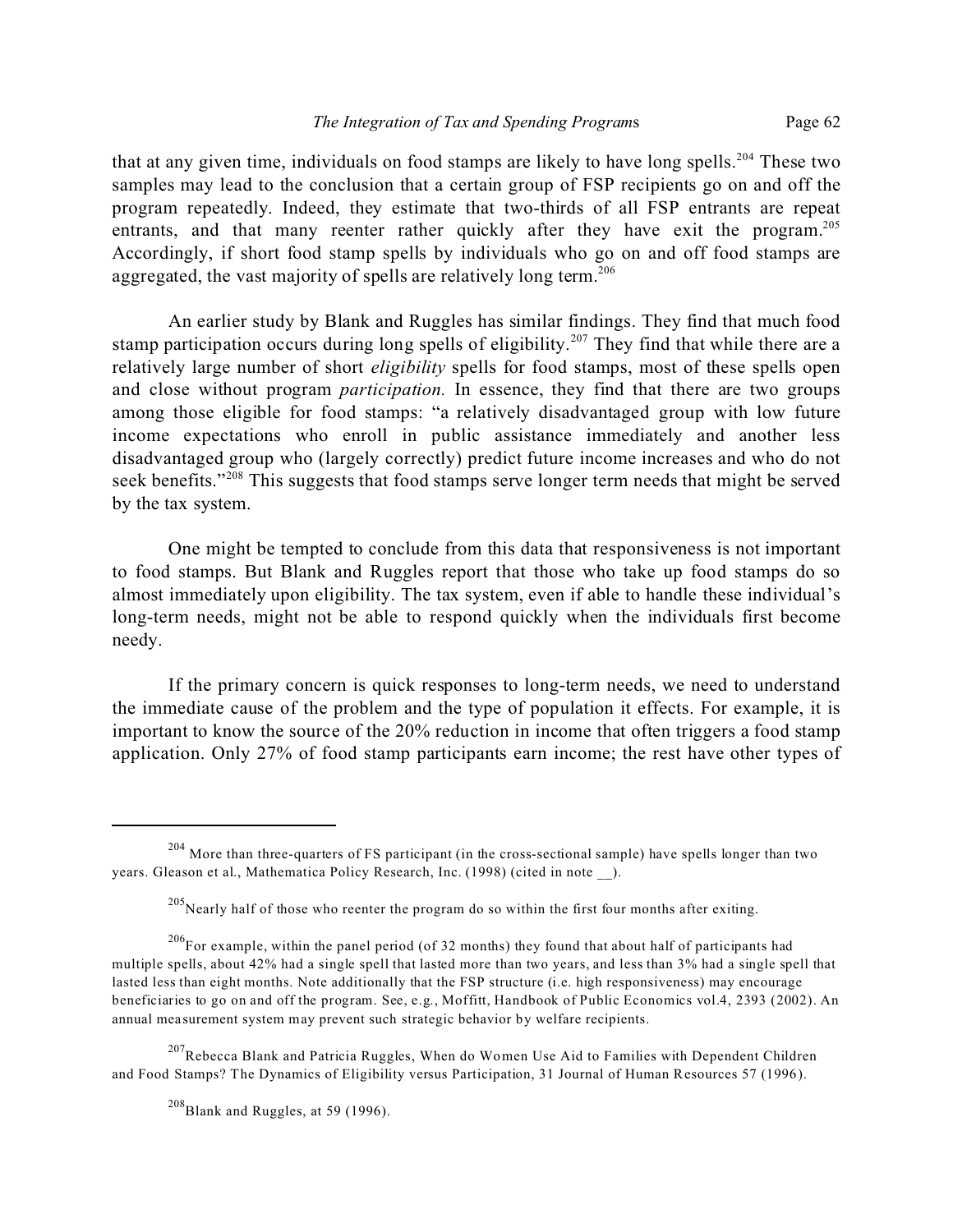that at any given time, individuals on food stamps are likely to have long spells.[204] These two samples may lead to the conclusion that a certain group of FSP recipients go on and off the program repeatedly. Indeed, they estimate that two-thirds of all FSP entrants are repeat entrants, and that many reenter rather quickly after they have exit the program.[205] Accordingly, if short food stamp spells by individuals who go on and off food stamps are aggregated, the vast majority of spells are relatively long term.[206]

An earlier study by Blank and Ruggles has similar findings. They find that much food stamp participation occurs during long spells of eligibility.[207] They find that while there are a relatively large number of short *eligibility* spells for food stamps, most of these spells open and close without program *participation.* In essence, they find that there are two groups among those eligible for food stamps: "a relatively disadvantaged group with low future income expectations who enroll in public assistance immediately and another less disadvantaged group who (largely correctly) predict future income increases and who do not seek benefits."[208] This suggests that food stamps serve longer term needs that might be served by the tax system.

One might be tempted to conclude from this data that responsiveness is not important to food stamps. But Blank and Ruggles report that those who take up food stamps do so almost immediately upon eligibility. The tax system, even if able to handle these individual's long-term needs, might not be able to respond quickly when the individuals first become needy.

If the primary concern is quick responses to long-term needs, we need to understand the immediate cause of the problem and the type of population it effects. For example, it is important to know the source of the 20% reduction in income that often triggers a food stamp application. Only 27% of food stamp participants earn income; the rest have other types of

---

[204] More than three-quarters of FS participant (in the cross-sectional sample) have spells longer than two years. Gleason et al., Mathematica Policy Research, Inc. (1998) (cited in note __).

[205] Nearly half of those who reenter the program do so within the first four months after exiting.

[206] For example, within the panel period (of 32 months) they found that about half of participants had multiple spells, about 42% had a single spell that lasted more than two years, and less than 3% had a single spell that lasted less than eight months. Note additionally that the FSP structure (i.e. high responsiveness) may encourage beneficiaries to go on and off the program. See, e.g., Moffitt, Handbook of Public Economics vol.4, 2393 (2002). An annual measurement system may prevent such strategic behavior by welfare recipients.

[207] Rebecca Blank and Patricia Ruggles, When do Women Use Aid to Families with Dependent Children and Food Stamps? The Dynamics of Eligibility versus Participation, 31 Journal of Human Resources 57 (1996).

[208] Blank and Ruggles, at 59 (1996).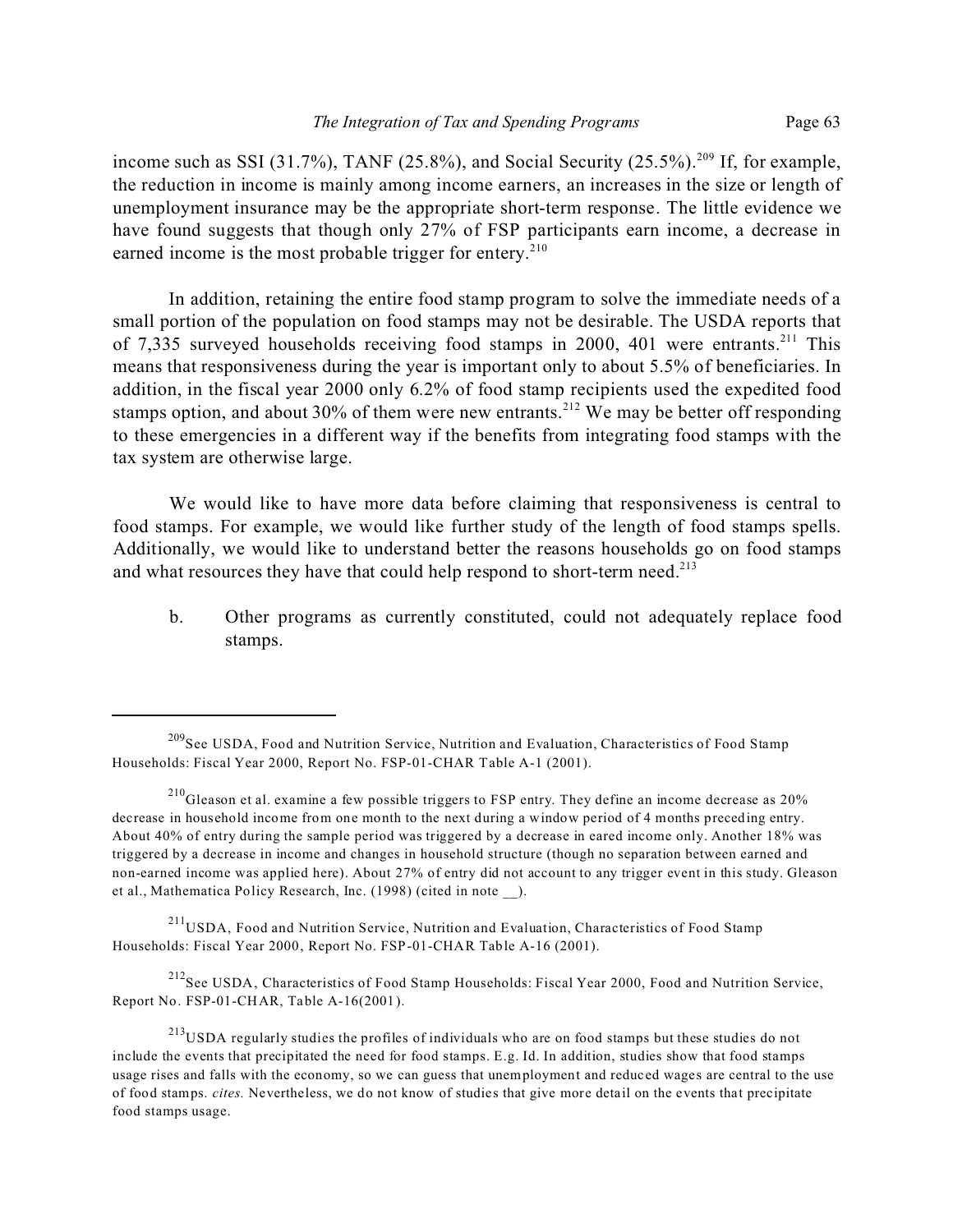income such as SSI (31.7%), TANF (25.8%), and Social Security (25.5%).[209] If, for example, the reduction in income is mainly among income earners, an increases in the size or length of unemployment insurance may be the appropriate short-term response. The little evidence we have found suggests that though only 27% of FSP participants earn income, a decrease in earned income is the most probable trigger for entery.[210]

In addition, retaining the entire food stamp program to solve the immediate needs of a small portion of the population on food stamps may not be desirable. The USDA reports that of 7,335 surveyed households receiving food stamps in 2000, 401 were entrants.[211] This means that responsiveness during the year is important only to about 5.5% of beneficiaries. In addition, in the fiscal year 2000 only 6.2% of food stamp recipients used the expedited food stamps option, and about 30% of them were new entrants.[212] We may be better off responding to these emergencies in a different way if the benefits from integrating food stamps with the tax system are otherwise large.

We would like to have more data before claiming that responsiveness is central to food stamps. For example, we would like further study of the length of food stamps spells. Additionally, we would like to understand better the reasons households go on food stamps and what resources they have that could help respond to short-term need.[213]

b. Other programs as currently constituted, could not adequately replace food stamps.

---

[209] See USDA, Food and Nutrition Service, Nutrition and Evaluation, Characteristics of Food Stamp Households: Fiscal Year 2000, Report No. FSP-01-CHAR Table A-1 (2001).

[210] Gleason et al. examine a few possible triggers to FSP entry. They define an income decrease as 20% decrease in household income from one month to the next during a window period of 4 months preceding entry. About 40% of entry during the sample period was triggered by a decrease in eared income only. Another 18% was triggered by a decrease in income and changes in household structure (though no separation between earned and non-earned income was applied here). About 27% of entry did not account to any trigger event in this study. Gleason et al., Mathematica Policy Research, Inc. (1998) (cited in note __).

[211] USDA, Food and Nutrition Service, Nutrition and Evaluation, Characteristics of Food Stamp Households: Fiscal Year 2000, Report No. FSP-01-CHAR Table A-16 (2001).

[212] See USDA, Characteristics of Food Stamp Households: Fiscal Year 2000, Food and Nutrition Service, Report No. FSP-01-CHAR, Table A-16(2001).

[213] USDA regularly studies the profiles of individuals who are on food stamps but these studies do not include the events that precipitated the need for food stamps. E.g. Id. In addition, studies show that food stamps usage rises and falls with the economy, so we can guess that unemployment and reduced wages are central to the use of food stamps. *cites.* Nevertheless, we do not know of studies that give more detail on the events that precipitate food stamps usage.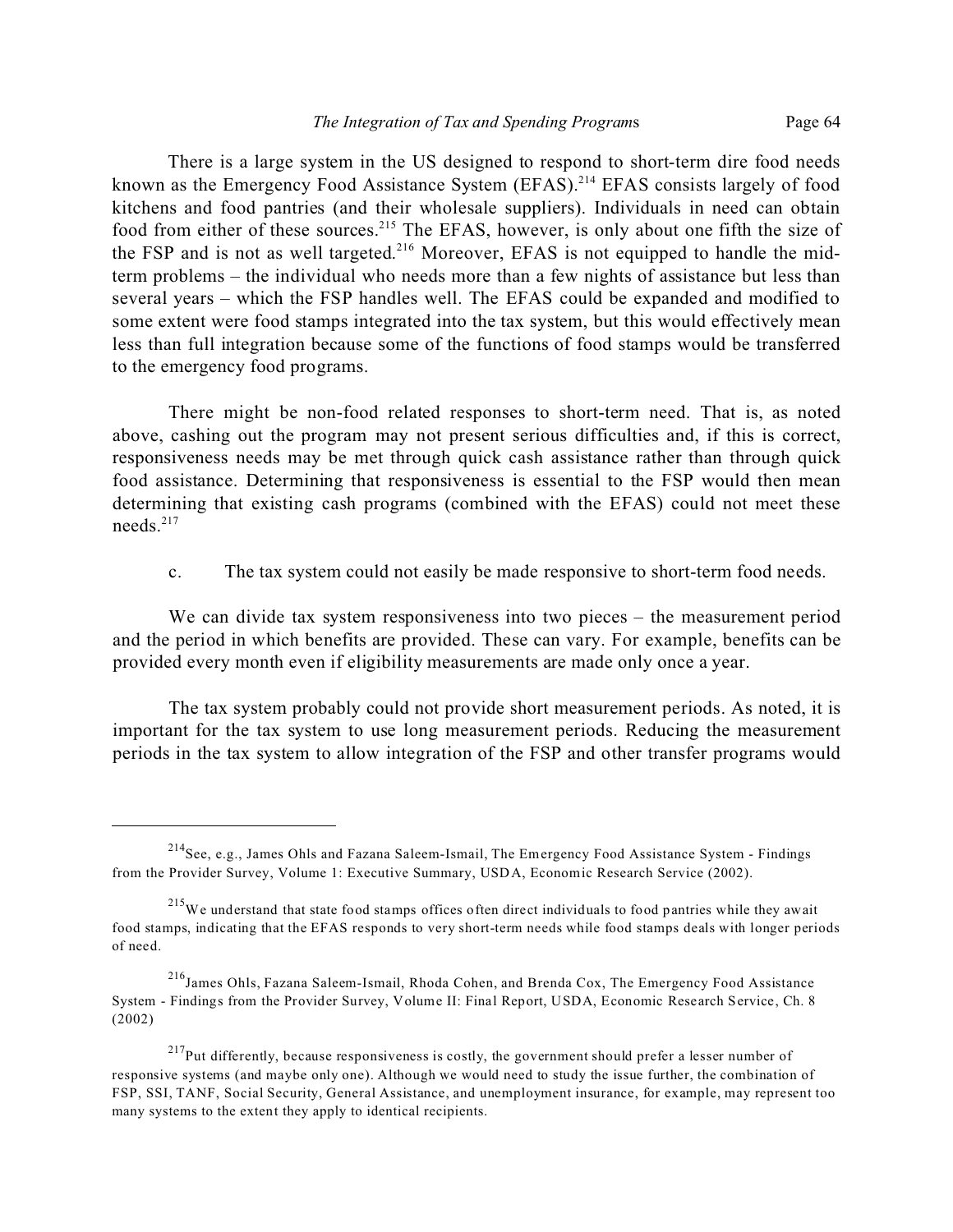There is a large system in the US designed to respond to short-term dire food needs known as the Emergency Food Assistance System (EFAS).[214] EFAS consists largely of food kitchens and food pantries (and their wholesale suppliers). Individuals in need can obtain food from either of these sources.[215] The EFAS, however, is only about one fifth the size of the FSP and is not as well targeted.[216] Moreover, EFAS is not equipped to handle the mid-term problems – the individual who needs more than a few nights of assistance but less than several years – which the FSP handles well. The EFAS could be expanded and modified to some extent were food stamps integrated into the tax system, but this would effectively mean less than full integration because some of the functions of food stamps would be transferred to the emergency food programs.

There might be non-food related responses to short-term need. That is, as noted above, cashing out the program may not present serious difficulties and, if this is correct, responsiveness needs may be met through quick cash assistance rather than through quick food assistance. Determining that responsiveness is essential to the FSP would then mean determining that existing cash programs (combined with the EFAS) could not meet these needs.[217]

c. The tax system could not easily be made responsive to short-term food needs.

We can divide tax system responsiveness into two pieces – the measurement period and the period in which benefits are provided. These can vary. For example, benefits can be provided every month even if eligibility measurements are made only once a year.

The tax system probably could not provide short measurement periods. As noted, it is important for the tax system to use long measurement periods. Reducing the measurement periods in the tax system to allow integration of the FSP and other transfer programs would

---

[214] See, e.g., James Ohls and Fazana Saleem-Ismail, The Emergency Food Assistance System - Findings from the Provider Survey, Volume 1: Executive Summary, USDA, Economic Research Service (2002).

[215] We understand that state food stamps offices often direct individuals to food pantries while they await food stamps, indicating that the EFAS responds to very short-term needs while food stamps deals with longer periods of need.

[216] James Ohls, Fazana Saleem-Ismail, Rhoda Cohen, and Brenda Cox, The Emergency Food Assistance System - Findings from the Provider Survey, Volume II: Final Report, USDA, Economic Research Service, Ch. 8 (2002)

[217] Put differently, because responsiveness is costly, the government should prefer a lesser number of responsive systems (and maybe only one). Although we would need to study the issue further, the combination of FSP, SSI, TANF, Social Security, General Assistance, and unemployment insurance, for example, may represent too many systems to the extent they apply to identical recipients.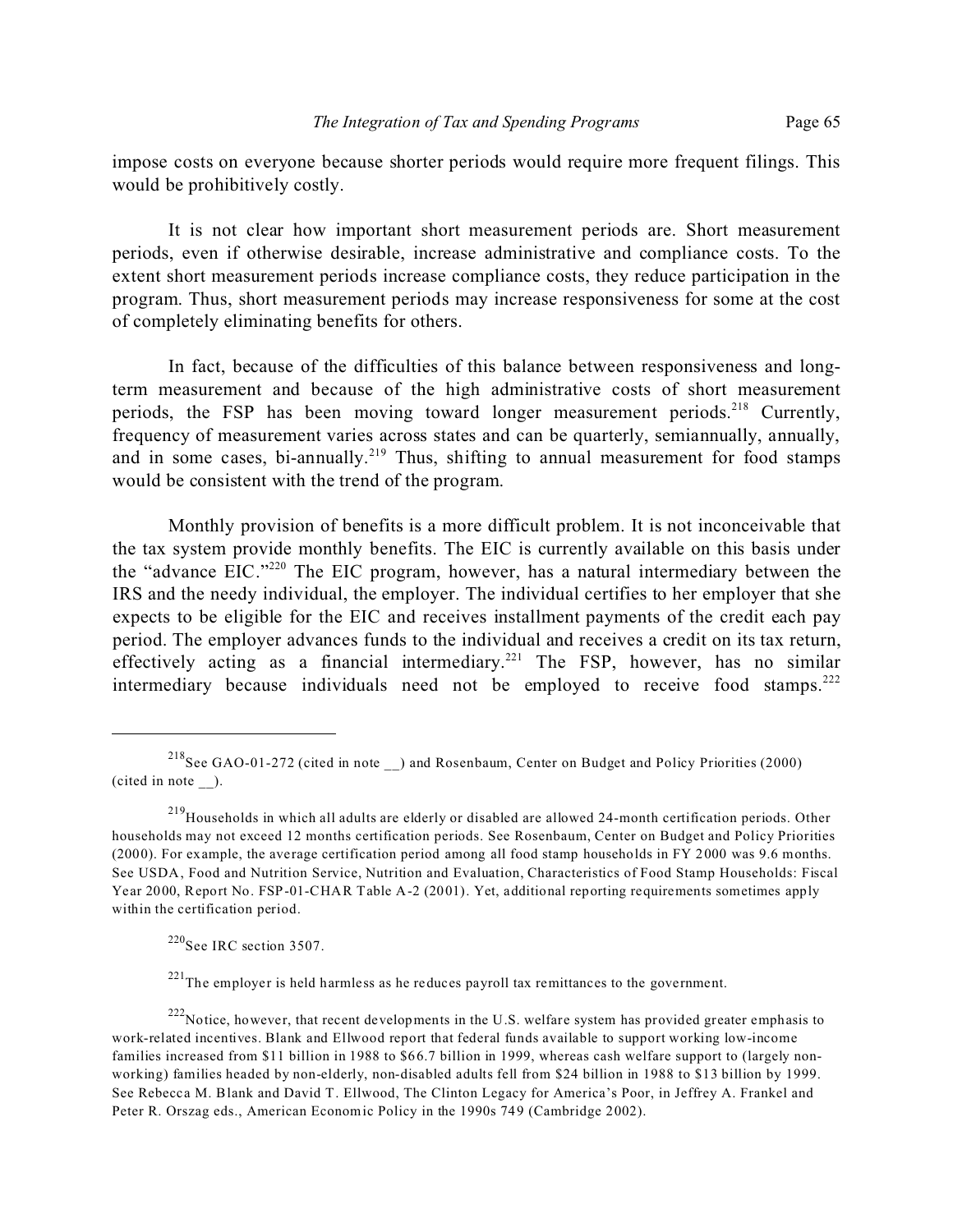impose costs on everyone because shorter periods would require more frequent filings. This would be prohibitively costly.

It is not clear how important short measurement periods are. Short measurement periods, even if otherwise desirable, increase administrative and compliance costs. To the extent short measurement periods increase compliance costs, they reduce participation in the program. Thus, short measurement periods may increase responsiveness for some at the cost of completely eliminating benefits for others.

In fact, because of the difficulties of this balance between responsiveness and long-term measurement and because of the high administrative costs of short measurement periods, the FSP has been moving toward longer measurement periods.[218] Currently, frequency of measurement varies across states and can be quarterly, semiannually, annually, and in some cases, bi-annually.[219] Thus, shifting to annual measurement for food stamps would be consistent with the trend of the program.

Monthly provision of benefits is a more difficult problem. It is not inconceivable that the tax system provide monthly benefits. The EIC is currently available on this basis under the "advance EIC."[220] The EIC program, however, has a natural intermediary between the IRS and the needy individual, the employer. The individual certifies to her employer that she expects to be eligible for the EIC and receives installment payments of the credit each pay period. The employer advances funds to the individual and receives a credit on its tax return, effectively acting as a financial intermediary.[221] The FSP, however, has no similar intermediary because individuals need not be employed to receive food stamps.[222]

---

[218] See GAO-01-272 (cited in note __) and Rosenbaum, Center on Budget and Policy Priorities (2000) (cited in note __).

[219] Households in which all adults are elderly or disabled are allowed 24-month certification periods. Other households may not exceed 12 months certification periods. See Rosenbaum, Center on Budget and Policy Priorities (2000). For example, the average certification period among all food stamp households in FY 2000 was 9.6 months. See USDA, Food and Nutrition Service, Nutrition and Evaluation, Characteristics of Food Stamp Households: Fiscal Year 2000, Report No. FSP-01-CHAR Table A-2 (2001). Yet, additional reporting requirements sometimes apply within the certification period.

[220] See IRC section 3507.

[221] The employer is held harmless as he reduces payroll tax remittances to the government.

[222] Notice, however, that recent developments in the U.S. welfare system has provided greater emphasis to work-related incentives. Blank and Ellwood report that federal funds available to support working low-income families increased from $11 billion in 1988 to $66.7 billion in 1999, whereas cash welfare support to (largely non-working) families headed by non-elderly, non-disabled adults fell from $24 billion in 1988 to $13 billion by 1999. See Rebecca M. Blank and David T. Ellwood, The Clinton Legacy for America's Poor, in Jeffrey A. Frankel and Peter R. Orszag eds., American Economic Policy in the 1990s 749 (Cambridge 2002).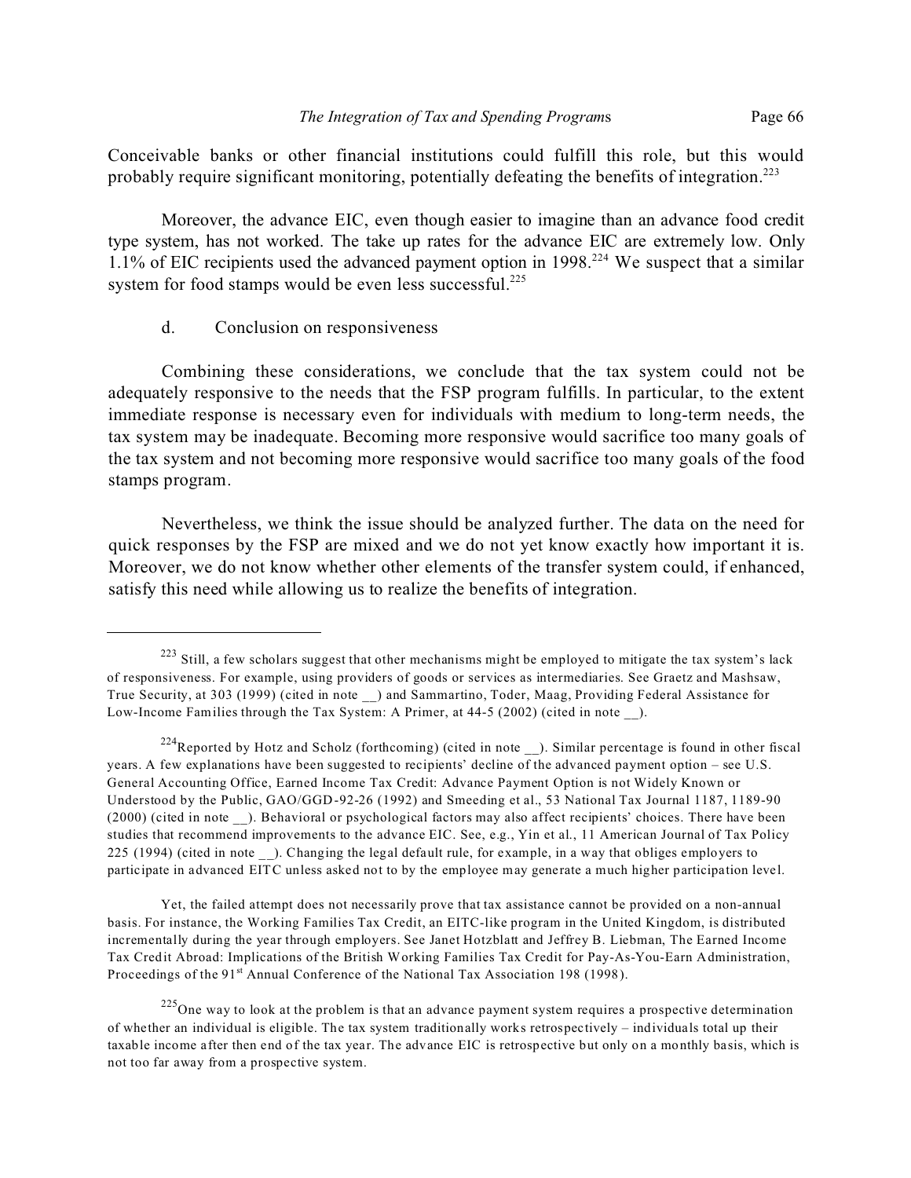Conceivable banks or other financial institutions could fulfill this role, but this would probably require significant monitoring, potentially defeating the benefits of integration.[223]

Moreover, the advance EIC, even though easier to imagine than an advance food credit type system, has not worked. The take up rates for the advance EIC are extremely low. Only 1.1% of EIC recipients used the advanced payment option in 1998.[224] We suspect that a similar system for food stamps would be even less successful.[225]

d. Conclusion on responsiveness

Combining these considerations, we conclude that the tax system could not be adequately responsive to the needs that the FSP program fulfills. In particular, to the extent immediate response is necessary even for individuals with medium to long-term needs, the tax system may be inadequate. Becoming more responsive would sacrifice too many goals of the tax system and not becoming more responsive would sacrifice too many goals of the food stamps program.

Nevertheless, we think the issue should be analyzed further. The data on the need for quick responses by the FSP are mixed and we do not yet know exactly how important it is. Moreover, we do not know whether other elements of the transfer system could, if enhanced, satisfy this need while allowing us to realize the benefits of integration.

---

[223] Still, a few scholars suggest that other mechanisms might be employed to mitigate the tax system's lack of responsiveness. For example, using providers of goods or services as intermediaries. See Graetz and Mashsaw, True Security, at 303 (1999) (cited in note __) and Sammartino, Toder, Maag, Providing Federal Assistance for Low-Income Families through the Tax System: A Primer, at 44-5 (2002) (cited in note __).

[224] Reported by Hotz and Scholz (forthcoming) (cited in note __). Similar percentage is found in other fiscal years. A few explanations have been suggested to recipients' decline of the advanced payment option – see U.S. General Accounting Office, Earned Income Tax Credit: Advance Payment Option is not Widely Known or Understood by the Public, GAO/GGD-92-26 (1992) and Smeeding et al., 53 National Tax Journal 1187, 1189-90 (2000) (cited in note __). Behavioral or psychological factors may also affect recipients' choices. There have been studies that recommend improvements to the advance EIC. See, e.g., Yin et al., 11 American Journal of Tax Policy 225 (1994) (cited in note __). Changing the legal default rule, for example, in a way that obliges employers to participate in advanced EITC unless asked not to by the employee may generate a much higher participation level.

Yet, the failed attempt does not necessarily prove that tax assistance cannot be provided on a non-annual basis. For instance, the Working Families Tax Credit, an EITC-like program in the United Kingdom, is distributed incrementally during the year through employers. See Janet Hotzblatt and Jeffrey B. Liebman, The Earned Income Tax Credit Abroad: Implications of the British Working Families Tax Credit for Pay-As-You-Earn Administration, Proceedings of the 91st Annual Conference of the National Tax Association 198 (1998).

[225] One way to look at the problem is that an advance payment system requires a prospective determination of whether an individual is eligible. The tax system traditionally works retrospectively – individuals total up their taxable income after then end of the tax year. The advance EIC is retrospective but only on a monthly basis, which is not too far away from a prospective system.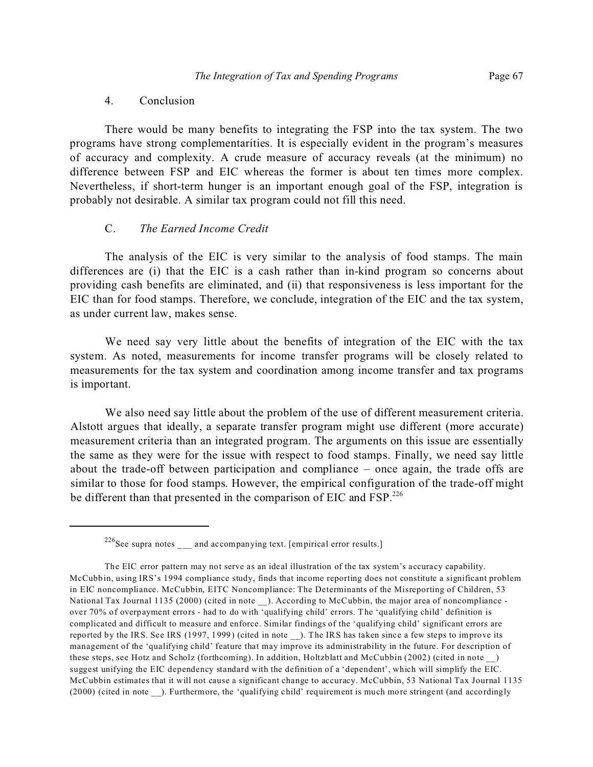### 4. Conclusion

There would be many benefits to integrating the FSP into the tax system. The two programs have strong complementarities. It is especially evident in the program's measures of accuracy and complexity. A crude measure of accuracy reveals (at the minimum) no difference between FSP and EIC whereas the former is about ten times more complex. Nevertheless, if short-term hunger is an important enough goal of the FSP, integration is probably not desirable. A similar tax program could not fill this need.

## C. *The Earned Income Credit*

The analysis of the EIC is very similar to the analysis of food stamps. The main differences are (i) that the EIC is a cash rather than in-kind program so concerns about providing cash benefits are eliminated, and (ii) that responsiveness is less important for the EIC than for food stamps. Therefore, we conclude, integration of the EIC and the tax system, as under current law, makes sense.

We need say very little about the benefits of integration of the EIC with the tax system. As noted, measurements for income transfer programs will be closely related to measurements for the tax system and coordination among income transfer and tax programs is important.

We also need say little about the problem of the use of different measurement criteria. Alstott argues that ideally, a separate transfer program might use different (more accurate) measurement criteria than an integrated program. The arguments on this issue are essentially the same as they were for the issue with respect to food stamps. Finally, we need say little about the trade-off between participation and compliance – once again, the trade offs are similar to those for food stamps. However, the empirical configuration of the trade-off might be different than that presented in the comparison of EIC and FSP.[226]

---

[226] See supra notes ___ and accompanying text. [empirical error results.]

The EIC error pattern may not serve as an ideal illustration of the tax system's accuracy capability. McCubbin, using IRS's 1994 compliance study, finds that income reporting does not constitute a significant problem in EIC noncompliance. McCubbin, EITC Noncompliance: The Determinants of the Misreporting of Children, 53 National Tax Journal 1135 (2000) (cited in note __). According to McCubbin, the major area of noncompliance - over 70% of overpayment errors - had to do with 'qualifying child' errors. The 'qualifying child' definition is complicated and difficult to measure and enforce. Similar findings of the 'qualifying child' significant errors are reported by the IRS. See IRS (1997, 1999) (cited in note __). The IRS has taken since a few steps to improve its management of the 'qualifying child' feature that may improve its administrability in the future. For description of these steps, see Hotz and Scholz (forthcoming). In addition, Holtzblatt and McCubbin (2002) (cited in note __) suggest unifying the EIC dependency standard with the definition of a 'dependent', which will simplify the EIC. McCubbin estimates that it will not cause a significant change to accuracy. McCubbin, 53 National Tax Journal 1135 (2000) (cited in note __). Furthermore, the 'qualifying child' requirement is much more stringent (and accordingly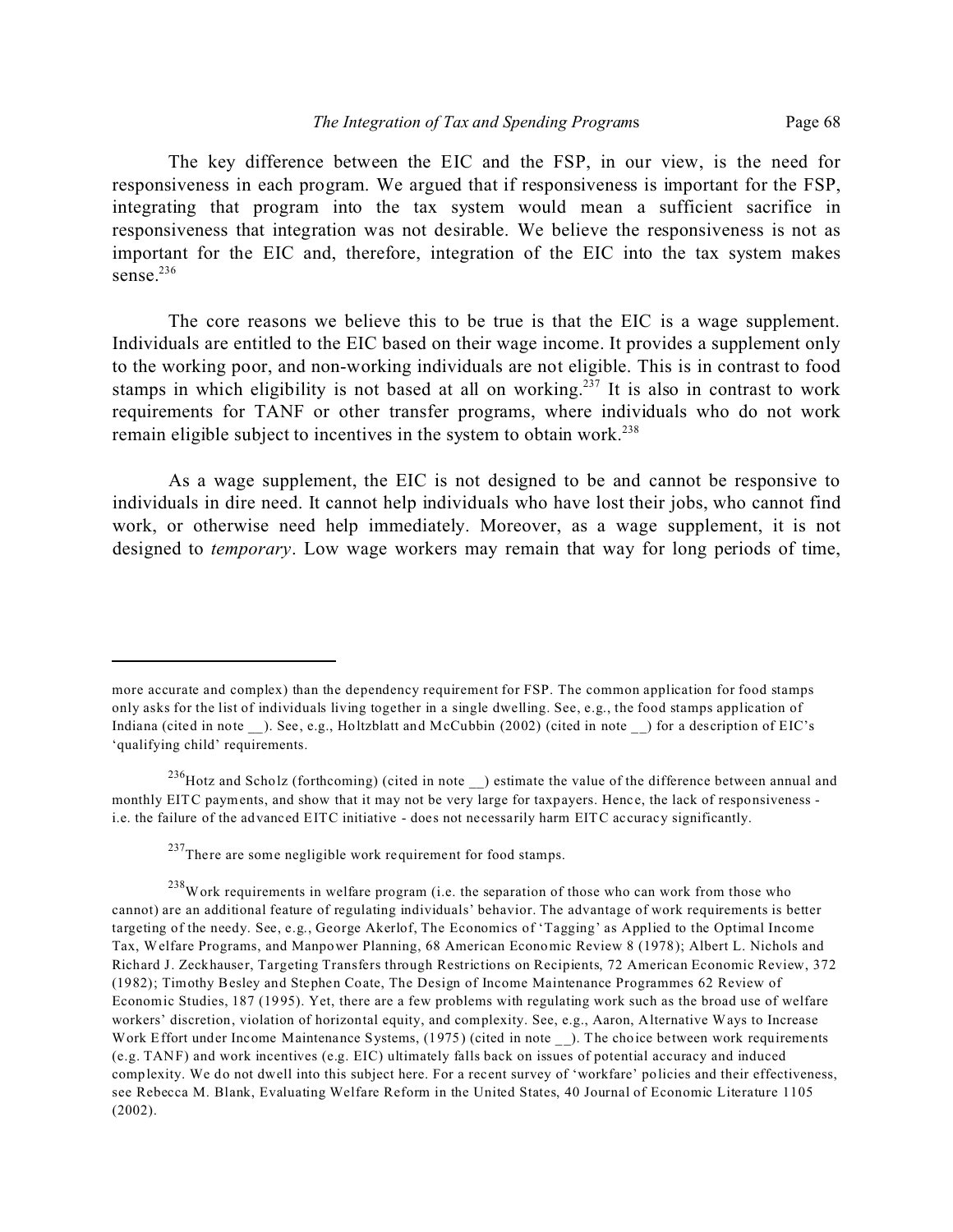The key difference between the EIC and the FSP, in our view, is the need for responsiveness in each program. We argued that if responsiveness is important for the FSP, integrating that program into the tax system would mean a sufficient sacrifice in responsiveness that integration was not desirable. We believe the responsiveness is not as important for the EIC and, therefore, integration of the EIC into the tax system makes sense.[236]

The core reasons we believe this to be true is that the EIC is a wage supplement. Individuals are entitled to the EIC based on their wage income. It provides a supplement only to the working poor, and non-working individuals are not eligible. This is in contrast to food stamps in which eligibility is not based at all on working.[237] It is also in contrast to work requirements for TANF or other transfer programs, where individuals who do not work remain eligible subject to incentives in the system to obtain work.[238]

As a wage supplement, the EIC is not designed to be and cannot be responsive to individuals in dire need. It cannot help individuals who have lost their jobs, who cannot find work, or otherwise need help immediately. Moreover, as a wage supplement, it is not designed to *temporary*. Low wage workers may remain that way for long periods of time,

---

more accurate and complex) than the dependency requirement for FSP. The common application for food stamps only asks for the list of individuals living together in a single dwelling. See, e.g., the food stamps application of Indiana (cited in note __). See, e.g., Holtzblatt and McCubbin (2002) (cited in note __) for a description of EIC's 'qualifying child' requirements.

[236] Hotz and Scholz (forthcoming) (cited in note __) estimate the value of the difference between annual and monthly EITC payments, and show that it may not be very large for taxpayers. Hence, the lack of responsiveness - i.e. the failure of the advanced EITC initiative - does not necessarily harm EITC accuracy significantly.

[237] There are some negligible work requirement for food stamps.

[238] Work requirements in welfare program (i.e. the separation of those who can work from those who cannot) are an additional feature of regulating individuals' behavior. The advantage of work requirements is better targeting of the needy. See, e.g., George Akerlof, The Economics of 'Tagging' as Applied to the Optimal Income Tax, Welfare Programs, and Manpower Planning, 68 American Economic Review 8 (1978); Albert L. Nichols and Richard J. Zeckhauser, Targeting Transfers through Restrictions on Recipients, 72 American Economic Review, 372 (1982); Timothy Besley and Stephen Coate, The Design of Income Maintenance Programmes 62 Review of Economic Studies, 187 (1995). Yet, there are a few problems with regulating work such as the broad use of welfare workers' discretion, violation of horizontal equity, and complexity. See, e.g., Aaron, Alternative Ways to Increase Work Effort under Income Maintenance Systems, (1975) (cited in note __). The choice between work requirements (e.g. TANF) and work incentives (e.g. EIC) ultimately falls back on issues of potential accuracy and induced complexity. We do not dwell into this subject here. For a recent survey of 'workfare' policies and their effectiveness, see Rebecca M. Blank, Evaluating Welfare Reform in the United States, 40 Journal of Economic Literature 1105 (2002).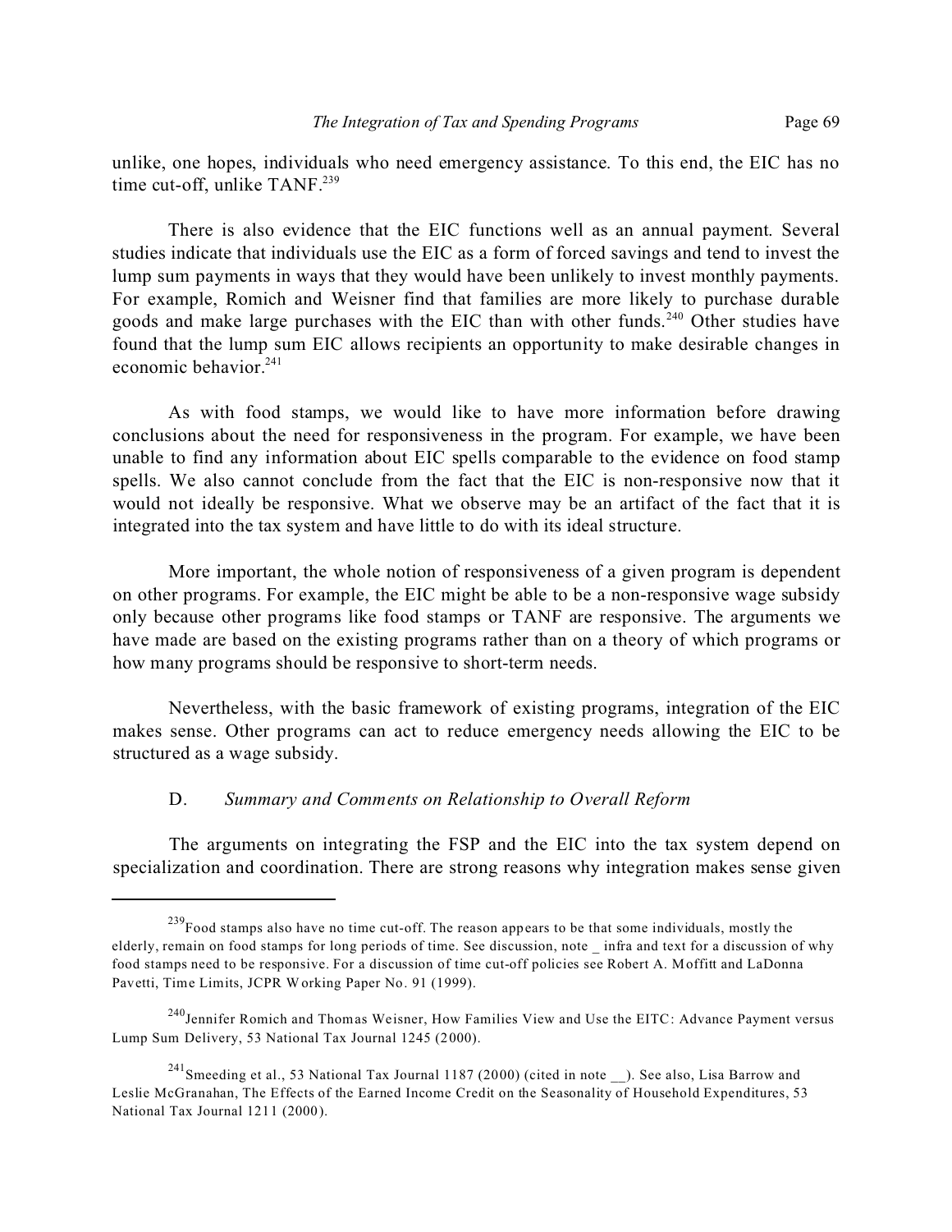unlike, one hopes, individuals who need emergency assistance. To this end, the EIC has no time cut-off, unlike TANF.[239]

There is also evidence that the EIC functions well as an annual payment. Several studies indicate that individuals use the EIC as a form of forced savings and tend to invest the lump sum payments in ways that they would have been unlikely to invest monthly payments. For example, Romich and Weisner find that families are more likely to purchase durable goods and make large purchases with the EIC than with other funds.[240] Other studies have found that the lump sum EIC allows recipients an opportunity to make desirable changes in economic behavior.[241]

As with food stamps, we would like to have more information before drawing conclusions about the need for responsiveness in the program. For example, we have been unable to find any information about EIC spells comparable to the evidence on food stamp spells. We also cannot conclude from the fact that the EIC is non-responsive now that it would not ideally be responsive. What we observe may be an artifact of the fact that it is integrated into the tax system and have little to do with its ideal structure.

More important, the whole notion of responsiveness of a given program is dependent on other programs. For example, the EIC might be able to be a non-responsive wage subsidy only because other programs like food stamps or TANF are responsive. The arguments we have made are based on the existing programs rather than on a theory of which programs or how many programs should be responsive to short-term needs.

Nevertheless, with the basic framework of existing programs, integration of the EIC makes sense. Other programs can act to reduce emergency needs allowing the EIC to be structured as a wage subsidy.

### D. *Summary and Comments on Relationship to Overall Reform*

The arguments on integrating the FSP and the EIC into the tax system depend on specialization and coordination. There are strong reasons why integration makes sense given

---

[239] Food stamps also have no time cut-off. The reason appears to be that some individuals, mostly the elderly, remain on food stamps for long periods of time. See discussion, note _ infra and text for a discussion of why food stamps need to be responsive. For a discussion of time cut-off policies see Robert A. Moffitt and LaDonna Pavetti, Time Limits, JCPR Working Paper No. 91 (1999).

[240] Jennifer Romich and Thomas Weisner, How Families View and Use the EITC: Advance Payment versus Lump Sum Delivery, 53 National Tax Journal 1245 (2000).

[241] Smeeding et al., 53 National Tax Journal 1187 (2000) (cited in note __). See also, Lisa Barrow and Leslie McGranahan, The Effects of the Earned Income Credit on the Seasonality of Household Expenditures, 53 National Tax Journal 1211 (2000).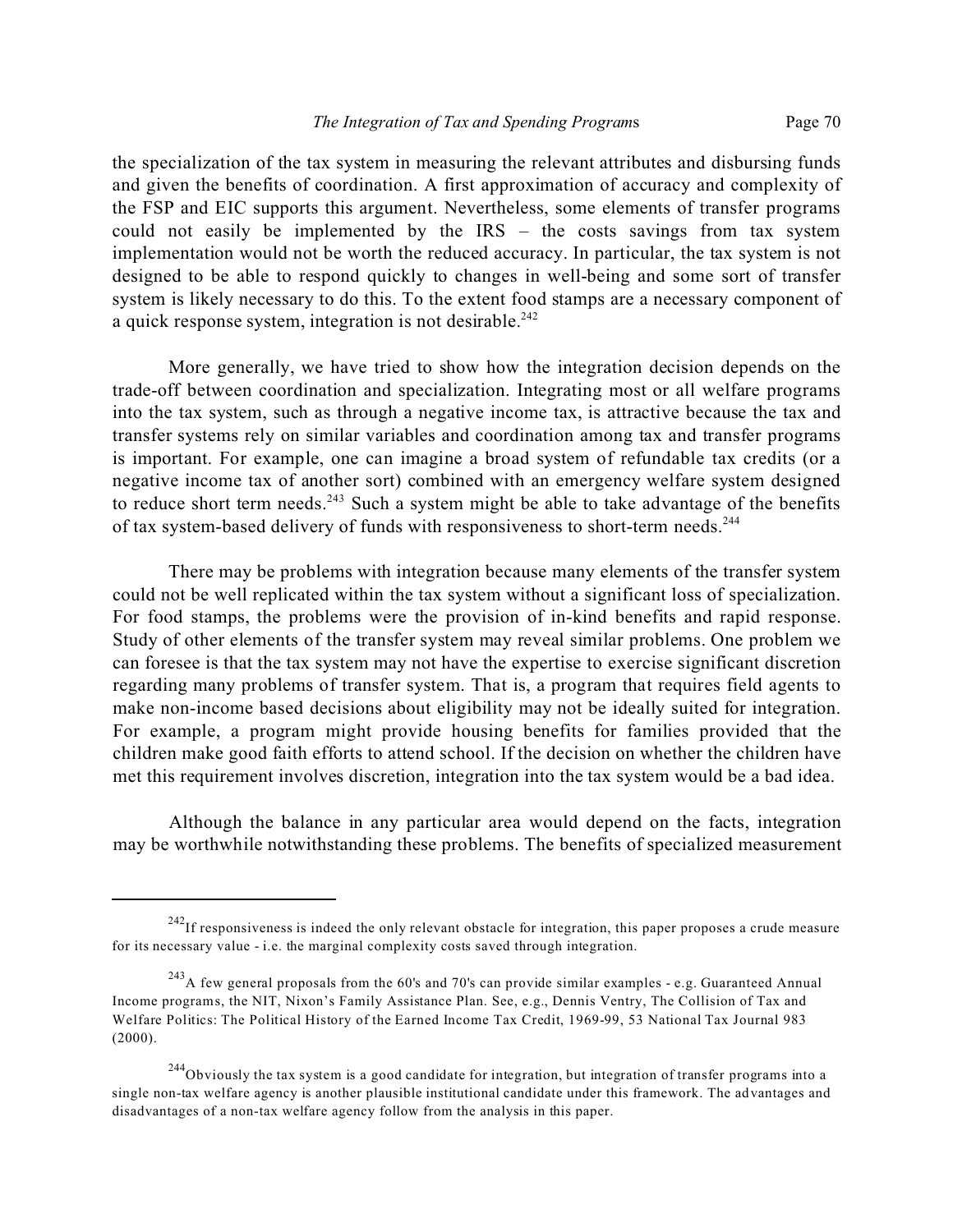the specialization of the tax system in measuring the relevant attributes and disbursing funds and given the benefits of coordination. A first approximation of accuracy and complexity of the FSP and EIC supports this argument. Nevertheless, some elements of transfer programs could not easily be implemented by the IRS – the costs savings from tax system implementation would not be worth the reduced accuracy. In particular, the tax system is not designed to be able to respond quickly to changes in well-being and some sort of transfer system is likely necessary to do this. To the extent food stamps are a necessary component of a quick response system, integration is not desirable.[242]

More generally, we have tried to show how the integration decision depends on the trade-off between coordination and specialization. Integrating most or all welfare programs into the tax system, such as through a negative income tax, is attractive because the tax and transfer systems rely on similar variables and coordination among tax and transfer programs is important. For example, one can imagine a broad system of refundable tax credits (or a negative income tax of another sort) combined with an emergency welfare system designed to reduce short term needs.[243] Such a system might be able to take advantage of the benefits of tax system-based delivery of funds with responsiveness to short-term needs.[244]

There may be problems with integration because many elements of the transfer system could not be well replicated within the tax system without a significant loss of specialization. For food stamps, the problems were the provision of in-kind benefits and rapid response. Study of other elements of the transfer system may reveal similar problems. One problem we can foresee is that the tax system may not have the expertise to exercise significant discretion regarding many problems of transfer system. That is, a program that requires field agents to make non-income based decisions about eligibility may not be ideally suited for integration. For example, a program might provide housing benefits for families provided that the children make good faith efforts to attend school. If the decision on whether the children have met this requirement involves discretion, integration into the tax system would be a bad idea.

Although the balance in any particular area would depend on the facts, integration may be worthwhile notwithstanding these problems. The benefits of specialized measurement

---

[242] If responsiveness is indeed the only relevant obstacle for integration, this paper proposes a crude measure for its necessary value - i.e. the marginal complexity costs saved through integration.

[243] A few general proposals from the 60's and 70's can provide similar examples - e.g. Guaranteed Annual Income programs, the NIT, Nixon's Family Assistance Plan. See, e.g., Dennis Ventry, The Collision of Tax and Welfare Politics: The Political History of the Earned Income Tax Credit, 1969-99, 53 National Tax Journal 983 (2000).

[244] Obviously the tax system is a good candidate for integration, but integration of transfer programs into a single non-tax welfare agency is another plausible institutional candidate under this framework. The advantages and disadvantages of a non-tax welfare agency follow from the analysis in this paper.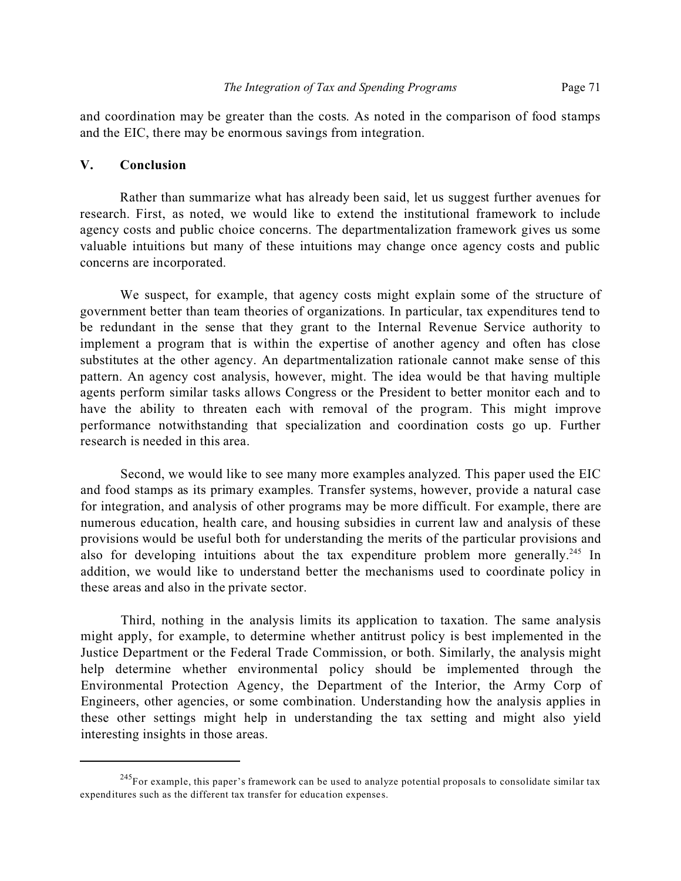and coordination may be greater than the costs. As noted in the comparison of food stamps and the EIC, there may be enormous savings from integration.

## V. Conclusion

Rather than summarize what has already been said, let us suggest further avenues for research. First, as noted, we would like to extend the institutional framework to include agency costs and public choice concerns. The departmentalization framework gives us some valuable intuitions but many of these intuitions may change once agency costs and public concerns are incorporated.

We suspect, for example, that agency costs might explain some of the structure of government better than team theories of organizations. In particular, tax expenditures tend to be redundant in the sense that they grant to the Internal Revenue Service authority to implement a program that is within the expertise of another agency and often has close substitutes at the other agency. An departmentalization rationale cannot make sense of this pattern. An agency cost analysis, however, might. The idea would be that having multiple agents perform similar tasks allows Congress or the President to better monitor each and to have the ability to threaten each with removal of the program. This might improve performance notwithstanding that specialization and coordination costs go up. Further research is needed in this area.

Second, we would like to see many more examples analyzed. This paper used the EIC and food stamps as its primary examples. Transfer systems, however, provide a natural case for integration, and analysis of other programs may be more difficult. For example, there are numerous education, health care, and housing subsidies in current law and analysis of these provisions would be useful both for understanding the merits of the particular provisions and also for developing intuitions about the tax expenditure problem more generally.[245] In addition, we would like to understand better the mechanisms used to coordinate policy in these areas and also in the private sector.

Third, nothing in the analysis limits its application to taxation. The same analysis might apply, for example, to determine whether antitrust policy is best implemented in the Justice Department or the Federal Trade Commission, or both. Similarly, the analysis might help determine whether environmental policy should be implemented through the Environmental Protection Agency, the Department of the Interior, the Army Corp of Engineers, other agencies, or some combination. Understanding how the analysis applies in these other settings might help in understanding the tax setting and might also yield interesting insights in those areas.

---

[245] For example, this paper's framework can be used to analyze potential proposals to consolidate similar tax expenditures such as the different tax transfer for education expenses.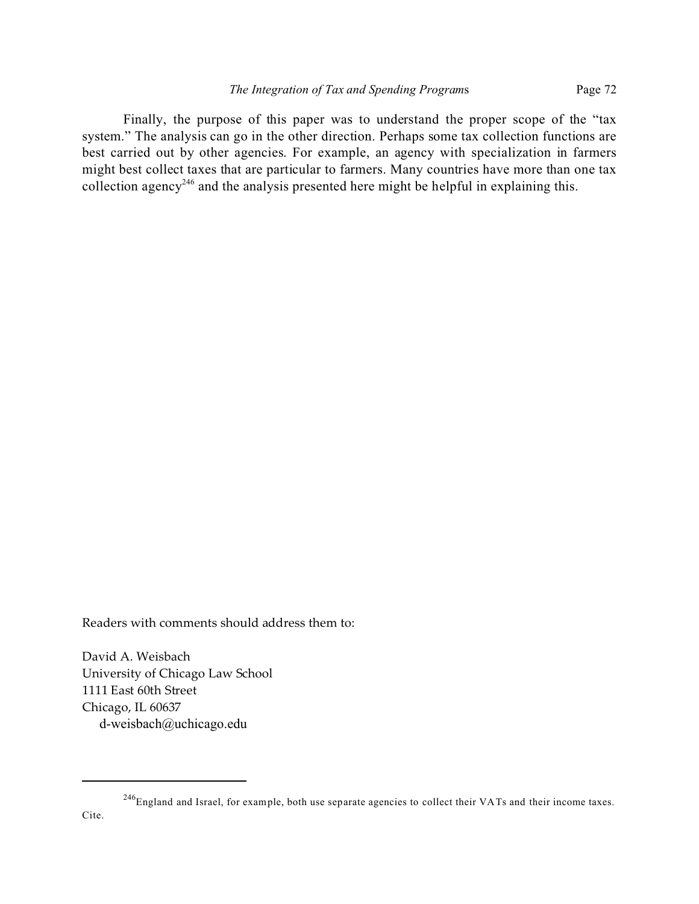Finally, the purpose of this paper was to understand the proper scope of the "tax system." The analysis can go in the other direction. Perhaps some tax collection functions are best carried out by other agencies. For example, an agency with specialization in farmers might best collect taxes that are particular to farmers. Many countries have more than one tax collection agency[246] and the analysis presented here might be helpful in explaining this.

Readers with comments should address them to:

David A. Weisbach
University of Chicago Law School
1111 East 60th Street
Chicago, IL 60637
d-weisbach@uchicago.edu

---

[246] England and Israel, for example, both use separate agencies to collect their VATs and their income taxes. Cite.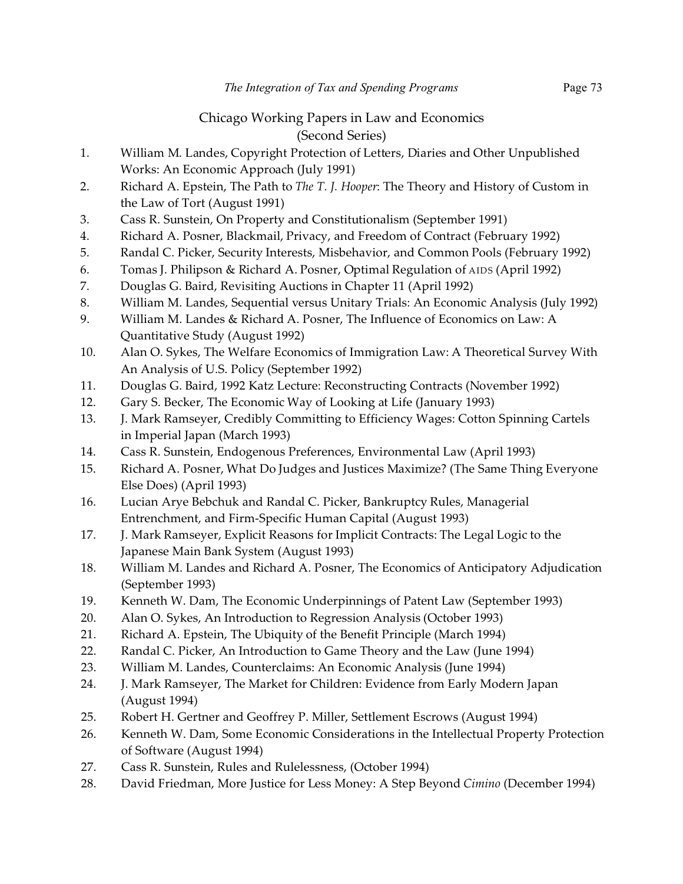## Chicago Working Papers in Law and Economics (Second Series)

1. William M. Landes, Copyright Protection of Letters, Diaries and Other Unpublished Works: An Economic Approach (July 1991)
2. Richard A. Epstein, The Path to *The T. J. Hooper*: The Theory and History of Custom in the Law of Tort (August 1991)
3. Cass R. Sunstein, On Property and Constitutionalism (September 1991)
4. Richard A. Posner, Blackmail, Privacy, and Freedom of Contract (February 1992)
5. Randal C. Picker, Security Interests, Misbehavior, and Common Pools (February 1992)
6. Tomas J. Philipson & Richard A. Posner, Optimal Regulation of AIDS (April 1992)
7. Douglas G. Baird, Revisiting Auctions in Chapter 11 (April 1992)
8. William M. Landes, Sequential versus Unitary Trials: An Economic Analysis (July 1992)
9. William M. Landes & Richard A. Posner, The Influence of Economics on Law: A Quantitative Study (August 1992)
10. Alan O. Sykes, The Welfare Economics of Immigration Law: A Theoretical Survey With An Analysis of U.S. Policy (September 1992)
11. Douglas G. Baird, 1992 Katz Lecture: Reconstructing Contracts (November 1992)
12. Gary S. Becker, The Economic Way of Looking at Life (January 1993)
13. J. Mark Ramseyer, Credibly Committing to Efficiency Wages: Cotton Spinning Cartels in Imperial Japan (March 1993)
14. Cass R. Sunstein, Endogenous Preferences, Environmental Law (April 1993)
15. Richard A. Posner, What Do Judges and Justices Maximize? (The Same Thing Everyone Else Does) (April 1993)
16. Lucian Arye Bebchuk and Randal C. Picker, Bankruptcy Rules, Managerial Entrenchment, and Firm-Specific Human Capital (August 1993)
17. J. Mark Ramseyer, Explicit Reasons for Implicit Contracts: The Legal Logic to the Japanese Main Bank System (August 1993)
18. William M. Landes and Richard A. Posner, The Economics of Anticipatory Adjudication (September 1993)
19. Kenneth W. Dam, The Economic Underpinnings of Patent Law (September 1993)
20. Alan O. Sykes, An Introduction to Regression Analysis (October 1993)
21. Richard A. Epstein, The Ubiquity of the Benefit Principle (March 1994)
22. Randal C. Picker, An Introduction to Game Theory and the Law (June 1994)
23. William M. Landes, Counterclaims: An Economic Analysis (June 1994)
24. J. Mark Ramseyer, The Market for Children: Evidence from Early Modern Japan (August 1994)
25. Robert H. Gertner and Geoffrey P. Miller, Settlement Escrows (August 1994)
26. Kenneth W. Dam, Some Economic Considerations in the Intellectual Property Protection of Software (August 1994)
27. Cass R. Sunstein, Rules and Rulelessness, (October 1994)
28. David Friedman, More Justice for Less Money: A Step Beyond *Cimino* (December 1994)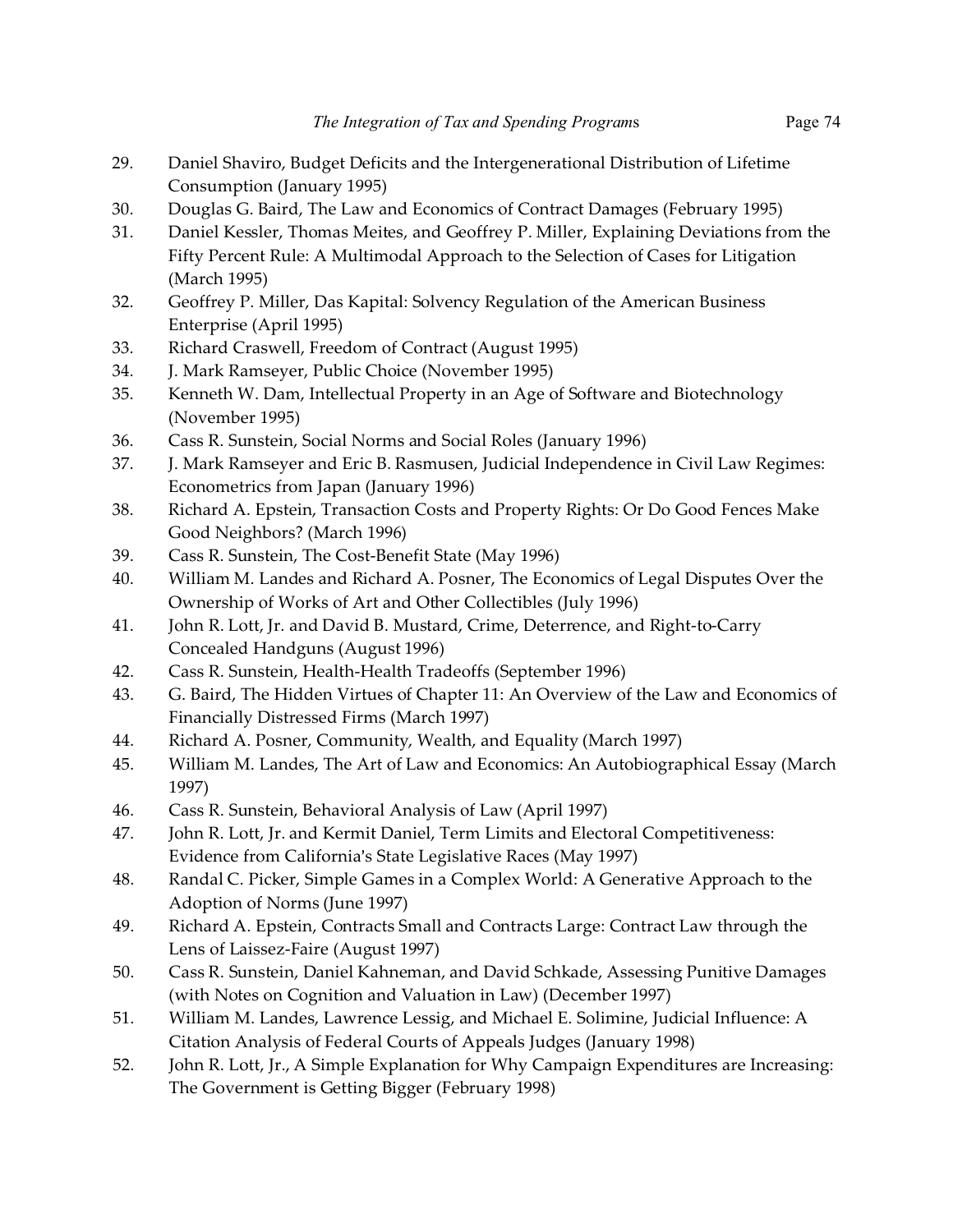29. Daniel Shaviro, Budget Deficits and the Intergenerational Distribution of Lifetime Consumption (January 1995)
30. Douglas G. Baird, The Law and Economics of Contract Damages (February 1995)
31. Daniel Kessler, Thomas Meites, and Geoffrey P. Miller, Explaining Deviations from the Fifty Percent Rule: A Multimodal Approach to the Selection of Cases for Litigation (March 1995)
32. Geoffrey P. Miller, Das Kapital: Solvency Regulation of the American Business Enterprise (April 1995)
33. Richard Craswell, Freedom of Contract (August 1995)
34. J. Mark Ramseyer, Public Choice (November 1995)
35. Kenneth W. Dam, Intellectual Property in an Age of Software and Biotechnology (November 1995)
36. Cass R. Sunstein, Social Norms and Social Roles (January 1996)
37. J. Mark Ramseyer and Eric B. Rasmusen, Judicial Independence in Civil Law Regimes: Econometrics from Japan (January 1996)
38. Richard A. Epstein, Transaction Costs and Property Rights: Or Do Good Fences Make Good Neighbors? (March 1996)
39. Cass R. Sunstein, The Cost-Benefit State (May 1996)
40. William M. Landes and Richard A. Posner, The Economics of Legal Disputes Over the Ownership of Works of Art and Other Collectibles (July 1996)
41. John R. Lott, Jr. and David B. Mustard, Crime, Deterrence, and Right-to-Carry Concealed Handguns (August 1996)
42. Cass R. Sunstein, Health-Health Tradeoffs (September 1996)
43. G. Baird, The Hidden Virtues of Chapter 11: An Overview of the Law and Economics of Financially Distressed Firms (March 1997)
44. Richard A. Posner, Community, Wealth, and Equality (March 1997)
45. William M. Landes, The Art of Law and Economics: An Autobiographical Essay (March 1997)
46. Cass R. Sunstein, Behavioral Analysis of Law (April 1997)
47. John R. Lott, Jr. and Kermit Daniel, Term Limits and Electoral Competitiveness: Evidence from California's State Legislative Races (May 1997)
48. Randal C. Picker, Simple Games in a Complex World: A Generative Approach to the Adoption of Norms (June 1997)
49. Richard A. Epstein, Contracts Small and Contracts Large: Contract Law through the Lens of Laissez-Faire (August 1997)
50. Cass R. Sunstein, Daniel Kahneman, and David Schkade, Assessing Punitive Damages (with Notes on Cognition and Valuation in Law) (December 1997)
51. William M. Landes, Lawrence Lessig, and Michael E. Solimine, Judicial Influence: A Citation Analysis of Federal Courts of Appeals Judges (January 1998)
52. John R. Lott, Jr., A Simple Explanation for Why Campaign Expenditures are Increasing: The Government is Getting Bigger (February 1998)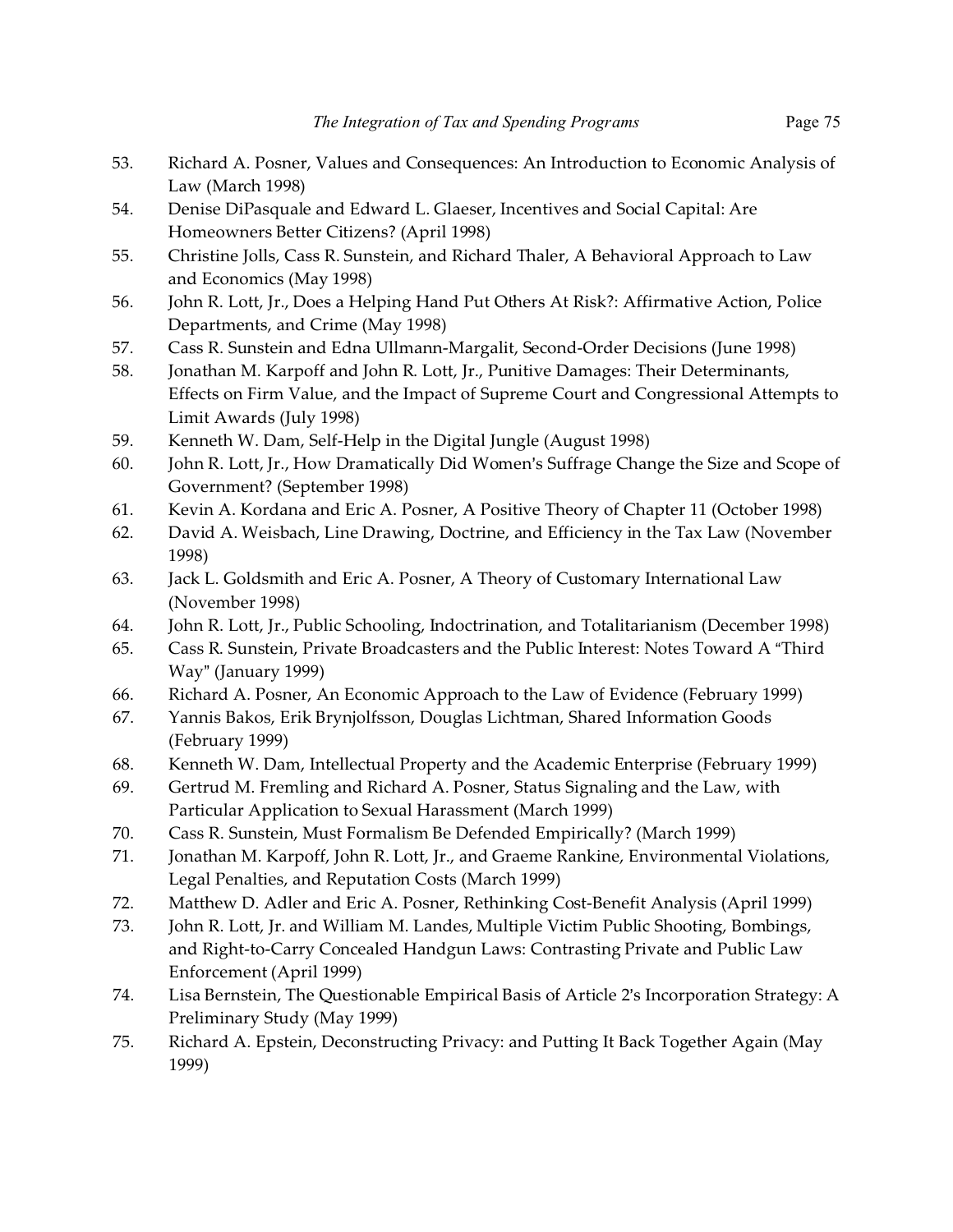53. Richard A. Posner, Values and Consequences: An Introduction to Economic Analysis of Law (March 1998)
54. Denise DiPasquale and Edward L. Glaeser, Incentives and Social Capital: Are Homeowners Better Citizens? (April 1998)
55. Christine Jolls, Cass R. Sunstein, and Richard Thaler, A Behavioral Approach to Law and Economics (May 1998)
56. John R. Lott, Jr., Does a Helping Hand Put Others At Risk?: Affirmative Action, Police Departments, and Crime (May 1998)
57. Cass R. Sunstein and Edna Ullmann-Margalit, Second-Order Decisions (June 1998)
58. Jonathan M. Karpoff and John R. Lott, Jr., Punitive Damages: Their Determinants, Effects on Firm Value, and the Impact of Supreme Court and Congressional Attempts to Limit Awards (July 1998)
59. Kenneth W. Dam, Self-Help in the Digital Jungle (August 1998)
60. John R. Lott, Jr., How Dramatically Did Women's Suffrage Change the Size and Scope of Government? (September 1998)
61. Kevin A. Kordana and Eric A. Posner, A Positive Theory of Chapter 11 (October 1998)
62. David A. Weisbach, Line Drawing, Doctrine, and Efficiency in the Tax Law (November 1998)
63. Jack L. Goldsmith and Eric A. Posner, A Theory of Customary International Law (November 1998)
64. John R. Lott, Jr., Public Schooling, Indoctrination, and Totalitarianism (December 1998)
65. Cass R. Sunstein, Private Broadcasters and the Public Interest: Notes Toward A "Third Way" (January 1999)
66. Richard A. Posner, An Economic Approach to the Law of Evidence (February 1999)
67. Yannis Bakos, Erik Brynjolfsson, Douglas Lichtman, Shared Information Goods (February 1999)
68. Kenneth W. Dam, Intellectual Property and the Academic Enterprise (February 1999)
69. Gertrud M. Fremling and Richard A. Posner, Status Signaling and the Law, with Particular Application to Sexual Harassment (March 1999)
70. Cass R. Sunstein, Must Formalism Be Defended Empirically? (March 1999)
71. Jonathan M. Karpoff, John R. Lott, Jr., and Graeme Rankine, Environmental Violations, Legal Penalties, and Reputation Costs (March 1999)
72. Matthew D. Adler and Eric A. Posner, Rethinking Cost-Benefit Analysis (April 1999)
73. John R. Lott, Jr. and William M. Landes, Multiple Victim Public Shooting, Bombings, and Right-to-Carry Concealed Handgun Laws: Contrasting Private and Public Law Enforcement (April 1999)
74. Lisa Bernstein, The Questionable Empirical Basis of Article 2's Incorporation Strategy: A Preliminary Study (May 1999)
75. Richard A. Epstein, Deconstructing Privacy: and Putting It Back Together Again (May 1999)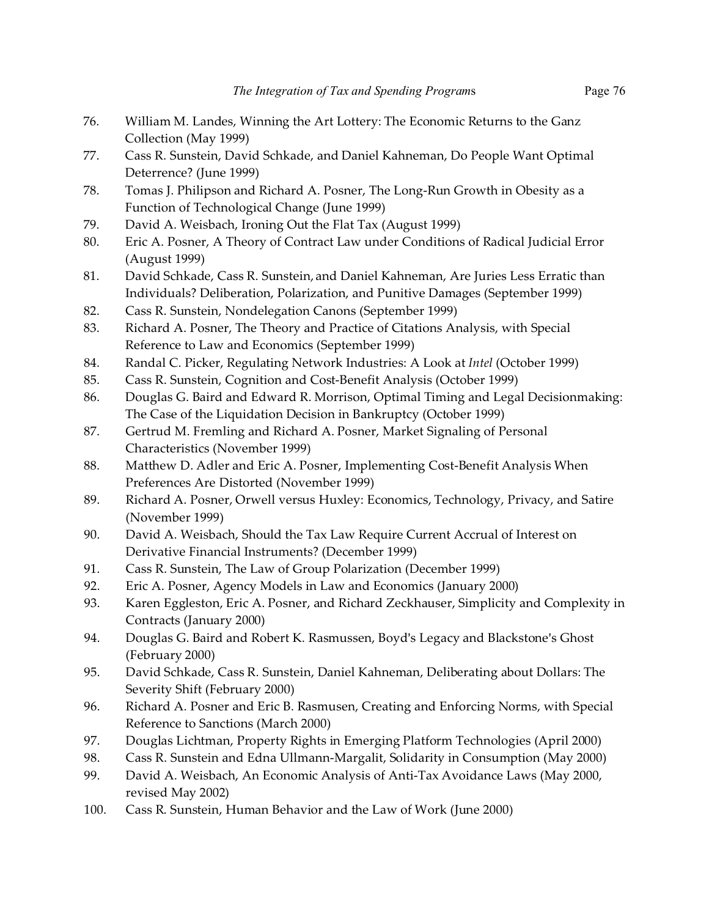76. William M. Landes, Winning the Art Lottery: The Economic Returns to the Ganz Collection (May 1999)
77. Cass R. Sunstein, David Schkade, and Daniel Kahneman, Do People Want Optimal Deterrence? (June 1999)
78. Tomas J. Philipson and Richard A. Posner, The Long-Run Growth in Obesity as a Function of Technological Change (June 1999)
79. David A. Weisbach, Ironing Out the Flat Tax (August 1999)
80. Eric A. Posner, A Theory of Contract Law under Conditions of Radical Judicial Error (August 1999)
81. David Schkade, Cass R. Sunstein, and Daniel Kahneman, Are Juries Less Erratic than Individuals? Deliberation, Polarization, and Punitive Damages (September 1999)
82. Cass R. Sunstein, Nondelegation Canons (September 1999)
83. Richard A. Posner, The Theory and Practice of Citations Analysis, with Special Reference to Law and Economics (September 1999)
84. Randal C. Picker, Regulating Network Industries: A Look at *Intel* (October 1999)
85. Cass R. Sunstein, Cognition and Cost-Benefit Analysis (October 1999)
86. Douglas G. Baird and Edward R. Morrison, Optimal Timing and Legal Decisionmaking: The Case of the Liquidation Decision in Bankruptcy (October 1999)
87. Gertrud M. Fremling and Richard A. Posner, Market Signaling of Personal Characteristics (November 1999)
88. Matthew D. Adler and Eric A. Posner, Implementing Cost-Benefit Analysis When Preferences Are Distorted (November 1999)
89. Richard A. Posner, Orwell versus Huxley: Economics, Technology, Privacy, and Satire (November 1999)
90. David A. Weisbach, Should the Tax Law Require Current Accrual of Interest on Derivative Financial Instruments? (December 1999)
91. Cass R. Sunstein, The Law of Group Polarization (December 1999)
92. Eric A. Posner, Agency Models in Law and Economics (January 2000)
93. Karen Eggleston, Eric A. Posner, and Richard Zeckhauser, Simplicity and Complexity in Contracts (January 2000)
94. Douglas G. Baird and Robert K. Rasmussen, Boyd's Legacy and Blackstone's Ghost (February 2000)
95. David Schkade, Cass R. Sunstein, Daniel Kahneman, Deliberating about Dollars: The Severity Shift (February 2000)
96. Richard A. Posner and Eric B. Rasmusen, Creating and Enforcing Norms, with Special Reference to Sanctions (March 2000)
97. Douglas Lichtman, Property Rights in Emerging Platform Technologies (April 2000)
98. Cass R. Sunstein and Edna Ullmann-Margalit, Solidarity in Consumption (May 2000)
99. David A. Weisbach, An Economic Analysis of Anti-Tax Avoidance Laws (May 2000, revised May 2002)
100. Cass R. Sunstein, Human Behavior and the Law of Work (June 2000)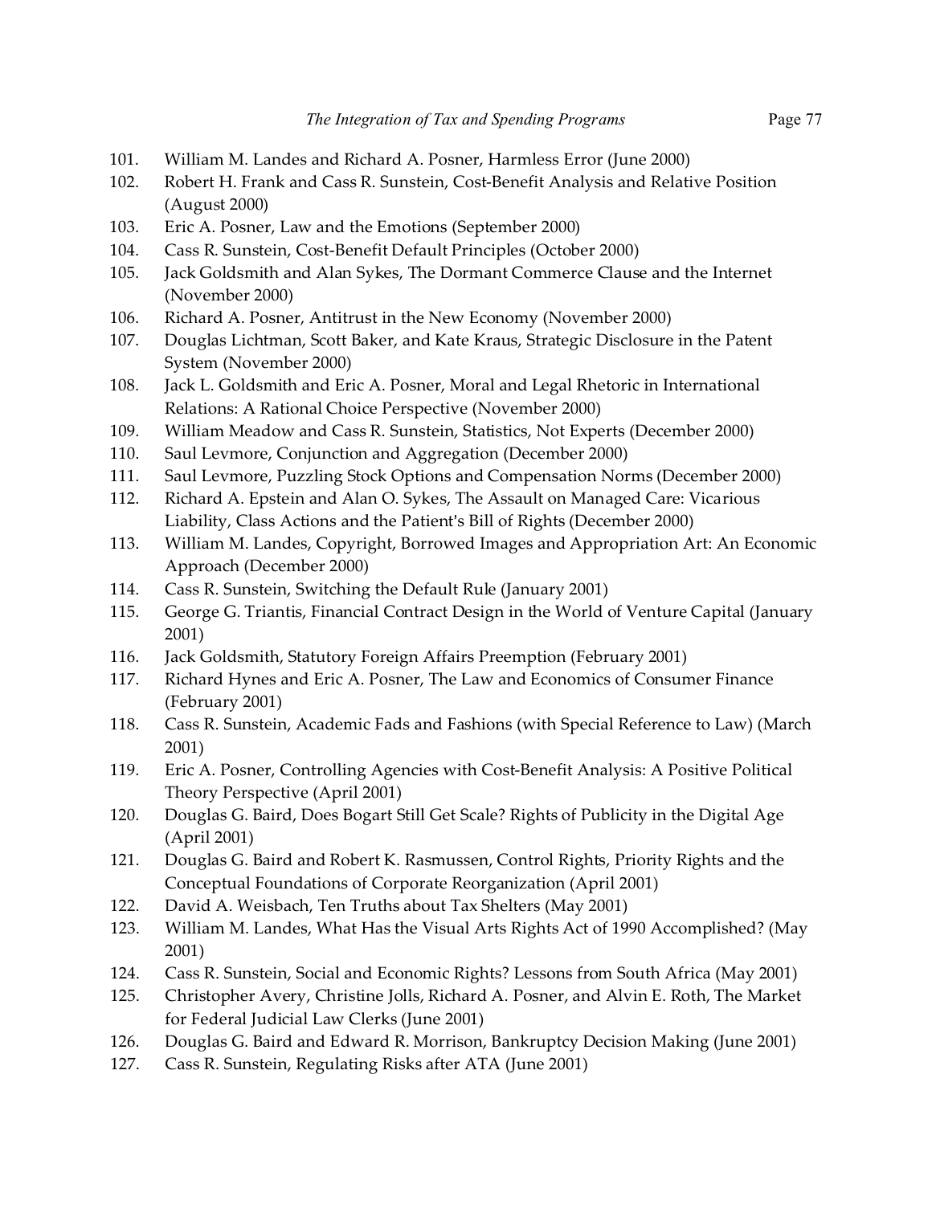101. William M. Landes and Richard A. Posner, Harmless Error (June 2000)
102. Robert H. Frank and Cass R. Sunstein, Cost-Benefit Analysis and Relative Position (August 2000)
103. Eric A. Posner, Law and the Emotions (September 2000)
104. Cass R. Sunstein, Cost-Benefit Default Principles (October 2000)
105. Jack Goldsmith and Alan Sykes, The Dormant Commerce Clause and the Internet (November 2000)
106. Richard A. Posner, Antitrust in the New Economy (November 2000)
107. Douglas Lichtman, Scott Baker, and Kate Kraus, Strategic Disclosure in the Patent System (November 2000)
108. Jack L. Goldsmith and Eric A. Posner, Moral and Legal Rhetoric in International Relations: A Rational Choice Perspective (November 2000)
109. William Meadow and Cass R. Sunstein, Statistics, Not Experts (December 2000)
110. Saul Levmore, Conjunction and Aggregation (December 2000)
111. Saul Levmore, Puzzling Stock Options and Compensation Norms (December 2000)
112. Richard A. Epstein and Alan O. Sykes, The Assault on Managed Care: Vicarious Liability, Class Actions and the Patient's Bill of Rights (December 2000)
113. William M. Landes, Copyright, Borrowed Images and Appropriation Art: An Economic Approach (December 2000)
114. Cass R. Sunstein, Switching the Default Rule (January 2001)
115. George G. Triantis, Financial Contract Design in the World of Venture Capital (January 2001)
116. Jack Goldsmith, Statutory Foreign Affairs Preemption (February 2001)
117. Richard Hynes and Eric A. Posner, The Law and Economics of Consumer Finance (February 2001)
118. Cass R. Sunstein, Academic Fads and Fashions (with Special Reference to Law) (March 2001)
119. Eric A. Posner, Controlling Agencies with Cost-Benefit Analysis: A Positive Political Theory Perspective (April 2001)
120. Douglas G. Baird, Does Bogart Still Get Scale? Rights of Publicity in the Digital Age (April 2001)
121. Douglas G. Baird and Robert K. Rasmussen, Control Rights, Priority Rights and the Conceptual Foundations of Corporate Reorganization (April 2001)
122. David A. Weisbach, Ten Truths about Tax Shelters (May 2001)
123. William M. Landes, What Has the Visual Arts Rights Act of 1990 Accomplished? (May 2001)
124. Cass R. Sunstein, Social and Economic Rights? Lessons from South Africa (May 2001)
125. Christopher Avery, Christine Jolls, Richard A. Posner, and Alvin E. Roth, The Market for Federal Judicial Law Clerks (June 2001)
126. Douglas G. Baird and Edward R. Morrison, Bankruptcy Decision Making (June 2001)
127. Cass R. Sunstein, Regulating Risks after ATA (June 2001)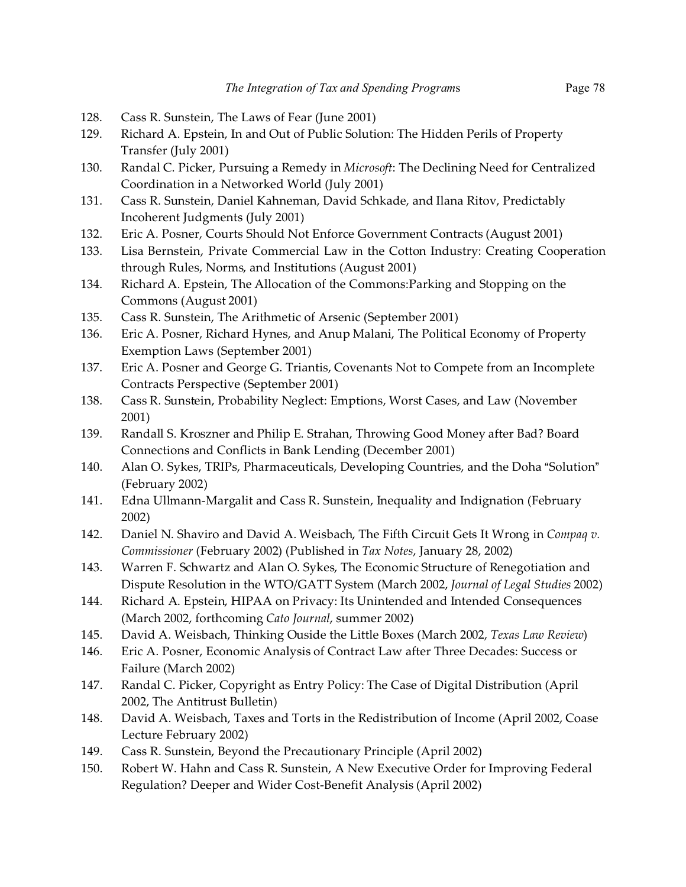128. Cass R. Sunstein, The Laws of Fear (June 2001)
129. Richard A. Epstein, In and Out of Public Solution: The Hidden Perils of Property Transfer (July 2001)
130. Randal C. Picker, Pursuing a Remedy in *Microsoft*: The Declining Need for Centralized Coordination in a Networked World (July 2001)
131. Cass R. Sunstein, Daniel Kahneman, David Schkade, and Ilana Ritov, Predictably Incoherent Judgments (July 2001)
132. Eric A. Posner, Courts Should Not Enforce Government Contracts (August 2001)
133. Lisa Bernstein, Private Commercial Law in the Cotton Industry: Creating Cooperation through Rules, Norms, and Institutions (August 2001)
134. Richard A. Epstein, The Allocation of the Commons:Parking and Stopping on the Commons (August 2001)
135. Cass R. Sunstein, The Arithmetic of Arsenic (September 2001)
136. Eric A. Posner, Richard Hynes, and Anup Malani, The Political Economy of Property Exemption Laws (September 2001)
137. Eric A. Posner and George G. Triantis, Covenants Not to Compete from an Incomplete Contracts Perspective (September 2001)
138. Cass R. Sunstein, Probability Neglect: Emptions, Worst Cases, and Law (November 2001)
139. Randall S. Kroszner and Philip E. Strahan, Throwing Good Money after Bad? Board Connections and Conflicts in Bank Lending (December 2001)
140. Alan O. Sykes, TRIPs, Pharmaceuticals, Developing Countries, and the Doha "Solution" (February 2002)
141. Edna Ullmann-Margalit and Cass R. Sunstein, Inequality and Indignation (February 2002)
142. Daniel N. Shaviro and David A. Weisbach, The Fifth Circuit Gets It Wrong in *Compaq v. Commissioner* (February 2002) (Published in *Tax Notes*, January 28, 2002)
143. Warren F. Schwartz and Alan O. Sykes, The Economic Structure of Renegotiation and Dispute Resolution in the WTO/GATT System (March 2002, *Journal of Legal Studies* 2002)
144. Richard A. Epstein, HIPAA on Privacy: Its Unintended and Intended Consequences (March 2002, forthcoming *Cato Journal*, summer 2002)
145. David A. Weisbach, Thinking Ouside the Little Boxes (March 2002, *Texas Law Review*)
146. Eric A. Posner, Economic Analysis of Contract Law after Three Decades: Success or Failure (March 2002)
147. Randal C. Picker, Copyright as Entry Policy: The Case of Digital Distribution (April 2002, The Antitrust Bulletin)
148. David A. Weisbach, Taxes and Torts in the Redistribution of Income (April 2002, Coase Lecture February 2002)
149. Cass R. Sunstein, Beyond the Precautionary Principle (April 2002)
150. Robert W. Hahn and Cass R. Sunstein, A New Executive Order for Improving Federal Regulation? Deeper and Wider Cost-Benefit Analysis (April 2002)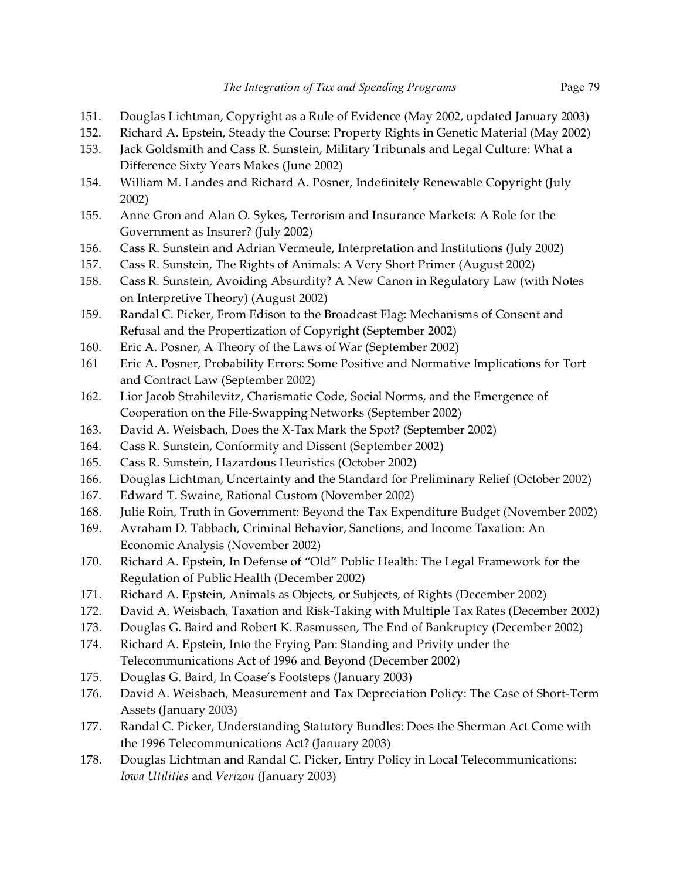151. Douglas Lichtman, Copyright as a Rule of Evidence (May 2002, updated January 2003)
152. Richard A. Epstein, Steady the Course: Property Rights in Genetic Material (May 2002)
153. Jack Goldsmith and Cass R. Sunstein, Military Tribunals and Legal Culture: What a Difference Sixty Years Makes (June 2002)
154. William M. Landes and Richard A. Posner, Indefinitely Renewable Copyright (July 2002)
155. Anne Gron and Alan O. Sykes, Terrorism and Insurance Markets: A Role for the Government as Insurer? (July 2002)
156. Cass R. Sunstein and Adrian Vermeule, Interpretation and Institutions (July 2002)
157. Cass R. Sunstein, The Rights of Animals: A Very Short Primer (August 2002)
158. Cass R. Sunstein, Avoiding Absurdity? A New Canon in Regulatory Law (with Notes on Interpretive Theory) (August 2002)
159. Randal C. Picker, From Edison to the Broadcast Flag: Mechanisms of Consent and Refusal and the Propertization of Copyright (September 2002)
160. Eric A. Posner, A Theory of the Laws of War (September 2002)
161 Eric A. Posner, Probability Errors: Some Positive and Normative Implications for Tort and Contract Law (September 2002)
162. Lior Jacob Strahilevitz, Charismatic Code, Social Norms, and the Emergence of Cooperation on the File-Swapping Networks (September 2002)
163. David A. Weisbach, Does the X-Tax Mark the Spot? (September 2002)
164. Cass R. Sunstein, Conformity and Dissent (September 2002)
165. Cass R. Sunstein, Hazardous Heuristics (October 2002)
166. Douglas Lichtman, Uncertainty and the Standard for Preliminary Relief (October 2002)
167. Edward T. Swaine, Rational Custom (November 2002)
168. Julie Roin, Truth in Government: Beyond the Tax Expenditure Budget (November 2002)
169. Avraham D. Tabbach, Criminal Behavior, Sanctions, and Income Taxation: An Economic Analysis (November 2002)
170. Richard A. Epstein, In Defense of "Old" Public Health: The Legal Framework for the Regulation of Public Health (December 2002)
171. Richard A. Epstein, Animals as Objects, or Subjects, of Rights (December 2002)
172. David A. Weisbach, Taxation and Risk-Taking with Multiple Tax Rates (December 2002)
173. Douglas G. Baird and Robert K. Rasmussen, The End of Bankruptcy (December 2002)
174. Richard A. Epstein, Into the Frying Pan: Standing and Privity under the Telecommunications Act of 1996 and Beyond (December 2002)
175. Douglas G. Baird, In Coase's Footsteps (January 2003)
176. David A. Weisbach, Measurement and Tax Depreciation Policy: The Case of Short-Term Assets (January 2003)
177. Randal C. Picker, Understanding Statutory Bundles: Does the Sherman Act Come with the 1996 Telecommunications Act? (January 2003)
178. Douglas Lichtman and Randal C. Picker, Entry Policy in Local Telecommunications: *Iowa Utilities* and *Verizon* (January 2003)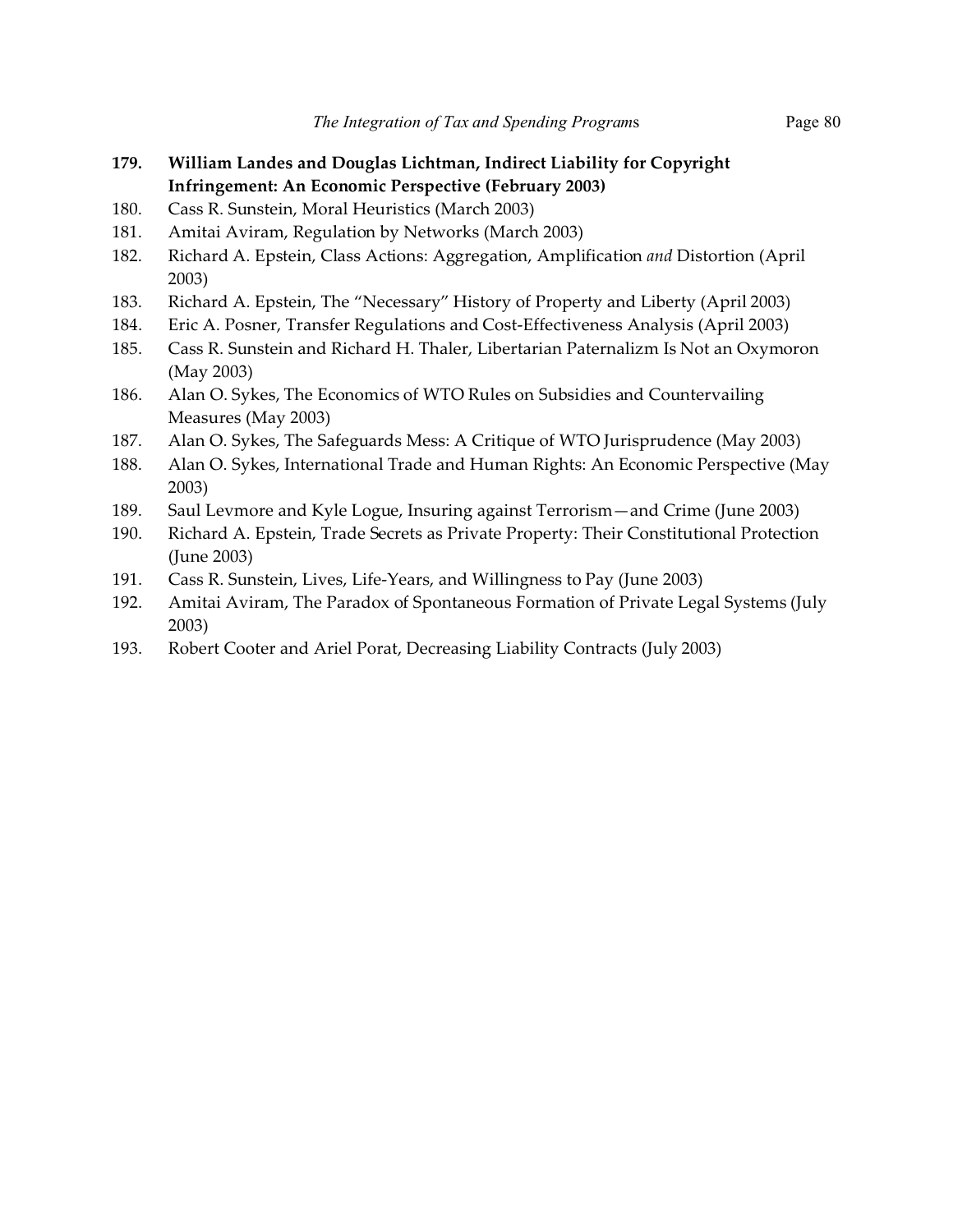**179. William Landes and Douglas Lichtman, Indirect Liability for Copyright Infringement: An Economic Perspective (February 2003)**

180. Cass R. Sunstein, Moral Heuristics (March 2003)
181. Amitai Aviram, Regulation by Networks (March 2003)
182. Richard A. Epstein, Class Actions: Aggregation, Amplification *and* Distortion (April 2003)
183. Richard A. Epstein, The "Necessary" History of Property and Liberty (April 2003)
184. Eric A. Posner, Transfer Regulations and Cost-Effectiveness Analysis (April 2003)
185. Cass R. Sunstein and Richard H. Thaler, Libertarian Paternalizm Is Not an Oxymoron (May 2003)
186. Alan O. Sykes, The Economics of WTO Rules on Subsidies and Countervailing Measures (May 2003)
187. Alan O. Sykes, The Safeguards Mess: A Critique of WTO Jurisprudence (May 2003)
188. Alan O. Sykes, International Trade and Human Rights: An Economic Perspective (May 2003)
189. Saul Levmore and Kyle Logue, Insuring against Terrorism—and Crime (June 2003)
190. Richard A. Epstein, Trade Secrets as Private Property: Their Constitutional Protection (June 2003)
191. Cass R. Sunstein, Lives, Life-Years, and Willingness to Pay (June 2003)
192. Amitai Aviram, The Paradox of Spontaneous Formation of Private Legal Systems (July 2003)
193. Robert Cooter and Ariel Porat, Decreasing Liability Contracts (July 2003)